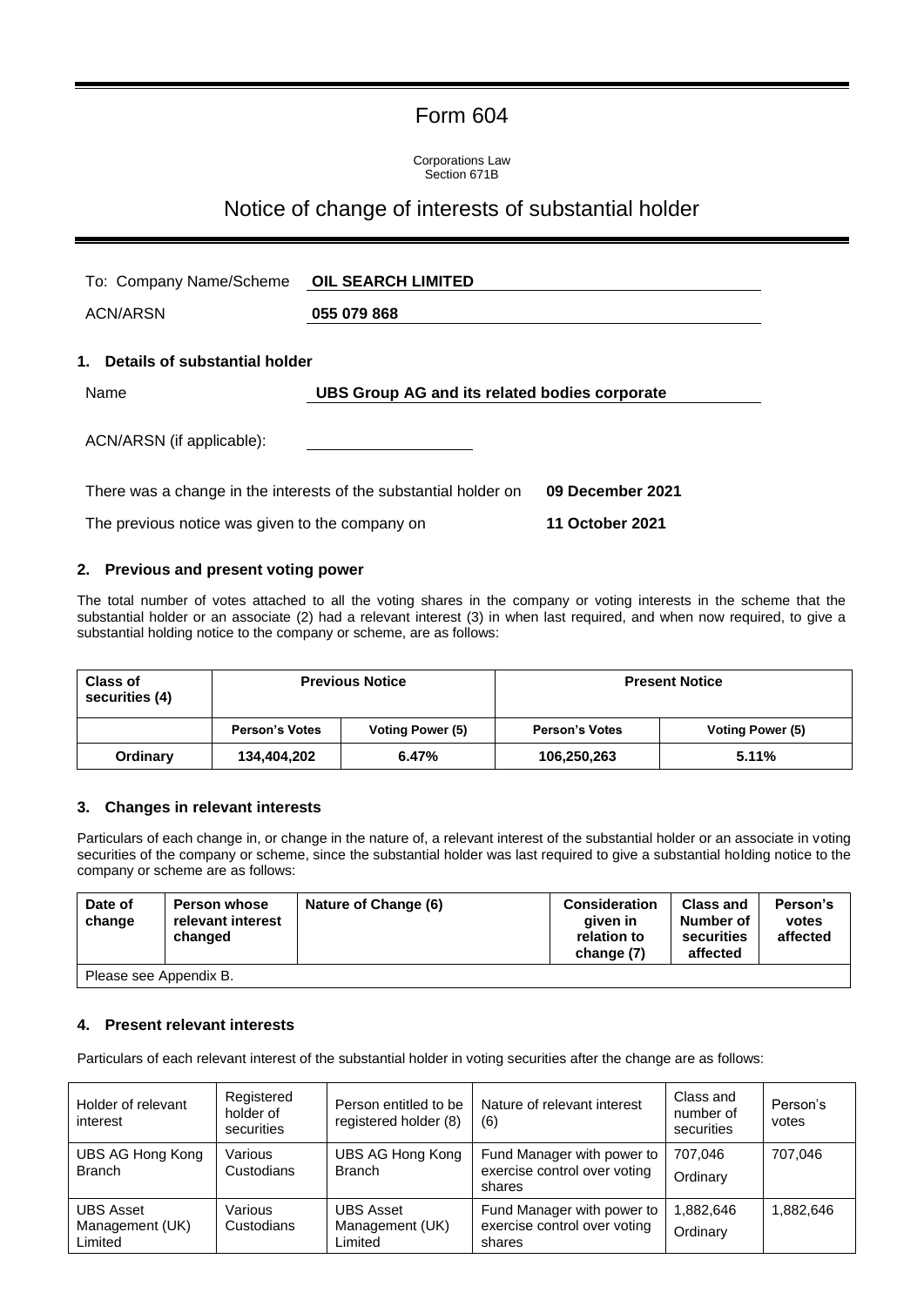# Form 604

Corporations Law
Section 671B

## Notice of change of interests of substantial holder

To: Company Name/Scheme **OIL SEARCH LIMITED**

ACN/ARSN **055 079 868**

### 1. Details of substantial holder

Name **UBS Group AG and its related bodies corporate**

ACN/ARSN (if applicable):

There was a change in the interests of the substantial holder on **09 December 2021**

The previous notice was given to the company on **11 October 2021**

### 2. Previous and present voting power

The total number of votes attached to all the voting shares in the company or voting interests in the scheme that the substantial holder or an associate (2) had a relevant interest (3) in when last required, and when now required, to give a substantial holding notice to the company or scheme, are as follows:

| Class of securities (4) | Previous Notice | | Present Notice | |
|---|---|---|---|---|
| | **Person's Votes** | **Voting Power (5)** | **Person's Votes** | **Voting Power (5)** |
| **Ordinary** | **134,404,202** | **6.47%** | **106,250,263** | **5.11%** |

### 3. Changes in relevant interests

Particulars of each change in, or change in the nature of, a relevant interest of the substantial holder or an associate in voting securities of the company or scheme, since the substantial holder was last required to give a substantial holding notice to the company or scheme are as follows:

| Date of change | Person whose relevant interest changed | Nature of Change (6) | Consideration given in relation to change (7) | Class and Number of securities affected | Person's votes affected |
|---|---|---|---|---|---|
| Please see Appendix B. | | | | | |

### 4. Present relevant interests

Particulars of each relevant interest of the substantial holder in voting securities after the change are as follows:

| Holder of relevant interest | Registered holder of securities | Person entitled to be registered holder (8) | Nature of relevant interest (6) | Class and number of securities | Person's votes |
|---|---|---|---|---|---|
| UBS AG Hong Kong Branch | Various Custodians | UBS AG Hong Kong Branch | Fund Manager with power to exercise control over voting shares | 707,046 Ordinary | 707,046 |
| UBS Asset Management (UK) Limited | Various Custodians | UBS Asset Management (UK) Limited | Fund Manager with power to exercise control over voting shares | 1,882,646 Ordinary | 1,882,646 |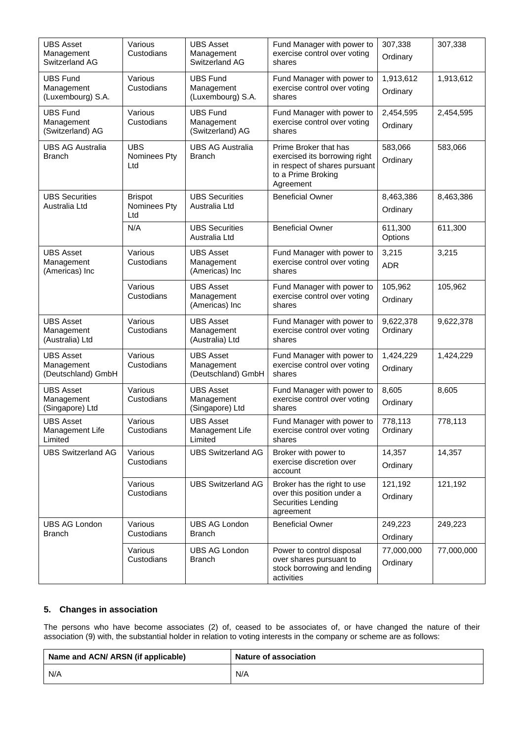| UBS Asset Management Switzerland AG | Various Custodians | UBS Asset Management Switzerland AG | Fund Manager with power to exercise control over voting shares | 307,338 Ordinary | 307,338 |
|---|---|---|---|---|---|
| UBS Fund Management (Luxembourg) S.A. | Various Custodians | UBS Fund Management (Luxembourg) S.A. | Fund Manager with power to exercise control over voting shares | 1,913,612 Ordinary | 1,913,612 |
| UBS Fund Management (Switzerland) AG | Various Custodians | UBS Fund Management (Switzerland) AG | Fund Manager with power to exercise control over voting shares | 2,454,595 Ordinary | 2,454,595 |
| UBS AG Australia Branch | UBS Nominees Pty Ltd | UBS AG Australia Branch | Prime Broker that has exercised its borrowing right in respect of shares pursuant to a Prime Broking Agreement | 583,066 Ordinary | 583,066 |
| UBS Securities Australia Ltd | Brispot Nominees Pty Ltd | UBS Securities Australia Ltd | Beneficial Owner | 8,463,386 Ordinary | 8,463,386 |
| | N/A | UBS Securities Australia Ltd | Beneficial Owner | 611,300 Options | 611,300 |
| UBS Asset Management (Americas) Inc | Various Custodians | UBS Asset Management (Americas) Inc | Fund Manager with power to exercise control over voting shares | 3,215 ADR | 3,215 |
| | Various Custodians | UBS Asset Management (Americas) Inc | Fund Manager with power to exercise control over voting shares | 105,962 Ordinary | 105,962 |
| UBS Asset Management (Australia) Ltd | Various Custodians | UBS Asset Management (Australia) Ltd | Fund Manager with power to exercise control over voting shares | 9,622,378 Ordinary | 9,622,378 |
| UBS Asset Management (Deutschland) GmbH | Various Custodians | UBS Asset Management (Deutschland) GmbH | Fund Manager with power to exercise control over voting shares | 1,424,229 Ordinary | 1,424,229 |
| UBS Asset Management (Singapore) Ltd | Various Custodians | UBS Asset Management (Singapore) Ltd | Fund Manager with power to exercise control over voting shares | 8,605 Ordinary | 8,605 |
| UBS Asset Management Life Limited | Various Custodians | UBS Asset Management Life Limited | Fund Manager with power to exercise control over voting shares | 778,113 Ordinary | 778,113 |
| UBS Switzerland AG | Various Custodians | UBS Switzerland AG | Broker with power to exercise discretion over account | 14,357 Ordinary | 14,357 |
| | Various Custodians | UBS Switzerland AG | Broker has the right to use over this position under a Securities Lending agreement | 121,192 Ordinary | 121,192 |
| UBS AG London Branch | Various Custodians | UBS AG London Branch | Beneficial Owner | 249,223 Ordinary | 249,223 |
| | Various Custodians | UBS AG London Branch | Power to control disposal over shares pursuant to stock borrowing and lending activities | 77,000,000 Ordinary | 77,000,000 |

## 5. Changes in association

The persons who have become associates (2) of, ceased to be associates of, or have changed the nature of their association (9) with, the substantial holder in relation to voting interests in the company or scheme are as follows:

| Name and ACN/ ARSN (if applicable) | Nature of association |
|---|---|
| N/A | N/A |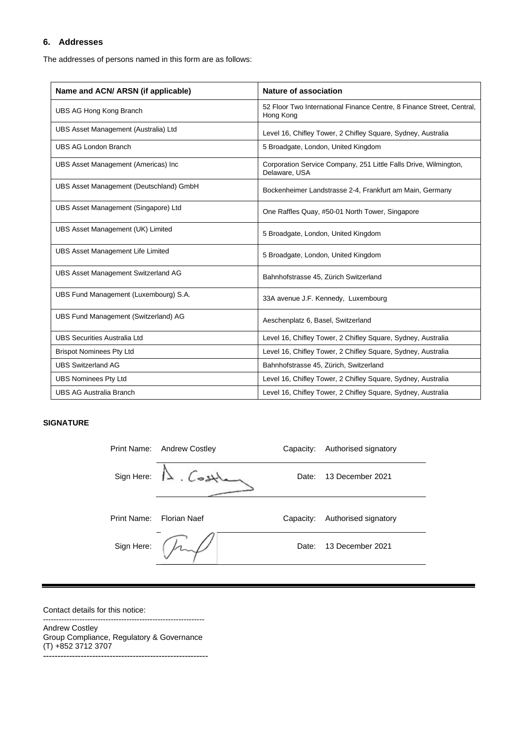## 6. Addresses

The addresses of persons named in this form are as follows:

| Name and ACN/ ARSN (if applicable) | Nature of association |
|---|---|
| UBS AG Hong Kong Branch | 52 Floor Two International Finance Centre, 8 Finance Street, Central, Hong Kong |
| UBS Asset Management (Australia) Ltd | Level 16, Chifley Tower, 2 Chifley Square, Sydney, Australia |
| UBS AG London Branch | 5 Broadgate, London, United Kingdom |
| UBS Asset Management (Americas) Inc | Corporation Service Company, 251 Little Falls Drive, Wilmington, Delaware, USA |
| UBS Asset Management (Deutschland) GmbH | Bockenheimer Landstrasse 2-4, Frankfurt am Main, Germany |
| UBS Asset Management (Singapore) Ltd | One Raffles Quay, #50-01 North Tower, Singapore |
| UBS Asset Management (UK) Limited | 5 Broadgate, London, United Kingdom |
| UBS Asset Management Life Limited | 5 Broadgate, London, United Kingdom |
| UBS Asset Management Switzerland AG | Bahnhofstrasse 45, Zürich Switzerland |
| UBS Fund Management (Luxembourg) S.A. | 33A avenue J.F. Kennedy, Luxembourg |
| UBS Fund Management (Switzerland) AG | Aeschenplatz 6, Basel, Switzerland |
| UBS Securities Australia Ltd | Level 16, Chifley Tower, 2 Chifley Square, Sydney, Australia |
| Brispot Nominees Pty Ltd | Level 16, Chifley Tower, 2 Chifley Square, Sydney, Australia |
| UBS Switzerland AG | Bahnhofstrasse 45, Zürich, Switzerland |
| UBS Nominees Pty Ltd | Level 16, Chifley Tower, 2 Chifley Square, Sydney, Australia |
| UBS AG Australia Branch | Level 16, Chifley Tower, 2 Chifley Square, Sydney, Australia |

**SIGNATURE**

| | | | |
|---|---|---|---|
| Print Name: | Andrew Costley | Capacity: | Authorised signatory |
| Sign Here: | A. Costley | Date: | 13 December 2021 |
| Print Name: | Florian Naef | Capacity: | Authorised signatory |
| Sign Here: | | Date: | 13 December 2021 |

Contact details for this notice:

Andrew Costley
Group Compliance, Regulatory & Governance
(T) +852 3712 3707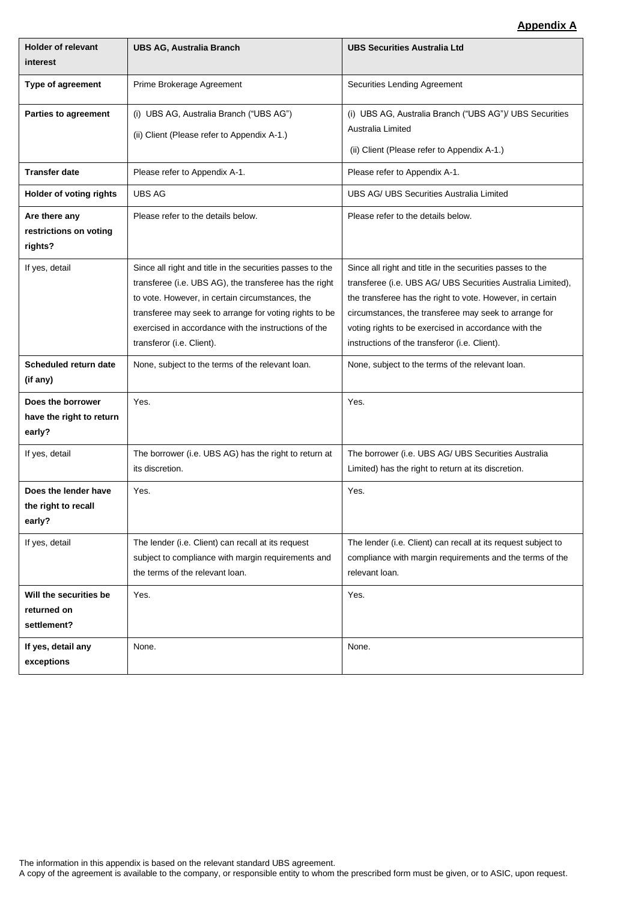**Appendix A**

| Holder of relevant interest | UBS AG, Australia Branch | UBS Securities Australia Ltd |
|---|---|---|
| **Type of agreement** | Prime Brokerage Agreement | Securities Lending Agreement |
| **Parties to agreement** | (i) UBS AG, Australia Branch ("UBS AG")<br>(ii) Client (Please refer to Appendix A-1.) | (i) UBS AG, Australia Branch ("UBS AG")/ UBS Securities Australia Limited<br>(ii) Client (Please refer to Appendix A-1.) |
| **Transfer date** | Please refer to Appendix A-1. | Please refer to Appendix A-1. |
| **Holder of voting rights** | UBS AG | UBS AG/ UBS Securities Australia Limited |
| **Are there any restrictions on voting rights?** | Please refer to the details below. | Please refer to the details below. |
| If yes, detail | Since all right and title in the securities passes to the transferee (i.e. UBS AG), the transferee has the right to vote. However, in certain circumstances, the transferee may seek to arrange for voting rights to be exercised in accordance with the instructions of the transferor (i.e. Client). | Since all right and title in the securities passes to the transferee (i.e. UBS AG/ UBS Securities Australia Limited), the transferee has the right to vote. However, in certain circumstances, the transferee may seek to arrange for voting rights to be exercised in accordance with the instructions of the transferor (i.e. Client). |
| **Scheduled return date (if any)** | None, subject to the terms of the relevant loan. | None, subject to the terms of the relevant loan. |
| **Does the borrower have the right to return early?** | Yes. | Yes. |
| If yes, detail | The borrower (i.e. UBS AG) has the right to return at its discretion. | The borrower (i.e. UBS AG/ UBS Securities Australia Limited) has the right to return at its discretion. |
| **Does the lender have the right to recall early?** | Yes. | Yes. |
| If yes, detail | The lender (i.e. Client) can recall at its request subject to compliance with margin requirements and the terms of the relevant loan. | The lender (i.e. Client) can recall at its request subject to compliance with margin requirements and the terms of the relevant loan. |
| **Will the securities be returned on settlement?** | Yes. | Yes. |
| **If yes, detail any exceptions** | None. | None. |

The information in this appendix is based on the relevant standard UBS agreement.
A copy of the agreement is available to the company, or responsible entity to whom the prescribed form must be given, or to ASIC, upon request.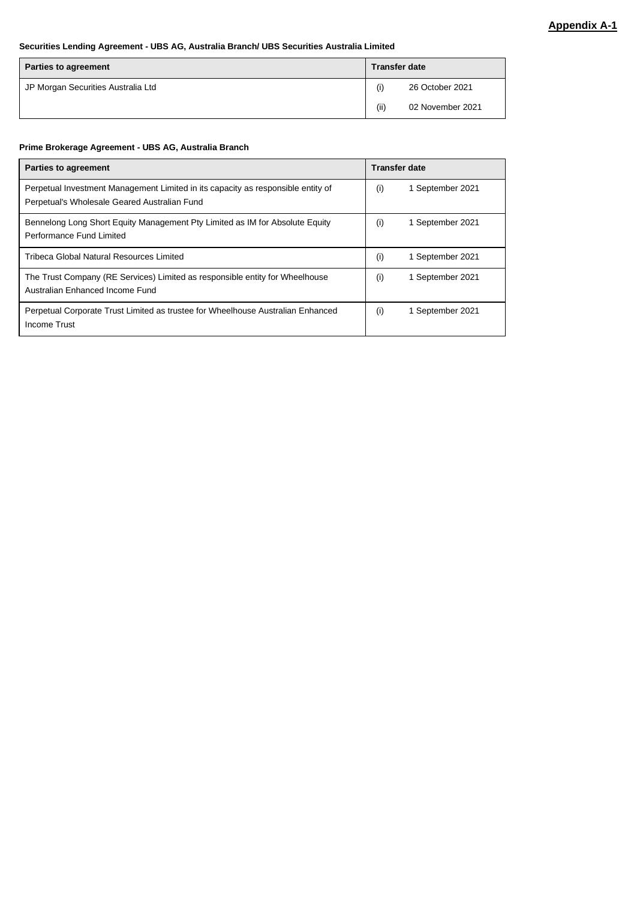**Appendix A-1**

**Securities Lending Agreement - UBS AG, Australia Branch/ UBS Securities Australia Limited**

| Parties to agreement | Transfer date |
|---|---|
| JP Morgan Securities Australia Ltd | (i) 26 October 2021<br>(ii) 02 November 2021 |

**Prime Brokerage Agreement - UBS AG, Australia Branch**

| Parties to agreement | Transfer date |
|---|---|
| Perpetual Investment Management Limited in its capacity as responsible entity of Perpetual's Wholesale Geared Australian Fund | (i) 1 September 2021 |
| Bennelong Long Short Equity Management Pty Limited as IM for Absolute Equity Performance Fund Limited | (i) 1 September 2021 |
| Tribeca Global Natural Resources Limited | (i) 1 September 2021 |
| The Trust Company (RE Services) Limited as responsible entity for Wheelhouse Australian Enhanced Income Fund | (i) 1 September 2021 |
| Perpetual Corporate Trust Limited as trustee for Wheelhouse Australian Enhanced Income Trust | (i) 1 September 2021 |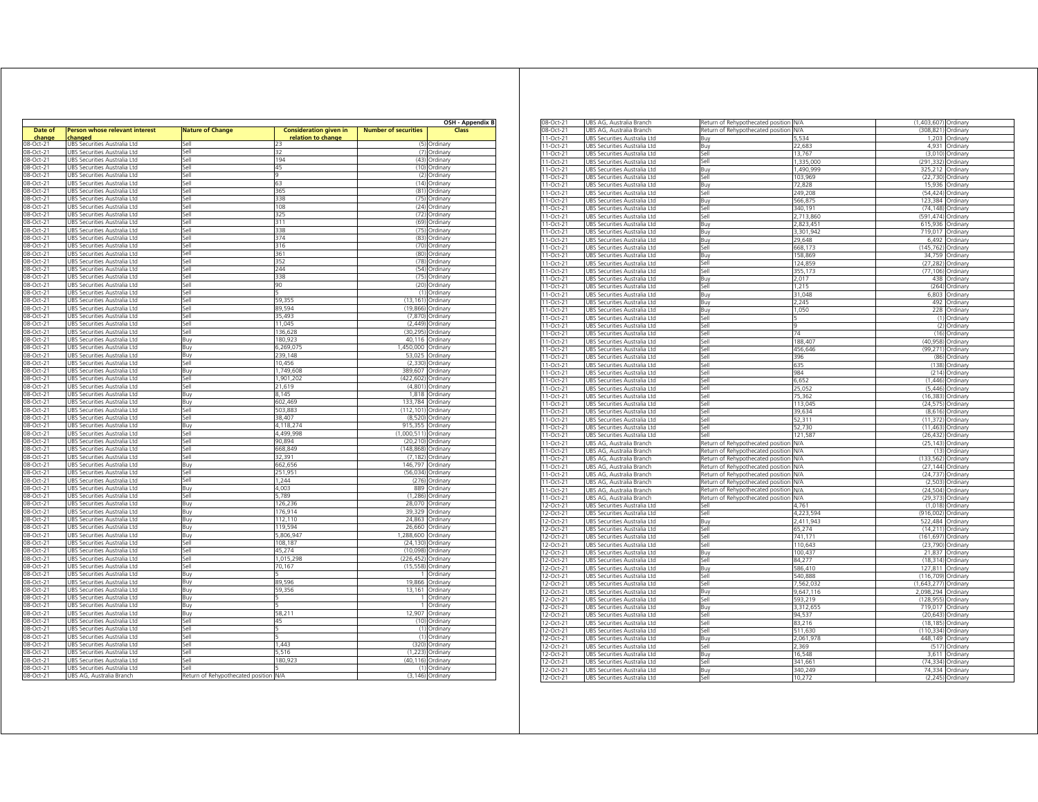**OSH - Appendix B**

| Date of change | Person whose relevant interest changed | Nature of Change | Consideration given in relation to change | Number of securities | Class |
|---|---|---|---|---|---|
| 08-Oct-21 | UBS Securities Australia Ltd | Sell | 23 | (5) | Ordinary |
| 08-Oct-21 | UBS Securities Australia Ltd | Sell | 32 | (7) | Ordinary |
| 08-Oct-21 | UBS Securities Australia Ltd | Sell | 194 | (43) | Ordinary |
| 08-Oct-21 | UBS Securities Australia Ltd | Sell | 45 | (10) | Ordinary |
| 08-Oct-21 | UBS Securities Australia Ltd | Sell | 9 | (2) | Ordinary |
| 08-Oct-21 | UBS Securities Australia Ltd | Sell | 63 | (14) | Ordinary |
| 08-Oct-21 | UBS Securities Australia Ltd | Sell | 365 | (81) | Ordinary |
| 08-Oct-21 | UBS Securities Australia Ltd | Sell | 338 | (75) | Ordinary |
| 08-Oct-21 | UBS Securities Australia Ltd | Sell | 108 | (24) | Ordinary |
| 08-Oct-21 | UBS Securities Australia Ltd | Sell | 325 | (72) | Ordinary |
| 08-Oct-21 | UBS Securities Australia Ltd | Sell | 311 | (69) | Ordinary |
| 08-Oct-21 | UBS Securities Australia Ltd | Sell | 338 | (75) | Ordinary |
| 08-Oct-21 | UBS Securities Australia Ltd | Sell | 374 | (83) | Ordinary |
| 08-Oct-21 | UBS Securities Australia Ltd | Sell | 316 | (70) | Ordinary |
| 08-Oct-21 | UBS Securities Australia Ltd | Sell | 361 | (80) | Ordinary |
| 08-Oct-21 | UBS Securities Australia Ltd | Sell | 352 | (78) | Ordinary |
| 08-Oct-21 | UBS Securities Australia Ltd | Sell | 244 | (54) | Ordinary |
| 08-Oct-21 | UBS Securities Australia Ltd | Sell | 338 | (75) | Ordinary |
| 08-Oct-21 | UBS Securities Australia Ltd | Sell | 90 | (20) | Ordinary |
| 08-Oct-21 | UBS Securities Australia Ltd | Sell | 5 | (1) | Ordinary |
| 08-Oct-21 | UBS Securities Australia Ltd | Sell | 59,355 | (13,161) | Ordinary |
| 08-Oct-21 | UBS Securities Australia Ltd | Sell | 89,594 | (19,866) | Ordinary |
| 08-Oct-21 | UBS Securities Australia Ltd | Sell | 35,493 | (7,870) | Ordinary |
| 08-Oct-21 | UBS Securities Australia Ltd | Sell | 11,045 | (2,449) | Ordinary |
| 08-Oct-21 | UBS Securities Australia Ltd | Sell | 136,628 | (30,295) | Ordinary |
| 08-Oct-21 | UBS Securities Australia Ltd | Buy | 180,923 | 40,116 | Ordinary |
| 08-Oct-21 | UBS Securities Australia Ltd | Buy | 6,269,075 | 1,450,000 | Ordinary |
| 08-Oct-21 | UBS Securities Australia Ltd | Buy | 239,148 | 53,025 | Ordinary |
| 08-Oct-21 | UBS Securities Australia Ltd | Sell | 10,456 | (2,330) | Ordinary |
| 08-Oct-21 | UBS Securities Australia Ltd | Buy | 1,749,608 | 389,607 | Ordinary |
| 08-Oct-21 | UBS Securities Australia Ltd | Sell | 1,901,202 | (422,602) | Ordinary |
| 08-Oct-21 | UBS Securities Australia Ltd | Sell | 21,619 | (4,801) | Ordinary |
| 08-Oct-21 | UBS Securities Australia Ltd | Buy | 8,145 | 1,818 | Ordinary |
| 08-Oct-21 | UBS Securities Australia Ltd | Buy | 602,469 | 133,784 | Ordinary |
| 08-Oct-21 | UBS Securities Australia Ltd | Sell | 503,883 | (112,101) | Ordinary |
| 08-Oct-21 | UBS Securities Australia Ltd | Sell | 38,407 | (8,520) | Ordinary |
| 08-Oct-21 | UBS Securities Australia Ltd | Buy | 4,118,274 | 915,355 | Ordinary |
| 08-Oct-21 | UBS Securities Australia Ltd | Sell | 4,499,998 | (1,000,511) | Ordinary |
| 08-Oct-21 | UBS Securities Australia Ltd | Sell | 90,894 | (20,210) | Ordinary |
| 08-Oct-21 | UBS Securities Australia Ltd | Sell | 668,849 | (148,868) | Ordinary |
| 08-Oct-21 | UBS Securities Australia Ltd | Sell | 32,391 | (7,182) | Ordinary |
| 08-Oct-21 | UBS Securities Australia Ltd | Buy | 662,656 | 146,797 | Ordinary |
| 08-Oct-21 | UBS Securities Australia Ltd | Sell | 251,951 | (56,034) | Ordinary |
| 08-Oct-21 | UBS Securities Australia Ltd | Sell | 1,244 | (276) | Ordinary |
| 08-Oct-21 | UBS Securities Australia Ltd | Buy | 4,003 | 889 | Ordinary |
| 08-Oct-21 | UBS Securities Australia Ltd | Sell | 5,789 | (1,286) | Ordinary |
| 08-Oct-21 | UBS Securities Australia Ltd | Buy | 126,236 | 28,070 | Ordinary |
| 08-Oct-21 | UBS Securities Australia Ltd | Buy | 176,914 | 39,329 | Ordinary |
| 08-Oct-21 | UBS Securities Australia Ltd | Buy | 112,110 | 24,863 | Ordinary |
| 08-Oct-21 | UBS Securities Australia Ltd | Buy | 119,594 | 26,660 | Ordinary |
| 08-Oct-21 | UBS Securities Australia Ltd | Buy | 5,806,947 | 1,288,600 | Ordinary |
| 08-Oct-21 | UBS Securities Australia Ltd | Sell | 108,187 | (24,130) | Ordinary |
| 08-Oct-21 | UBS Securities Australia Ltd | Sell | 45,274 | (10,098) | Ordinary |
| 08-Oct-21 | UBS Securities Australia Ltd | Sell | 1,015,298 | (226,452) | Ordinary |
| 08-Oct-21 | UBS Securities Australia Ltd | Sell | 70,167 | (15,558) | Ordinary |
| 08-Oct-21 | UBS Securities Australia Ltd | Buy | 5 | 1 | Ordinary |
| 08-Oct-21 | UBS Securities Australia Ltd | Buy | 89,596 | 19,866 | Ordinary |
| 08-Oct-21 | UBS Securities Australia Ltd | Buy | 59,356 | 13,161 | Ordinary |
| 08-Oct-21 | UBS Securities Australia Ltd | Buy | 5 | 1 | Ordinary |
| 08-Oct-21 | UBS Securities Australia Ltd | Buy | 5 | 1 | Ordinary |
| 08-Oct-21 | UBS Securities Australia Ltd | Buy | 58,211 | 12,907 | Ordinary |
| 08-Oct-21 | UBS Securities Australia Ltd | Sell | 45 | (10) | Ordinary |
| 08-Oct-21 | UBS Securities Australia Ltd | Sell | 5 | (1) | Ordinary |
| 08-Oct-21 | UBS Securities Australia Ltd | Sell | 5 | (1) | Ordinary |
| 08-Oct-21 | UBS Securities Australia Ltd | Sell | 1,443 | (320) | Ordinary |
| 08-Oct-21 | UBS Securities Australia Ltd | Sell | 5,516 | (1,223) | Ordinary |
| 08-Oct-21 | UBS Securities Australia Ltd | Sell | 180,923 | (40,116) | Ordinary |
| 08-Oct-21 | UBS Securities Australia Ltd | Sell | 5 | (1) | Ordinary |
| 08-Oct-21 | UBS AG, Australia Branch | Return of Rehypothecated position | N/A | (3,146) | Ordinary |
| 08-Oct-21 | UBS AG, Australia Branch | Return of Rehypothecated position | N/A | (1,403,607) | Ordinary |
| 08-Oct-21 | UBS AG, Australia Branch | Return of Rehypothecated position | N/A | (308,821) | Ordinary |
| 11-Oct-21 | UBS Securities Australia Ltd | Buy | 5,534 | 1,203 | Ordinary |
| 11-Oct-21 | UBS Securities Australia Ltd | Buy | 22,683 | 4,931 | Ordinary |
| 11-Oct-21 | UBS Securities Australia Ltd | Sell | 13,767 | (3,010) | Ordinary |
| 11-Oct-21 | UBS Securities Australia Ltd | Sell | 1,335,000 | (291,332) | Ordinary |
| 11-Oct-21 | UBS Securities Australia Ltd | Buy | 1,490,999 | 325,212 | Ordinary |
| 11-Oct-21 | UBS Securities Australia Ltd | Sell | 103,969 | (22,730) | Ordinary |
| 11-Oct-21 | UBS Securities Australia Ltd | Buy | 72,828 | 15,936 | Ordinary |
| 11-Oct-21 | UBS Securities Australia Ltd | Sell | 249,208 | (54,424) | Ordinary |
| 11-Oct-21 | UBS Securities Australia Ltd | Buy | 566,875 | 123,384 | Ordinary |
| 11-Oct-21 | UBS Securities Australia Ltd | Sell | 340,191 | (74,148) | Ordinary |
| 11-Oct-21 | UBS Securities Australia Ltd | Sell | 2,713,860 | (591,474) | Ordinary |
| 11-Oct-21 | UBS Securities Australia Ltd | Buy | 2,823,451 | 615,936 | Ordinary |
| 11-Oct-21 | UBS Securities Australia Ltd | Buy | 3,301,942 | 719,017 | Ordinary |
| 11-Oct-21 | UBS Securities Australia Ltd | Buy | 29,648 | 6,492 | Ordinary |
| 11-Oct-21 | UBS Securities Australia Ltd | Sell | 668,173 | (145,762) | Ordinary |
| 11-Oct-21 | UBS Securities Australia Ltd | Buy | 158,869 | 34,759 | Ordinary |
| 11-Oct-21 | UBS Securities Australia Ltd | Sell | 124,859 | (27,282) | Ordinary |
| 11-Oct-21 | UBS Securities Australia Ltd | Sell | 355,173 | (77,106) | Ordinary |
| 11-Oct-21 | UBS Securities Australia Ltd | Buy | 2,017 | 438 | Ordinary |
| 11-Oct-21 | UBS Securities Australia Ltd | Sell | 1,215 | (264) | Ordinary |
| 11-Oct-21 | UBS Securities Australia Ltd | Buy | 31,048 | 6,803 | Ordinary |
| 11-Oct-21 | UBS Securities Australia Ltd | Buy | 2,245 | 492 | Ordinary |
| 11-Oct-21 | UBS Securities Australia Ltd | Buy | 1,050 | 228 | Ordinary |
| 11-Oct-21 | UBS Securities Australia Ltd | Sell | 5 | (1) | Ordinary |
| 11-Oct-21 | UBS Securities Australia Ltd | Sell | 9 | (2) | Ordinary |
| 11-Oct-21 | UBS Securities Australia Ltd | Sell | 74 | (16) | Ordinary |
| 11-Oct-21 | UBS Securities Australia Ltd | Sell | 188,407 | (40,958) | Ordinary |
| 11-Oct-21 | UBS Securities Australia Ltd | Sell | 456,646 | (99,271) | Ordinary |
| 11-Oct-21 | UBS Securities Australia Ltd | Sell | 396 | (86) | Ordinary |
| 11-Oct-21 | UBS Securities Australia Ltd | Sell | 635 | (138) | Ordinary |
| 11-Oct-21 | UBS Securities Australia Ltd | Sell | 984 | (214) | Ordinary |
| 11-Oct-21 | UBS Securities Australia Ltd | Sell | 6,652 | (1,446) | Ordinary |
| 11-Oct-21 | UBS Securities Australia Ltd | Sell | 25,052 | (5,446) | Ordinary |
| 11-Oct-21 | UBS Securities Australia Ltd | Sell | 75,362 | (16,383) | Ordinary |
| 11-Oct-21 | UBS Securities Australia Ltd | Sell | 113,045 | (24,575) | Ordinary |
| 11-Oct-21 | UBS Securities Australia Ltd | Sell | 39,634 | (8,616) | Ordinary |
| 11-Oct-21 | UBS Securities Australia Ltd | Sell | 52,311 | (11,372) | Ordinary |
| 11-Oct-21 | UBS Securities Australia Ltd | Sell | 52,730 | (11,463) | Ordinary |
| 11-Oct-21 | UBS Securities Australia Ltd | Sell | 121,587 | (26,432) | Ordinary |
| 11-Oct-21 | UBS AG, Australia Branch | Return of Rehypothecated position | N/A | (25,143) | Ordinary |
| 11-Oct-21 | UBS AG, Australia Branch | Return of Rehypothecated position | N/A | (13) | Ordinary |
| 11-Oct-21 | UBS AG, Australia Branch | Return of Rehypothecated position | N/A | (133,562) | Ordinary |
| 11-Oct-21 | UBS AG, Australia Branch | Return of Rehypothecated position | N/A | (27,144) | Ordinary |
| 11-Oct-21 | UBS AG, Australia Branch | Return of Rehypothecated position | N/A | (24,737) | Ordinary |
| 11-Oct-21 | UBS AG, Australia Branch | Return of Rehypothecated position | N/A | (2,503) | Ordinary |
| 11-Oct-21 | UBS AG, Australia Branch | Return of Rehypothecated position | N/A | (24,504) | Ordinary |
| 11-Oct-21 | UBS AG, Australia Branch | Return of Rehypothecated position | N/A | (29,373) | Ordinary |
| 12-Oct-21 | UBS Securities Australia Ltd | Sell | 4,761 | (1,018) | Ordinary |
| 12-Oct-21 | UBS Securities Australia Ltd | Sell | 4,223,594 | (916,002) | Ordinary |
| 12-Oct-21 | UBS Securities Australia Ltd | Buy | 2,411,943 | 522,484 | Ordinary |
| 12-Oct-21 | UBS Securities Australia Ltd | Sell | 65,274 | (14,211) | Ordinary |
| 12-Oct-21 | UBS Securities Australia Ltd | Sell | 741,171 | (161,697) | Ordinary |
| 12-Oct-21 | UBS Securities Australia Ltd | Sell | 110,643 | (23,790) | Ordinary |
| 12-Oct-21 | UBS Securities Australia Ltd | Buy | 100,437 | 21,837 | Ordinary |
| 12-Oct-21 | UBS Securities Australia Ltd | Sell | 84,277 | (18,314) | Ordinary |
| 12-Oct-21 | UBS Securities Australia Ltd | Buy | 586,410 | 127,811 | Ordinary |
| 12-Oct-21 | UBS Securities Australia Ltd | Sell | 540,888 | (116,709) | Ordinary |
| 12-Oct-21 | UBS Securities Australia Ltd | Sell | 7,562,032 | (1,643,277) | Ordinary |
| 12-Oct-21 | UBS Securities Australia Ltd | Buy | 9,647,116 | 2,098,294 | Ordinary |
| 12-Oct-21 | UBS Securities Australia Ltd | Sell | 593,219 | (128,955) | Ordinary |
| 12-Oct-21 | UBS Securities Australia Ltd | Buy | 3,312,655 | 719,017 | Ordinary |
| 12-Oct-21 | UBS Securities Australia Ltd | Sell | 94,537 | (20,643) | Ordinary |
| 12-Oct-21 | UBS Securities Australia Ltd | Sell | 83,216 | (18,185) | Ordinary |
| 12-Oct-21 | UBS Securities Australia Ltd | Sell | 511,630 | (110,334) | Ordinary |
| 12-Oct-21 | UBS Securities Australia Ltd | Buy | 2,061,978 | 448,149 | Ordinary |
| 12-Oct-21 | UBS Securities Australia Ltd | Sell | 2,369 | (517) | Ordinary |
| 12-Oct-21 | UBS Securities Australia Ltd | Buy | 16,548 | 3,611 | Ordinary |
| 12-Oct-21 | UBS Securities Australia Ltd | Sell | 341,661 | (74,334) | Ordinary |
| 12-Oct-21 | UBS Securities Australia Ltd | Buy | 340,249 | 74,334 | Ordinary |
| 12-Oct-21 | UBS Securities Australia Ltd | Sell | 10,272 | (2,245) | Ordinary |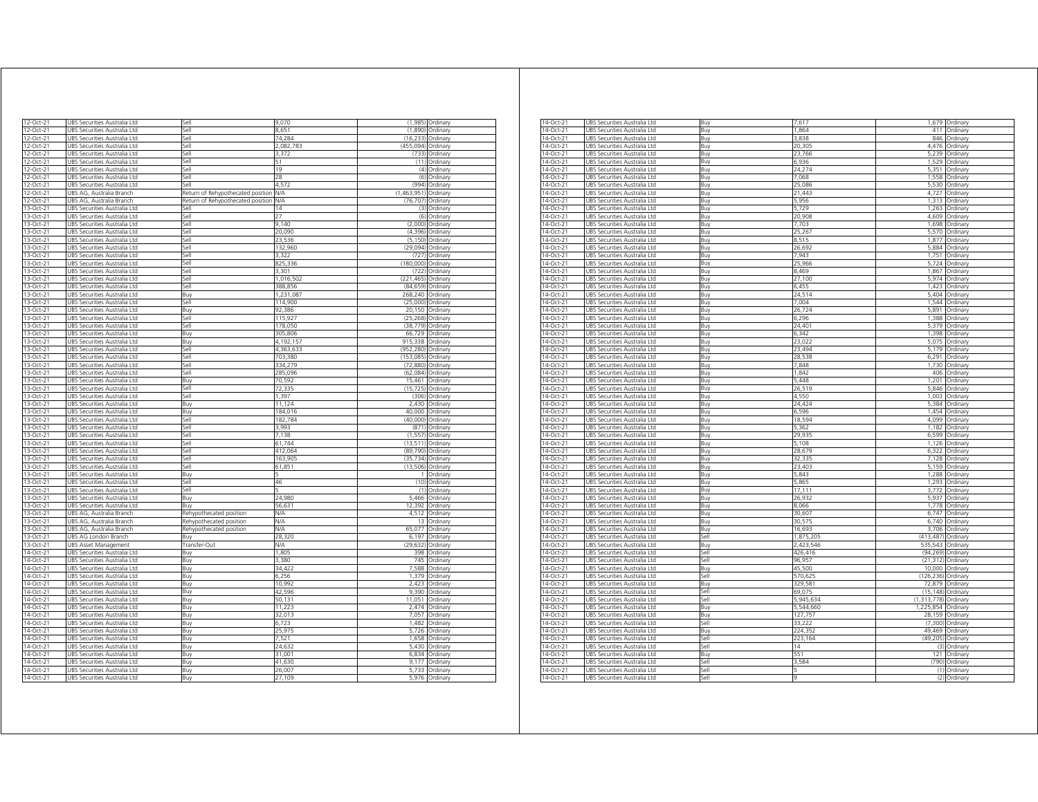| | | | | | |
|---|---|---|---|---|---|
| 12-Oct-21 | UBS Securities Australia Ltd | Sell | 9,070 | (1,985) | Ordinary |
| 12-Oct-21 | UBS Securities Australia Ltd | Sell | 8,651 | (1,890) | Ordinary |
| 12-Oct-21 | UBS Securities Australia Ltd | Sell | 74,284 | (16,233) | Ordinary |
| 12-Oct-21 | UBS Securities Australia Ltd | Sell | 2,082,783 | (455,094) | Ordinary |
| 12-Oct-21 | UBS Securities Australia Ltd | Sell | 3,372 | (733) | Ordinary |
| 12-Oct-21 | UBS Securities Australia Ltd | Sell | 51 | (11) | Ordinary |
| 12-Oct-21 | UBS Securities Australia Ltd | Sell | 19 | (4) | Ordinary |
| 12-Oct-21 | UBS Securities Australia Ltd | Sell | 28 | (6) | Ordinary |
| 12-Oct-21 | UBS Securities Australia Ltd | Sell | 4,572 | (994) | Ordinary |
| 12-Oct-21 | UBS AG, Australia Branch | Return of Rehypothecated position | N/A | (1,463,951) | Ordinary |
| 12-Oct-21 | UBS AG, Australia Branch | Return of Rehypothecated position | N/A | (76,707) | Ordinary |
| 13-Oct-21 | UBS Securities Australia Ltd | Sell | 14 | (3) | Ordinary |
| 13-Oct-21 | UBS Securities Australia Ltd | Sell | 27 | (6) | Ordinary |
| 13-Oct-21 | UBS Securities Australia Ltd | Sell | 9,140 | (2,000) | Ordinary |
| 13-Oct-21 | UBS Securities Australia Ltd | Sell | 20,090 | (4,396) | Ordinary |
| 13-Oct-21 | UBS Securities Australia Ltd | Sell | 23,536 | (5,150) | Ordinary |
| 13-Oct-21 | UBS Securities Australia Ltd | Sell | 132,960 | (29,094) | Ordinary |
| 13-Oct-21 | UBS Securities Australia Ltd | Sell | 3,322 | (727) | Ordinary |
| 13-Oct-21 | UBS Securities Australia Ltd | Sell | 825,336 | (180,000) | Ordinary |
| 13-Oct-21 | UBS Securities Australia Ltd | Sell | 3,301 | (722) | Ordinary |
| 13-Oct-21 | UBS Securities Australia Ltd | Sell | 1,016,502 | (221,465) | Ordinary |
| 13-Oct-21 | UBS Securities Australia Ltd | Sell | 388,856 | (84,659) | Ordinary |
| 13-Oct-21 | UBS Securities Australia Ltd | Buy | 1,231,087 | 268,240 | Ordinary |
| 13-Oct-21 | UBS Securities Australia Ltd | Sell | 114,900 | (25,000) | Ordinary |
| 13-Oct-21 | UBS Securities Australia Ltd | Buy | 92,386 | 20,150 | Ordinary |
| 13-Oct-21 | UBS Securities Australia Ltd | Sell | 115,927 | (25,268) | Ordinary |
| 13-Oct-21 | UBS Securities Australia Ltd | Sell | 178,050 | (38,779) | Ordinary |
| 13-Oct-21 | UBS Securities Australia Ltd | Buy | 305,806 | 66,729 | Ordinary |
| 13-Oct-21 | UBS Securities Australia Ltd | Buy | 4,192,157 | 915,338 | Ordinary |
| 13-Oct-21 | UBS Securities Australia Ltd | Sell | 4,363,633 | (952,280) | Ordinary |
| 13-Oct-21 | UBS Securities Australia Ltd | Sell | 703,380 | (153,085) | Ordinary |
| 13-Oct-21 | UBS Securities Australia Ltd | Sell | 334,279 | (72,880) | Ordinary |
| 13-Oct-21 | UBS Securities Australia Ltd | Sell | 285,096 | (62,084) | Ordinary |
| 13-Oct-21 | UBS Securities Australia Ltd | Buy | 70,592 | 15,461 | Ordinary |
| 13-Oct-21 | UBS Securities Australia Ltd | Sell | 72,335 | (15,725) | Ordinary |
| 13-Oct-21 | UBS Securities Australia Ltd | Sell | 1,397 | (306) | Ordinary |
| 13-Oct-21 | UBS Securities Australia Ltd | Buy | 11,124 | 2,430 | Ordinary |
| 13-Oct-21 | UBS Securities Australia Ltd | Buy | 184,016 | 40,000 | Ordinary |
| 13-Oct-21 | UBS Securities Australia Ltd | Sell | 182,784 | (40,000) | Ordinary |
| 13-Oct-21 | UBS Securities Australia Ltd | Sell | 3,993 | (871) | Ordinary |
| 13-Oct-21 | UBS Securities Australia Ltd | Sell | 7,138 | (1,557) | Ordinary |
| 13-Oct-21 | UBS Securities Australia Ltd | Sell | 61,744 | (13,511) | Ordinary |
| 13-Oct-21 | UBS Securities Australia Ltd | Sell | 412,064 | (89,790) | Ordinary |
| 13-Oct-21 | UBS Securities Australia Ltd | Sell | 163,905 | (35,734) | Ordinary |
| 13-Oct-21 | UBS Securities Australia Ltd | Sell | 61,851 | (13,506) | Ordinary |
| 13-Oct-21 | UBS Securities Australia Ltd | Buy | 5 | 1 | Ordinary |
| 13-Oct-21 | UBS Securities Australia Ltd | Sell | 46 | (10) | Ordinary |
| 13-Oct-21 | UBS Securities Australia Ltd | Sell | 5 | (1) | Ordinary |
| 13-Oct-21 | UBS Securities Australia Ltd | Buy | 24,980 | 5,466 | Ordinary |
| 13-Oct-21 | UBS Securities Australia Ltd | Buy | 56,631 | 12,392 | Ordinary |
| 13-Oct-21 | UBS AG, Australia Branch | Rehypothecated position | N/A | 4,512 | Ordinary |
| 13-Oct-21 | UBS AG, Australia Branch | Rehypothecated position | N/A | 13 | Ordinary |
| 13-Oct-21 | UBS AG, Australia Branch | Rehypothecated position | N/A | 65,077 | Ordinary |
| 13-Oct-21 | UBS AG London Branch | Buy | 28,320 | 6,197 | Ordinary |
| 13-Oct-21 | UBS Asset Management | Transfer-Out | N/A | (29,632) | Ordinary |
| 14-Oct-21 | UBS Securities Australia Ltd | Buy | 1,805 | 398 | Ordinary |
| 14-Oct-21 | UBS Securities Australia Ltd | Buy | 3,380 | 745 | Ordinary |
| 14-Oct-21 | UBS Securities Australia Ltd | Buy | 34,422 | 7,588 | Ordinary |
| 14-Oct-21 | UBS Securities Australia Ltd | Buy | 6,256 | 1,379 | Ordinary |
| 14-Oct-21 | UBS Securities Australia Ltd | Buy | 10,992 | 2,423 | Ordinary |
| 14-Oct-21 | UBS Securities Australia Ltd | Buy | 42,596 | 9,390 | Ordinary |
| 14-Oct-21 | UBS Securities Australia Ltd | Buy | 50,131 | 11,051 | Ordinary |
| 14-Oct-21 | UBS Securities Australia Ltd | Buy | 11,223 | 2,474 | Ordinary |
| 14-Oct-21 | UBS Securities Australia Ltd | Buy | 32,013 | 7,057 | Ordinary |
| 14-Oct-21 | UBS Securities Australia Ltd | Buy | 6,723 | 1,482 | Ordinary |
| 14-Oct-21 | UBS Securities Australia Ltd | Buy | 25,975 | 5,726 | Ordinary |
| 14-Oct-21 | UBS Securities Australia Ltd | Buy | 7,521 | 1,658 | Ordinary |
| 14-Oct-21 | UBS Securities Australia Ltd | Buy | 24,632 | 5,430 | Ordinary |
| 14-Oct-21 | UBS Securities Australia Ltd | Buy | 31,001 | 6,834 | Ordinary |
| 14-Oct-21 | UBS Securities Australia Ltd | Buy | 41,630 | 9,177 | Ordinary |
| 14-Oct-21 | UBS Securities Australia Ltd | Buy | 26,007 | 5,733 | Ordinary |
| 14-Oct-21 | UBS Securities Australia Ltd | Buy | 27,109 | 5,976 | Ordinary |
| 14-Oct-21 | UBS Securities Australia Ltd | Buy | 7,617 | 1,679 | Ordinary |
| 14-Oct-21 | UBS Securities Australia Ltd | Buy | 1,864 | 411 | Ordinary |
| 14-Oct-21 | UBS Securities Australia Ltd | Buy | 3,838 | 846 | Ordinary |
| 14-Oct-21 | UBS Securities Australia Ltd | Buy | 20,305 | 4,476 | Ordinary |
| 14-Oct-21 | UBS Securities Australia Ltd | Buy | 23,766 | 5,239 | Ordinary |
| 14-Oct-21 | UBS Securities Australia Ltd | Buy | 6,936 | 1,529 | Ordinary |
| 14-Oct-21 | UBS Securities Australia Ltd | Buy | 24,274 | 5,351 | Ordinary |
| 14-Oct-21 | UBS Securities Australia Ltd | Buy | 7,068 | 1,558 | Ordinary |
| 14-Oct-21 | UBS Securities Australia Ltd | Buy | 25,086 | 5,530 | Ordinary |
| 14-Oct-21 | UBS Securities Australia Ltd | Buy | 21,443 | 4,727 | Ordinary |
| 14-Oct-21 | UBS Securities Australia Ltd | Buy | 5,956 | 1,313 | Ordinary |
| 14-Oct-21 | UBS Securities Australia Ltd | Buy | 5,729 | 1,263 | Ordinary |
| 14-Oct-21 | UBS Securities Australia Ltd | Buy | 20,908 | 4,609 | Ordinary |
| 14-Oct-21 | UBS Securities Australia Ltd | Buy | 7,703 | 1,698 | Ordinary |
| 14-Oct-21 | UBS Securities Australia Ltd | Buy | 25,267 | 5,570 | Ordinary |
| 14-Oct-21 | UBS Securities Australia Ltd | Buy | 8,515 | 1,877 | Ordinary |
| 14-Oct-21 | UBS Securities Australia Ltd | Buy | 26,692 | 5,884 | Ordinary |
| 14-Oct-21 | UBS Securities Australia Ltd | Buy | 7,943 | 1,751 | Ordinary |
| 14-Oct-21 | UBS Securities Australia Ltd | Buy | 25,966 | 5,724 | Ordinary |
| 14-Oct-21 | UBS Securities Australia Ltd | Buy | 8,469 | 1,867 | Ordinary |
| 14-Oct-21 | UBS Securities Australia Ltd | Buy | 27,100 | 5,974 | Ordinary |
| 14-Oct-21 | UBS Securities Australia Ltd | Buy | 6,455 | 1,423 | Ordinary |
| 14-Oct-21 | UBS Securities Australia Ltd | Buy | 24,514 | 5,404 | Ordinary |
| 14-Oct-21 | UBS Securities Australia Ltd | Buy | 7,004 | 1,544 | Ordinary |
| 14-Oct-21 | UBS Securities Australia Ltd | Buy | 26,724 | 5,891 | Ordinary |
| 14-Oct-21 | UBS Securities Australia Ltd | Buy | 6,296 | 1,388 | Ordinary |
| 14-Oct-21 | UBS Securities Australia Ltd | Buy | 24,401 | 5,379 | Ordinary |
| 14-Oct-21 | UBS Securities Australia Ltd | Buy | 6,342 | 1,398 | Ordinary |
| 14-Oct-21 | UBS Securities Australia Ltd | Buy | 23,022 | 5,075 | Ordinary |
| 14-Oct-21 | UBS Securities Australia Ltd | Buy | 23,494 | 5,179 | Ordinary |
| 14-Oct-21 | UBS Securities Australia Ltd | Buy | 28,538 | 6,291 | Ordinary |
| 14-Oct-21 | UBS Securities Australia Ltd | Buy | 7,848 | 1,730 | Ordinary |
| 14-Oct-21 | UBS Securities Australia Ltd | Buy | 1,842 | 406 | Ordinary |
| 14-Oct-21 | UBS Securities Australia Ltd | Buy | 5,448 | 1,201 | Ordinary |
| 14-Oct-21 | UBS Securities Australia Ltd | Buy | 26,519 | 5,846 | Ordinary |
| 14-Oct-21 | UBS Securities Australia Ltd | Buy | 4,550 | 1,003 | Ordinary |
| 14-Oct-21 | UBS Securities Australia Ltd | Buy | 24,424 | 5,384 | Ordinary |
| 14-Oct-21 | UBS Securities Australia Ltd | Buy | 6,596 | 1,454 | Ordinary |
| 14-Oct-21 | UBS Securities Australia Ltd | Buy | 18,594 | 4,099 | Ordinary |
| 14-Oct-21 | UBS Securities Australia Ltd | Buy | 5,362 | 1,182 | Ordinary |
| 14-Oct-21 | UBS Securities Australia Ltd | Buy | 29,935 | 6,599 | Ordinary |
| 14-Oct-21 | UBS Securities Australia Ltd | Buy | 5,108 | 1,126 | Ordinary |
| 14-Oct-21 | UBS Securities Australia Ltd | Buy | 28,679 | 6,322 | Ordinary |
| 14-Oct-21 | UBS Securities Australia Ltd | Buy | 32,335 | 7,128 | Ordinary |
| 14-Oct-21 | UBS Securities Australia Ltd | Buy | 23,403 | 5,159 | Ordinary |
| 14-Oct-21 | UBS Securities Australia Ltd | Buy | 5,843 | 1,288 | Ordinary |
| 14-Oct-21 | UBS Securities Australia Ltd | Buy | 5,865 | 1,293 | Ordinary |
| 14-Oct-21 | UBS Securities Australia Ltd | Buy | 17,111 | 3,772 | Ordinary |
| 14-Oct-21 | UBS Securities Australia Ltd | Buy | 26,932 | 5,937 | Ordinary |
| 14-Oct-21 | UBS Securities Australia Ltd | Buy | 8,066 | 1,778 | Ordinary |
| 14-Oct-21 | UBS Securities Australia Ltd | Buy | 30,607 | 6,747 | Ordinary |
| 14-Oct-21 | UBS Securities Australia Ltd | Buy | 30,575 | 6,740 | Ordinary |
| 14-Oct-21 | UBS Securities Australia Ltd | Buy | 16,693 | 3,706 | Ordinary |
| 14-Oct-21 | UBS Securities Australia Ltd | Sell | 1,875,205 | (413,487) | Ordinary |
| 14-Oct-21 | UBS Securities Australia Ltd | Buy | 2,423,546 | 535,543 | Ordinary |
| 14-Oct-21 | UBS Securities Australia Ltd | Sell | 426,416 | (94,269) | Ordinary |
| 14-Oct-21 | UBS Securities Australia Ltd | Sell | 96,957 | (21,312) | Ordinary |
| 14-Oct-21 | UBS Securities Australia Ltd | Buy | 45,500 | 10,000 | Ordinary |
| 14-Oct-21 | UBS Securities Australia Ltd | Sell | 570,625 | (126,236) | Ordinary |
| 14-Oct-21 | UBS Securities Australia Ltd | Buy | 329,581 | 72,879 | Ordinary |
| 14-Oct-21 | UBS Securities Australia Ltd | Sell | 69,075 | (15,148) | Ordinary |
| 14-Oct-21 | UBS Securities Australia Ltd | Sell | 5,945,634 | (1,313,778) | Ordinary |
| 14-Oct-21 | UBS Securities Australia Ltd | Buy | 5,544,660 | 1,225,854 | Ordinary |
| 14-Oct-21 | UBS Securities Australia Ltd | Buy | 127,757 | 28,159 | Ordinary |
| 14-Oct-21 | UBS Securities Australia Ltd | Sell | 33,222 | (7,300) | Ordinary |
| 14-Oct-21 | UBS Securities Australia Ltd | Buy | 224,352 | 49,469 | Ordinary |
| 14-Oct-21 | UBS Securities Australia Ltd | Sell | 223,164 | (49,205) | Ordinary |
| 14-Oct-21 | UBS Securities Australia Ltd | Sell | 14 | (3) | Ordinary |
| 14-Oct-21 | UBS Securities Australia Ltd | Buy | 551 | 121 | Ordinary |
| 14-Oct-21 | UBS Securities Australia Ltd | Sell | 3,584 | (790) | Ordinary |
| 14-Oct-21 | UBS Securities Australia Ltd | Sell | 5 | (1) | Ordinary |
| 14-Oct-21 | UBS Securities Australia Ltd | Sell | 9 | (2) | Ordinary |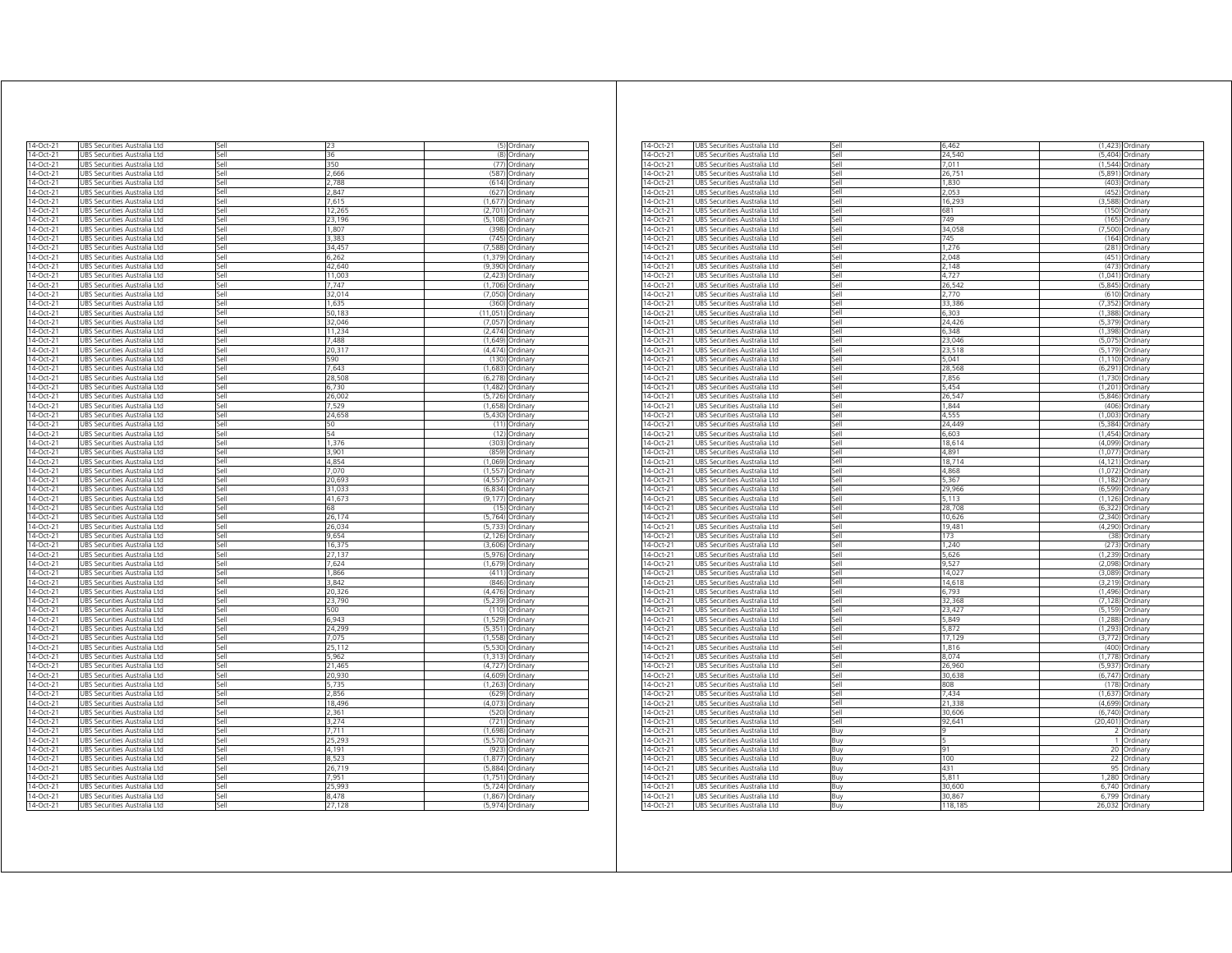| | | | | | |
|---|---|---|---|---|---|
| 14-Oct-21 | UBS Securities Australia Ltd | Sell | 23 | (5) | Ordinary |
| 14-Oct-21 | UBS Securities Australia Ltd | Sell | 36 | (8) | Ordinary |
| 14-Oct-21 | UBS Securities Australia Ltd | Sell | 350 | (77) | Ordinary |
| 14-Oct-21 | UBS Securities Australia Ltd | Sell | 2,666 | (587) | Ordinary |
| 14-Oct-21 | UBS Securities Australia Ltd | Sell | 2,788 | (614) | Ordinary |
| 14-Oct-21 | UBS Securities Australia Ltd | Sell | 2,847 | (627) | Ordinary |
| 14-Oct-21 | UBS Securities Australia Ltd | Sell | 7,615 | (1,677) | Ordinary |
| 14-Oct-21 | UBS Securities Australia Ltd | Sell | 12,265 | (2,701) | Ordinary |
| 14-Oct-21 | UBS Securities Australia Ltd | Sell | 23,196 | (5,108) | Ordinary |
| 14-Oct-21 | UBS Securities Australia Ltd | Sell | 1,807 | (398) | Ordinary |
| 14-Oct-21 | UBS Securities Australia Ltd | Sell | 3,383 | (745) | Ordinary |
| 14-Oct-21 | UBS Securities Australia Ltd | Sell | 34,457 | (7,588) | Ordinary |
| 14-Oct-21 | UBS Securities Australia Ltd | Sell | 6,262 | (1,379) | Ordinary |
| 14-Oct-21 | UBS Securities Australia Ltd | Sell | 42,640 | (9,390) | Ordinary |
| 14-Oct-21 | UBS Securities Australia Ltd | Sell | 11,003 | (2,423) | Ordinary |
| 14-Oct-21 | UBS Securities Australia Ltd | Sell | 7,747 | (1,706) | Ordinary |
| 14-Oct-21 | UBS Securities Australia Ltd | Sell | 32,014 | (7,050) | Ordinary |
| 14-Oct-21 | UBS Securities Australia Ltd | Sell | 1,635 | (360) | Ordinary |
| 14-Oct-21 | UBS Securities Australia Ltd | Sell | 50,183 | (11,051) | Ordinary |
| 14-Oct-21 | UBS Securities Australia Ltd | Sell | 32,046 | (7,057) | Ordinary |
| 14-Oct-21 | UBS Securities Australia Ltd | Sell | 11,234 | (2,474) | Ordinary |
| 14-Oct-21 | UBS Securities Australia Ltd | Sell | 7,488 | (1,649) | Ordinary |
| 14-Oct-21 | UBS Securities Australia Ltd | Sell | 20,317 | (4,474) | Ordinary |
| 14-Oct-21 | UBS Securities Australia Ltd | Sell | 590 | (130) | Ordinary |
| 14-Oct-21 | UBS Securities Australia Ltd | Sell | 7,643 | (1,683) | Ordinary |
| 14-Oct-21 | UBS Securities Australia Ltd | Sell | 28,508 | (6,278) | Ordinary |
| 14-Oct-21 | UBS Securities Australia Ltd | Sell | 6,730 | (1,482) | Ordinary |
| 14-Oct-21 | UBS Securities Australia Ltd | Sell | 26,002 | (5,726) | Ordinary |
| 14-Oct-21 | UBS Securities Australia Ltd | Sell | 7,529 | (1,658) | Ordinary |
| 14-Oct-21 | UBS Securities Australia Ltd | Sell | 24,658 | (5,430) | Ordinary |
| 14-Oct-21 | UBS Securities Australia Ltd | Sell | 50 | (11) | Ordinary |
| 14-Oct-21 | UBS Securities Australia Ltd | Sell | 54 | (12) | Ordinary |
| 14-Oct-21 | UBS Securities Australia Ltd | Sell | 1,376 | (303) | Ordinary |
| 14-Oct-21 | UBS Securities Australia Ltd | Sell | 3,901 | (859) | Ordinary |
| 14-Oct-21 | UBS Securities Australia Ltd | Sell | 4,854 | (1,069) | Ordinary |
| 14-Oct-21 | UBS Securities Australia Ltd | Sell | 7,070 | (1,557) | Ordinary |
| 14-Oct-21 | UBS Securities Australia Ltd | Sell | 20,693 | (4,557) | Ordinary |
| 14-Oct-21 | UBS Securities Australia Ltd | Sell | 31,033 | (6,834) | Ordinary |
| 14-Oct-21 | UBS Securities Australia Ltd | Sell | 41,673 | (9,177) | Ordinary |
| 14-Oct-21 | UBS Securities Australia Ltd | Sell | 68 | (15) | Ordinary |
| 14-Oct-21 | UBS Securities Australia Ltd | Sell | 26,174 | (5,764) | Ordinary |
| 14-Oct-21 | UBS Securities Australia Ltd | Sell | 26,034 | (5,733) | Ordinary |
| 14-Oct-21 | UBS Securities Australia Ltd | Sell | 9,654 | (2,126) | Ordinary |
| 14-Oct-21 | UBS Securities Australia Ltd | Sell | 16,375 | (3,606) | Ordinary |
| 14-Oct-21 | UBS Securities Australia Ltd | Sell | 27,137 | (5,976) | Ordinary |
| 14-Oct-21 | UBS Securities Australia Ltd | Sell | 7,624 | (1,679) | Ordinary |
| 14-Oct-21 | UBS Securities Australia Ltd | Sell | 1,866 | (411) | Ordinary |
| 14-Oct-21 | UBS Securities Australia Ltd | Sell | 3,842 | (846) | Ordinary |
| 14-Oct-21 | UBS Securities Australia Ltd | Sell | 20,326 | (4,476) | Ordinary |
| 14-Oct-21 | UBS Securities Australia Ltd | Sell | 23,790 | (5,239) | Ordinary |
| 14-Oct-21 | UBS Securities Australia Ltd | Sell | 500 | (110) | Ordinary |
| 14-Oct-21 | UBS Securities Australia Ltd | Sell | 6,943 | (1,529) | Ordinary |
| 14-Oct-21 | UBS Securities Australia Ltd | Sell | 24,299 | (5,351) | Ordinary |
| 14-Oct-21 | UBS Securities Australia Ltd | Sell | 7,075 | (1,558) | Ordinary |
| 14-Oct-21 | UBS Securities Australia Ltd | Sell | 25,112 | (5,530) | Ordinary |
| 14-Oct-21 | UBS Securities Australia Ltd | Sell | 5,962 | (1,313) | Ordinary |
| 14-Oct-21 | UBS Securities Australia Ltd | Sell | 21,465 | (4,727) | Ordinary |
| 14-Oct-21 | UBS Securities Australia Ltd | Sell | 20,930 | (4,609) | Ordinary |
| 14-Oct-21 | UBS Securities Australia Ltd | Sell | 5,735 | (1,263) | Ordinary |
| 14-Oct-21 | UBS Securities Australia Ltd | Sell | 2,856 | (629) | Ordinary |
| 14-Oct-21 | UBS Securities Australia Ltd | Sell | 18,496 | (4,073) | Ordinary |
| 14-Oct-21 | UBS Securities Australia Ltd | Sell | 2,361 | (520) | Ordinary |
| 14-Oct-21 | UBS Securities Australia Ltd | Sell | 3,274 | (721) | Ordinary |
| 14-Oct-21 | UBS Securities Australia Ltd | Sell | 7,711 | (1,698) | Ordinary |
| 14-Oct-21 | UBS Securities Australia Ltd | Sell | 25,293 | (5,570) | Ordinary |
| 14-Oct-21 | UBS Securities Australia Ltd | Sell | 4,191 | (923) | Ordinary |
| 14-Oct-21 | UBS Securities Australia Ltd | Sell | 8,523 | (1,877) | Ordinary |
| 14-Oct-21 | UBS Securities Australia Ltd | Sell | 26,719 | (5,884) | Ordinary |
| 14-Oct-21 | UBS Securities Australia Ltd | Sell | 7,951 | (1,751) | Ordinary |
| 14-Oct-21 | UBS Securities Australia Ltd | Sell | 25,993 | (5,724) | Ordinary |
| 14-Oct-21 | UBS Securities Australia Ltd | Sell | 8,478 | (1,867) | Ordinary |
| 14-Oct-21 | UBS Securities Australia Ltd | Sell | 27,128 | (5,974) | Ordinary |
| 14-Oct-21 | UBS Securities Australia Ltd | Sell | 6,462 | (1,423) | Ordinary |
| 14-Oct-21 | UBS Securities Australia Ltd | Sell | 24,540 | (5,404) | Ordinary |
| 14-Oct-21 | UBS Securities Australia Ltd | Sell | 7,011 | (1,544) | Ordinary |
| 14-Oct-21 | UBS Securities Australia Ltd | Sell | 26,751 | (5,891) | Ordinary |
| 14-Oct-21 | UBS Securities Australia Ltd | Sell | 1,830 | (403) | Ordinary |
| 14-Oct-21 | UBS Securities Australia Ltd | Sell | 2,053 | (452) | Ordinary |
| 14-Oct-21 | UBS Securities Australia Ltd | Sell | 16,293 | (3,588) | Ordinary |
| 14-Oct-21 | UBS Securities Australia Ltd | Sell | 681 | (150) | Ordinary |
| 14-Oct-21 | UBS Securities Australia Ltd | Sell | 749 | (165) | Ordinary |
| 14-Oct-21 | UBS Securities Australia Ltd | Sell | 34,058 | (7,500) | Ordinary |
| 14-Oct-21 | UBS Securities Australia Ltd | Sell | 745 | (164) | Ordinary |
| 14-Oct-21 | UBS Securities Australia Ltd | Sell | 1,276 | (281) | Ordinary |
| 14-Oct-21 | UBS Securities Australia Ltd | Sell | 2,048 | (451) | Ordinary |
| 14-Oct-21 | UBS Securities Australia Ltd | Sell | 2,148 | (473) | Ordinary |
| 14-Oct-21 | UBS Securities Australia Ltd | Sell | 4,727 | (1,041) | Ordinary |
| 14-Oct-21 | UBS Securities Australia Ltd | Sell | 26,542 | (5,845) | Ordinary |
| 14-Oct-21 | UBS Securities Australia Ltd | Sell | 2,770 | (610) | Ordinary |
| 14-Oct-21 | UBS Securities Australia Ltd | Sell | 33,386 | (7,352) | Ordinary |
| 14-Oct-21 | UBS Securities Australia Ltd | Sell | 6,303 | (1,388) | Ordinary |
| 14-Oct-21 | UBS Securities Australia Ltd | Sell | 24,426 | (5,379) | Ordinary |
| 14-Oct-21 | UBS Securities Australia Ltd | Sell | 6,348 | (1,398) | Ordinary |
| 14-Oct-21 | UBS Securities Australia Ltd | Sell | 23,046 | (5,075) | Ordinary |
| 14-Oct-21 | UBS Securities Australia Ltd | Sell | 23,518 | (5,179) | Ordinary |
| 14-Oct-21 | UBS Securities Australia Ltd | Sell | 5,041 | (1,110) | Ordinary |
| 14-Oct-21 | UBS Securities Australia Ltd | Sell | 28,568 | (6,291) | Ordinary |
| 14-Oct-21 | UBS Securities Australia Ltd | Sell | 7,856 | (1,730) | Ordinary |
| 14-Oct-21 | UBS Securities Australia Ltd | Sell | 5,454 | (1,201) | Ordinary |
| 14-Oct-21 | UBS Securities Australia Ltd | Sell | 26,547 | (5,846) | Ordinary |
| 14-Oct-21 | UBS Securities Australia Ltd | Sell | 1,844 | (406) | Ordinary |
| 14-Oct-21 | UBS Securities Australia Ltd | Sell | 4,555 | (1,003) | Ordinary |
| 14-Oct-21 | UBS Securities Australia Ltd | Sell | 24,449 | (5,384) | Ordinary |
| 14-Oct-21 | UBS Securities Australia Ltd | Sell | 6,603 | (1,454) | Ordinary |
| 14-Oct-21 | UBS Securities Australia Ltd | Sell | 18,614 | (4,099) | Ordinary |
| 14-Oct-21 | UBS Securities Australia Ltd | Sell | 4,891 | (1,077) | Ordinary |
| 14-Oct-21 | UBS Securities Australia Ltd | Sell | 18,714 | (4,121) | Ordinary |
| 14-Oct-21 | UBS Securities Australia Ltd | Sell | 4,868 | (1,072) | Ordinary |
| 14-Oct-21 | UBS Securities Australia Ltd | Sell | 5,367 | (1,182) | Ordinary |
| 14-Oct-21 | UBS Securities Australia Ltd | Sell | 29,966 | (6,599) | Ordinary |
| 14-Oct-21 | UBS Securities Australia Ltd | Sell | 5,113 | (1,126) | Ordinary |
| 14-Oct-21 | UBS Securities Australia Ltd | Sell | 28,708 | (6,322) | Ordinary |
| 14-Oct-21 | UBS Securities Australia Ltd | Sell | 10,626 | (2,340) | Ordinary |
| 14-Oct-21 | UBS Securities Australia Ltd | Sell | 19,481 | (4,290) | Ordinary |
| 14-Oct-21 | UBS Securities Australia Ltd | Sell | 173 | (38) | Ordinary |
| 14-Oct-21 | UBS Securities Australia Ltd | Sell | 1,240 | (273) | Ordinary |
| 14-Oct-21 | UBS Securities Australia Ltd | Sell | 5,626 | (1,239) | Ordinary |
| 14-Oct-21 | UBS Securities Australia Ltd | Sell | 9,527 | (2,098) | Ordinary |
| 14-Oct-21 | UBS Securities Australia Ltd | Sell | 14,027 | (3,089) | Ordinary |
| 14-Oct-21 | UBS Securities Australia Ltd | Sell | 14,618 | (3,219) | Ordinary |
| 14-Oct-21 | UBS Securities Australia Ltd | Sell | 6,793 | (1,496) | Ordinary |
| 14-Oct-21 | UBS Securities Australia Ltd | Sell | 32,368 | (7,128) | Ordinary |
| 14-Oct-21 | UBS Securities Australia Ltd | Sell | 23,427 | (5,159) | Ordinary |
| 14-Oct-21 | UBS Securities Australia Ltd | Sell | 5,849 | (1,288) | Ordinary |
| 14-Oct-21 | UBS Securities Australia Ltd | Sell | 5,872 | (1,293) | Ordinary |
| 14-Oct-21 | UBS Securities Australia Ltd | Sell | 17,129 | (3,772) | Ordinary |
| 14-Oct-21 | UBS Securities Australia Ltd | Sell | 1,816 | (400) | Ordinary |
| 14-Oct-21 | UBS Securities Australia Ltd | Sell | 8,074 | (1,778) | Ordinary |
| 14-Oct-21 | UBS Securities Australia Ltd | Sell | 26,960 | (5,937) | Ordinary |
| 14-Oct-21 | UBS Securities Australia Ltd | Sell | 30,638 | (6,747) | Ordinary |
| 14-Oct-21 | UBS Securities Australia Ltd | Sell | 808 | (178) | Ordinary |
| 14-Oct-21 | UBS Securities Australia Ltd | Sell | 7,434 | (1,637) | Ordinary |
| 14-Oct-21 | UBS Securities Australia Ltd | Sell | 21,338 | (4,699) | Ordinary |
| 14-Oct-21 | UBS Securities Australia Ltd | Sell | 30,606 | (6,740) | Ordinary |
| 14-Oct-21 | UBS Securities Australia Ltd | Sell | 92,641 | (20,401) | Ordinary |
| 14-Oct-21 | UBS Securities Australia Ltd | Buy | 9 | 2 | Ordinary |
| 14-Oct-21 | UBS Securities Australia Ltd | Buy | 5 | 1 | Ordinary |
| 14-Oct-21 | UBS Securities Australia Ltd | Buy | 91 | 20 | Ordinary |
| 14-Oct-21 | UBS Securities Australia Ltd | Buy | 100 | 22 | Ordinary |
| 14-Oct-21 | UBS Securities Australia Ltd | Buy | 431 | 95 | Ordinary |
| 14-Oct-21 | UBS Securities Australia Ltd | Buy | 5,811 | 1,280 | Ordinary |
| 14-Oct-21 | UBS Securities Australia Ltd | Buy | 30,600 | 6,740 | Ordinary |
| 14-Oct-21 | UBS Securities Australia Ltd | Buy | 30,867 | 6,799 | Ordinary |
| 14-Oct-21 | UBS Securities Australia Ltd | Buy | 118,185 | 26,032 | Ordinary |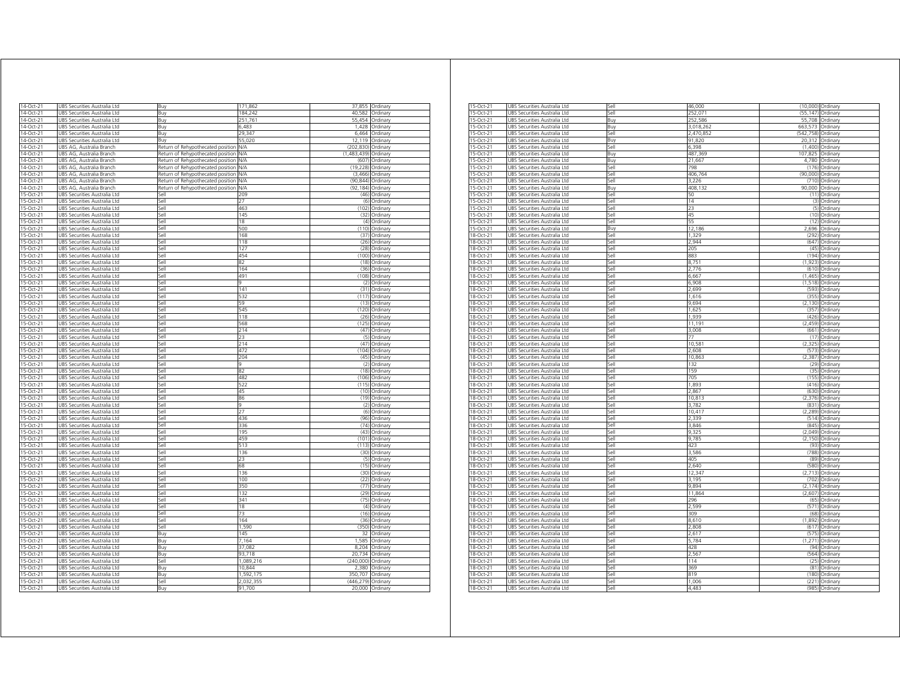| | | | | | |
|---|---|---|---|---|---|
| 14-Oct-21 | UBS Securities Australia Ltd | Buy | 171,862 | 37,855 | Ordinary |
| 14-Oct-21 | UBS Securities Australia Ltd | Buy | 184,242 | 40,582 | Ordinary |
| 14-Oct-21 | UBS Securities Australia Ltd | Buy | 251,761 | 55,454 | Ordinary |
| 14-Oct-21 | UBS Securities Australia Ltd | Buy | 6,483 | 1,428 | Ordinary |
| 14-Oct-21 | UBS Securities Australia Ltd | Buy | 29,347 | 6,464 | Ordinary |
| 14-Oct-21 | UBS Securities Australia Ltd | Buy | 55,020 | 12,119 | Ordinary |
| 14-Oct-21 | UBS AG, Australia Branch | Return of Rehypothecated position | N/A | (202,830) | Ordinary |
| 14-Oct-21 | UBS AG, Australia Branch | Return of Rehypothecated position | N/A | (1,483,439) | Ordinary |
| 14-Oct-21 | UBS AG, Australia Branch | Return of Rehypothecated position | N/A | (607) | Ordinary |
| 14-Oct-21 | UBS AG, Australia Branch | Return of Rehypothecated position | N/A | (19,228) | Ordinary |
| 14-Oct-21 | UBS AG, Australia Branch | Return of Rehypothecated position | N/A | (3,466) | Ordinary |
| 14-Oct-21 | UBS AG, Australia Branch | Return of Rehypothecated position | N/A | (90,844) | Ordinary |
| 14-Oct-21 | UBS AG, Australia Branch | Return of Rehypothecated position | N/A | (92,184) | Ordinary |
| 15-Oct-21 | UBS Securities Australia Ltd | Sell | 209 | (46) | Ordinary |
| 15-Oct-21 | UBS Securities Australia Ltd | Sell | 27 | (6) | Ordinary |
| 15-Oct-21 | UBS Securities Australia Ltd | Sell | 463 | (102) | Ordinary |
| 15-Oct-21 | UBS Securities Australia Ltd | Sell | 145 | (32) | Ordinary |
| 15-Oct-21 | UBS Securities Australia Ltd | Sell | 18 | (4) | Ordinary |
| 15-Oct-21 | UBS Securities Australia Ltd | Sell | 500 | (110) | Ordinary |
| 15-Oct-21 | UBS Securities Australia Ltd | Sell | 168 | (37) | Ordinary |
| 15-Oct-21 | UBS Securities Australia Ltd | Sell | 118 | (26) | Ordinary |
| 15-Oct-21 | UBS Securities Australia Ltd | Sell | 127 | (28) | Ordinary |
| 15-Oct-21 | UBS Securities Australia Ltd | Sell | 454 | (100) | Ordinary |
| 15-Oct-21 | UBS Securities Australia Ltd | Sell | 82 | (18) | Ordinary |
| 15-Oct-21 | UBS Securities Australia Ltd | Sell | 164 | (36) | Ordinary |
| 15-Oct-21 | UBS Securities Australia Ltd | Sell | 491 | (108) | Ordinary |
| 15-Oct-21 | UBS Securities Australia Ltd | Sell | 9 | (2) | Ordinary |
| 15-Oct-21 | UBS Securities Australia Ltd | Sell | 141 | (31) | Ordinary |
| 15-Oct-21 | UBS Securities Australia Ltd | Sell | 532 | (117) | Ordinary |
| 15-Oct-21 | UBS Securities Australia Ltd | Sell | 59 | (13) | Ordinary |
| 15-Oct-21 | UBS Securities Australia Ltd | Sell | 545 | (120) | Ordinary |
| 15-Oct-21 | UBS Securities Australia Ltd | Sell | 118 | (26) | Ordinary |
| 15-Oct-21 | UBS Securities Australia Ltd | Sell | 568 | (125) | Ordinary |
| 15-Oct-21 | UBS Securities Australia Ltd | Sell | 214 | (47) | Ordinary |
| 15-Oct-21 | UBS Securities Australia Ltd | Sell | 23 | (5) | Ordinary |
| 15-Oct-21 | UBS Securities Australia Ltd | Sell | 214 | (47) | Ordinary |
| 15-Oct-21 | UBS Securities Australia Ltd | Sell | 472 | (104) | Ordinary |
| 15-Oct-21 | UBS Securities Australia Ltd | Sell | 204 | (45) | Ordinary |
| 15-Oct-21 | UBS Securities Australia Ltd | Sell | 9 | (2) | Ordinary |
| 15-Oct-21 | UBS Securities Australia Ltd | Sell | 82 | (18) | Ordinary |
| 15-Oct-21 | UBS Securities Australia Ltd | Sell | 482 | (106) | Ordinary |
| 15-Oct-21 | UBS Securities Australia Ltd | Sell | 522 | (115) | Ordinary |
| 15-Oct-21 | UBS Securities Australia Ltd | Sell | 45 | (10) | Ordinary |
| 15-Oct-21 | UBS Securities Australia Ltd | Sell | 86 | (19) | Ordinary |
| 15-Oct-21 | UBS Securities Australia Ltd | Sell | 9 | (2) | Ordinary |
| 15-Oct-21 | UBS Securities Australia Ltd | Sell | 27 | (6) | Ordinary |
| 15-Oct-21 | UBS Securities Australia Ltd | Sell | 436 | (96) | Ordinary |
| 15-Oct-21 | UBS Securities Australia Ltd | Sell | 336 | (74) | Ordinary |
| 15-Oct-21 | UBS Securities Australia Ltd | Sell | 195 | (43) | Ordinary |
| 15-Oct-21 | UBS Securities Australia Ltd | Sell | 459 | (101) | Ordinary |
| 15-Oct-21 | UBS Securities Australia Ltd | Sell | 513 | (113) | Ordinary |
| 15-Oct-21 | UBS Securities Australia Ltd | Sell | 136 | (30) | Ordinary |
| 15-Oct-21 | UBS Securities Australia Ltd | Sell | 23 | (5) | Ordinary |
| 15-Oct-21 | UBS Securities Australia Ltd | Sell | 68 | (15) | Ordinary |
| 15-Oct-21 | UBS Securities Australia Ltd | Sell | 136 | (30) | Ordinary |
| 15-Oct-21 | UBS Securities Australia Ltd | Sell | 100 | (22) | Ordinary |
| 15-Oct-21 | UBS Securities Australia Ltd | Sell | 350 | (77) | Ordinary |
| 15-Oct-21 | UBS Securities Australia Ltd | Sell | 132 | (29) | Ordinary |
| 15-Oct-21 | UBS Securities Australia Ltd | Sell | 341 | (75) | Ordinary |
| 15-Oct-21 | UBS Securities Australia Ltd | Sell | 18 | (4) | Ordinary |
| 15-Oct-21 | UBS Securities Australia Ltd | Sell | 73 | (16) | Ordinary |
| 15-Oct-21 | UBS Securities Australia Ltd | Sell | 164 | (36) | Ordinary |
| 15-Oct-21 | UBS Securities Australia Ltd | Sell | 1,590 | (350) | Ordinary |
| 15-Oct-21 | UBS Securities Australia Ltd | Buy | 145 | 32 | Ordinary |
| 15-Oct-21 | UBS Securities Australia Ltd | Buy | 7,164 | 1,585 | Ordinary |
| 15-Oct-21 | UBS Securities Australia Ltd | Buy | 37,082 | 8,204 | Ordinary |
| 15-Oct-21 | UBS Securities Australia Ltd | Buy | 93,718 | 20,734 | Ordinary |
| 15-Oct-21 | UBS Securities Australia Ltd | Sell | 1,089,216 | (240,000) | Ordinary |
| 15-Oct-21 | UBS Securities Australia Ltd | Buy | 10,844 | 2,380 | Ordinary |
| 15-Oct-21 | UBS Securities Australia Ltd | Buy | 1,592,175 | 350,707 | Ordinary |
| 15-Oct-21 | UBS Securities Australia Ltd | Sell | 2,032,355 | (446,279) | Ordinary |
| 15-Oct-21 | UBS Securities Australia Ltd | Buy | 91,700 | 20,000 | Ordinary |
| 15-Oct-21 | UBS Securities Australia Ltd | Sell | 46,000 | (10,000) | Ordinary |
| 15-Oct-21 | UBS Securities Australia Ltd | Sell | 252,071 | (55,147) | Ordinary |
| 15-Oct-21 | UBS Securities Australia Ltd | Buy | 252,586 | 55,708 | Ordinary |
| 15-Oct-21 | UBS Securities Australia Ltd | Buy | 3,018,262 | 663,573 | Ordinary |
| 15-Oct-21 | UBS Securities Australia Ltd | Sell | 2,470,852 | (542,758) | Ordinary |
| 15-Oct-21 | UBS Securities Australia Ltd | Buy | 91,820 | 20,312 | Ordinary |
| 15-Oct-21 | UBS Securities Australia Ltd | Sell | 6,398 | (1,400) | Ordinary |
| 15-Oct-21 | UBS Securities Australia Ltd | Buy | 487,369 | 107,825 | Ordinary |
| 15-Oct-21 | UBS Securities Australia Ltd | Buy | 21,667 | 4,780 | Ordinary |
| 15-Oct-21 | UBS Securities Australia Ltd | Sell | 798 | (176) | Ordinary |
| 15-Oct-21 | UBS Securities Australia Ltd | Sell | 406,764 | (90,000) | Ordinary |
| 15-Oct-21 | UBS Securities Australia Ltd | Sell | 3,226 | (710) | Ordinary |
| 15-Oct-21 | UBS Securities Australia Ltd | Buy | 408,132 | 90,000 | Ordinary |
| 15-Oct-21 | UBS Securities Australia Ltd | Sell | 50 | (11) | Ordinary |
| 15-Oct-21 | UBS Securities Australia Ltd | Sell | 14 | (3) | Ordinary |
| 15-Oct-21 | UBS Securities Australia Ltd | Sell | 23 | (5) | Ordinary |
| 15-Oct-21 | UBS Securities Australia Ltd | Sell | 45 | (10) | Ordinary |
| 15-Oct-21 | UBS Securities Australia Ltd | Sell | 55 | (12) | Ordinary |
| 15-Oct-21 | UBS Securities Australia Ltd | Buy | 12,186 | 2,696 | Ordinary |
| 18-Oct-21 | UBS Securities Australia Ltd | Sell | 1,329 | (292) | Ordinary |
| 18-Oct-21 | UBS Securities Australia Ltd | Sell | 2,944 | (647) | Ordinary |
| 18-Oct-21 | UBS Securities Australia Ltd | Sell | 205 | (45) | Ordinary |
| 18-Oct-21 | UBS Securities Australia Ltd | Sell | 883 | (194) | Ordinary |
| 18-Oct-21 | UBS Securities Australia Ltd | Sell | 8,751 | (1,923) | Ordinary |
| 18-Oct-21 | UBS Securities Australia Ltd | Sell | 2,776 | (610) | Ordinary |
| 18-Oct-21 | UBS Securities Australia Ltd | Sell | 6,667 | (1,465) | Ordinary |
| 18-Oct-21 | UBS Securities Australia Ltd | Sell | 6,908 | (1,518) | Ordinary |
| 18-Oct-21 | UBS Securities Australia Ltd | Sell | 2,699 | (593) | Ordinary |
| 18-Oct-21 | UBS Securities Australia Ltd | Sell | 1,616 | (355) | Ordinary |
| 18-Oct-21 | UBS Securities Australia Ltd | Sell | 9,694 | (2,130) | Ordinary |
| 18-Oct-21 | UBS Securities Australia Ltd | Sell | 1,625 | (357) | Ordinary |
| 18-Oct-21 | UBS Securities Australia Ltd | Sell | 1,939 | (426) | Ordinary |
| 18-Oct-21 | UBS Securities Australia Ltd | Sell | 11,191 | (2,459) | Ordinary |
| 18-Oct-21 | UBS Securities Australia Ltd | Sell | 3,008 | (661) | Ordinary |
| 18-Oct-21 | UBS Securities Australia Ltd | Sell | 77 | (17) | Ordinary |
| 18-Oct-21 | UBS Securities Australia Ltd | Sell | 10,581 | (2,325) | Ordinary |
| 18-Oct-21 | UBS Securities Australia Ltd | Sell | 2,608 | (573) | Ordinary |
| 18-Oct-21 | UBS Securities Australia Ltd | Sell | 10,863 | (2,387) | Ordinary |
| 18-Oct-21 | UBS Securities Australia Ltd | Sell | 132 | (29) | Ordinary |
| 18-Oct-21 | UBS Securities Australia Ltd | Sell | 159 | (35) | Ordinary |
| 18-Oct-21 | UBS Securities Australia Ltd | Sell | 705 | (155) | Ordinary |
| 18-Oct-21 | UBS Securities Australia Ltd | Sell | 1,893 | (416) | Ordinary |
| 18-Oct-21 | UBS Securities Australia Ltd | Sell | 2,867 | (630) | Ordinary |
| 18-Oct-21 | UBS Securities Australia Ltd | Sell | 10,813 | (2,376) | Ordinary |
| 18-Oct-21 | UBS Securities Australia Ltd | Sell | 3,782 | (831) | Ordinary |
| 18-Oct-21 | UBS Securities Australia Ltd | Sell | 10,417 | (2,289) | Ordinary |
| 18-Oct-21 | UBS Securities Australia Ltd | Sell | 2,339 | (514) | Ordinary |
| 18-Oct-21 | UBS Securities Australia Ltd | Sell | 3,846 | (845) | Ordinary |
| 18-Oct-21 | UBS Securities Australia Ltd | Sell | 9,325 | (2,049) | Ordinary |
| 18-Oct-21 | UBS Securities Australia Ltd | Sell | 9,785 | (2,150) | Ordinary |
| 18-Oct-21 | UBS Securities Australia Ltd | Sell | 423 | (93) | Ordinary |
| 18-Oct-21 | UBS Securities Australia Ltd | Sell | 3,586 | (788) | Ordinary |
| 18-Oct-21 | UBS Securities Australia Ltd | Sell | 405 | (89) | Ordinary |
| 18-Oct-21 | UBS Securities Australia Ltd | Sell | 2,640 | (580) | Ordinary |
| 18-Oct-21 | UBS Securities Australia Ltd | Sell | 12,347 | (2,713) | Ordinary |
| 18-Oct-21 | UBS Securities Australia Ltd | Sell | 3,195 | (702) | Ordinary |
| 18-Oct-21 | UBS Securities Australia Ltd | Sell | 9,894 | (2,174) | Ordinary |
| 18-Oct-21 | UBS Securities Australia Ltd | Sell | 11,864 | (2,607) | Ordinary |
| 18-Oct-21 | UBS Securities Australia Ltd | Sell | 296 | (65) | Ordinary |
| 18-Oct-21 | UBS Securities Australia Ltd | Sell | 2,599 | (571) | Ordinary |
| 18-Oct-21 | UBS Securities Australia Ltd | Sell | 309 | (68) | Ordinary |
| 18-Oct-21 | UBS Securities Australia Ltd | Sell | 8,610 | (1,892) | Ordinary |
| 18-Oct-21 | UBS Securities Australia Ltd | Sell | 2,808 | (617) | Ordinary |
| 18-Oct-21 | UBS Securities Australia Ltd | Sell | 2,617 | (575) | Ordinary |
| 18-Oct-21 | UBS Securities Australia Ltd | Sell | 5,784 | (1,271) | Ordinary |
| 18-Oct-21 | UBS Securities Australia Ltd | Sell | 428 | (94) | Ordinary |
| 18-Oct-21 | UBS Securities Australia Ltd | Sell | 2,567 | (564) | Ordinary |
| 18-Oct-21 | UBS Securities Australia Ltd | Sell | 114 | (25) | Ordinary |
| 18-Oct-21 | UBS Securities Australia Ltd | Sell | 369 | (81) | Ordinary |
| 18-Oct-21 | UBS Securities Australia Ltd | Sell | 819 | (180) | Ordinary |
| 18-Oct-21 | UBS Securities Australia Ltd | Sell | 1,006 | (221) | Ordinary |
| 18-Oct-21 | UBS Securities Australia Ltd | Sell | 4,483 | (985) | Ordinary |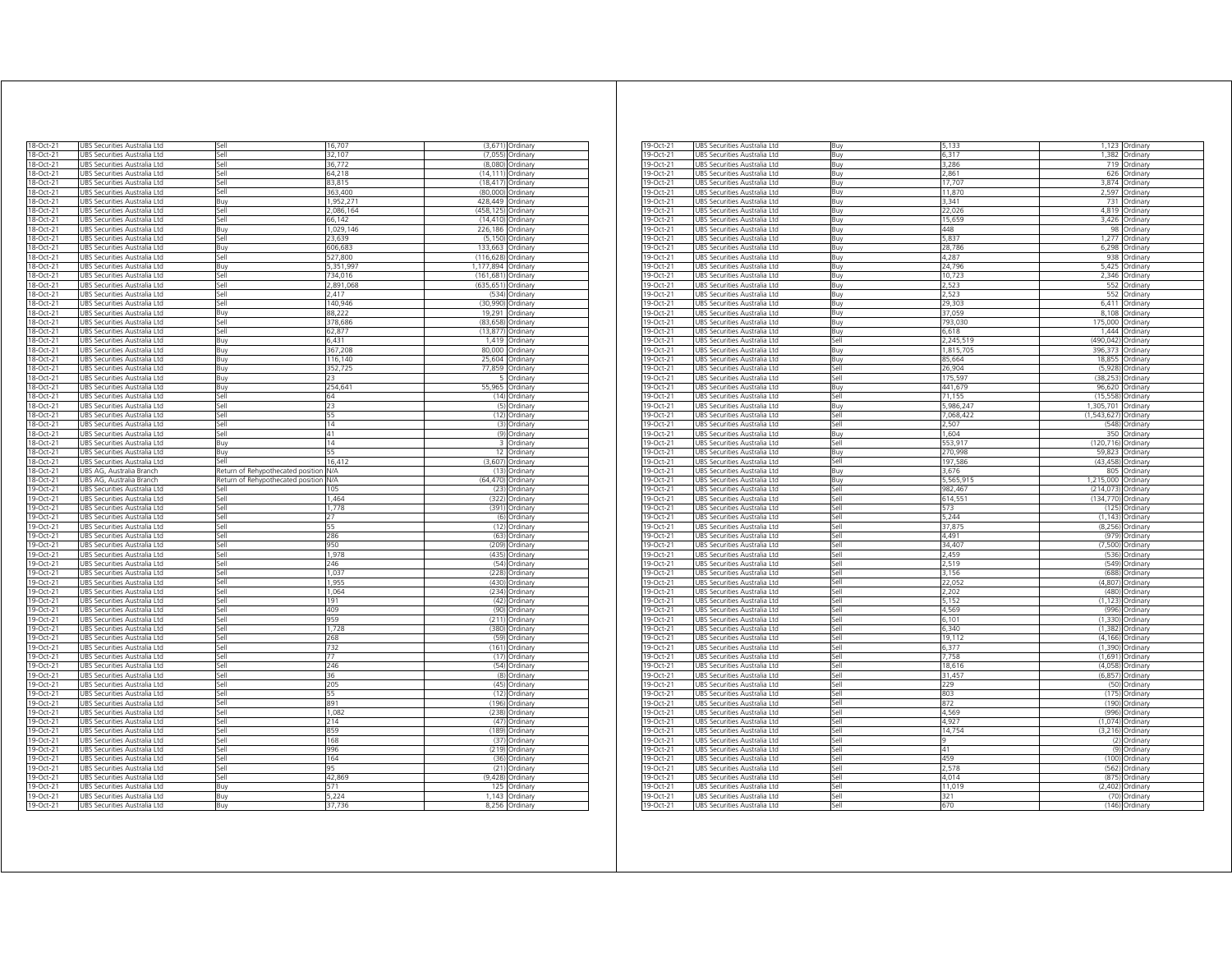| | | | | | |
|---|---|---|---|---|---|
| 18-Oct-21 | UBS Securities Australia Ltd | Sell | 16,707 | (3,671) | Ordinary |
| 18-Oct-21 | UBS Securities Australia Ltd | Sell | 32,107 | (7,055) | Ordinary |
| 18-Oct-21 | UBS Securities Australia Ltd | Sell | 36,772 | (8,080) | Ordinary |
| 18-Oct-21 | UBS Securities Australia Ltd | Sell | 64,218 | (14,111) | Ordinary |
| 18-Oct-21 | UBS Securities Australia Ltd | Sell | 83,815 | (18,417) | Ordinary |
| 18-Oct-21 | UBS Securities Australia Ltd | Sell | 363,400 | (80,000) | Ordinary |
| 18-Oct-21 | UBS Securities Australia Ltd | Buy | 1,952,271 | 428,449 | Ordinary |
| 18-Oct-21 | UBS Securities Australia Ltd | Sell | 2,086,164 | (458,125) | Ordinary |
| 18-Oct-21 | UBS Securities Australia Ltd | Sell | 66,142 | (14,410) | Ordinary |
| 18-Oct-21 | UBS Securities Australia Ltd | Buy | 1,029,146 | 226,186 | Ordinary |
| 18-Oct-21 | UBS Securities Australia Ltd | Sell | 23,639 | (5,150) | Ordinary |
| 18-Oct-21 | UBS Securities Australia Ltd | Buy | 606,683 | 133,663 | Ordinary |
| 18-Oct-21 | UBS Securities Australia Ltd | Sell | 527,800 | (116,628) | Ordinary |
| 18-Oct-21 | UBS Securities Australia Ltd | Buy | 5,351,997 | 1,177,894 | Ordinary |
| 18-Oct-21 | UBS Securities Australia Ltd | Sell | 734,016 | (161,681) | Ordinary |
| 18-Oct-21 | UBS Securities Australia Ltd | Sell | 2,891,068 | (635,651) | Ordinary |
| 18-Oct-21 | UBS Securities Australia Ltd | Sell | 2,417 | (534) | Ordinary |
| 18-Oct-21 | UBS Securities Australia Ltd | Sell | 140,946 | (30,990) | Ordinary |
| 18-Oct-21 | UBS Securities Australia Ltd | Buy | 88,222 | 19,291 | Ordinary |
| 18-Oct-21 | UBS Securities Australia Ltd | Sell | 378,686 | (83,658) | Ordinary |
| 18-Oct-21 | UBS Securities Australia Ltd | Sell | 62,877 | (13,877) | Ordinary |
| 18-Oct-21 | UBS Securities Australia Ltd | Buy | 6,431 | 1,419 | Ordinary |
| 18-Oct-21 | UBS Securities Australia Ltd | Buy | 367,208 | 80,000 | Ordinary |
| 18-Oct-21 | UBS Securities Australia Ltd | Buy | 116,140 | 25,604 | Ordinary |
| 18-Oct-21 | UBS Securities Australia Ltd | Buy | 352,725 | 77,859 | Ordinary |
| 18-Oct-21 | UBS Securities Australia Ltd | Buy | 23 | 5 | Ordinary |
| 18-Oct-21 | UBS Securities Australia Ltd | Buy | 254,641 | 55,965 | Ordinary |
| 18-Oct-21 | UBS Securities Australia Ltd | Sell | 64 | (14) | Ordinary |
| 18-Oct-21 | UBS Securities Australia Ltd | Sell | 23 | (5) | Ordinary |
| 18-Oct-21 | UBS Securities Australia Ltd | Sell | 55 | (12) | Ordinary |
| 18-Oct-21 | UBS Securities Australia Ltd | Sell | 14 | (3) | Ordinary |
| 18-Oct-21 | UBS Securities Australia Ltd | Sell | 41 | (9) | Ordinary |
| 18-Oct-21 | UBS Securities Australia Ltd | Buy | 14 | 3 | Ordinary |
| 18-Oct-21 | UBS Securities Australia Ltd | Buy | 55 | 12 | Ordinary |
| 18-Oct-21 | UBS Securities Australia Ltd | Sell | 16,412 | (3,607) | Ordinary |
| 18-Oct-21 | UBS AG, Australia Branch | Return of Rehypothecated position | N/A | (13) | Ordinary |
| 18-Oct-21 | UBS AG, Australia Branch | Return of Rehypothecated position | N/A | (64,470) | Ordinary |
| 19-Oct-21 | UBS Securities Australia Ltd | Sell | 105 | (23) | Ordinary |
| 19-Oct-21 | UBS Securities Australia Ltd | Sell | 1,464 | (322) | Ordinary |
| 19-Oct-21 | UBS Securities Australia Ltd | Sell | 1,778 | (391) | Ordinary |
| 19-Oct-21 | UBS Securities Australia Ltd | Sell | 27 | (6) | Ordinary |
| 19-Oct-21 | UBS Securities Australia Ltd | Sell | 55 | (12) | Ordinary |
| 19-Oct-21 | UBS Securities Australia Ltd | Sell | 286 | (63) | Ordinary |
| 19-Oct-21 | UBS Securities Australia Ltd | Sell | 950 | (209) | Ordinary |
| 19-Oct-21 | UBS Securities Australia Ltd | Sell | 1,978 | (435) | Ordinary |
| 19-Oct-21 | UBS Securities Australia Ltd | Sell | 246 | (54) | Ordinary |
| 19-Oct-21 | UBS Securities Australia Ltd | Sell | 1,037 | (228) | Ordinary |
| 19-Oct-21 | UBS Securities Australia Ltd | Sell | 1,955 | (430) | Ordinary |
| 19-Oct-21 | UBS Securities Australia Ltd | Sell | 1,064 | (234) | Ordinary |
| 19-Oct-21 | UBS Securities Australia Ltd | Sell | 191 | (42) | Ordinary |
| 19-Oct-21 | UBS Securities Australia Ltd | Sell | 409 | (90) | Ordinary |
| 19-Oct-21 | UBS Securities Australia Ltd | Sell | 959 | (211) | Ordinary |
| 19-Oct-21 | UBS Securities Australia Ltd | Sell | 1,728 | (380) | Ordinary |
| 19-Oct-21 | UBS Securities Australia Ltd | Sell | 268 | (59) | Ordinary |
| 19-Oct-21 | UBS Securities Australia Ltd | Sell | 732 | (161) | Ordinary |
| 19-Oct-21 | UBS Securities Australia Ltd | Sell | 77 | (17) | Ordinary |
| 19-Oct-21 | UBS Securities Australia Ltd | Sell | 246 | (54) | Ordinary |
| 19-Oct-21 | UBS Securities Australia Ltd | Sell | 36 | (8) | Ordinary |
| 19-Oct-21 | UBS Securities Australia Ltd | Sell | 205 | (45) | Ordinary |
| 19-Oct-21 | UBS Securities Australia Ltd | Sell | 55 | (12) | Ordinary |
| 19-Oct-21 | UBS Securities Australia Ltd | Sell | 891 | (196) | Ordinary |
| 19-Oct-21 | UBS Securities Australia Ltd | Sell | 1,082 | (238) | Ordinary |
| 19-Oct-21 | UBS Securities Australia Ltd | Sell | 214 | (47) | Ordinary |
| 19-Oct-21 | UBS Securities Australia Ltd | Sell | 859 | (189) | Ordinary |
| 19-Oct-21 | UBS Securities Australia Ltd | Sell | 168 | (37) | Ordinary |
| 19-Oct-21 | UBS Securities Australia Ltd | Sell | 996 | (219) | Ordinary |
| 19-Oct-21 | UBS Securities Australia Ltd | Sell | 164 | (36) | Ordinary |
| 19-Oct-21 | UBS Securities Australia Ltd | Sell | 95 | (21) | Ordinary |
| 19-Oct-21 | UBS Securities Australia Ltd | Sell | 42,869 | (9,428) | Ordinary |
| 19-Oct-21 | UBS Securities Australia Ltd | Buy | 571 | 125 | Ordinary |
| 19-Oct-21 | UBS Securities Australia Ltd | Buy | 5,224 | 1,143 | Ordinary |
| 19-Oct-21 | UBS Securities Australia Ltd | Buy | 37,736 | 8,256 | Ordinary |
| 19-Oct-21 | UBS Securities Australia Ltd | Buy | 5,133 | 1,123 | Ordinary |
| 19-Oct-21 | UBS Securities Australia Ltd | Buy | 6,317 | 1,382 | Ordinary |
| 19-Oct-21 | UBS Securities Australia Ltd | Buy | 3,286 | 719 | Ordinary |
| 19-Oct-21 | UBS Securities Australia Ltd | Buy | 2,861 | 626 | Ordinary |
| 19-Oct-21 | UBS Securities Australia Ltd | Buy | 17,707 | 3,874 | Ordinary |
| 19-Oct-21 | UBS Securities Australia Ltd | Buy | 11,870 | 2,597 | Ordinary |
| 19-Oct-21 | UBS Securities Australia Ltd | Buy | 3,341 | 731 | Ordinary |
| 19-Oct-21 | UBS Securities Australia Ltd | Buy | 22,026 | 4,819 | Ordinary |
| 19-Oct-21 | UBS Securities Australia Ltd | Buy | 15,659 | 3,426 | Ordinary |
| 19-Oct-21 | UBS Securities Australia Ltd | Buy | 448 | 98 | Ordinary |
| 19-Oct-21 | UBS Securities Australia Ltd | Buy | 5,837 | 1,277 | Ordinary |
| 19-Oct-21 | UBS Securities Australia Ltd | Buy | 28,786 | 6,298 | Ordinary |
| 19-Oct-21 | UBS Securities Australia Ltd | Buy | 4,287 | 938 | Ordinary |
| 19-Oct-21 | UBS Securities Australia Ltd | Buy | 24,796 | 5,425 | Ordinary |
| 19-Oct-21 | UBS Securities Australia Ltd | Buy | 10,723 | 2,346 | Ordinary |
| 19-Oct-21 | UBS Securities Australia Ltd | Buy | 2,523 | 552 | Ordinary |
| 19-Oct-21 | UBS Securities Australia Ltd | Buy | 2,523 | 552 | Ordinary |
| 19-Oct-21 | UBS Securities Australia Ltd | Buy | 29,303 | 6,411 | Ordinary |
| 19-Oct-21 | UBS Securities Australia Ltd | Buy | 37,059 | 8,108 | Ordinary |
| 19-Oct-21 | UBS Securities Australia Ltd | Buy | 793,030 | 175,000 | Ordinary |
| 19-Oct-21 | UBS Securities Australia Ltd | Buy | 6,618 | 1,444 | Ordinary |
| 19-Oct-21 | UBS Securities Australia Ltd | Sell | 2,245,519 | (490,042) | Ordinary |
| 19-Oct-21 | UBS Securities Australia Ltd | Buy | 1,815,705 | 396,373 | Ordinary |
| 19-Oct-21 | UBS Securities Australia Ltd | Buy | 85,664 | 18,855 | Ordinary |
| 19-Oct-21 | UBS Securities Australia Ltd | Sell | 26,904 | (5,928) | Ordinary |
| 19-Oct-21 | UBS Securities Australia Ltd | Sell | 175,597 | (38,253) | Ordinary |
| 19-Oct-21 | UBS Securities Australia Ltd | Buy | 441,679 | 96,620 | Ordinary |
| 19-Oct-21 | UBS Securities Australia Ltd | Sell | 71,155 | (15,558) | Ordinary |
| 19-Oct-21 | UBS Securities Australia Ltd | Buy | 5,986,247 | 1,305,701 | Ordinary |
| 19-Oct-21 | UBS Securities Australia Ltd | Sell | 7,068,422 | (1,543,627) | Ordinary |
| 19-Oct-21 | UBS Securities Australia Ltd | Sell | 2,507 | (548) | Ordinary |
| 19-Oct-21 | UBS Securities Australia Ltd | Buy | 1,604 | 350 | Ordinary |
| 19-Oct-21 | UBS Securities Australia Ltd | Sell | 553,917 | (120,716) | Ordinary |
| 19-Oct-21 | UBS Securities Australia Ltd | Buy | 270,998 | 59,823 | Ordinary |
| 19-Oct-21 | UBS Securities Australia Ltd | Sell | 197,586 | (43,458) | Ordinary |
| 19-Oct-21 | UBS Securities Australia Ltd | Buy | 3,676 | 805 | Ordinary |
| 19-Oct-21 | UBS Securities Australia Ltd | Buy | 5,565,915 | 1,215,000 | Ordinary |
| 19-Oct-21 | UBS Securities Australia Ltd | Sell | 982,467 | (214,073) | Ordinary |
| 19-Oct-21 | UBS Securities Australia Ltd | Sell | 614,551 | (134,770) | Ordinary |
| 19-Oct-21 | UBS Securities Australia Ltd | Sell | 573 | (125) | Ordinary |
| 19-Oct-21 | UBS Securities Australia Ltd | Sell | 5,244 | (1,143) | Ordinary |
| 19-Oct-21 | UBS Securities Australia Ltd | Sell | 37,875 | (8,256) | Ordinary |
| 19-Oct-21 | UBS Securities Australia Ltd | Sell | 4,491 | (979) | Ordinary |
| 19-Oct-21 | UBS Securities Australia Ltd | Sell | 34,407 | (7,500) | Ordinary |
| 19-Oct-21 | UBS Securities Australia Ltd | Sell | 2,459 | (536) | Ordinary |
| 19-Oct-21 | UBS Securities Australia Ltd | Sell | 2,519 | (549) | Ordinary |
| 19-Oct-21 | UBS Securities Australia Ltd | Sell | 3,156 | (688) | Ordinary |
| 19-Oct-21 | UBS Securities Australia Ltd | Sell | 22,052 | (4,807) | Ordinary |
| 19-Oct-21 | UBS Securities Australia Ltd | Sell | 2,202 | (480) | Ordinary |
| 19-Oct-21 | UBS Securities Australia Ltd | Sell | 5,152 | (1,123) | Ordinary |
| 19-Oct-21 | UBS Securities Australia Ltd | Sell | 4,569 | (996) | Ordinary |
| 19-Oct-21 | UBS Securities Australia Ltd | Sell | 6,101 | (1,330) | Ordinary |
| 19-Oct-21 | UBS Securities Australia Ltd | Sell | 6,340 | (1,382) | Ordinary |
| 19-Oct-21 | UBS Securities Australia Ltd | Sell | 19,112 | (4,166) | Ordinary |
| 19-Oct-21 | UBS Securities Australia Ltd | Sell | 6,377 | (1,390) | Ordinary |
| 19-Oct-21 | UBS Securities Australia Ltd | Sell | 7,758 | (1,691) | Ordinary |
| 19-Oct-21 | UBS Securities Australia Ltd | Sell | 18,616 | (4,058) | Ordinary |
| 19-Oct-21 | UBS Securities Australia Ltd | Sell | 31,457 | (6,857) | Ordinary |
| 19-Oct-21 | UBS Securities Australia Ltd | Sell | 229 | (50) | Ordinary |
| 19-Oct-21 | UBS Securities Australia Ltd | Sell | 803 | (175) | Ordinary |
| 19-Oct-21 | UBS Securities Australia Ltd | Sell | 872 | (190) | Ordinary |
| 19-Oct-21 | UBS Securities Australia Ltd | Sell | 4,569 | (996) | Ordinary |
| 19-Oct-21 | UBS Securities Australia Ltd | Sell | 4,927 | (1,074) | Ordinary |
| 19-Oct-21 | UBS Securities Australia Ltd | Sell | 14,754 | (3,216) | Ordinary |
| 19-Oct-21 | UBS Securities Australia Ltd | Sell | 9 | (2) | Ordinary |
| 19-Oct-21 | UBS Securities Australia Ltd | Sell | 41 | (9) | Ordinary |
| 19-Oct-21 | UBS Securities Australia Ltd | Sell | 459 | (100) | Ordinary |
| 19-Oct-21 | UBS Securities Australia Ltd | Sell | 2,578 | (562) | Ordinary |
| 19-Oct-21 | UBS Securities Australia Ltd | Sell | 4,014 | (875) | Ordinary |
| 19-Oct-21 | UBS Securities Australia Ltd | Sell | 11,019 | (2,402) | Ordinary |
| 19-Oct-21 | UBS Securities Australia Ltd | Sell | 321 | (70) | Ordinary |
| 19-Oct-21 | UBS Securities Australia Ltd | Sell | 670 | (146) | Ordinary |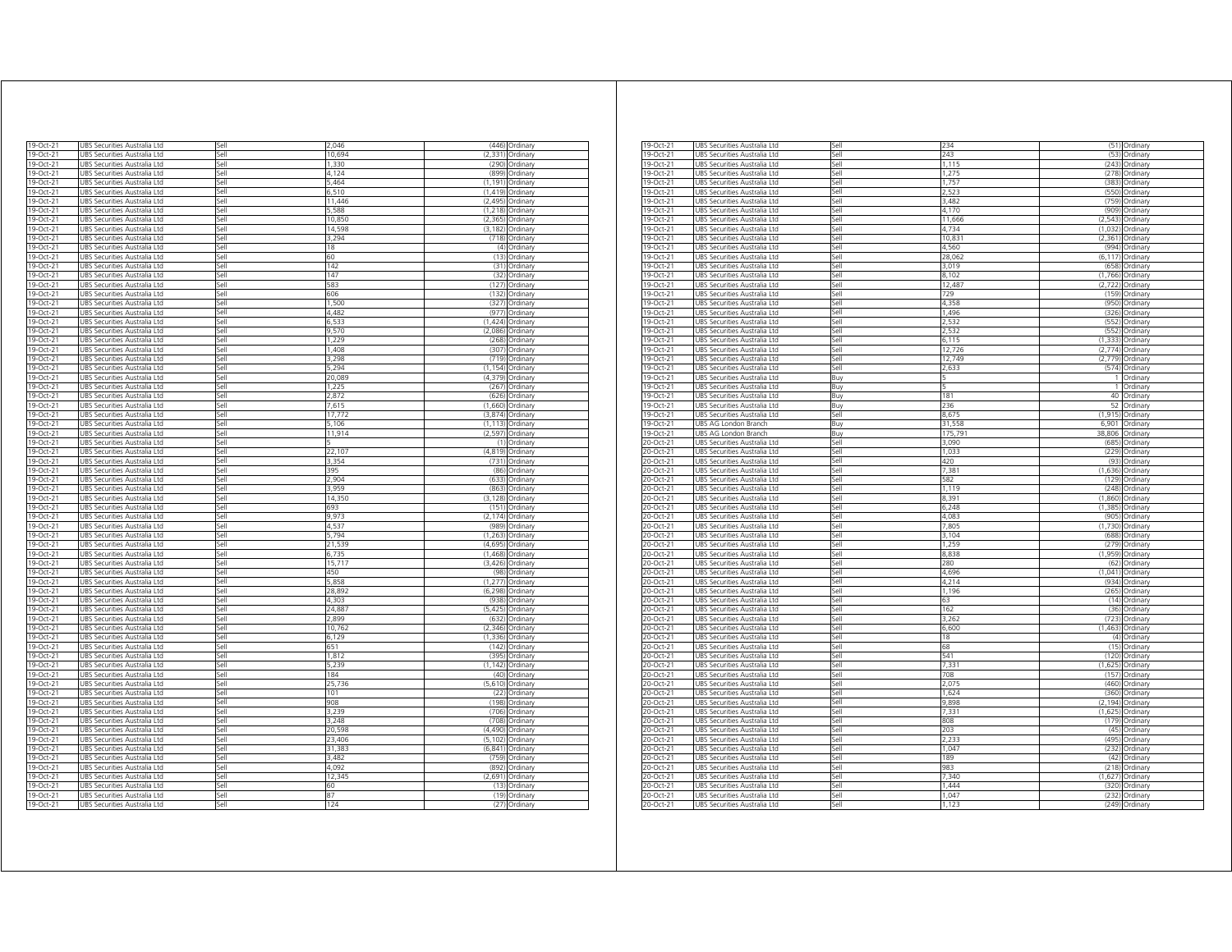| | | | | | |
|---|---|---|---|---|---|
| 19-Oct-21 | UBS Securities Australia Ltd | Sell | 2,046 | (446) | Ordinary |
| 19-Oct-21 | UBS Securities Australia Ltd | Sell | 10,694 | (2,331) | Ordinary |
| 19-Oct-21 | UBS Securities Australia Ltd | Sell | 1,330 | (290) | Ordinary |
| 19-Oct-21 | UBS Securities Australia Ltd | Sell | 4,124 | (899) | Ordinary |
| 19-Oct-21 | UBS Securities Australia Ltd | Sell | 5,464 | (1,191) | Ordinary |
| 19-Oct-21 | UBS Securities Australia Ltd | Sell | 6,510 | (1,419) | Ordinary |
| 19-Oct-21 | UBS Securities Australia Ltd | Sell | 11,446 | (2,495) | Ordinary |
| 19-Oct-21 | UBS Securities Australia Ltd | Sell | 5,588 | (1,218) | Ordinary |
| 19-Oct-21 | UBS Securities Australia Ltd | Sell | 10,850 | (2,365) | Ordinary |
| 19-Oct-21 | UBS Securities Australia Ltd | Sell | 14,598 | (3,182) | Ordinary |
| 19-Oct-21 | UBS Securities Australia Ltd | Sell | 3,294 | (718) | Ordinary |
| 19-Oct-21 | UBS Securities Australia Ltd | Sell | 18 | (4) | Ordinary |
| 19-Oct-21 | UBS Securities Australia Ltd | Sell | 60 | (13) | Ordinary |
| 19-Oct-21 | UBS Securities Australia Ltd | Sell | 142 | (31) | Ordinary |
| 19-Oct-21 | UBS Securities Australia Ltd | Sell | 147 | (32) | Ordinary |
| 19-Oct-21 | UBS Securities Australia Ltd | Sell | 583 | (127) | Ordinary |
| 19-Oct-21 | UBS Securities Australia Ltd | Sell | 606 | (132) | Ordinary |
| 19-Oct-21 | UBS Securities Australia Ltd | Sell | 1,500 | (327) | Ordinary |
| 19-Oct-21 | UBS Securities Australia Ltd | Sell | 4,482 | (977) | Ordinary |
| 19-Oct-21 | UBS Securities Australia Ltd | Sell | 6,533 | (1,424) | Ordinary |
| 19-Oct-21 | UBS Securities Australia Ltd | Sell | 9,570 | (2,086) | Ordinary |
| 19-Oct-21 | UBS Securities Australia Ltd | Sell | 1,229 | (268) | Ordinary |
| 19-Oct-21 | UBS Securities Australia Ltd | Sell | 1,408 | (307) | Ordinary |
| 19-Oct-21 | UBS Securities Australia Ltd | Sell | 3,298 | (719) | Ordinary |
| 19-Oct-21 | UBS Securities Australia Ltd | Sell | 5,294 | (1,154) | Ordinary |
| 19-Oct-21 | UBS Securities Australia Ltd | Sell | 20,089 | (4,379) | Ordinary |
| 19-Oct-21 | UBS Securities Australia Ltd | Sell | 1,225 | (267) | Ordinary |
| 19-Oct-21 | UBS Securities Australia Ltd | Sell | 2,872 | (626) | Ordinary |
| 19-Oct-21 | UBS Securities Australia Ltd | Sell | 7,615 | (1,660) | Ordinary |
| 19-Oct-21 | UBS Securities Australia Ltd | Sell | 17,772 | (3,874) | Ordinary |
| 19-Oct-21 | UBS Securities Australia Ltd | Sell | 5,106 | (1,113) | Ordinary |
| 19-Oct-21 | UBS Securities Australia Ltd | Sell | 11,914 | (2,597) | Ordinary |
| 19-Oct-21 | UBS Securities Australia Ltd | Sell | 5 | (1) | Ordinary |
| 19-Oct-21 | UBS Securities Australia Ltd | Sell | 22,107 | (4,819) | Ordinary |
| 19-Oct-21 | UBS Securities Australia Ltd | Sell | 3,354 | (731) | Ordinary |
| 19-Oct-21 | UBS Securities Australia Ltd | Sell | 395 | (86) | Ordinary |
| 19-Oct-21 | UBS Securities Australia Ltd | Sell | 2,904 | (633) | Ordinary |
| 19-Oct-21 | UBS Securities Australia Ltd | Sell | 3,959 | (863) | Ordinary |
| 19-Oct-21 | UBS Securities Australia Ltd | Sell | 14,350 | (3,128) | Ordinary |
| 19-Oct-21 | UBS Securities Australia Ltd | Sell | 693 | (151) | Ordinary |
| 19-Oct-21 | UBS Securities Australia Ltd | Sell | 9,973 | (2,174) | Ordinary |
| 19-Oct-21 | UBS Securities Australia Ltd | Sell | 4,537 | (989) | Ordinary |
| 19-Oct-21 | UBS Securities Australia Ltd | Sell | 5,794 | (1,263) | Ordinary |
| 19-Oct-21 | UBS Securities Australia Ltd | Sell | 21,539 | (4,695) | Ordinary |
| 19-Oct-21 | UBS Securities Australia Ltd | Sell | 6,735 | (1,468) | Ordinary |
| 19-Oct-21 | UBS Securities Australia Ltd | Sell | 15,717 | (3,426) | Ordinary |
| 19-Oct-21 | UBS Securities Australia Ltd | Sell | 450 | (98) | Ordinary |
| 19-Oct-21 | UBS Securities Australia Ltd | Sell | 5,858 | (1,277) | Ordinary |
| 19-Oct-21 | UBS Securities Australia Ltd | Sell | 28,892 | (6,298) | Ordinary |
| 19-Oct-21 | UBS Securities Australia Ltd | Sell | 4,303 | (938) | Ordinary |
| 19-Oct-21 | UBS Securities Australia Ltd | Sell | 24,887 | (5,425) | Ordinary |
| 19-Oct-21 | UBS Securities Australia Ltd | Sell | 2,899 | (632) | Ordinary |
| 19-Oct-21 | UBS Securities Australia Ltd | Sell | 10,762 | (2,346) | Ordinary |
| 19-Oct-21 | UBS Securities Australia Ltd | Sell | 6,129 | (1,336) | Ordinary |
| 19-Oct-21 | UBS Securities Australia Ltd | Sell | 651 | (142) | Ordinary |
| 19-Oct-21 | UBS Securities Australia Ltd | Sell | 1,812 | (395) | Ordinary |
| 19-Oct-21 | UBS Securities Australia Ltd | Sell | 5,239 | (1,142) | Ordinary |
| 19-Oct-21 | UBS Securities Australia Ltd | Sell | 184 | (40) | Ordinary |
| 19-Oct-21 | UBS Securities Australia Ltd | Sell | 25,736 | (5,610) | Ordinary |
| 19-Oct-21 | UBS Securities Australia Ltd | Sell | 101 | (22) | Ordinary |
| 19-Oct-21 | UBS Securities Australia Ltd | Sell | 908 | (198) | Ordinary |
| 19-Oct-21 | UBS Securities Australia Ltd | Sell | 3,239 | (706) | Ordinary |
| 19-Oct-21 | UBS Securities Australia Ltd | Sell | 3,248 | (708) | Ordinary |
| 19-Oct-21 | UBS Securities Australia Ltd | Sell | 20,598 | (4,490) | Ordinary |
| 19-Oct-21 | UBS Securities Australia Ltd | Sell | 23,406 | (5,102) | Ordinary |
| 19-Oct-21 | UBS Securities Australia Ltd | Sell | 31,383 | (6,841) | Ordinary |
| 19-Oct-21 | UBS Securities Australia Ltd | Sell | 3,482 | (759) | Ordinary |
| 19-Oct-21 | UBS Securities Australia Ltd | Sell | 4,092 | (892) | Ordinary |
| 19-Oct-21 | UBS Securities Australia Ltd | Sell | 12,345 | (2,691) | Ordinary |
| 19-Oct-21 | UBS Securities Australia Ltd | Sell | 60 | (13) | Ordinary |
| 19-Oct-21 | UBS Securities Australia Ltd | Sell | 87 | (19) | Ordinary |
| 19-Oct-21 | UBS Securities Australia Ltd | Sell | 124 | (27) | Ordinary |
| 19-Oct-21 | UBS Securities Australia Ltd | Sell | 234 | (51) | Ordinary |
| 19-Oct-21 | UBS Securities Australia Ltd | Sell | 243 | (53) | Ordinary |
| 19-Oct-21 | UBS Securities Australia Ltd | Sell | 1,115 | (243) | Ordinary |
| 19-Oct-21 | UBS Securities Australia Ltd | Sell | 1,275 | (278) | Ordinary |
| 19-Oct-21 | UBS Securities Australia Ltd | Sell | 1,757 | (383) | Ordinary |
| 19-Oct-21 | UBS Securities Australia Ltd | Sell | 2,523 | (550) | Ordinary |
| 19-Oct-21 | UBS Securities Australia Ltd | Sell | 3,482 | (759) | Ordinary |
| 19-Oct-21 | UBS Securities Australia Ltd | Sell | 4,170 | (909) | Ordinary |
| 19-Oct-21 | UBS Securities Australia Ltd | Sell | 11,666 | (2,543) | Ordinary |
| 19-Oct-21 | UBS Securities Australia Ltd | Sell | 4,734 | (1,032) | Ordinary |
| 19-Oct-21 | UBS Securities Australia Ltd | Sell | 10,831 | (2,361) | Ordinary |
| 19-Oct-21 | UBS Securities Australia Ltd | Sell | 4,560 | (994) | Ordinary |
| 19-Oct-21 | UBS Securities Australia Ltd | Sell | 28,062 | (6,117) | Ordinary |
| 19-Oct-21 | UBS Securities Australia Ltd | Sell | 3,019 | (658) | Ordinary |
| 19-Oct-21 | UBS Securities Australia Ltd | Sell | 8,102 | (1,766) | Ordinary |
| 19-Oct-21 | UBS Securities Australia Ltd | Sell | 12,487 | (2,722) | Ordinary |
| 19-Oct-21 | UBS Securities Australia Ltd | Sell | 729 | (159) | Ordinary |
| 19-Oct-21 | UBS Securities Australia Ltd | Sell | 4,358 | (950) | Ordinary |
| 19-Oct-21 | UBS Securities Australia Ltd | Sell | 1,496 | (326) | Ordinary |
| 19-Oct-21 | UBS Securities Australia Ltd | Sell | 2,532 | (552) | Ordinary |
| 19-Oct-21 | UBS Securities Australia Ltd | Sell | 2,532 | (552) | Ordinary |
| 19-Oct-21 | UBS Securities Australia Ltd | Sell | 6,115 | (1,333) | Ordinary |
| 19-Oct-21 | UBS Securities Australia Ltd | Sell | 12,726 | (2,774) | Ordinary |
| 19-Oct-21 | UBS Securities Australia Ltd | Sell | 12,749 | (2,779) | Ordinary |
| 19-Oct-21 | UBS Securities Australia Ltd | Sell | 2,633 | (574) | Ordinary |
| 19-Oct-21 | UBS Securities Australia Ltd | Buy | 5 | 1 | Ordinary |
| 19-Oct-21 | UBS Securities Australia Ltd | Buy | 5 | 1 | Ordinary |
| 19-Oct-21 | UBS Securities Australia Ltd | Buy | 181 | 40 | Ordinary |
| 19-Oct-21 | UBS Securities Australia Ltd | Buy | 236 | 52 | Ordinary |
| 19-Oct-21 | UBS Securities Australia Ltd | Sell | 8,675 | (1,915) | Ordinary |
| 19-Oct-21 | UBS AG London Branch | Buy | 31,558 | 6,901 | Ordinary |
| 19-Oct-21 | UBS AG London Branch | Buy | 175,791 | 38,806 | Ordinary |
| 20-Oct-21 | UBS Securities Australia Ltd | Sell | 3,090 | (685) | Ordinary |
| 20-Oct-21 | UBS Securities Australia Ltd | Sell | 1,033 | (229) | Ordinary |
| 20-Oct-21 | UBS Securities Australia Ltd | Sell | 420 | (93) | Ordinary |
| 20-Oct-21 | UBS Securities Australia Ltd | Sell | 7,381 | (1,636) | Ordinary |
| 20-Oct-21 | UBS Securities Australia Ltd | Sell | 582 | (129) | Ordinary |
| 20-Oct-21 | UBS Securities Australia Ltd | Sell | 1,119 | (248) | Ordinary |
| 20-Oct-21 | UBS Securities Australia Ltd | Sell | 8,391 | (1,860) | Ordinary |
| 20-Oct-21 | UBS Securities Australia Ltd | Sell | 6,248 | (1,385) | Ordinary |
| 20-Oct-21 | UBS Securities Australia Ltd | Sell | 4,083 | (905) | Ordinary |
| 20-Oct-21 | UBS Securities Australia Ltd | Sell | 7,805 | (1,730) | Ordinary |
| 20-Oct-21 | UBS Securities Australia Ltd | Sell | 3,104 | (688) | Ordinary |
| 20-Oct-21 | UBS Securities Australia Ltd | Sell | 1,259 | (279) | Ordinary |
| 20-Oct-21 | UBS Securities Australia Ltd | Sell | 8,838 | (1,959) | Ordinary |
| 20-Oct-21 | UBS Securities Australia Ltd | Sell | 280 | (62) | Ordinary |
| 20-Oct-21 | UBS Securities Australia Ltd | Sell | 4,696 | (1,041) | Ordinary |
| 20-Oct-21 | UBS Securities Australia Ltd | Sell | 4,214 | (934) | Ordinary |
| 20-Oct-21 | UBS Securities Australia Ltd | Sell | 1,196 | (265) | Ordinary |
| 20-Oct-21 | UBS Securities Australia Ltd | Sell | 63 | (14) | Ordinary |
| 20-Oct-21 | UBS Securities Australia Ltd | Sell | 162 | (36) | Ordinary |
| 20-Oct-21 | UBS Securities Australia Ltd | Sell | 3,262 | (723) | Ordinary |
| 20-Oct-21 | UBS Securities Australia Ltd | Sell | 6,600 | (1,463) | Ordinary |
| 20-Oct-21 | UBS Securities Australia Ltd | Sell | 18 | (4) | Ordinary |
| 20-Oct-21 | UBS Securities Australia Ltd | Sell | 68 | (15) | Ordinary |
| 20-Oct-21 | UBS Securities Australia Ltd | Sell | 541 | (120) | Ordinary |
| 20-Oct-21 | UBS Securities Australia Ltd | Sell | 7,331 | (1,625) | Ordinary |
| 20-Oct-21 | UBS Securities Australia Ltd | Sell | 708 | (157) | Ordinary |
| 20-Oct-21 | UBS Securities Australia Ltd | Sell | 2,075 | (460) | Ordinary |
| 20-Oct-21 | UBS Securities Australia Ltd | Sell | 1,624 | (360) | Ordinary |
| 20-Oct-21 | UBS Securities Australia Ltd | Sell | 9,898 | (2,194) | Ordinary |
| 20-Oct-21 | UBS Securities Australia Ltd | Sell | 7,331 | (1,625) | Ordinary |
| 20-Oct-21 | UBS Securities Australia Ltd | Sell | 808 | (179) | Ordinary |
| 20-Oct-21 | UBS Securities Australia Ltd | Sell | 203 | (45) | Ordinary |
| 20-Oct-21 | UBS Securities Australia Ltd | Sell | 2,233 | (495) | Ordinary |
| 20-Oct-21 | UBS Securities Australia Ltd | Sell | 1,047 | (232) | Ordinary |
| 20-Oct-21 | UBS Securities Australia Ltd | Sell | 189 | (42) | Ordinary |
| 20-Oct-21 | UBS Securities Australia Ltd | Sell | 983 | (218) | Ordinary |
| 20-Oct-21 | UBS Securities Australia Ltd | Sell | 7,340 | (1,627) | Ordinary |
| 20-Oct-21 | UBS Securities Australia Ltd | Sell | 1,444 | (320) | Ordinary |
| 20-Oct-21 | UBS Securities Australia Ltd | Sell | 1,047 | (232) | Ordinary |
| 20-Oct-21 | UBS Securities Australia Ltd | Sell | 1,123 | (249) | Ordinary |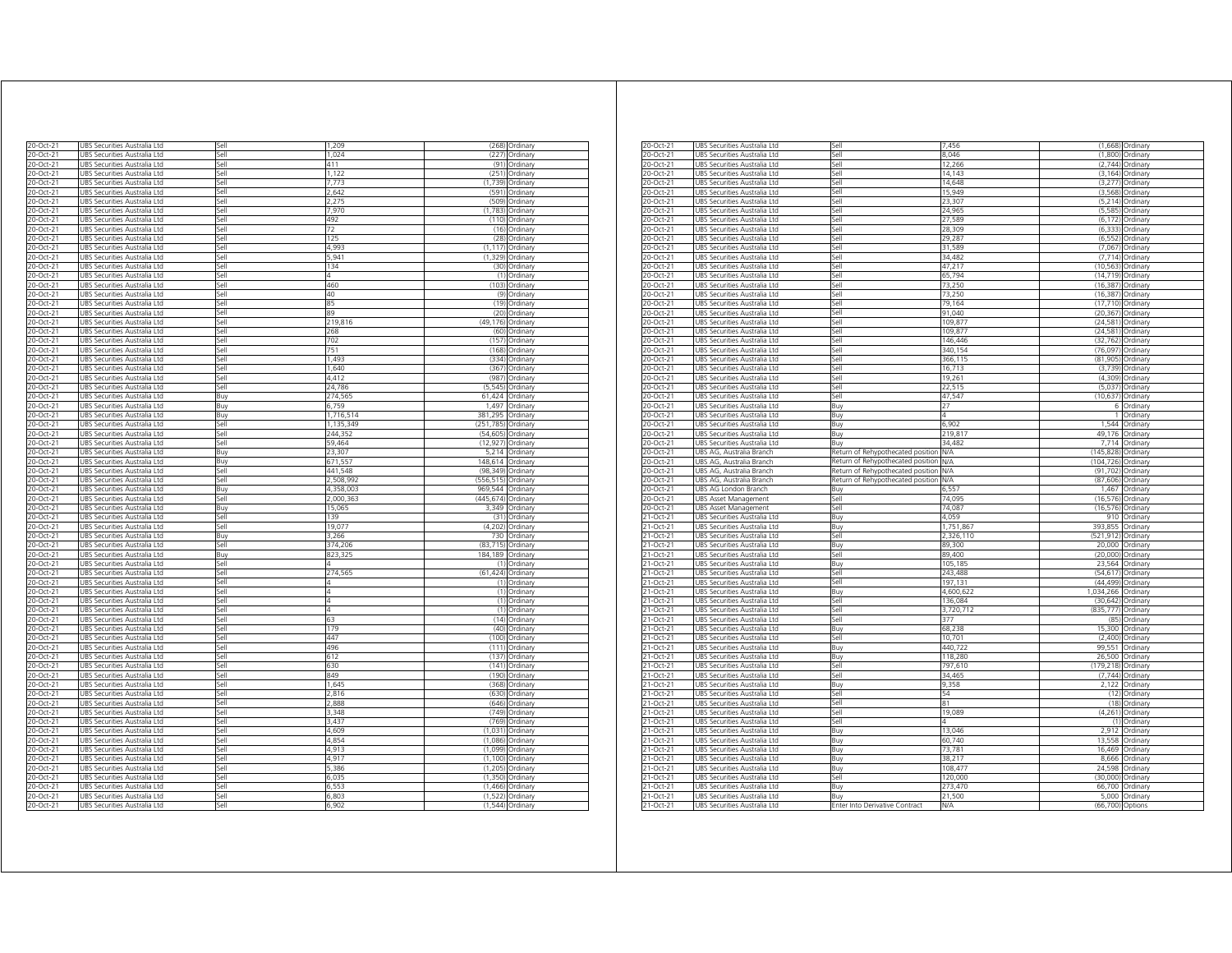| | | | | | |
|---|---|---|---|---|---|
| 20-Oct-21 | UBS Securities Australia Ltd | Sell | 1,209 | (268) | Ordinary |
| 20-Oct-21 | UBS Securities Australia Ltd | Sell | 1,024 | (227) | Ordinary |
| 20-Oct-21 | UBS Securities Australia Ltd | Sell | 411 | (91) | Ordinary |
| 20-Oct-21 | UBS Securities Australia Ltd | Sell | 1,122 | (251) | Ordinary |
| 20-Oct-21 | UBS Securities Australia Ltd | Sell | 7,773 | (1,739) | Ordinary |
| 20-Oct-21 | UBS Securities Australia Ltd | Sell | 2,642 | (591) | Ordinary |
| 20-Oct-21 | UBS Securities Australia Ltd | Sell | 2,275 | (509) | Ordinary |
| 20-Oct-21 | UBS Securities Australia Ltd | Sell | 7,970 | (1,783) | Ordinary |
| 20-Oct-21 | UBS Securities Australia Ltd | Sell | 492 | (110) | Ordinary |
| 20-Oct-21 | UBS Securities Australia Ltd | Sell | 72 | (16) | Ordinary |
| 20-Oct-21 | UBS Securities Australia Ltd | Sell | 125 | (28) | Ordinary |
| 20-Oct-21 | UBS Securities Australia Ltd | Sell | 4,993 | (1,117) | Ordinary |
| 20-Oct-21 | UBS Securities Australia Ltd | Sell | 5,941 | (1,329) | Ordinary |
| 20-Oct-21 | UBS Securities Australia Ltd | Sell | 134 | (30) | Ordinary |
| 20-Oct-21 | UBS Securities Australia Ltd | Sell | 4 | (1) | Ordinary |
| 20-Oct-21 | UBS Securities Australia Ltd | Sell | 460 | (103) | Ordinary |
| 20-Oct-21 | UBS Securities Australia Ltd | Sell | 40 | (9) | Ordinary |
| 20-Oct-21 | UBS Securities Australia Ltd | Sell | 85 | (19) | Ordinary |
| 20-Oct-21 | UBS Securities Australia Ltd | Sell | 89 | (20) | Ordinary |
| 20-Oct-21 | UBS Securities Australia Ltd | Sell | 219,816 | (49,176) | Ordinary |
| 20-Oct-21 | UBS Securities Australia Ltd | Sell | 268 | (60) | Ordinary |
| 20-Oct-21 | UBS Securities Australia Ltd | Sell | 702 | (157) | Ordinary |
| 20-Oct-21 | UBS Securities Australia Ltd | Sell | 751 | (168) | Ordinary |
| 20-Oct-21 | UBS Securities Australia Ltd | Sell | 1,493 | (334) | Ordinary |
| 20-Oct-21 | UBS Securities Australia Ltd | Sell | 1,640 | (367) | Ordinary |
| 20-Oct-21 | UBS Securities Australia Ltd | Sell | 4,412 | (987) | Ordinary |
| 20-Oct-21 | UBS Securities Australia Ltd | Sell | 24,786 | (5,545) | Ordinary |
| 20-Oct-21 | UBS Securities Australia Ltd | Buy | 274,565 | 61,424 | Ordinary |
| 20-Oct-21 | UBS Securities Australia Ltd | Buy | 6,759 | 1,497 | Ordinary |
| 20-Oct-21 | UBS Securities Australia Ltd | Buy | 1,716,514 | 381,295 | Ordinary |
| 20-Oct-21 | UBS Securities Australia Ltd | Sell | 1,135,349 | (251,785) | Ordinary |
| 20-Oct-21 | UBS Securities Australia Ltd | Sell | 244,352 | (54,605) | Ordinary |
| 20-Oct-21 | UBS Securities Australia Ltd | Sell | 59,464 | (12,927) | Ordinary |
| 20-Oct-21 | UBS Securities Australia Ltd | Buy | 23,307 | 5,214 | Ordinary |
| 20-Oct-21 | UBS Securities Australia Ltd | Buy | 671,557 | 148,614 | Ordinary |
| 20-Oct-21 | UBS Securities Australia Ltd | Sell | 441,548 | (98,349) | Ordinary |
| 20-Oct-21 | UBS Securities Australia Ltd | Sell | 2,508,992 | (556,515) | Ordinary |
| 20-Oct-21 | UBS Securities Australia Ltd | Buy | 4,358,003 | 969,544 | Ordinary |
| 20-Oct-21 | UBS Securities Australia Ltd | Sell | 2,000,363 | (445,674) | Ordinary |
| 20-Oct-21 | UBS Securities Australia Ltd | Buy | 15,065 | 3,349 | Ordinary |
| 20-Oct-21 | UBS Securities Australia Ltd | Sell | 139 | (31) | Ordinary |
| 20-Oct-21 | UBS Securities Australia Ltd | Sell | 19,077 | (4,202) | Ordinary |
| 20-Oct-21 | UBS Securities Australia Ltd | Buy | 3,266 | 730 | Ordinary |
| 20-Oct-21 | UBS Securities Australia Ltd | Sell | 374,206 | (83,715) | Ordinary |
| 20-Oct-21 | UBS Securities Australia Ltd | Buy | 823,325 | 184,189 | Ordinary |
| 20-Oct-21 | UBS Securities Australia Ltd | Sell | 4 | (1) | Ordinary |
| 20-Oct-21 | UBS Securities Australia Ltd | Sell | 274,565 | (61,424) | Ordinary |
| 20-Oct-21 | UBS Securities Australia Ltd | Sell | 4 | (1) | Ordinary |
| 20-Oct-21 | UBS Securities Australia Ltd | Sell | 4 | (1) | Ordinary |
| 20-Oct-21 | UBS Securities Australia Ltd | Sell | 4 | (1) | Ordinary |
| 20-Oct-21 | UBS Securities Australia Ltd | Sell | 4 | (1) | Ordinary |
| 20-Oct-21 | UBS Securities Australia Ltd | Sell | 63 | (14) | Ordinary |
| 20-Oct-21 | UBS Securities Australia Ltd | Sell | 179 | (40) | Ordinary |
| 20-Oct-21 | UBS Securities Australia Ltd | Sell | 447 | (100) | Ordinary |
| 20-Oct-21 | UBS Securities Australia Ltd | Sell | 496 | (111) | Ordinary |
| 20-Oct-21 | UBS Securities Australia Ltd | Sell | 612 | (137) | Ordinary |
| 20-Oct-21 | UBS Securities Australia Ltd | Sell | 630 | (141) | Ordinary |
| 20-Oct-21 | UBS Securities Australia Ltd | Sell | 849 | (190) | Ordinary |
| 20-Oct-21 | UBS Securities Australia Ltd | Sell | 1,645 | (368) | Ordinary |
| 20-Oct-21 | UBS Securities Australia Ltd | Sell | 2,816 | (630) | Ordinary |
| 20-Oct-21 | UBS Securities Australia Ltd | Sell | 2,888 | (646) | Ordinary |
| 20-Oct-21 | UBS Securities Australia Ltd | Sell | 3,348 | (749) | Ordinary |
| 20-Oct-21 | UBS Securities Australia Ltd | Sell | 3,437 | (769) | Ordinary |
| 20-Oct-21 | UBS Securities Australia Ltd | Sell | 4,609 | (1,031) | Ordinary |
| 20-Oct-21 | UBS Securities Australia Ltd | Sell | 4,854 | (1,086) | Ordinary |
| 20-Oct-21 | UBS Securities Australia Ltd | Sell | 4,913 | (1,099) | Ordinary |
| 20-Oct-21 | UBS Securities Australia Ltd | Sell | 4,917 | (1,100) | Ordinary |
| 20-Oct-21 | UBS Securities Australia Ltd | Sell | 5,386 | (1,205) | Ordinary |
| 20-Oct-21 | UBS Securities Australia Ltd | Sell | 6,035 | (1,350) | Ordinary |
| 20-Oct-21 | UBS Securities Australia Ltd | Sell | 6,553 | (1,466) | Ordinary |
| 20-Oct-21 | UBS Securities Australia Ltd | Sell | 6,803 | (1,522) | Ordinary |
| 20-Oct-21 | UBS Securities Australia Ltd | Sell | 6,902 | (1,544) | Ordinary |
| 20-Oct-21 | UBS Securities Australia Ltd | Sell | 7,456 | (1,668) | Ordinary |
| 20-Oct-21 | UBS Securities Australia Ltd | Sell | 8,046 | (1,800) | Ordinary |
| 20-Oct-21 | UBS Securities Australia Ltd | Sell | 12,266 | (2,744) | Ordinary |
| 20-Oct-21 | UBS Securities Australia Ltd | Sell | 14,143 | (3,164) | Ordinary |
| 20-Oct-21 | UBS Securities Australia Ltd | Sell | 14,648 | (3,277) | Ordinary |
| 20-Oct-21 | UBS Securities Australia Ltd | Sell | 15,949 | (3,568) | Ordinary |
| 20-Oct-21 | UBS Securities Australia Ltd | Sell | 23,307 | (5,214) | Ordinary |
| 20-Oct-21 | UBS Securities Australia Ltd | Sell | 24,965 | (5,585) | Ordinary |
| 20-Oct-21 | UBS Securities Australia Ltd | Sell | 27,589 | (6,172) | Ordinary |
| 20-Oct-21 | UBS Securities Australia Ltd | Sell | 28,309 | (6,333) | Ordinary |
| 20-Oct-21 | UBS Securities Australia Ltd | Sell | 29,287 | (6,552) | Ordinary |
| 20-Oct-21 | UBS Securities Australia Ltd | Sell | 31,589 | (7,067) | Ordinary |
| 20-Oct-21 | UBS Securities Australia Ltd | Sell | 34,482 | (7,714) | Ordinary |
| 20-Oct-21 | UBS Securities Australia Ltd | Sell | 47,217 | (10,563) | Ordinary |
| 20-Oct-21 | UBS Securities Australia Ltd | Sell | 65,794 | (14,719) | Ordinary |
| 20-Oct-21 | UBS Securities Australia Ltd | Sell | 73,250 | (16,387) | Ordinary |
| 20-Oct-21 | UBS Securities Australia Ltd | Sell | 73,250 | (16,387) | Ordinary |
| 20-Oct-21 | UBS Securities Australia Ltd | Sell | 79,164 | (17,710) | Ordinary |
| 20-Oct-21 | UBS Securities Australia Ltd | Sell | 91,040 | (20,367) | Ordinary |
| 20-Oct-21 | UBS Securities Australia Ltd | Sell | 109,877 | (24,581) | Ordinary |
| 20-Oct-21 | UBS Securities Australia Ltd | Sell | 109,877 | (24,581) | Ordinary |
| 20-Oct-21 | UBS Securities Australia Ltd | Sell | 146,446 | (32,762) | Ordinary |
| 20-Oct-21 | UBS Securities Australia Ltd | Sell | 340,154 | (76,097) | Ordinary |
| 20-Oct-21 | UBS Securities Australia Ltd | Sell | 366,115 | (81,905) | Ordinary |
| 20-Oct-21 | UBS Securities Australia Ltd | Sell | 16,713 | (3,739) | Ordinary |
| 20-Oct-21 | UBS Securities Australia Ltd | Sell | 19,261 | (4,309) | Ordinary |
| 20-Oct-21 | UBS Securities Australia Ltd | Sell | 22,515 | (5,037) | Ordinary |
| 20-Oct-21 | UBS Securities Australia Ltd | Sell | 47,547 | (10,637) | Ordinary |
| 20-Oct-21 | UBS Securities Australia Ltd | Buy | 27 | 6 | Ordinary |
| 20-Oct-21 | UBS Securities Australia Ltd | Buy | 4 | 1 | Ordinary |
| 20-Oct-21 | UBS Securities Australia Ltd | Buy | 6,902 | 1,544 | Ordinary |
| 20-Oct-21 | UBS Securities Australia Ltd | Buy | 219,817 | 49,176 | Ordinary |
| 20-Oct-21 | UBS Securities Australia Ltd | Buy | 34,482 | 7,714 | Ordinary |
| 20-Oct-21 | UBS AG, Australia Branch | Return of Rehypothecated position | N/A | (145,828) | Ordinary |
| 20-Oct-21 | UBS AG, Australia Branch | Return of Rehypothecated position | N/A | (104,726) | Ordinary |
| 20-Oct-21 | UBS AG, Australia Branch | Return of Rehypothecated position | N/A | (91,702) | Ordinary |
| 20-Oct-21 | UBS AG, Australia Branch | Return of Rehypothecated position | N/A | (87,606) | Ordinary |
| 20-Oct-21 | UBS AG London Branch | Buy | 6,557 | 1,467 | Ordinary |
| 20-Oct-21 | UBS Asset Management | Sell | 74,095 | (16,576) | Ordinary |
| 20-Oct-21 | UBS Asset Management | Sell | 74,087 | (16,576) | Ordinary |
| 21-Oct-21 | UBS Securities Australia Ltd | Buy | 4,059 | 910 | Ordinary |
| 21-Oct-21 | UBS Securities Australia Ltd | Buy | 1,751,867 | 393,855 | Ordinary |
| 21-Oct-21 | UBS Securities Australia Ltd | Sell | 2,326,110 | (521,912) | Ordinary |
| 21-Oct-21 | UBS Securities Australia Ltd | Buy | 89,300 | 20,000 | Ordinary |
| 21-Oct-21 | UBS Securities Australia Ltd | Sell | 89,400 | (20,000) | Ordinary |
| 21-Oct-21 | UBS Securities Australia Ltd | Buy | 105,185 | 23,564 | Ordinary |
| 21-Oct-21 | UBS Securities Australia Ltd | Sell | 243,488 | (54,617) | Ordinary |
| 21-Oct-21 | UBS Securities Australia Ltd | Sell | 197,131 | (44,499) | Ordinary |
| 21-Oct-21 | UBS Securities Australia Ltd | Buy | 4,600,622 | 1,034,266 | Ordinary |
| 21-Oct-21 | UBS Securities Australia Ltd | Sell | 136,084 | (30,642) | Ordinary |
| 21-Oct-21 | UBS Securities Australia Ltd | Sell | 3,720,712 | (835,777) | Ordinary |
| 21-Oct-21 | UBS Securities Australia Ltd | Sell | 377 | (85) | Ordinary |
| 21-Oct-21 | UBS Securities Australia Ltd | Buy | 68,238 | 15,300 | Ordinary |
| 21-Oct-21 | UBS Securities Australia Ltd | Sell | 10,701 | (2,400) | Ordinary |
| 21-Oct-21 | UBS Securities Australia Ltd | Buy | 440,722 | 99,551 | Ordinary |
| 21-Oct-21 | UBS Securities Australia Ltd | Buy | 118,280 | 26,500 | Ordinary |
| 21-Oct-21 | UBS Securities Australia Ltd | Sell | 797,610 | (179,218) | Ordinary |
| 21-Oct-21 | UBS Securities Australia Ltd | Sell | 34,465 | (7,744) | Ordinary |
| 21-Oct-21 | UBS Securities Australia Ltd | Buy | 9,358 | 2,122 | Ordinary |
| 21-Oct-21 | UBS Securities Australia Ltd | Sell | 54 | (12) | Ordinary |
| 21-Oct-21 | UBS Securities Australia Ltd | Sell | 81 | (18) | Ordinary |
| 21-Oct-21 | UBS Securities Australia Ltd | Sell | 19,089 | (4,261) | Ordinary |
| 21-Oct-21 | UBS Securities Australia Ltd | Sell | 4 | (1) | Ordinary |
| 21-Oct-21 | UBS Securities Australia Ltd | Buy | 13,046 | 2,912 | Ordinary |
| 21-Oct-21 | UBS Securities Australia Ltd | Buy | 60,740 | 13,558 | Ordinary |
| 21-Oct-21 | UBS Securities Australia Ltd | Buy | 73,781 | 16,469 | Ordinary |
| 21-Oct-21 | UBS Securities Australia Ltd | Buy | 38,217 | 8,666 | Ordinary |
| 21-Oct-21 | UBS Securities Australia Ltd | Buy | 108,477 | 24,598 | Ordinary |
| 21-Oct-21 | UBS Securities Australia Ltd | Sell | 120,000 | (30,000) | Ordinary |
| 21-Oct-21 | UBS Securities Australia Ltd | Buy | 273,470 | 66,700 | Ordinary |
| 21-Oct-21 | UBS Securities Australia Ltd | Buy | 21,500 | 5,000 | Ordinary |
| 21-Oct-21 | UBS Securities Australia Ltd | Enter Into Derivative Contract | N/A | (66,700) | Options |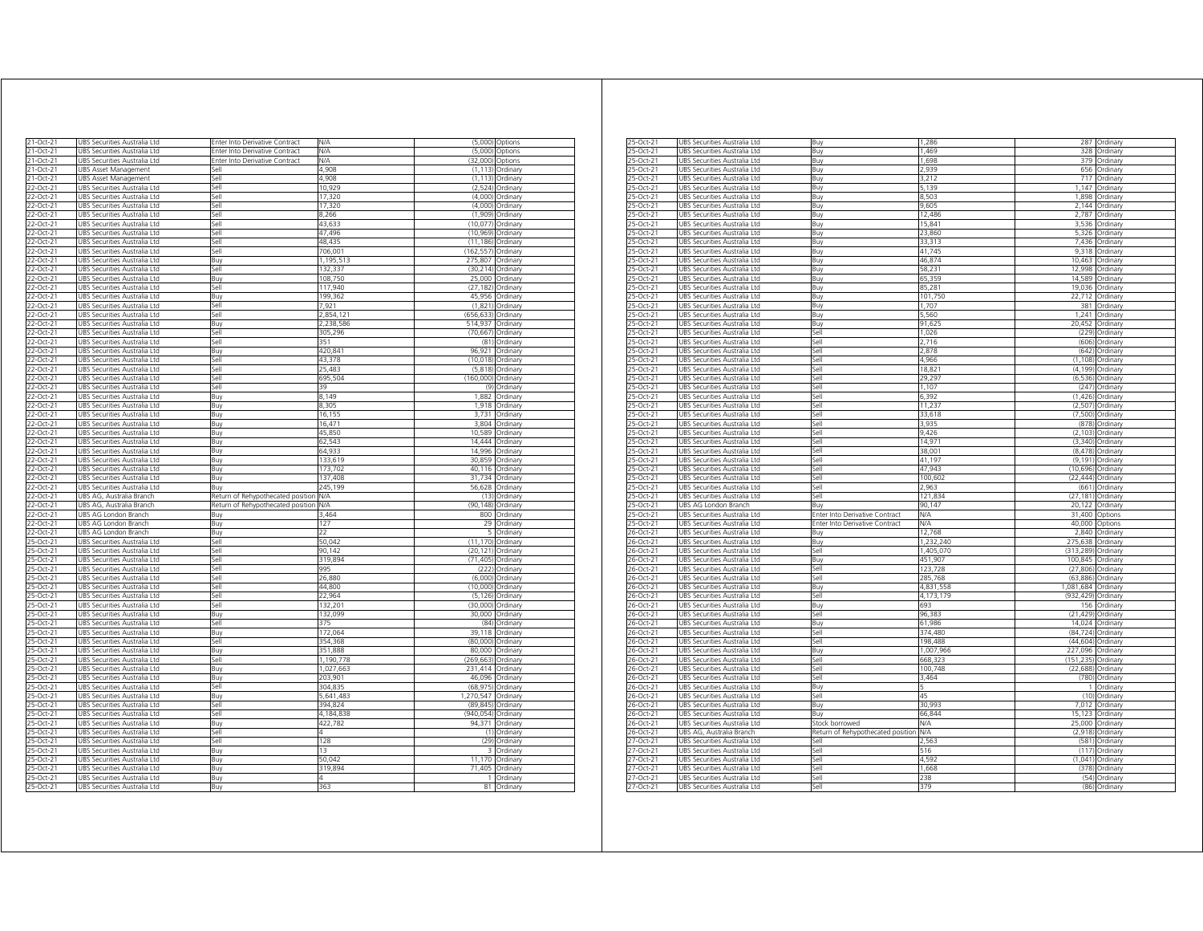| | | | | | |
|---|---|---|---|---|---|
| 21-Oct-21 | UBS Securities Australia Ltd | Enter Into Derivative Contract | N/A | (5,000) | Options |
| 21-Oct-21 | UBS Securities Australia Ltd | Enter Into Derivative Contract | N/A | (5,000) | Options |
| 21-Oct-21 | UBS Securities Australia Ltd | Enter Into Derivative Contract | N/A | (32,000) | Options |
| 21-Oct-21 | UBS Asset Management | Sell | 4,908 | (1,113) | Ordinary |
| 21-Oct-21 | UBS Asset Management | Sell | 4,908 | (1,113) | Ordinary |
| 22-Oct-21 | UBS Securities Australia Ltd | Sell | 10,929 | (2,524) | Ordinary |
| 22-Oct-21 | UBS Securities Australia Ltd | Sell | 17,320 | (4,000) | Ordinary |
| 22-Oct-21 | UBS Securities Australia Ltd | Sell | 17,320 | (4,000) | Ordinary |
| 22-Oct-21 | UBS Securities Australia Ltd | Sell | 8,266 | (1,909) | Ordinary |
| 22-Oct-21 | UBS Securities Australia Ltd | Sell | 43,633 | (10,077) | Ordinary |
| 22-Oct-21 | UBS Securities Australia Ltd | Sell | 47,496 | (10,969) | Ordinary |
| 22-Oct-21 | UBS Securities Australia Ltd | Sell | 48,435 | (11,186) | Ordinary |
| 22-Oct-21 | UBS Securities Australia Ltd | Sell | 706,001 | (162,557) | Ordinary |
| 22-Oct-21 | UBS Securities Australia Ltd | Buy | 1,195,513 | 275,807 | Ordinary |
| 22-Oct-21 | UBS Securities Australia Ltd | Sell | 132,337 | (30,214) | Ordinary |
| 22-Oct-21 | UBS Securities Australia Ltd | Buy | 108,750 | 25,000 | Ordinary |
| 22-Oct-21 | UBS Securities Australia Ltd | Sell | 117,940 | (27,182) | Ordinary |
| 22-Oct-21 | UBS Securities Australia Ltd | Buy | 199,362 | 45,956 | Ordinary |
| 22-Oct-21 | UBS Securities Australia Ltd | Sell | 7,921 | (1,821) | Ordinary |
| 22-Oct-21 | UBS Securities Australia Ltd | Sell | 2,854,121 | (656,633) | Ordinary |
| 22-Oct-21 | UBS Securities Australia Ltd | Buy | 2,238,586 | 514,937 | Ordinary |
| 22-Oct-21 | UBS Securities Australia Ltd | Sell | 305,296 | (70,667) | Ordinary |
| 22-Oct-21 | UBS Securities Australia Ltd | Sell | 351 | (81) | Ordinary |
| 22-Oct-21 | UBS Securities Australia Ltd | Buy | 420,841 | 96,921 | Ordinary |
| 22-Oct-21 | UBS Securities Australia Ltd | Sell | 43,378 | (10,018) | Ordinary |
| 22-Oct-21 | UBS Securities Australia Ltd | Sell | 25,483 | (5,818) | Ordinary |
| 22-Oct-21 | UBS Securities Australia Ltd | Sell | 695,504 | (160,000) | Ordinary |
| 22-Oct-21 | UBS Securities Australia Ltd | Sell | 39 | (9) | Ordinary |
| 22-Oct-21 | UBS Securities Australia Ltd | Buy | 8,149 | 1,882 | Ordinary |
| 22-Oct-21 | UBS Securities Australia Ltd | Buy | 8,305 | 1,918 | Ordinary |
| 22-Oct-21 | UBS Securities Australia Ltd | Buy | 16,155 | 3,731 | Ordinary |
| 22-Oct-21 | UBS Securities Australia Ltd | Buy | 16,471 | 3,804 | Ordinary |
| 22-Oct-21 | UBS Securities Australia Ltd | Buy | 45,850 | 10,589 | Ordinary |
| 22-Oct-21 | UBS Securities Australia Ltd | Buy | 62,543 | 14,444 | Ordinary |
| 22-Oct-21 | UBS Securities Australia Ltd | Buy | 64,933 | 14,996 | Ordinary |
| 22-Oct-21 | UBS Securities Australia Ltd | Buy | 133,619 | 30,859 | Ordinary |
| 22-Oct-21 | UBS Securities Australia Ltd | Buy | 173,702 | 40,116 | Ordinary |
| 22-Oct-21 | UBS Securities Australia Ltd | Buy | 137,408 | 31,734 | Ordinary |
| 22-Oct-21 | UBS Securities Australia Ltd | Buy | 245,199 | 56,628 | Ordinary |
| 22-Oct-21 | UBS AG, Australia Branch | Return of Rehypothecated position | N/A | (13) | Ordinary |
| 22-Oct-21 | UBS AG, Australia Branch | Return of Rehypothecated position | N/A | (90,148) | Ordinary |
| 22-Oct-21 | UBS AG London Branch | Buy | 3,464 | 800 | Ordinary |
| 22-Oct-21 | UBS AG London Branch | Buy | 127 | 29 | Ordinary |
| 22-Oct-21 | UBS AG London Branch | Buy | 22 | 5 | Ordinary |
| 25-Oct-21 | UBS Securities Australia Ltd | Sell | 50,042 | (11,170) | Ordinary |
| 25-Oct-21 | UBS Securities Australia Ltd | Sell | 90,142 | (20,121) | Ordinary |
| 25-Oct-21 | UBS Securities Australia Ltd | Sell | 319,894 | (71,405) | Ordinary |
| 25-Oct-21 | UBS Securities Australia Ltd | Sell | 995 | (222) | Ordinary |
| 25-Oct-21 | UBS Securities Australia Ltd | Sell | 26,880 | (6,000) | Ordinary |
| 25-Oct-21 | UBS Securities Australia Ltd | Sell | 44,800 | (10,000) | Ordinary |
| 25-Oct-21 | UBS Securities Australia Ltd | Sell | 22,964 | (5,126) | Ordinary |
| 25-Oct-21 | UBS Securities Australia Ltd | Sell | 132,201 | (30,000) | Ordinary |
| 25-Oct-21 | UBS Securities Australia Ltd | Buy | 132,099 | 30,000 | Ordinary |
| 25-Oct-21 | UBS Securities Australia Ltd | Sell | 375 | (84) | Ordinary |
| 25-Oct-21 | UBS Securities Australia Ltd | Buy | 172,064 | 39,118 | Ordinary |
| 25-Oct-21 | UBS Securities Australia Ltd | Sell | 354,368 | (80,000) | Ordinary |
| 25-Oct-21 | UBS Securities Australia Ltd | Buy | 351,888 | 80,000 | Ordinary |
| 25-Oct-21 | UBS Securities Australia Ltd | Sell | 1,190,778 | (269,663) | Ordinary |
| 25-Oct-21 | UBS Securities Australia Ltd | Buy | 1,027,663 | 231,414 | Ordinary |
| 25-Oct-21 | UBS Securities Australia Ltd | Buy | 203,901 | 46,096 | Ordinary |
| 25-Oct-21 | UBS Securities Australia Ltd | Sell | 304,835 | (68,975) | Ordinary |
| 25-Oct-21 | UBS Securities Australia Ltd | Buy | 5,641,483 | 1,270,547 | Ordinary |
| 25-Oct-21 | UBS Securities Australia Ltd | Sell | 394,824 | (89,845) | Ordinary |
| 25-Oct-21 | UBS Securities Australia Ltd | Sell | 4,184,838 | (940,054) | Ordinary |
| 25-Oct-21 | UBS Securities Australia Ltd | Buy | 422,782 | 94,371 | Ordinary |
| 25-Oct-21 | UBS Securities Australia Ltd | Sell | 4 | (1) | Ordinary |
| 25-Oct-21 | UBS Securities Australia Ltd | Sell | 128 | (29) | Ordinary |
| 25-Oct-21 | UBS Securities Australia Ltd | Buy | 13 | 3 | Ordinary |
| 25-Oct-21 | UBS Securities Australia Ltd | Buy | 50,042 | 11,170 | Ordinary |
| 25-Oct-21 | UBS Securities Australia Ltd | Buy | 319,894 | 71,405 | Ordinary |
| 25-Oct-21 | UBS Securities Australia Ltd | Buy | 4 | 1 | Ordinary |
| 25-Oct-21 | UBS Securities Australia Ltd | Buy | 363 | 81 | Ordinary |
| 25-Oct-21 | UBS Securities Australia Ltd | Buy | 1,286 | 287 | Ordinary |
| 25-Oct-21 | UBS Securities Australia Ltd | Buy | 1,469 | 328 | Ordinary |
| 25-Oct-21 | UBS Securities Australia Ltd | Buy | 1,698 | 379 | Ordinary |
| 25-Oct-21 | UBS Securities Australia Ltd | Buy | 2,939 | 656 | Ordinary |
| 25-Oct-21 | UBS Securities Australia Ltd | Buy | 3,212 | 717 | Ordinary |
| 25-Oct-21 | UBS Securities Australia Ltd | Buy | 5,139 | 1,147 | Ordinary |
| 25-Oct-21 | UBS Securities Australia Ltd | Buy | 8,503 | 1,898 | Ordinary |
| 25-Oct-21 | UBS Securities Australia Ltd | Buy | 9,605 | 2,144 | Ordinary |
| 25-Oct-21 | UBS Securities Australia Ltd | Buy | 12,486 | 2,787 | Ordinary |
| 25-Oct-21 | UBS Securities Australia Ltd | Buy | 15,841 | 3,536 | Ordinary |
| 25-Oct-21 | UBS Securities Australia Ltd | Buy | 23,860 | 5,326 | Ordinary |
| 25-Oct-21 | UBS Securities Australia Ltd | Buy | 33,313 | 7,436 | Ordinary |
| 25-Oct-21 | UBS Securities Australia Ltd | Buy | 41,745 | 9,318 | Ordinary |
| 25-Oct-21 | UBS Securities Australia Ltd | Buy | 46,874 | 10,463 | Ordinary |
| 25-Oct-21 | UBS Securities Australia Ltd | Buy | 58,231 | 12,998 | Ordinary |
| 25-Oct-21 | UBS Securities Australia Ltd | Buy | 65,359 | 14,589 | Ordinary |
| 25-Oct-21 | UBS Securities Australia Ltd | Buy | 85,281 | 19,036 | Ordinary |
| 25-Oct-21 | UBS Securities Australia Ltd | Buy | 101,750 | 22,712 | Ordinary |
| 25-Oct-21 | UBS Securities Australia Ltd | Buy | 1,707 | 381 | Ordinary |
| 25-Oct-21 | UBS Securities Australia Ltd | Buy | 5,560 | 1,241 | Ordinary |
| 25-Oct-21 | UBS Securities Australia Ltd | Buy | 91,625 | 20,452 | Ordinary |
| 25-Oct-21 | UBS Securities Australia Ltd | Sell | 1,026 | (229) | Ordinary |
| 25-Oct-21 | UBS Securities Australia Ltd | Sell | 2,716 | (606) | Ordinary |
| 25-Oct-21 | UBS Securities Australia Ltd | Sell | 2,878 | (642) | Ordinary |
| 25-Oct-21 | UBS Securities Australia Ltd | Sell | 4,966 | (1,108) | Ordinary |
| 25-Oct-21 | UBS Securities Australia Ltd | Sell | 18,821 | (4,199) | Ordinary |
| 25-Oct-21 | UBS Securities Australia Ltd | Sell | 29,297 | (6,536) | Ordinary |
| 25-Oct-21 | UBS Securities Australia Ltd | Sell | 1,107 | (247) | Ordinary |
| 25-Oct-21 | UBS Securities Australia Ltd | Sell | 6,392 | (1,426) | Ordinary |
| 25-Oct-21 | UBS Securities Australia Ltd | Sell | 11,237 | (2,507) | Ordinary |
| 25-Oct-21 | UBS Securities Australia Ltd | Sell | 33,618 | (7,500) | Ordinary |
| 25-Oct-21 | UBS Securities Australia Ltd | Sell | 3,935 | (878) | Ordinary |
| 25-Oct-21 | UBS Securities Australia Ltd | Sell | 9,426 | (2,103) | Ordinary |
| 25-Oct-21 | UBS Securities Australia Ltd | Sell | 14,971 | (3,340) | Ordinary |
| 25-Oct-21 | UBS Securities Australia Ltd | Sell | 38,001 | (8,478) | Ordinary |
| 25-Oct-21 | UBS Securities Australia Ltd | Sell | 41,197 | (9,191) | Ordinary |
| 25-Oct-21 | UBS Securities Australia Ltd | Sell | 47,943 | (10,696) | Ordinary |
| 25-Oct-21 | UBS Securities Australia Ltd | Sell | 100,602 | (22,444) | Ordinary |
| 25-Oct-21 | UBS Securities Australia Ltd | Sell | 2,963 | (661) | Ordinary |
| 25-Oct-21 | UBS Securities Australia Ltd | Sell | 121,834 | (27,181) | Ordinary |
| 25-Oct-21 | UBS AG London Branch | Buy | 90,147 | 20,122 | Ordinary |
| 25-Oct-21 | UBS Securities Australia Ltd | Enter Into Derivative Contract | N/A | 31,400 | Options |
| 25-Oct-21 | UBS Securities Australia Ltd | Enter Into Derivative Contract | N/A | 40,000 | Options |
| 26-Oct-21 | UBS Securities Australia Ltd | Buy | 12,768 | 2,840 | Ordinary |
| 26-Oct-21 | UBS Securities Australia Ltd | Buy | 1,232,240 | 275,638 | Ordinary |
| 26-Oct-21 | UBS Securities Australia Ltd | Sell | 1,405,070 | (313,289) | Ordinary |
| 26-Oct-21 | UBS Securities Australia Ltd | Buy | 451,907 | 100,845 | Ordinary |
| 26-Oct-21 | UBS Securities Australia Ltd | Sell | 123,728 | (27,806) | Ordinary |
| 26-Oct-21 | UBS Securities Australia Ltd | Sell | 285,768 | (63,886) | Ordinary |
| 26-Oct-21 | UBS Securities Australia Ltd | Buy | 4,831,558 | 1,081,684 | Ordinary |
| 26-Oct-21 | UBS Securities Australia Ltd | Sell | 4,173,179 | (932,429) | Ordinary |
| 26-Oct-21 | UBS Securities Australia Ltd | Buy | 693 | 156 | Ordinary |
| 26-Oct-21 | UBS Securities Australia Ltd | Sell | 96,383 | (21,429) | Ordinary |
| 26-Oct-21 | UBS Securities Australia Ltd | Buy | 61,986 | 14,024 | Ordinary |
| 26-Oct-21 | UBS Securities Australia Ltd | Sell | 374,480 | (84,724) | Ordinary |
| 26-Oct-21 | UBS Securities Australia Ltd | Sell | 198,488 | (44,604) | Ordinary |
| 26-Oct-21 | UBS Securities Australia Ltd | Buy | 1,007,966 | 227,096 | Ordinary |
| 26-Oct-21 | UBS Securities Australia Ltd | Sell | 668,323 | (151,235) | Ordinary |
| 26-Oct-21 | UBS Securities Australia Ltd | Sell | 100,748 | (22,688) | Ordinary |
| 26-Oct-21 | UBS Securities Australia Ltd | Sell | 3,464 | (780) | Ordinary |
| 26-Oct-21 | UBS Securities Australia Ltd | Buy | 5 | 1 | Ordinary |
| 26-Oct-21 | UBS Securities Australia Ltd | Sell | 45 | (10) | Ordinary |
| 26-Oct-21 | UBS Securities Australia Ltd | Buy | 30,993 | 7,012 | Ordinary |
| 26-Oct-21 | UBS Securities Australia Ltd | Buy | 66,844 | 15,123 | Ordinary |
| 26-Oct-21 | UBS Securities Australia Ltd | Stock borrowed | N/A | 25,000 | Ordinary |
| 26-Oct-21 | UBS AG, Australia Branch | Return of Rehypothecated position | N/A | (2,918) | Ordinary |
| 27-Oct-21 | UBS Securities Australia Ltd | Sell | 2,563 | (581) | Ordinary |
| 27-Oct-21 | UBS Securities Australia Ltd | Sell | 516 | (117) | Ordinary |
| 27-Oct-21 | UBS Securities Australia Ltd | Sell | 4,592 | (1,041) | Ordinary |
| 27-Oct-21 | UBS Securities Australia Ltd | Sell | 1,668 | (378) | Ordinary |
| 27-Oct-21 | UBS Securities Australia Ltd | Sell | 238 | (54) | Ordinary |
| 27-Oct-21 | UBS Securities Australia Ltd | Sell | 379 | (86) | Ordinary |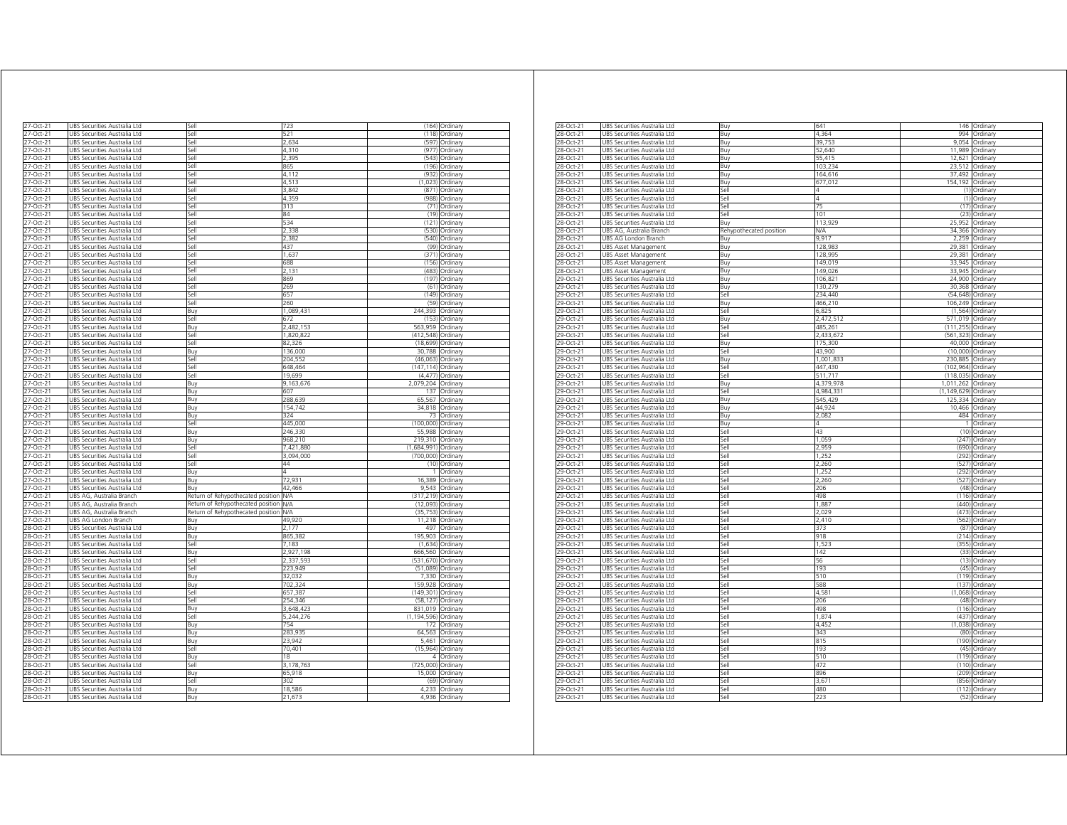| 27-Oct-21 | UBS Securities Australia Ltd | Sell | 723 | (164) | Ordinary |
|---|---|---|---|---|---|
| 27-Oct-21 | UBS Securities Australia Ltd | Sell | 521 | (118) | Ordinary |
| 27-Oct-21 | UBS Securities Australia Ltd | Sell | 2,634 | (597) | Ordinary |
| 27-Oct-21 | UBS Securities Australia Ltd | Sell | 4,310 | (977) | Ordinary |
| 27-Oct-21 | UBS Securities Australia Ltd | Sell | 2,395 | (543) | Ordinary |
| 27-Oct-21 | UBS Securities Australia Ltd | Sell | 865 | (196) | Ordinary |
| 27-Oct-21 | UBS Securities Australia Ltd | Sell | 4,112 | (932) | Ordinary |
| 27-Oct-21 | UBS Securities Australia Ltd | Sell | 4,513 | (1,023) | Ordinary |
| 27-Oct-21 | UBS Securities Australia Ltd | Sell | 3,842 | (871) | Ordinary |
| 27-Oct-21 | UBS Securities Australia Ltd | Sell | 4,359 | (988) | Ordinary |
| 27-Oct-21 | UBS Securities Australia Ltd | Sell | 313 | (71) | Ordinary |
| 27-Oct-21 | UBS Securities Australia Ltd | Sell | 84 | (19) | Ordinary |
| 27-Oct-21 | UBS Securities Australia Ltd | Sell | 534 | (121) | Ordinary |
| 27-Oct-21 | UBS Securities Australia Ltd | Sell | 2,338 | (530) | Ordinary |
| 27-Oct-21 | UBS Securities Australia Ltd | Sell | 2,382 | (540) | Ordinary |
| 27-Oct-21 | UBS Securities Australia Ltd | Sell | 437 | (99) | Ordinary |
| 27-Oct-21 | UBS Securities Australia Ltd | Sell | 1,637 | (371) | Ordinary |
| 27-Oct-21 | UBS Securities Australia Ltd | Sell | 688 | (156) | Ordinary |
| 27-Oct-21 | UBS Securities Australia Ltd | Sell | 2,131 | (483) | Ordinary |
| 27-Oct-21 | UBS Securities Australia Ltd | Sell | 869 | (197) | Ordinary |
| 27-Oct-21 | UBS Securities Australia Ltd | Sell | 269 | (61) | Ordinary |
| 27-Oct-21 | UBS Securities Australia Ltd | Sell | 657 | (149) | Ordinary |
| 27-Oct-21 | UBS Securities Australia Ltd | Sell | 260 | (59) | Ordinary |
| 27-Oct-21 | UBS Securities Australia Ltd | Buy | 1,089,431 | 244,393 | Ordinary |
| 27-Oct-21 | UBS Securities Australia Ltd | Sell | 672 | (153) | Ordinary |
| 27-Oct-21 | UBS Securities Australia Ltd | Buy | 2,482,153 | 563,959 | Ordinary |
| 27-Oct-21 | UBS Securities Australia Ltd | Sell | 1,820,822 | (412,548) | Ordinary |
| 27-Oct-21 | UBS Securities Australia Ltd | Sell | 82,326 | (18,699) | Ordinary |
| 27-Oct-21 | UBS Securities Australia Ltd | Buy | 136,000 | 30,788 | Ordinary |
| 27-Oct-21 | UBS Securities Australia Ltd | Sell | 204,552 | (46,063) | Ordinary |
| 27-Oct-21 | UBS Securities Australia Ltd | Sell | 648,464 | (147,114) | Ordinary |
| 27-Oct-21 | UBS Securities Australia Ltd | Sell | 19,699 | (4,477) | Ordinary |
| 27-Oct-21 | UBS Securities Australia Ltd | Buy | 9,163,676 | 2,079,204 | Ordinary |
| 27-Oct-21 | UBS Securities Australia Ltd | Buy | 607 | 137 | Ordinary |
| 27-Oct-21 | UBS Securities Australia Ltd | Buy | 288,639 | 65,567 | Ordinary |
| 27-Oct-21 | UBS Securities Australia Ltd | Buy | 154,742 | 34,818 | Ordinary |
| 27-Oct-21 | UBS Securities Australia Ltd | Buy | 324 | 73 | Ordinary |
| 27-Oct-21 | UBS Securities Australia Ltd | Sell | 445,000 | (100,000) | Ordinary |
| 27-Oct-21 | UBS Securities Australia Ltd | Buy | 246,330 | 55,988 | Ordinary |
| 27-Oct-21 | UBS Securities Australia Ltd | Buy | 968,210 | 219,310 | Ordinary |
| 27-Oct-21 | UBS Securities Australia Ltd | Sell | 7,421,880 | (1,684,991) | Ordinary |
| 27-Oct-21 | UBS Securities Australia Ltd | Sell | 3,094,000 | (700,000) | Ordinary |
| 27-Oct-21 | UBS Securities Australia Ltd | Sell | 44 | (10) | Ordinary |
| 27-Oct-21 | UBS Securities Australia Ltd | Buy | 4 | 1 | Ordinary |
| 27-Oct-21 | UBS Securities Australia Ltd | Buy | 72,931 | 16,389 | Ordinary |
| 27-Oct-21 | UBS Securities Australia Ltd | Buy | 42,466 | 9,543 | Ordinary |
| 27-Oct-21 | UBS AG, Australia Branch | Return of Rehypothecated position | N/A | (317,219) | Ordinary |
| 27-Oct-21 | UBS AG, Australia Branch | Return of Rehypothecated position | N/A | (12,093) | Ordinary |
| 27-Oct-21 | UBS AG, Australia Branch | Return of Rehypothecated position | N/A | (35,753) | Ordinary |
| 27-Oct-21 | UBS AG London Branch | Buy | 49,920 | 11,218 | Ordinary |
| 28-Oct-21 | UBS Securities Australia Ltd | Buy | 2,177 | 497 | Ordinary |
| 28-Oct-21 | UBS Securities Australia Ltd | Buy | 865,382 | 195,903 | Ordinary |
| 28-Oct-21 | UBS Securities Australia Ltd | Sell | 7,183 | (1,634) | Ordinary |
| 28-Oct-21 | UBS Securities Australia Ltd | Buy | 2,927,198 | 666,560 | Ordinary |
| 28-Oct-21 | UBS Securities Australia Ltd | Sell | 2,337,593 | (531,670) | Ordinary |
| 28-Oct-21 | UBS Securities Australia Ltd | Sell | 223,949 | (51,089) | Ordinary |
| 28-Oct-21 | UBS Securities Australia Ltd | Buy | 32,032 | 7,330 | Ordinary |
| 28-Oct-21 | UBS Securities Australia Ltd | Buy | 702,324 | 159,928 | Ordinary |
| 28-Oct-21 | UBS Securities Australia Ltd | Sell | 657,387 | (149,301) | Ordinary |
| 28-Oct-21 | UBS Securities Australia Ltd | Sell | 254,346 | (58,127) | Ordinary |
| 28-Oct-21 | UBS Securities Australia Ltd | Buy | 3,648,423 | 831,019 | Ordinary |
| 28-Oct-21 | UBS Securities Australia Ltd | Sell | 5,244,276 | (1,194,596) | Ordinary |
| 28-Oct-21 | UBS Securities Australia Ltd | Buy | 754 | 172 | Ordinary |
| 28-Oct-21 | UBS Securities Australia Ltd | Buy | 283,935 | 64,563 | Ordinary |
| 28-Oct-21 | UBS Securities Australia Ltd | Buy | 23,942 | 5,461 | Ordinary |
| 28-Oct-21 | UBS Securities Australia Ltd | Sell | 70,401 | (15,964) | Ordinary |
| 28-Oct-21 | UBS Securities Australia Ltd | Buy | 18 | 4 | Ordinary |
| 28-Oct-21 | UBS Securities Australia Ltd | Sell | 3,178,763 | (725,000) | Ordinary |
| 28-Oct-21 | UBS Securities Australia Ltd | Buy | 65,918 | 15,000 | Ordinary |
| 28-Oct-21 | UBS Securities Australia Ltd | Sell | 302 | (69) | Ordinary |
| 28-Oct-21 | UBS Securities Australia Ltd | Buy | 18,586 | 4,233 | Ordinary |
| 28-Oct-21 | UBS Securities Australia Ltd | Buy | 21,673 | 4,936 | Ordinary |
| 28-Oct-21 | UBS Securities Australia Ltd | Buy | 641 | 146 | Ordinary |
| 28-Oct-21 | UBS Securities Australia Ltd | Buy | 4,364 | 994 | Ordinary |
| 28-Oct-21 | UBS Securities Australia Ltd | Buy | 39,753 | 9,054 | Ordinary |
| 28-Oct-21 | UBS Securities Australia Ltd | Buy | 52,640 | 11,989 | Ordinary |
| 28-Oct-21 | UBS Securities Australia Ltd | Buy | 55,415 | 12,621 | Ordinary |
| 28-Oct-21 | UBS Securities Australia Ltd | Buy | 103,234 | 23,512 | Ordinary |
| 28-Oct-21 | UBS Securities Australia Ltd | Buy | 164,616 | 37,492 | Ordinary |
| 28-Oct-21 | UBS Securities Australia Ltd | Buy | 677,012 | 154,192 | Ordinary |
| 28-Oct-21 | UBS Securities Australia Ltd | Sell | 4 | (1) | Ordinary |
| 28-Oct-21 | UBS Securities Australia Ltd | Sell | 4 | (1) | Ordinary |
| 28-Oct-21 | UBS Securities Australia Ltd | Sell | 75 | (17) | Ordinary |
| 28-Oct-21 | UBS Securities Australia Ltd | Sell | 101 | (23) | Ordinary |
| 28-Oct-21 | UBS Securities Australia Ltd | Buy | 113,929 | 25,952 | Ordinary |
| 28-Oct-21 | UBS AG, Australia Branch | Rehypothecated position | N/A | 34,366 | Ordinary |
| 28-Oct-21 | UBS AG London Branch | Buy | 9,917 | 2,259 | Ordinary |
| 28-Oct-21 | UBS Asset Management | Buy | 128,983 | 29,381 | Ordinary |
| 28-Oct-21 | UBS Asset Management | Buy | 128,995 | 29,381 | Ordinary |
| 28-Oct-21 | UBS Asset Management | Buy | 149,019 | 33,945 | Ordinary |
| 28-Oct-21 | UBS Asset Management | Buy | 149,026 | 33,945 | Ordinary |
| 29-Oct-21 | UBS Securities Australia Ltd | Buy | 106,821 | 24,900 | Ordinary |
| 29-Oct-21 | UBS Securities Australia Ltd | Buy | 130,279 | 30,368 | Ordinary |
| 29-Oct-21 | UBS Securities Australia Ltd | Sell | 234,440 | (54,648) | Ordinary |
| 29-Oct-21 | UBS Securities Australia Ltd | Buy | 466,210 | 106,249 | Ordinary |
| 29-Oct-21 | UBS Securities Australia Ltd | Sell | 6,825 | (1,564) | Ordinary |
| 29-Oct-21 | UBS Securities Australia Ltd | Buy | 2,472,512 | 571,019 | Ordinary |
| 29-Oct-21 | UBS Securities Australia Ltd | Sell | 485,261 | (111,255) | Ordinary |
| 29-Oct-21 | UBS Securities Australia Ltd | Sell | 2,433,672 | (561,323) | Ordinary |
| 29-Oct-21 | UBS Securities Australia Ltd | Buy | 175,300 | 40,000 | Ordinary |
| 29-Oct-21 | UBS Securities Australia Ltd | Sell | 43,900 | (10,000) | Ordinary |
| 29-Oct-21 | UBS Securities Australia Ltd | Buy | 1,001,833 | 230,885 | Ordinary |
| 29-Oct-21 | UBS Securities Australia Ltd | Sell | 447,430 | (102,964) | Ordinary |
| 29-Oct-21 | UBS Securities Australia Ltd | Sell | 511,717 | (118,035) | Ordinary |
| 29-Oct-21 | UBS Securities Australia Ltd | Buy | 4,379,978 | 1,011,262 | Ordinary |
| 29-Oct-21 | UBS Securities Australia Ltd | Sell | 4,984,331 | (1,149,629) | Ordinary |
| 29-Oct-21 | UBS Securities Australia Ltd | Buy | 545,429 | 125,334 | Ordinary |
| 29-Oct-21 | UBS Securities Australia Ltd | Buy | 44,924 | 10,466 | Ordinary |
| 29-Oct-21 | UBS Securities Australia Ltd | Buy | 2,082 | 484 | Ordinary |
| 29-Oct-21 | UBS Securities Australia Ltd | Buy | 4 | 1 | Ordinary |
| 29-Oct-21 | UBS Securities Australia Ltd | Sell | 43 | (10) | Ordinary |
| 29-Oct-21 | UBS Securities Australia Ltd | Sell | 1,059 | (247) | Ordinary |
| 29-Oct-21 | UBS Securities Australia Ltd | Sell | 2,959 | (690) | Ordinary |
| 29-Oct-21 | UBS Securities Australia Ltd | Sell | 1,252 | (292) | Ordinary |
| 29-Oct-21 | UBS Securities Australia Ltd | Sell | 2,260 | (527) | Ordinary |
| 29-Oct-21 | UBS Securities Australia Ltd | Sell | 1,252 | (292) | Ordinary |
| 29-Oct-21 | UBS Securities Australia Ltd | Sell | 2,260 | (527) | Ordinary |
| 29-Oct-21 | UBS Securities Australia Ltd | Sell | 206 | (48) | Ordinary |
| 29-Oct-21 | UBS Securities Australia Ltd | Sell | 498 | (116) | Ordinary |
| 29-Oct-21 | UBS Securities Australia Ltd | Sell | 1,887 | (440) | Ordinary |
| 29-Oct-21 | UBS Securities Australia Ltd | Sell | 2,029 | (473) | Ordinary |
| 29-Oct-21 | UBS Securities Australia Ltd | Sell | 2,410 | (562) | Ordinary |
| 29-Oct-21 | UBS Securities Australia Ltd | Sell | 373 | (87) | Ordinary |
| 29-Oct-21 | UBS Securities Australia Ltd | Sell | 918 | (214) | Ordinary |
| 29-Oct-21 | UBS Securities Australia Ltd | Sell | 1,523 | (355) | Ordinary |
| 29-Oct-21 | UBS Securities Australia Ltd | Sell | 142 | (33) | Ordinary |
| 29-Oct-21 | UBS Securities Australia Ltd | Sell | 56 | (13) | Ordinary |
| 29-Oct-21 | UBS Securities Australia Ltd | Sell | 193 | (45) | Ordinary |
| 29-Oct-21 | UBS Securities Australia Ltd | Sell | 510 | (119) | Ordinary |
| 29-Oct-21 | UBS Securities Australia Ltd | Sell | 588 | (137) | Ordinary |
| 29-Oct-21 | UBS Securities Australia Ltd | Sell | 4,581 | (1,068) | Ordinary |
| 29-Oct-21 | UBS Securities Australia Ltd | Sell | 206 | (48) | Ordinary |
| 29-Oct-21 | UBS Securities Australia Ltd | Sell | 498 | (116) | Ordinary |
| 29-Oct-21 | UBS Securities Australia Ltd | Sell | 1,874 | (437) | Ordinary |
| 29-Oct-21 | UBS Securities Australia Ltd | Sell | 4,452 | (1,038) | Ordinary |
| 29-Oct-21 | UBS Securities Australia Ltd | Sell | 343 | (80) | Ordinary |
| 29-Oct-21 | UBS Securities Australia Ltd | Sell | 815 | (190) | Ordinary |
| 29-Oct-21 | UBS Securities Australia Ltd | Sell | 193 | (45) | Ordinary |
| 29-Oct-21 | UBS Securities Australia Ltd | Sell | 510 | (119) | Ordinary |
| 29-Oct-21 | UBS Securities Australia Ltd | Sell | 472 | (110) | Ordinary |
| 29-Oct-21 | UBS Securities Australia Ltd | Sell | 896 | (209) | Ordinary |
| 29-Oct-21 | UBS Securities Australia Ltd | Sell | 3,671 | (856) | Ordinary |
| 29-Oct-21 | UBS Securities Australia Ltd | Sell | 480 | (112) | Ordinary |
| 29-Oct-21 | UBS Securities Australia Ltd | Sell | 223 | (52) | Ordinary |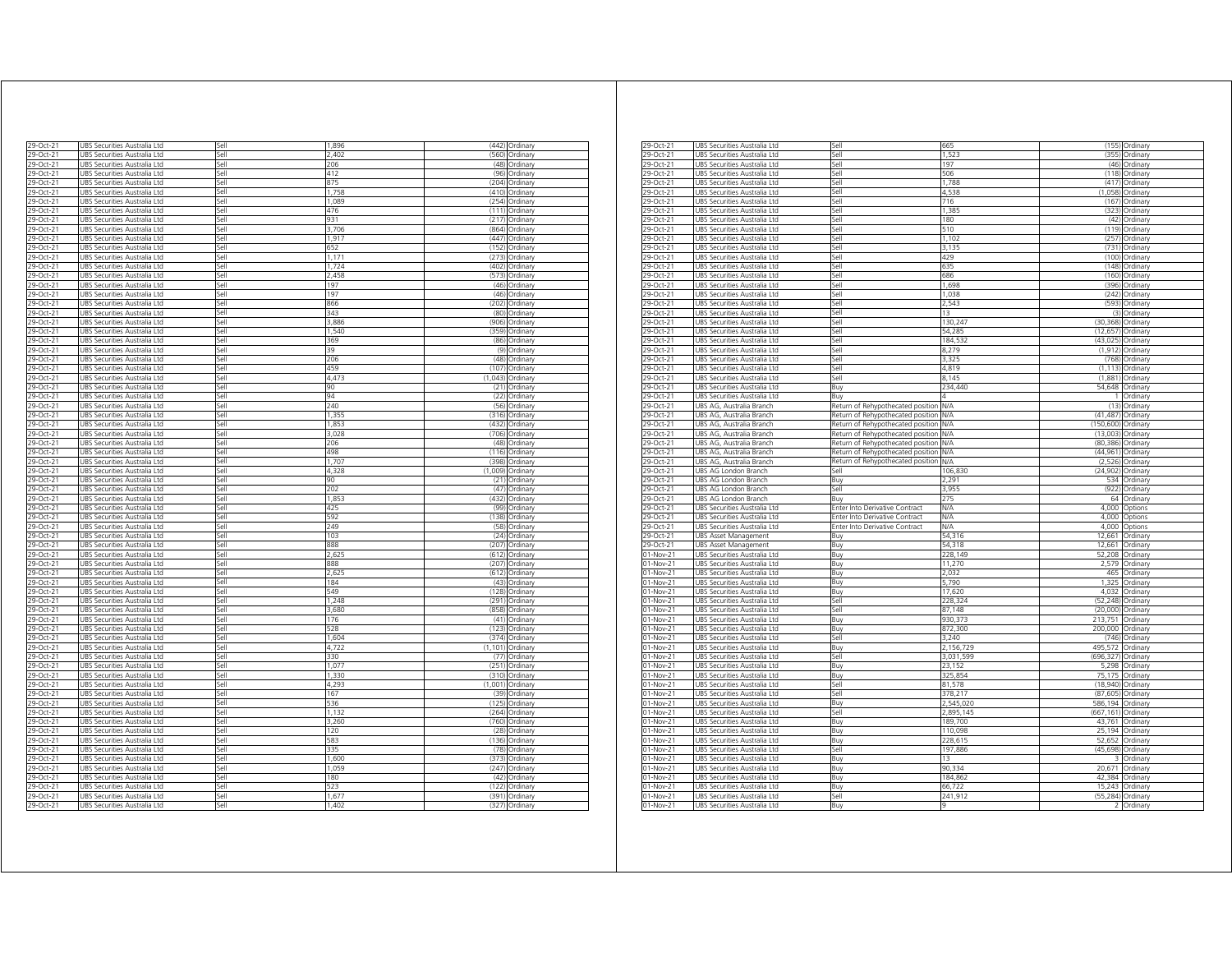| | | | | | |
|---|---|---|---|---|---|
| 29-Oct-21 | UBS Securities Australia Ltd | Sell | 1,896 | (442) | Ordinary |
| 29-Oct-21 | UBS Securities Australia Ltd | Sell | 2,402 | (560) | Ordinary |
| 29-Oct-21 | UBS Securities Australia Ltd | Sell | 206 | (48) | Ordinary |
| 29-Oct-21 | UBS Securities Australia Ltd | Sell | 412 | (96) | Ordinary |
| 29-Oct-21 | UBS Securities Australia Ltd | Sell | 875 | (204) | Ordinary |
| 29-Oct-21 | UBS Securities Australia Ltd | Sell | 1,758 | (410) | Ordinary |
| 29-Oct-21 | UBS Securities Australia Ltd | Sell | 1,089 | (254) | Ordinary |
| 29-Oct-21 | UBS Securities Australia Ltd | Sell | 476 | (111) | Ordinary |
| 29-Oct-21 | UBS Securities Australia Ltd | Sell | 931 | (217) | Ordinary |
| 29-Oct-21 | UBS Securities Australia Ltd | Sell | 3,706 | (864) | Ordinary |
| 29-Oct-21 | UBS Securities Australia Ltd | Sell | 1,917 | (447) | Ordinary |
| 29-Oct-21 | UBS Securities Australia Ltd | Sell | 652 | (152) | Ordinary |
| 29-Oct-21 | UBS Securities Australia Ltd | Sell | 1,171 | (273) | Ordinary |
| 29-Oct-21 | UBS Securities Australia Ltd | Sell | 1,724 | (402) | Ordinary |
| 29-Oct-21 | UBS Securities Australia Ltd | Sell | 2,458 | (573) | Ordinary |
| 29-Oct-21 | UBS Securities Australia Ltd | Sell | 197 | (46) | Ordinary |
| 29-Oct-21 | UBS Securities Australia Ltd | Sell | 197 | (46) | Ordinary |
| 29-Oct-21 | UBS Securities Australia Ltd | Sell | 866 | (202) | Ordinary |
| 29-Oct-21 | UBS Securities Australia Ltd | Sell | 343 | (80) | Ordinary |
| 29-Oct-21 | UBS Securities Australia Ltd | Sell | 3,886 | (906) | Ordinary |
| 29-Oct-21 | UBS Securities Australia Ltd | Sell | 1,540 | (359) | Ordinary |
| 29-Oct-21 | UBS Securities Australia Ltd | Sell | 369 | (86) | Ordinary |
| 29-Oct-21 | UBS Securities Australia Ltd | Sell | 39 | (9) | Ordinary |
| 29-Oct-21 | UBS Securities Australia Ltd | Sell | 206 | (48) | Ordinary |
| 29-Oct-21 | UBS Securities Australia Ltd | Sell | 459 | (107) | Ordinary |
| 29-Oct-21 | UBS Securities Australia Ltd | Sell | 4,473 | (1,043) | Ordinary |
| 29-Oct-21 | UBS Securities Australia Ltd | Sell | 90 | (21) | Ordinary |
| 29-Oct-21 | UBS Securities Australia Ltd | Sell | 94 | (22) | Ordinary |
| 29-Oct-21 | UBS Securities Australia Ltd | Sell | 240 | (56) | Ordinary |
| 29-Oct-21 | UBS Securities Australia Ltd | Sell | 1,355 | (316) | Ordinary |
| 29-Oct-21 | UBS Securities Australia Ltd | Sell | 1,853 | (432) | Ordinary |
| 29-Oct-21 | UBS Securities Australia Ltd | Sell | 3,028 | (706) | Ordinary |
| 29-Oct-21 | UBS Securities Australia Ltd | Sell | 206 | (48) | Ordinary |
| 29-Oct-21 | UBS Securities Australia Ltd | Sell | 498 | (116) | Ordinary |
| 29-Oct-21 | UBS Securities Australia Ltd | Sell | 1,707 | (398) | Ordinary |
| 29-Oct-21 | UBS Securities Australia Ltd | Sell | 4,328 | (1,009) | Ordinary |
| 29-Oct-21 | UBS Securities Australia Ltd | Sell | 90 | (21) | Ordinary |
| 29-Oct-21 | UBS Securities Australia Ltd | Sell | 202 | (47) | Ordinary |
| 29-Oct-21 | UBS Securities Australia Ltd | Sell | 1,853 | (432) | Ordinary |
| 29-Oct-21 | UBS Securities Australia Ltd | Sell | 425 | (99) | Ordinary |
| 29-Oct-21 | UBS Securities Australia Ltd | Sell | 592 | (138) | Ordinary |
| 29-Oct-21 | UBS Securities Australia Ltd | Sell | 249 | (58) | Ordinary |
| 29-Oct-21 | UBS Securities Australia Ltd | Sell | 103 | (24) | Ordinary |
| 29-Oct-21 | UBS Securities Australia Ltd | Sell | 888 | (207) | Ordinary |
| 29-Oct-21 | UBS Securities Australia Ltd | Sell | 2,625 | (612) | Ordinary |
| 29-Oct-21 | UBS Securities Australia Ltd | Sell | 888 | (207) | Ordinary |
| 29-Oct-21 | UBS Securities Australia Ltd | Sell | 2,625 | (612) | Ordinary |
| 29-Oct-21 | UBS Securities Australia Ltd | Sell | 184 | (43) | Ordinary |
| 29-Oct-21 | UBS Securities Australia Ltd | Sell | 549 | (128) | Ordinary |
| 29-Oct-21 | UBS Securities Australia Ltd | Sell | 1,248 | (291) | Ordinary |
| 29-Oct-21 | UBS Securities Australia Ltd | Sell | 3,680 | (858) | Ordinary |
| 29-Oct-21 | UBS Securities Australia Ltd | Sell | 176 | (41) | Ordinary |
| 29-Oct-21 | UBS Securities Australia Ltd | Sell | 528 | (123) | Ordinary |
| 29-Oct-21 | UBS Securities Australia Ltd | Sell | 1,604 | (374) | Ordinary |
| 29-Oct-21 | UBS Securities Australia Ltd | Sell | 4,722 | (1,101) | Ordinary |
| 29-Oct-21 | UBS Securities Australia Ltd | Sell | 330 | (77) | Ordinary |
| 29-Oct-21 | UBS Securities Australia Ltd | Sell | 1,077 | (251) | Ordinary |
| 29-Oct-21 | UBS Securities Australia Ltd | Sell | 1,330 | (310) | Ordinary |
| 29-Oct-21 | UBS Securities Australia Ltd | Sell | 4,293 | (1,001) | Ordinary |
| 29-Oct-21 | UBS Securities Australia Ltd | Sell | 167 | (39) | Ordinary |
| 29-Oct-21 | UBS Securities Australia Ltd | Sell | 536 | (125) | Ordinary |
| 29-Oct-21 | UBS Securities Australia Ltd | Sell | 1,132 | (264) | Ordinary |
| 29-Oct-21 | UBS Securities Australia Ltd | Sell | 3,260 | (760) | Ordinary |
| 29-Oct-21 | UBS Securities Australia Ltd | Sell | 120 | (28) | Ordinary |
| 29-Oct-21 | UBS Securities Australia Ltd | Sell | 583 | (136) | Ordinary |
| 29-Oct-21 | UBS Securities Australia Ltd | Sell | 335 | (78) | Ordinary |
| 29-Oct-21 | UBS Securities Australia Ltd | Sell | 1,600 | (373) | Ordinary |
| 29-Oct-21 | UBS Securities Australia Ltd | Sell | 1,059 | (247) | Ordinary |
| 29-Oct-21 | UBS Securities Australia Ltd | Sell | 180 | (42) | Ordinary |
| 29-Oct-21 | UBS Securities Australia Ltd | Sell | 523 | (122) | Ordinary |
| 29-Oct-21 | UBS Securities Australia Ltd | Sell | 1,677 | (391) | Ordinary |
| 29-Oct-21 | UBS Securities Australia Ltd | Sell | 1,402 | (327) | Ordinary |
| 29-Oct-21 | UBS Securities Australia Ltd | Sell | 665 | (155) | Ordinary |
| 29-Oct-21 | UBS Securities Australia Ltd | Sell | 1,523 | (355) | Ordinary |
| 29-Oct-21 | UBS Securities Australia Ltd | Sell | 197 | (46) | Ordinary |
| 29-Oct-21 | UBS Securities Australia Ltd | Sell | 506 | (118) | Ordinary |
| 29-Oct-21 | UBS Securities Australia Ltd | Sell | 1,788 | (417) | Ordinary |
| 29-Oct-21 | UBS Securities Australia Ltd | Sell | 4,538 | (1,058) | Ordinary |
| 29-Oct-21 | UBS Securities Australia Ltd | Sell | 716 | (167) | Ordinary |
| 29-Oct-21 | UBS Securities Australia Ltd | Sell | 1,385 | (323) | Ordinary |
| 29-Oct-21 | UBS Securities Australia Ltd | Sell | 180 | (42) | Ordinary |
| 29-Oct-21 | UBS Securities Australia Ltd | Sell | 510 | (119) | Ordinary |
| 29-Oct-21 | UBS Securities Australia Ltd | Sell | 1,102 | (257) | Ordinary |
| 29-Oct-21 | UBS Securities Australia Ltd | Sell | 3,135 | (731) | Ordinary |
| 29-Oct-21 | UBS Securities Australia Ltd | Sell | 429 | (100) | Ordinary |
| 29-Oct-21 | UBS Securities Australia Ltd | Sell | 635 | (148) | Ordinary |
| 29-Oct-21 | UBS Securities Australia Ltd | Sell | 686 | (160) | Ordinary |
| 29-Oct-21 | UBS Securities Australia Ltd | Sell | 1,698 | (396) | Ordinary |
| 29-Oct-21 | UBS Securities Australia Ltd | Sell | 1,038 | (242) | Ordinary |
| 29-Oct-21 | UBS Securities Australia Ltd | Sell | 2,543 | (593) | Ordinary |
| 29-Oct-21 | UBS Securities Australia Ltd | Sell | 13 | (3) | Ordinary |
| 29-Oct-21 | UBS Securities Australia Ltd | Sell | 130,247 | (30,368) | Ordinary |
| 29-Oct-21 | UBS Securities Australia Ltd | Sell | 54,285 | (12,657) | Ordinary |
| 29-Oct-21 | UBS Securities Australia Ltd | Sell | 184,532 | (43,025) | Ordinary |
| 29-Oct-21 | UBS Securities Australia Ltd | Sell | 8,279 | (1,912) | Ordinary |
| 29-Oct-21 | UBS Securities Australia Ltd | Sell | 3,325 | (768) | Ordinary |
| 29-Oct-21 | UBS Securities Australia Ltd | Sell | 4,819 | (1,113) | Ordinary |
| 29-Oct-21 | UBS Securities Australia Ltd | Sell | 8,145 | (1,881) | Ordinary |
| 29-Oct-21 | UBS Securities Australia Ltd | Buy | 234,440 | 54,648 | Ordinary |
| 29-Oct-21 | UBS Securities Australia Ltd | Buy | 4 | 1 | Ordinary |
| 29-Oct-21 | UBS AG, Australia Branch | Return of Rehypothecated position | N/A | (13) | Ordinary |
| 29-Oct-21 | UBS AG, Australia Branch | Return of Rehypothecated position | N/A | (41,487) | Ordinary |
| 29-Oct-21 | UBS AG, Australia Branch | Return of Rehypothecated position | N/A | (150,600) | Ordinary |
| 29-Oct-21 | UBS AG, Australia Branch | Return of Rehypothecated position | N/A | (13,003) | Ordinary |
| 29-Oct-21 | UBS AG, Australia Branch | Return of Rehypothecated position | N/A | (80,386) | Ordinary |
| 29-Oct-21 | UBS AG, Australia Branch | Return of Rehypothecated position | N/A | (44,961) | Ordinary |
| 29-Oct-21 | UBS AG, Australia Branch | Return of Rehypothecated position | N/A | (2,526) | Ordinary |
| 29-Oct-21 | UBS AG London Branch | Sell | 106,830 | (24,902) | Ordinary |
| 29-Oct-21 | UBS AG London Branch | Buy | 2,291 | 534 | Ordinary |
| 29-Oct-21 | UBS AG London Branch | Sell | 3,955 | (922) | Ordinary |
| 29-Oct-21 | UBS AG London Branch | Buy | 275 | 64 | Ordinary |
| 29-Oct-21 | UBS Securities Australia Ltd | Enter Into Derivative Contract | N/A | 4,000 | Options |
| 29-Oct-21 | UBS Securities Australia Ltd | Enter Into Derivative Contract | N/A | 4,000 | Options |
| 29-Oct-21 | UBS Securities Australia Ltd | Enter Into Derivative Contract | N/A | 4,000 | Options |
| 29-Oct-21 | UBS Asset Management | Buy | 54,316 | 12,661 | Ordinary |
| 29-Oct-21 | UBS Asset Management | Buy | 54,318 | 12,661 | Ordinary |
| 01-Nov-21 | UBS Securities Australia Ltd | Buy | 228,149 | 52,208 | Ordinary |
| 01-Nov-21 | UBS Securities Australia Ltd | Buy | 11,270 | 2,579 | Ordinary |
| 01-Nov-21 | UBS Securities Australia Ltd | Buy | 2,032 | 465 | Ordinary |
| 01-Nov-21 | UBS Securities Australia Ltd | Buy | 5,790 | 1,325 | Ordinary |
| 01-Nov-21 | UBS Securities Australia Ltd | Buy | 17,620 | 4,032 | Ordinary |
| 01-Nov-21 | UBS Securities Australia Ltd | Sell | 228,324 | (52,248) | Ordinary |
| 01-Nov-21 | UBS Securities Australia Ltd | Sell | 87,148 | (20,000) | Ordinary |
| 01-Nov-21 | UBS Securities Australia Ltd | Buy | 930,373 | 213,751 | Ordinary |
| 01-Nov-21 | UBS Securities Australia Ltd | Buy | 872,300 | 200,000 | Ordinary |
| 01-Nov-21 | UBS Securities Australia Ltd | Sell | 3,240 | (746) | Ordinary |
| 01-Nov-21 | UBS Securities Australia Ltd | Buy | 2,156,729 | 495,572 | Ordinary |
| 01-Nov-21 | UBS Securities Australia Ltd | Sell | 3,031,599 | (696,327) | Ordinary |
| 01-Nov-21 | UBS Securities Australia Ltd | Buy | 23,152 | 5,298 | Ordinary |
| 01-Nov-21 | UBS Securities Australia Ltd | Buy | 325,854 | 75,175 | Ordinary |
| 01-Nov-21 | UBS Securities Australia Ltd | Sell | 81,578 | (18,940) | Ordinary |
| 01-Nov-21 | UBS Securities Australia Ltd | Sell | 378,217 | (87,605) | Ordinary |
| 01-Nov-21 | UBS Securities Australia Ltd | Buy | 2,545,020 | 586,194 | Ordinary |
| 01-Nov-21 | UBS Securities Australia Ltd | Sell | 2,895,145 | (667,161) | Ordinary |
| 01-Nov-21 | UBS Securities Australia Ltd | Buy | 189,700 | 43,761 | Ordinary |
| 01-Nov-21 | UBS Securities Australia Ltd | Buy | 110,098 | 25,194 | Ordinary |
| 01-Nov-21 | UBS Securities Australia Ltd | Buy | 228,615 | 52,652 | Ordinary |
| 01-Nov-21 | UBS Securities Australia Ltd | Sell | 197,886 | (45,698) | Ordinary |
| 01-Nov-21 | UBS Securities Australia Ltd | Buy | 13 | 3 | Ordinary |
| 01-Nov-21 | UBS Securities Australia Ltd | Buy | 90,334 | 20,671 | Ordinary |
| 01-Nov-21 | UBS Securities Australia Ltd | Buy | 184,862 | 42,384 | Ordinary |
| 01-Nov-21 | UBS Securities Australia Ltd | Buy | 66,722 | 15,243 | Ordinary |
| 01-Nov-21 | UBS Securities Australia Ltd | Sell | 241,912 | (55,284) | Ordinary |
| 01-Nov-21 | UBS Securities Australia Ltd | Buy | 9 | 2 | Ordinary |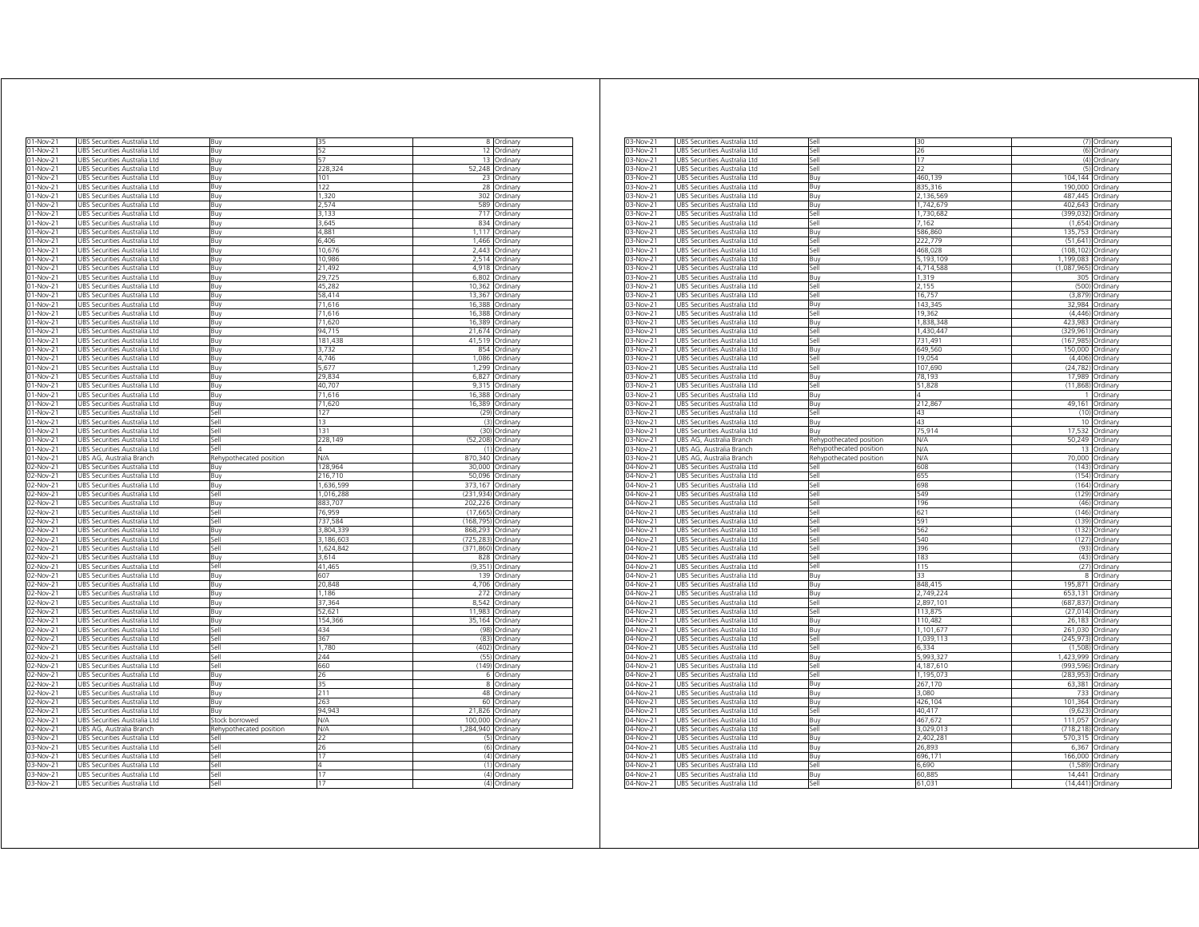| | | | | | |
|---|---|---|---|---|---|
| 01-Nov-21 | UBS Securities Australia Ltd | Buy | 35 | 8 | Ordinary |
| 01-Nov-21 | UBS Securities Australia Ltd | Buy | 52 | 12 | Ordinary |
| 01-Nov-21 | UBS Securities Australia Ltd | Buy | 57 | 13 | Ordinary |
| 01-Nov-21 | UBS Securities Australia Ltd | Buy | 228,324 | 52,248 | Ordinary |
| 01-Nov-21 | UBS Securities Australia Ltd | Buy | 101 | 23 | Ordinary |
| 01-Nov-21 | UBS Securities Australia Ltd | Buy | 122 | 28 | Ordinary |
| 01-Nov-21 | UBS Securities Australia Ltd | Buy | 1,320 | 302 | Ordinary |
| 01-Nov-21 | UBS Securities Australia Ltd | Buy | 2,574 | 589 | Ordinary |
| 01-Nov-21 | UBS Securities Australia Ltd | Buy | 3,133 | 717 | Ordinary |
| 01-Nov-21 | UBS Securities Australia Ltd | Buy | 3,645 | 834 | Ordinary |
| 01-Nov-21 | UBS Securities Australia Ltd | Buy | 4,881 | 1,117 | Ordinary |
| 01-Nov-21 | UBS Securities Australia Ltd | Buy | 6,406 | 1,466 | Ordinary |
| 01-Nov-21 | UBS Securities Australia Ltd | Buy | 10,676 | 2,443 | Ordinary |
| 01-Nov-21 | UBS Securities Australia Ltd | Buy | 10,986 | 2,514 | Ordinary |
| 01-Nov-21 | UBS Securities Australia Ltd | Buy | 21,492 | 4,918 | Ordinary |
| 01-Nov-21 | UBS Securities Australia Ltd | Buy | 29,725 | 6,802 | Ordinary |
| 01-Nov-21 | UBS Securities Australia Ltd | Buy | 45,282 | 10,362 | Ordinary |
| 01-Nov-21 | UBS Securities Australia Ltd | Buy | 58,414 | 13,367 | Ordinary |
| 01-Nov-21 | UBS Securities Australia Ltd | Buy | 71,616 | 16,388 | Ordinary |
| 01-Nov-21 | UBS Securities Australia Ltd | Buy | 71,616 | 16,388 | Ordinary |
| 01-Nov-21 | UBS Securities Australia Ltd | Buy | 71,620 | 16,389 | Ordinary |
| 01-Nov-21 | UBS Securities Australia Ltd | Buy | 94,715 | 21,674 | Ordinary |
| 01-Nov-21 | UBS Securities Australia Ltd | Buy | 181,438 | 41,519 | Ordinary |
| 01-Nov-21 | UBS Securities Australia Ltd | Buy | 3,732 | 854 | Ordinary |
| 01-Nov-21 | UBS Securities Australia Ltd | Buy | 4,746 | 1,086 | Ordinary |
| 01-Nov-21 | UBS Securities Australia Ltd | Buy | 5,677 | 1,299 | Ordinary |
| 01-Nov-21 | UBS Securities Australia Ltd | Buy | 29,834 | 6,827 | Ordinary |
| 01-Nov-21 | UBS Securities Australia Ltd | Buy | 40,707 | 9,315 | Ordinary |
| 01-Nov-21 | UBS Securities Australia Ltd | Buy | 71,616 | 16,388 | Ordinary |
| 01-Nov-21 | UBS Securities Australia Ltd | Buy | 71,620 | 16,389 | Ordinary |
| 01-Nov-21 | UBS Securities Australia Ltd | Sell | 127 | (29) | Ordinary |
| 01-Nov-21 | UBS Securities Australia Ltd | Sell | 13 | (3) | Ordinary |
| 01-Nov-21 | UBS Securities Australia Ltd | Sell | 131 | (30) | Ordinary |
| 01-Nov-21 | UBS Securities Australia Ltd | Sell | 228,149 | (52,208) | Ordinary |
| 01-Nov-21 | UBS Securities Australia Ltd | Sell | 4 | (1) | Ordinary |
| 01-Nov-21 | UBS AG, Australia Branch | Rehypothecated position | N/A | 870,340 | Ordinary |
| 02-Nov-21 | UBS Securities Australia Ltd | Buy | 128,964 | 30,000 | Ordinary |
| 02-Nov-21 | UBS Securities Australia Ltd | Buy | 216,710 | 50,096 | Ordinary |
| 02-Nov-21 | UBS Securities Australia Ltd | Buy | 1,636,599 | 373,167 | Ordinary |
| 02-Nov-21 | UBS Securities Australia Ltd | Sell | 1,016,288 | (231,934) | Ordinary |
| 02-Nov-21 | UBS Securities Australia Ltd | Buy | 883,707 | 202,226 | Ordinary |
| 02-Nov-21 | UBS Securities Australia Ltd | Sell | 76,959 | (17,665) | Ordinary |
| 02-Nov-21 | UBS Securities Australia Ltd | Sell | 737,584 | (168,795) | Ordinary |
| 02-Nov-21 | UBS Securities Australia Ltd | Buy | 3,804,339 | 868,293 | Ordinary |
| 02-Nov-21 | UBS Securities Australia Ltd | Sell | 3,186,603 | (725,283) | Ordinary |
| 02-Nov-21 | UBS Securities Australia Ltd | Sell | 1,624,842 | (371,860) | Ordinary |
| 02-Nov-21 | UBS Securities Australia Ltd | Buy | 3,614 | 828 | Ordinary |
| 02-Nov-21 | UBS Securities Australia Ltd | Sell | 41,465 | (9,351) | Ordinary |
| 02-Nov-21 | UBS Securities Australia Ltd | Buy | 607 | 139 | Ordinary |
| 02-Nov-21 | UBS Securities Australia Ltd | Buy | 20,848 | 4,706 | Ordinary |
| 02-Nov-21 | UBS Securities Australia Ltd | Buy | 1,186 | 272 | Ordinary |
| 02-Nov-21 | UBS Securities Australia Ltd | Buy | 37,364 | 8,542 | Ordinary |
| 02-Nov-21 | UBS Securities Australia Ltd | Buy | 52,621 | 11,983 | Ordinary |
| 02-Nov-21 | UBS Securities Australia Ltd | Buy | 154,366 | 35,164 | Ordinary |
| 02-Nov-21 | UBS Securities Australia Ltd | Sell | 434 | (98) | Ordinary |
| 02-Nov-21 | UBS Securities Australia Ltd | Sell | 367 | (83) | Ordinary |
| 02-Nov-21 | UBS Securities Australia Ltd | Sell | 1,780 | (402) | Ordinary |
| 02-Nov-21 | UBS Securities Australia Ltd | Sell | 244 | (55) | Ordinary |
| 02-Nov-21 | UBS Securities Australia Ltd | Sell | 660 | (149) | Ordinary |
| 02-Nov-21 | UBS Securities Australia Ltd | Buy | 26 | 6 | Ordinary |
| 02-Nov-21 | UBS Securities Australia Ltd | Buy | 35 | 8 | Ordinary |
| 02-Nov-21 | UBS Securities Australia Ltd | Buy | 211 | 48 | Ordinary |
| 02-Nov-21 | UBS Securities Australia Ltd | Buy | 263 | 60 | Ordinary |
| 02-Nov-21 | UBS Securities Australia Ltd | Buy | 94,943 | 21,826 | Ordinary |
| 02-Nov-21 | UBS Securities Australia Ltd | Stock borrowed | N/A | 100,000 | Ordinary |
| 02-Nov-21 | UBS AG, Australia Branch | Rehypothecated position | N/A | 1,284,940 | Ordinary |
| 03-Nov-21 | UBS Securities Australia Ltd | Sell | 22 | (5) | Ordinary |
| 03-Nov-21 | UBS Securities Australia Ltd | Sell | 26 | (6) | Ordinary |
| 03-Nov-21 | UBS Securities Australia Ltd | Sell | 17 | (4) | Ordinary |
| 03-Nov-21 | UBS Securities Australia Ltd | Sell | 4 | (1) | Ordinary |
| 03-Nov-21 | UBS Securities Australia Ltd | Sell | 17 | (4) | Ordinary |
| 03-Nov-21 | UBS Securities Australia Ltd | Sell | 17 | (4) | Ordinary |
| 03-Nov-21 | UBS Securities Australia Ltd | Sell | 30 | (7) | Ordinary |
| 03-Nov-21 | UBS Securities Australia Ltd | Sell | 26 | (6) | Ordinary |
| 03-Nov-21 | UBS Securities Australia Ltd | Sell | 17 | (4) | Ordinary |
| 03-Nov-21 | UBS Securities Australia Ltd | Sell | 22 | (5) | Ordinary |
| 03-Nov-21 | UBS Securities Australia Ltd | Buy | 460,139 | 104,144 | Ordinary |
| 03-Nov-21 | UBS Securities Australia Ltd | Buy | 835,316 | 190,000 | Ordinary |
| 03-Nov-21 | UBS Securities Australia Ltd | Buy | 2,136,569 | 487,445 | Ordinary |
| 03-Nov-21 | UBS Securities Australia Ltd | Buy | 1,742,679 | 402,643 | Ordinary |
| 03-Nov-21 | UBS Securities Australia Ltd | Sell | 1,730,682 | (399,032) | Ordinary |
| 03-Nov-21 | UBS Securities Australia Ltd | Sell | 7,162 | (1,654) | Ordinary |
| 03-Nov-21 | UBS Securities Australia Ltd | Buy | 586,860 | 135,753 | Ordinary |
| 03-Nov-21 | UBS Securities Australia Ltd | Sell | 222,779 | (51,641) | Ordinary |
| 03-Nov-21 | UBS Securities Australia Ltd | Sell | 468,028 | (108,102) | Ordinary |
| 03-Nov-21 | UBS Securities Australia Ltd | Buy | 5,193,109 | 1,199,083 | Ordinary |
| 03-Nov-21 | UBS Securities Australia Ltd | Sell | 4,714,588 | (1,087,965) | Ordinary |
| 03-Nov-21 | UBS Securities Australia Ltd | Buy | 1,319 | 305 | Ordinary |
| 03-Nov-21 | UBS Securities Australia Ltd | Sell | 2,155 | (500) | Ordinary |
| 03-Nov-21 | UBS Securities Australia Ltd | Sell | 16,757 | (3,879) | Ordinary |
| 03-Nov-21 | UBS Securities Australia Ltd | Buy | 143,345 | 32,984 | Ordinary |
| 03-Nov-21 | UBS Securities Australia Ltd | Sell | 19,362 | (4,446) | Ordinary |
| 03-Nov-21 | UBS Securities Australia Ltd | Buy | 1,838,348 | 423,983 | Ordinary |
| 03-Nov-21 | UBS Securities Australia Ltd | Sell | 1,430,447 | (329,961) | Ordinary |
| 03-Nov-21 | UBS Securities Australia Ltd | Sell | 731,491 | (167,985) | Ordinary |
| 03-Nov-21 | UBS Securities Australia Ltd | Buy | 649,560 | 150,000 | Ordinary |
| 03-Nov-21 | UBS Securities Australia Ltd | Sell | 19,054 | (4,406) | Ordinary |
| 03-Nov-21 | UBS Securities Australia Ltd | Sell | 107,690 | (24,782) | Ordinary |
| 03-Nov-21 | UBS Securities Australia Ltd | Buy | 78,193 | 17,989 | Ordinary |
| 03-Nov-21 | UBS Securities Australia Ltd | Sell | 51,828 | (11,868) | Ordinary |
| 03-Nov-21 | UBS Securities Australia Ltd | Buy | 4 | 1 | Ordinary |
| 03-Nov-21 | UBS Securities Australia Ltd | Buy | 212,867 | 49,161 | Ordinary |
| 03-Nov-21 | UBS Securities Australia Ltd | Sell | 43 | (10) | Ordinary |
| 03-Nov-21 | UBS Securities Australia Ltd | Buy | 43 | 10 | Ordinary |
| 03-Nov-21 | UBS Securities Australia Ltd | Buy | 75,914 | 17,532 | Ordinary |
| 03-Nov-21 | UBS AG, Australia Branch | Rehypothecated position | N/A | 50,249 | Ordinary |
| 03-Nov-21 | UBS AG, Australia Branch | Rehypothecated position | N/A | 13 | Ordinary |
| 03-Nov-21 | UBS AG, Australia Branch | Rehypothecated position | N/A | 70,000 | Ordinary |
| 04-Nov-21 | UBS Securities Australia Ltd | Sell | 608 | (143) | Ordinary |
| 04-Nov-21 | UBS Securities Australia Ltd | Sell | 655 | (154) | Ordinary |
| 04-Nov-21 | UBS Securities Australia Ltd | Sell | 698 | (164) | Ordinary |
| 04-Nov-21 | UBS Securities Australia Ltd | Sell | 549 | (129) | Ordinary |
| 04-Nov-21 | UBS Securities Australia Ltd | Sell | 196 | (46) | Ordinary |
| 04-Nov-21 | UBS Securities Australia Ltd | Sell | 621 | (146) | Ordinary |
| 04-Nov-21 | UBS Securities Australia Ltd | Sell | 591 | (139) | Ordinary |
| 04-Nov-21 | UBS Securities Australia Ltd | Sell | 562 | (132) | Ordinary |
| 04-Nov-21 | UBS Securities Australia Ltd | Sell | 540 | (127) | Ordinary |
| 04-Nov-21 | UBS Securities Australia Ltd | Sell | 396 | (93) | Ordinary |
| 04-Nov-21 | UBS Securities Australia Ltd | Sell | 183 | (43) | Ordinary |
| 04-Nov-21 | UBS Securities Australia Ltd | Sell | 115 | (27) | Ordinary |
| 04-Nov-21 | UBS Securities Australia Ltd | Buy | 33 | 8 | Ordinary |
| 04-Nov-21 | UBS Securities Australia Ltd | Buy | 848,415 | 195,871 | Ordinary |
| 04-Nov-21 | UBS Securities Australia Ltd | Buy | 2,749,224 | 653,131 | Ordinary |
| 04-Nov-21 | UBS Securities Australia Ltd | Sell | 2,897,101 | (687,837) | Ordinary |
| 04-Nov-21 | UBS Securities Australia Ltd | Sell | 113,875 | (27,014) | Ordinary |
| 04-Nov-21 | UBS Securities Australia Ltd | Buy | 110,482 | 26,183 | Ordinary |
| 04-Nov-21 | UBS Securities Australia Ltd | Buy | 1,101,677 | 261,030 | Ordinary |
| 04-Nov-21 | UBS Securities Australia Ltd | Sell | 1,039,113 | (245,973) | Ordinary |
| 04-Nov-21 | UBS Securities Australia Ltd | Sell | 6,334 | (1,508) | Ordinary |
| 04-Nov-21 | UBS Securities Australia Ltd | Buy | 5,993,327 | 1,423,999 | Ordinary |
| 04-Nov-21 | UBS Securities Australia Ltd | Sell | 4,187,610 | (993,596) | Ordinary |
| 04-Nov-21 | UBS Securities Australia Ltd | Sell | 1,195,073 | (283,953) | Ordinary |
| 04-Nov-21 | UBS Securities Australia Ltd | Buy | 267,170 | 63,381 | Ordinary |
| 04-Nov-21 | UBS Securities Australia Ltd | Buy | 3,080 | 733 | Ordinary |
| 04-Nov-21 | UBS Securities Australia Ltd | Buy | 426,104 | 101,364 | Ordinary |
| 04-Nov-21 | UBS Securities Australia Ltd | Sell | 40,417 | (9,623) | Ordinary |
| 04-Nov-21 | UBS Securities Australia Ltd | Buy | 467,672 | 111,057 | Ordinary |
| 04-Nov-21 | UBS Securities Australia Ltd | Sell | 3,029,013 | (718,218) | Ordinary |
| 04-Nov-21 | UBS Securities Australia Ltd | Buy | 2,402,281 | 570,315 | Ordinary |
| 04-Nov-21 | UBS Securities Australia Ltd | Buy | 26,893 | 6,367 | Ordinary |
| 04-Nov-21 | UBS Securities Australia Ltd | Buy | 696,171 | 166,000 | Ordinary |
| 04-Nov-21 | UBS Securities Australia Ltd | Sell | 6,690 | (1,589) | Ordinary |
| 04-Nov-21 | UBS Securities Australia Ltd | Buy | 60,885 | 14,441 | Ordinary |
| 04-Nov-21 | UBS Securities Australia Ltd | Sell | 61,031 | (14,441) | Ordinary |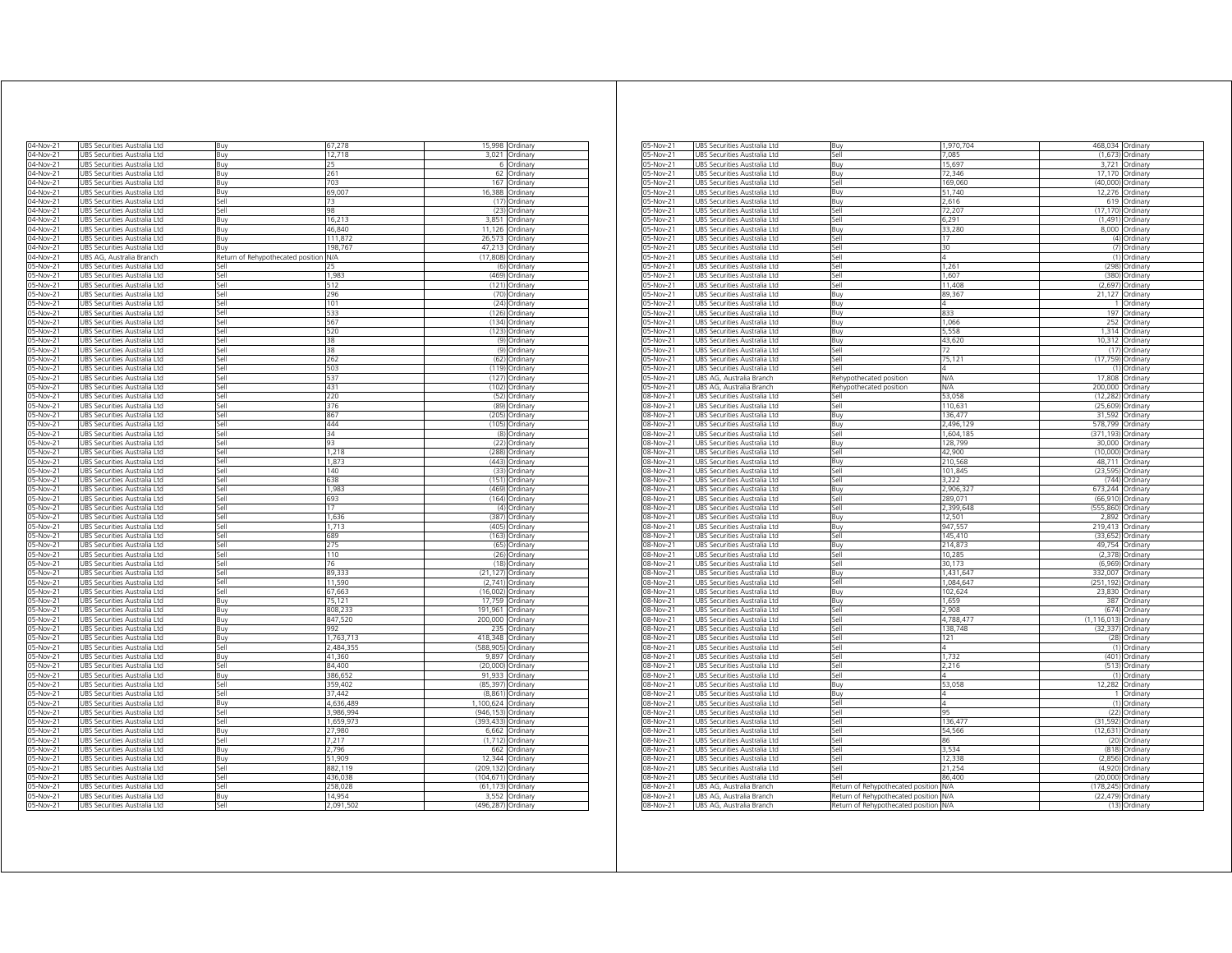| | | | | | |
|---|---|---|---|---|---|
| 04-Nov-21 | UBS Securities Australia Ltd | Buy | 67,278 | 15,998 | Ordinary |
| 04-Nov-21 | UBS Securities Australia Ltd | Buy | 12,718 | 3,021 | Ordinary |
| 04-Nov-21 | UBS Securities Australia Ltd | Buy | 25 | 6 | Ordinary |
| 04-Nov-21 | UBS Securities Australia Ltd | Buy | 261 | 62 | Ordinary |
| 04-Nov-21 | UBS Securities Australia Ltd | Buy | 703 | 167 | Ordinary |
| 04-Nov-21 | UBS Securities Australia Ltd | Buy | 69,007 | 16,388 | Ordinary |
| 04-Nov-21 | UBS Securities Australia Ltd | Sell | 73 | (17) | Ordinary |
| 04-Nov-21 | UBS Securities Australia Ltd | Sell | 98 | (23) | Ordinary |
| 04-Nov-21 | UBS Securities Australia Ltd | Buy | 16,213 | 3,851 | Ordinary |
| 04-Nov-21 | UBS Securities Australia Ltd | Buy | 46,840 | 11,126 | Ordinary |
| 04-Nov-21 | UBS Securities Australia Ltd | Buy | 111,872 | 26,573 | Ordinary |
| 04-Nov-21 | UBS Securities Australia Ltd | Buy | 198,767 | 47,213 | Ordinary |
| 04-Nov-21 | UBS AG, Australia Branch | Return of Rehypothecated position | N/A | (17,808) | Ordinary |
| 05-Nov-21 | UBS Securities Australia Ltd | Sell | 25 | (6) | Ordinary |
| 05-Nov-21 | UBS Securities Australia Ltd | Sell | 1,983 | (469) | Ordinary |
| 05-Nov-21 | UBS Securities Australia Ltd | Sell | 512 | (121) | Ordinary |
| 05-Nov-21 | UBS Securities Australia Ltd | Sell | 296 | (70) | Ordinary |
| 05-Nov-21 | UBS Securities Australia Ltd | Sell | 101 | (24) | Ordinary |
| 05-Nov-21 | UBS Securities Australia Ltd | Sell | 533 | (126) | Ordinary |
| 05-Nov-21 | UBS Securities Australia Ltd | Sell | 567 | (134) | Ordinary |
| 05-Nov-21 | UBS Securities Australia Ltd | Sell | 520 | (123) | Ordinary |
| 05-Nov-21 | UBS Securities Australia Ltd | Sell | 38 | (9) | Ordinary |
| 05-Nov-21 | UBS Securities Australia Ltd | Sell | 38 | (9) | Ordinary |
| 05-Nov-21 | UBS Securities Australia Ltd | Sell | 262 | (62) | Ordinary |
| 05-Nov-21 | UBS Securities Australia Ltd | Sell | 503 | (119) | Ordinary |
| 05-Nov-21 | UBS Securities Australia Ltd | Sell | 537 | (127) | Ordinary |
| 05-Nov-21 | UBS Securities Australia Ltd | Sell | 431 | (102) | Ordinary |
| 05-Nov-21 | UBS Securities Australia Ltd | Sell | 220 | (52) | Ordinary |
| 05-Nov-21 | UBS Securities Australia Ltd | Sell | 376 | (89) | Ordinary |
| 05-Nov-21 | UBS Securities Australia Ltd | Sell | 867 | (205) | Ordinary |
| 05-Nov-21 | UBS Securities Australia Ltd | Sell | 444 | (105) | Ordinary |
| 05-Nov-21 | UBS Securities Australia Ltd | Sell | 34 | (8) | Ordinary |
| 05-Nov-21 | UBS Securities Australia Ltd | Sell | 93 | (22) | Ordinary |
| 05-Nov-21 | UBS Securities Australia Ltd | Sell | 1,218 | (288) | Ordinary |
| 05-Nov-21 | UBS Securities Australia Ltd | Sell | 1,873 | (443) | Ordinary |
| 05-Nov-21 | UBS Securities Australia Ltd | Sell | 140 | (33) | Ordinary |
| 05-Nov-21 | UBS Securities Australia Ltd | Sell | 638 | (151) | Ordinary |
| 05-Nov-21 | UBS Securities Australia Ltd | Sell | 1,983 | (469) | Ordinary |
| 05-Nov-21 | UBS Securities Australia Ltd | Sell | 693 | (164) | Ordinary |
| 05-Nov-21 | UBS Securities Australia Ltd | Sell | 17 | (4) | Ordinary |
| 05-Nov-21 | UBS Securities Australia Ltd | Sell | 1,636 | (387) | Ordinary |
| 05-Nov-21 | UBS Securities Australia Ltd | Sell | 1,713 | (405) | Ordinary |
| 05-Nov-21 | UBS Securities Australia Ltd | Sell | 689 | (163) | Ordinary |
| 05-Nov-21 | UBS Securities Australia Ltd | Sell | 275 | (65) | Ordinary |
| 05-Nov-21 | UBS Securities Australia Ltd | Sell | 110 | (26) | Ordinary |
| 05-Nov-21 | UBS Securities Australia Ltd | Sell | 76 | (18) | Ordinary |
| 05-Nov-21 | UBS Securities Australia Ltd | Sell | 89,333 | (21,127) | Ordinary |
| 05-Nov-21 | UBS Securities Australia Ltd | Sell | 11,590 | (2,741) | Ordinary |
| 05-Nov-21 | UBS Securities Australia Ltd | Sell | 67,663 | (16,002) | Ordinary |
| 05-Nov-21 | UBS Securities Australia Ltd | Buy | 75,121 | 17,759 | Ordinary |
| 05-Nov-21 | UBS Securities Australia Ltd | Buy | 808,233 | 191,961 | Ordinary |
| 05-Nov-21 | UBS Securities Australia Ltd | Buy | 847,520 | 200,000 | Ordinary |
| 05-Nov-21 | UBS Securities Australia Ltd | Buy | 992 | 235 | Ordinary |
| 05-Nov-21 | UBS Securities Australia Ltd | Buy | 1,763,713 | 418,348 | Ordinary |
| 05-Nov-21 | UBS Securities Australia Ltd | Sell | 2,484,355 | (588,905) | Ordinary |
| 05-Nov-21 | UBS Securities Australia Ltd | Buy | 41,360 | 9,897 | Ordinary |
| 05-Nov-21 | UBS Securities Australia Ltd | Sell | 84,400 | (20,000) | Ordinary |
| 05-Nov-21 | UBS Securities Australia Ltd | Buy | 386,652 | 91,933 | Ordinary |
| 05-Nov-21 | UBS Securities Australia Ltd | Sell | 359,402 | (85,397) | Ordinary |
| 05-Nov-21 | UBS Securities Australia Ltd | Sell | 37,442 | (8,861) | Ordinary |
| 05-Nov-21 | UBS Securities Australia Ltd | Buy | 4,636,489 | 1,100,624 | Ordinary |
| 05-Nov-21 | UBS Securities Australia Ltd | Sell | 3,986,994 | (946,153) | Ordinary |
| 05-Nov-21 | UBS Securities Australia Ltd | Sell | 1,659,973 | (393,433) | Ordinary |
| 05-Nov-21 | UBS Securities Australia Ltd | Buy | 27,980 | 6,662 | Ordinary |
| 05-Nov-21 | UBS Securities Australia Ltd | Sell | 7,217 | (1,712) | Ordinary |
| 05-Nov-21 | UBS Securities Australia Ltd | Buy | 2,796 | 662 | Ordinary |
| 05-Nov-21 | UBS Securities Australia Ltd | Buy | 51,909 | 12,344 | Ordinary |
| 05-Nov-21 | UBS Securities Australia Ltd | Sell | 882,119 | (209,132) | Ordinary |
| 05-Nov-21 | UBS Securities Australia Ltd | Sell | 436,038 | (104,671) | Ordinary |
| 05-Nov-21 | UBS Securities Australia Ltd | Sell | 258,028 | (61,173) | Ordinary |
| 05-Nov-21 | UBS Securities Australia Ltd | Buy | 14,954 | 3,552 | Ordinary |
| 05-Nov-21 | UBS Securities Australia Ltd | Sell | 2,091,502 | (496,287) | Ordinary |
| 05-Nov-21 | UBS Securities Australia Ltd | Buy | 1,970,704 | 468,034 | Ordinary |
| 05-Nov-21 | UBS Securities Australia Ltd | Sell | 7,085 | (1,673) | Ordinary |
| 05-Nov-21 | UBS Securities Australia Ltd | Buy | 15,697 | 3,721 | Ordinary |
| 05-Nov-21 | UBS Securities Australia Ltd | Buy | 72,346 | 17,170 | Ordinary |
| 05-Nov-21 | UBS Securities Australia Ltd | Sell | 169,060 | (40,000) | Ordinary |
| 05-Nov-21 | UBS Securities Australia Ltd | Buy | 51,740 | 12,276 | Ordinary |
| 05-Nov-21 | UBS Securities Australia Ltd | Buy | 2,616 | 619 | Ordinary |
| 05-Nov-21 | UBS Securities Australia Ltd | Sell | 72,207 | (17,170) | Ordinary |
| 05-Nov-21 | UBS Securities Australia Ltd | Sell | 6,291 | (1,491) | Ordinary |
| 05-Nov-21 | UBS Securities Australia Ltd | Buy | 33,280 | 8,000 | Ordinary |
| 05-Nov-21 | UBS Securities Australia Ltd | Sell | 17 | (4) | Ordinary |
| 05-Nov-21 | UBS Securities Australia Ltd | Sell | 30 | (7) | Ordinary |
| 05-Nov-21 | UBS Securities Australia Ltd | Sell | 4 | (1) | Ordinary |
| 05-Nov-21 | UBS Securities Australia Ltd | Sell | 1,261 | (298) | Ordinary |
| 05-Nov-21 | UBS Securities Australia Ltd | Sell | 1,607 | (380) | Ordinary |
| 05-Nov-21 | UBS Securities Australia Ltd | Sell | 11,408 | (2,697) | Ordinary |
| 05-Nov-21 | UBS Securities Australia Ltd | Buy | 89,367 | 21,127 | Ordinary |
| 05-Nov-21 | UBS Securities Australia Ltd | Buy | 4 | 1 | Ordinary |
| 05-Nov-21 | UBS Securities Australia Ltd | Buy | 833 | 197 | Ordinary |
| 05-Nov-21 | UBS Securities Australia Ltd | Buy | 1,066 | 252 | Ordinary |
| 05-Nov-21 | UBS Securities Australia Ltd | Buy | 5,558 | 1,314 | Ordinary |
| 05-Nov-21 | UBS Securities Australia Ltd | Buy | 43,620 | 10,312 | Ordinary |
| 05-Nov-21 | UBS Securities Australia Ltd | Sell | 72 | (17) | Ordinary |
| 05-Nov-21 | UBS Securities Australia Ltd | Sell | 75,121 | (17,759) | Ordinary |
| 05-Nov-21 | UBS Securities Australia Ltd | Sell | 4 | (1) | Ordinary |
| 05-Nov-21 | UBS AG, Australia Branch | Rehypothecated position | N/A | 17,808 | Ordinary |
| 05-Nov-21 | UBS AG, Australia Branch | Rehypothecated position | N/A | 200,000 | Ordinary |
| 08-Nov-21 | UBS Securities Australia Ltd | Sell | 53,058 | (12,282) | Ordinary |
| 08-Nov-21 | UBS Securities Australia Ltd | Sell | 110,631 | (25,609) | Ordinary |
| 08-Nov-21 | UBS Securities Australia Ltd | Buy | 136,477 | 31,592 | Ordinary |
| 08-Nov-21 | UBS Securities Australia Ltd | Buy | 2,496,129 | 578,799 | Ordinary |
| 08-Nov-21 | UBS Securities Australia Ltd | Sell | 1,604,185 | (371,193) | Ordinary |
| 08-Nov-21 | UBS Securities Australia Ltd | Buy | 128,799 | 30,000 | Ordinary |
| 08-Nov-21 | UBS Securities Australia Ltd | Sell | 42,900 | (10,000) | Ordinary |
| 08-Nov-21 | UBS Securities Australia Ltd | Buy | 210,568 | 48,711 | Ordinary |
| 08-Nov-21 | UBS Securities Australia Ltd | Sell | 101,845 | (23,595) | Ordinary |
| 08-Nov-21 | UBS Securities Australia Ltd | Sell | 3,222 | (744) | Ordinary |
| 08-Nov-21 | UBS Securities Australia Ltd | Buy | 2,906,327 | 673,244 | Ordinary |
| 08-Nov-21 | UBS Securities Australia Ltd | Sell | 289,071 | (66,910) | Ordinary |
| 08-Nov-21 | UBS Securities Australia Ltd | Sell | 2,399,860 | (555,860) | Ordinary |
| 08-Nov-21 | UBS Securities Australia Ltd | Buy | 12,501 | 2,892 | Ordinary |
| 08-Nov-21 | UBS Securities Australia Ltd | Buy | 947,557 | 219,413 | Ordinary |
| 08-Nov-21 | UBS Securities Australia Ltd | Sell | 145,410 | (33,652) | Ordinary |
| 08-Nov-21 | UBS Securities Australia Ltd | Buy | 214,873 | 49,754 | Ordinary |
| 08-Nov-21 | UBS Securities Australia Ltd | Sell | 10,285 | (2,378) | Ordinary |
| 08-Nov-21 | UBS Securities Australia Ltd | Sell | 30,173 | (6,969) | Ordinary |
| 08-Nov-21 | UBS Securities Australia Ltd | Buy | 1,431,647 | 332,007 | Ordinary |
| 08-Nov-21 | UBS Securities Australia Ltd | Sell | 1,084,647 | (251,192) | Ordinary |
| 08-Nov-21 | UBS Securities Australia Ltd | Buy | 102,624 | 23,830 | Ordinary |
| 08-Nov-21 | UBS Securities Australia Ltd | Buy | 1,659 | 387 | Ordinary |
| 08-Nov-21 | UBS Securities Australia Ltd | Sell | 2,908 | (674) | Ordinary |
| 08-Nov-21 | UBS Securities Australia Ltd | Sell | 4,788,477 | (1,116,013) | Ordinary |
| 08-Nov-21 | UBS Securities Australia Ltd | Sell | 138,748 | (32,337) | Ordinary |
| 08-Nov-21 | UBS Securities Australia Ltd | Sell | 121 | (28) | Ordinary |
| 08-Nov-21 | UBS Securities Australia Ltd | Sell | 4 | (1) | Ordinary |
| 08-Nov-21 | UBS Securities Australia Ltd | Sell | 1,732 | (401) | Ordinary |
| 08-Nov-21 | UBS Securities Australia Ltd | Sell | 2,216 | (513) | Ordinary |
| 08-Nov-21 | UBS Securities Australia Ltd | Sell | 4 | (1) | Ordinary |
| 08-Nov-21 | UBS Securities Australia Ltd | Buy | 53,058 | 12,282 | Ordinary |
| 08-Nov-21 | UBS Securities Australia Ltd | Buy | 4 | 1 | Ordinary |
| 08-Nov-21 | UBS Securities Australia Ltd | Sell | 4 | (1) | Ordinary |
| 08-Nov-21 | UBS Securities Australia Ltd | Sell | 95 | (22) | Ordinary |
| 08-Nov-21 | UBS Securities Australia Ltd | Sell | 136,477 | (31,592) | Ordinary |
| 08-Nov-21 | UBS Securities Australia Ltd | Sell | 54,566 | (12,631) | Ordinary |
| 08-Nov-21 | UBS Securities Australia Ltd | Sell | 86 | (20) | Ordinary |
| 08-Nov-21 | UBS Securities Australia Ltd | Sell | 3,534 | (818) | Ordinary |
| 08-Nov-21 | UBS Securities Australia Ltd | Sell | 12,338 | (2,856) | Ordinary |
| 08-Nov-21 | UBS Securities Australia Ltd | Sell | 21,254 | (4,920) | Ordinary |
| 08-Nov-21 | UBS Securities Australia Ltd | Sell | 86,400 | (20,000) | Ordinary |
| 08-Nov-21 | UBS AG, Australia Branch | Return of Rehypothecated position | N/A | (178,245) | Ordinary |
| 08-Nov-21 | UBS AG, Australia Branch | Return of Rehypothecated position | N/A | (22,479) | Ordinary |
| 08-Nov-21 | UBS AG, Australia Branch | Return of Rehypothecated position | N/A | (13) | Ordinary |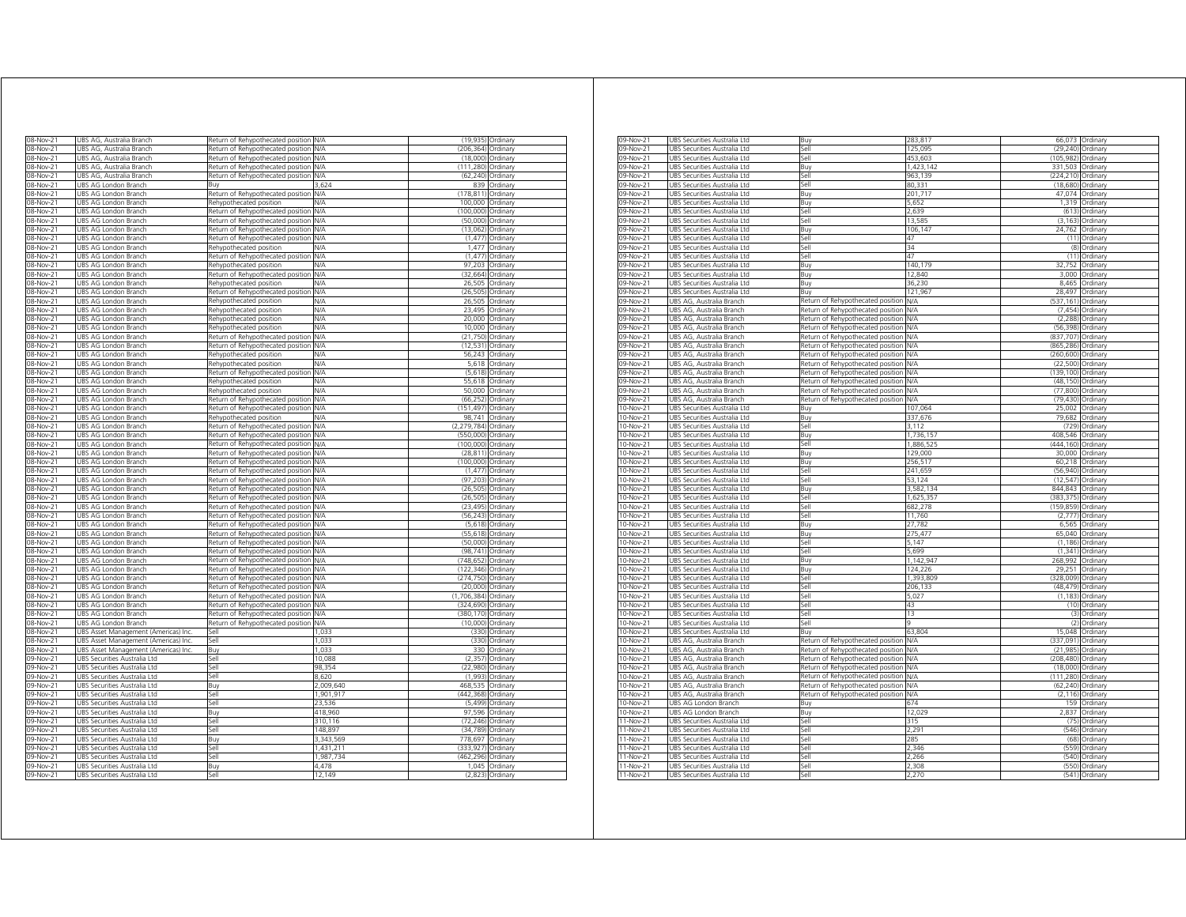| | | | | | |
|---|---|---|---|---|---|
| 08-Nov-21 | UBS AG, Australia Branch | Return of Rehypothecated position | N/A | (19,935) | Ordinary |
| 08-Nov-21 | UBS AG, Australia Branch | Return of Rehypothecated position | N/A | (206,364) | Ordinary |
| 08-Nov-21 | UBS AG, Australia Branch | Return of Rehypothecated position | N/A | (18,000) | Ordinary |
| 08-Nov-21 | UBS AG, Australia Branch | Return of Rehypothecated position | N/A | (111,280) | Ordinary |
| 08-Nov-21 | UBS AG, Australia Branch | Return of Rehypothecated position | N/A | (62,240) | Ordinary |
| 08-Nov-21 | UBS AG London Branch | Buy | 3,624 | 839 | Ordinary |
| 08-Nov-21 | UBS AG London Branch | Return of Rehypothecated position | N/A | (178,811) | Ordinary |
| 08-Nov-21 | UBS AG London Branch | Rehypothecated position | N/A | 100,000 | Ordinary |
| 08-Nov-21 | UBS AG London Branch | Return of Rehypothecated position | N/A | (100,000) | Ordinary |
| 08-Nov-21 | UBS AG London Branch | Return of Rehypothecated position | N/A | (50,000) | Ordinary |
| 08-Nov-21 | UBS AG London Branch | Return of Rehypothecated position | N/A | (13,062) | Ordinary |
| 08-Nov-21 | UBS AG London Branch | Return of Rehypothecated position | N/A | (1,477) | Ordinary |
| 08-Nov-21 | UBS AG London Branch | Rehypothecated position | N/A | 1,477 | Ordinary |
| 08-Nov-21 | UBS AG London Branch | Return of Rehypothecated position | N/A | (1,477) | Ordinary |
| 08-Nov-21 | UBS AG London Branch | Rehypothecated position | N/A | 97,203 | Ordinary |
| 08-Nov-21 | UBS AG London Branch | Return of Rehypothecated position | N/A | (32,664) | Ordinary |
| 08-Nov-21 | UBS AG London Branch | Rehypothecated position | N/A | 26,505 | Ordinary |
| 08-Nov-21 | UBS AG London Branch | Return of Rehypothecated position | N/A | (26,505) | Ordinary |
| 08-Nov-21 | UBS AG London Branch | Rehypothecated position | N/A | 26,505 | Ordinary |
| 08-Nov-21 | UBS AG London Branch | Rehypothecated position | N/A | 23,495 | Ordinary |
| 08-Nov-21 | UBS AG London Branch | Rehypothecated position | N/A | 20,000 | Ordinary |
| 08-Nov-21 | UBS AG London Branch | Rehypothecated position | N/A | 10,000 | Ordinary |
| 08-Nov-21 | UBS AG London Branch | Return of Rehypothecated position | N/A | (21,750) | Ordinary |
| 08-Nov-21 | UBS AG London Branch | Return of Rehypothecated position | N/A | (12,531) | Ordinary |
| 08-Nov-21 | UBS AG London Branch | Rehypothecated position | N/A | 56,243 | Ordinary |
| 08-Nov-21 | UBS AG London Branch | Rehypothecated position | N/A | 5,618 | Ordinary |
| 08-Nov-21 | UBS AG London Branch | Return of Rehypothecated position | N/A | (5,618) | Ordinary |
| 08-Nov-21 | UBS AG London Branch | Rehypothecated position | N/A | 55,618 | Ordinary |
| 08-Nov-21 | UBS AG London Branch | Rehypothecated position | N/A | 50,000 | Ordinary |
| 08-Nov-21 | UBS AG London Branch | Return of Rehypothecated position | N/A | (66,252) | Ordinary |
| 08-Nov-21 | UBS AG London Branch | Return of Rehypothecated position | N/A | (151,497) | Ordinary |
| 08-Nov-21 | UBS AG London Branch | Rehypothecated position | N/A | 98,741 | Ordinary |
| 08-Nov-21 | UBS AG London Branch | Return of Rehypothecated position | N/A | (2,279,784) | Ordinary |
| 08-Nov-21 | UBS AG London Branch | Return of Rehypothecated position | N/A | (550,000) | Ordinary |
| 08-Nov-21 | UBS AG London Branch | Return of Rehypothecated position | N/A | (100,000) | Ordinary |
| 08-Nov-21 | UBS AG London Branch | Return of Rehypothecated position | N/A | (28,811) | Ordinary |
| 08-Nov-21 | UBS AG London Branch | Return of Rehypothecated position | N/A | (100,000) | Ordinary |
| 08-Nov-21 | UBS AG London Branch | Return of Rehypothecated position | N/A | (1,477) | Ordinary |
| 08-Nov-21 | UBS AG London Branch | Return of Rehypothecated position | N/A | (97,203) | Ordinary |
| 08-Nov-21 | UBS AG London Branch | Return of Rehypothecated position | N/A | (26,505) | Ordinary |
| 08-Nov-21 | UBS AG London Branch | Return of Rehypothecated position | N/A | (26,505) | Ordinary |
| 08-Nov-21 | UBS AG London Branch | Return of Rehypothecated position | N/A | (23,495) | Ordinary |
| 08-Nov-21 | UBS AG London Branch | Return of Rehypothecated position | N/A | (56,243) | Ordinary |
| 08-Nov-21 | UBS AG London Branch | Return of Rehypothecated position | N/A | (5,618) | Ordinary |
| 08-Nov-21 | UBS AG London Branch | Return of Rehypothecated position | N/A | (55,618) | Ordinary |
| 08-Nov-21 | UBS AG London Branch | Return of Rehypothecated position | N/A | (50,000) | Ordinary |
| 08-Nov-21 | UBS AG London Branch | Return of Rehypothecated position | N/A | (98,741) | Ordinary |
| 08-Nov-21 | UBS AG London Branch | Return of Rehypothecated position | N/A | (748,652) | Ordinary |
| 08-Nov-21 | UBS AG London Branch | Return of Rehypothecated position | N/A | (122,346) | Ordinary |
| 08-Nov-21 | UBS AG London Branch | Return of Rehypothecated position | N/A | (274,750) | Ordinary |
| 08-Nov-21 | UBS AG London Branch | Return of Rehypothecated position | N/A | (20,000) | Ordinary |
| 08-Nov-21 | UBS AG London Branch | Return of Rehypothecated position | N/A | (1,706,384) | Ordinary |
| 08-Nov-21 | UBS AG London Branch | Return of Rehypothecated position | N/A | (324,690) | Ordinary |
| 08-Nov-21 | UBS AG London Branch | Return of Rehypothecated position | N/A | (380,170) | Ordinary |
| 08-Nov-21 | UBS AG London Branch | Return of Rehypothecated position | N/A | (10,000) | Ordinary |
| 08-Nov-21 | UBS Asset Management (Americas) Inc. | Sell | 1,033 | (330) | Ordinary |
| 08-Nov-21 | UBS Asset Management (Americas) Inc. | Sell | 1,033 | (330) | Ordinary |
| 08-Nov-21 | UBS Asset Management (Americas) Inc. | Buy | 1,033 | 330 | Ordinary |
| 09-Nov-21 | UBS Securities Australia Ltd | Sell | 10,088 | (2,357) | Ordinary |
| 09-Nov-21 | UBS Securities Australia Ltd | Sell | 98,354 | (22,980) | Ordinary |
| 09-Nov-21 | UBS Securities Australia Ltd | Sell | 8,620 | (1,993) | Ordinary |
| 09-Nov-21 | UBS Securities Australia Ltd | Buy | 2,009,640 | 468,535 | Ordinary |
| 09-Nov-21 | UBS Securities Australia Ltd | Sell | 1,901,917 | (442,368) | Ordinary |
| 09-Nov-21 | UBS Securities Australia Ltd | Sell | 23,536 | (5,499) | Ordinary |
| 09-Nov-21 | UBS Securities Australia Ltd | Buy | 418,960 | 97,596 | Ordinary |
| 09-Nov-21 | UBS Securities Australia Ltd | Sell | 310,116 | (72,246) | Ordinary |
| 09-Nov-21 | UBS Securities Australia Ltd | Sell | 148,897 | (34,789) | Ordinary |
| 09-Nov-21 | UBS Securities Australia Ltd | Buy | 3,343,569 | 778,697 | Ordinary |
| 09-Nov-21 | UBS Securities Australia Ltd | Sell | 1,431,211 | (333,927) | Ordinary |
| 09-Nov-21 | UBS Securities Australia Ltd | Sell | 1,987,734 | (462,296) | Ordinary |
| 09-Nov-21 | UBS Securities Australia Ltd | Buy | 4,478 | 1,045 | Ordinary |
| 09-Nov-21 | UBS Securities Australia Ltd | Sell | 12,149 | (2,823) | Ordinary |
| 09-Nov-21 | UBS Securities Australia Ltd | Buy | 283,817 | 66,073 | Ordinary |
| 09-Nov-21 | UBS Securities Australia Ltd | Sell | 125,095 | (29,240) | Ordinary |
| 09-Nov-21 | UBS Securities Australia Ltd | Sell | 453,603 | (105,982) | Ordinary |
| 09-Nov-21 | UBS Securities Australia Ltd | Buy | 1,423,142 | 331,503 | Ordinary |
| 09-Nov-21 | UBS Securities Australia Ltd | Sell | 963,139 | (224,210) | Ordinary |
| 09-Nov-21 | UBS Securities Australia Ltd | Sell | 80,331 | (18,680) | Ordinary |
| 09-Nov-21 | UBS Securities Australia Ltd | Buy | 201,717 | 47,074 | Ordinary |
| 09-Nov-21 | UBS Securities Australia Ltd | Buy | 5,652 | 1,319 | Ordinary |
| 09-Nov-21 | UBS Securities Australia Ltd | Sell | 2,639 | (613) | Ordinary |
| 09-Nov-21 | UBS Securities Australia Ltd | Sell | 13,585 | (3,163) | Ordinary |
| 09-Nov-21 | UBS Securities Australia Ltd | Buy | 106,147 | 24,762 | Ordinary |
| 09-Nov-21 | UBS Securities Australia Ltd | Sell | 47 | (11) | Ordinary |
| 09-Nov-21 | UBS Securities Australia Ltd | Sell | 34 | (8) | Ordinary |
| 09-Nov-21 | UBS Securities Australia Ltd | Sell | 47 | (11) | Ordinary |
| 09-Nov-21 | UBS Securities Australia Ltd | Buy | 140,179 | 32,752 | Ordinary |
| 09-Nov-21 | UBS Securities Australia Ltd | Buy | 12,840 | 3,000 | Ordinary |
| 09-Nov-21 | UBS Securities Australia Ltd | Buy | 36,230 | 8,465 | Ordinary |
| 09-Nov-21 | UBS Securities Australia Ltd | Buy | 121,967 | 28,497 | Ordinary |
| 09-Nov-21 | UBS AG, Australia Branch | Return of Rehypothecated position | N/A | (537,161) | Ordinary |
| 09-Nov-21 | UBS AG, Australia Branch | Return of Rehypothecated position | N/A | (7,454) | Ordinary |
| 09-Nov-21 | UBS AG, Australia Branch | Return of Rehypothecated position | N/A | (2,288) | Ordinary |
| 09-Nov-21 | UBS AG, Australia Branch | Return of Rehypothecated position | N/A | (56,398) | Ordinary |
| 09-Nov-21 | UBS AG, Australia Branch | Return of Rehypothecated position | N/A | (837,707) | Ordinary |
| 09-Nov-21 | UBS AG, Australia Branch | Return of Rehypothecated position | N/A | (865,286) | Ordinary |
| 09-Nov-21 | UBS AG, Australia Branch | Return of Rehypothecated position | N/A | (260,600) | Ordinary |
| 09-Nov-21 | UBS AG, Australia Branch | Return of Rehypothecated position | N/A | (22,500) | Ordinary |
| 09-Nov-21 | UBS AG, Australia Branch | Return of Rehypothecated position | N/A | (139,100) | Ordinary |
| 09-Nov-21 | UBS AG, Australia Branch | Return of Rehypothecated position | N/A | (48,150) | Ordinary |
| 09-Nov-21 | UBS AG, Australia Branch | Return of Rehypothecated position | N/A | (77,800) | Ordinary |
| 09-Nov-21 | UBS AG, Australia Branch | Return of Rehypothecated position | N/A | (79,430) | Ordinary |
| 10-Nov-21 | UBS Securities Australia Ltd | Buy | 107,064 | 25,002 | Ordinary |
| 10-Nov-21 | UBS Securities Australia Ltd | Buy | 337,676 | 79,682 | Ordinary |
| 10-Nov-21 | UBS Securities Australia Ltd | Sell | 3,112 | (729) | Ordinary |
| 10-Nov-21 | UBS Securities Australia Ltd | Buy | 1,736,157 | 408,546 | Ordinary |
| 10-Nov-21 | UBS Securities Australia Ltd | Sell | 1,886,525 | (444,160) | Ordinary |
| 10-Nov-21 | UBS Securities Australia Ltd | Buy | 129,000 | 30,000 | Ordinary |
| 10-Nov-21 | UBS Securities Australia Ltd | Buy | 256,517 | 60,218 | Ordinary |
| 10-Nov-21 | UBS Securities Australia Ltd | Sell | 241,659 | (56,940) | Ordinary |
| 10-Nov-21 | UBS Securities Australia Ltd | Sell | 53,124 | (12,547) | Ordinary |
| 10-Nov-21 | UBS Securities Australia Ltd | Buy | 3,582,134 | 844,843 | Ordinary |
| 10-Nov-21 | UBS Securities Australia Ltd | Sell | 1,625,357 | (383,375) | Ordinary |
| 10-Nov-21 | UBS Securities Australia Ltd | Sell | 682,278 | (159,859) | Ordinary |
| 10-Nov-21 | UBS Securities Australia Ltd | Sell | 11,760 | (2,777) | Ordinary |
| 10-Nov-21 | UBS Securities Australia Ltd | Buy | 27,782 | 6,565 | Ordinary |
| 10-Nov-21 | UBS Securities Australia Ltd | Buy | 275,477 | 65,040 | Ordinary |
| 10-Nov-21 | UBS Securities Australia Ltd | Sell | 5,147 | (1,186) | Ordinary |
| 10-Nov-21 | UBS Securities Australia Ltd | Sell | 5,699 | (1,341) | Ordinary |
| 10-Nov-21 | UBS Securities Australia Ltd | Buy | 1,142,947 | 268,992 | Ordinary |
| 10-Nov-21 | UBS Securities Australia Ltd | Buy | 124,226 | 29,251 | Ordinary |
| 10-Nov-21 | UBS Securities Australia Ltd | Sell | 1,393,809 | (328,009) | Ordinary |
| 10-Nov-21 | UBS Securities Australia Ltd | Sell | 206,133 | (48,479) | Ordinary |
| 10-Nov-21 | UBS Securities Australia Ltd | Sell | 5,027 | (1,183) | Ordinary |
| 10-Nov-21 | UBS Securities Australia Ltd | Sell | 43 | (10) | Ordinary |
| 10-Nov-21 | UBS Securities Australia Ltd | Sell | 13 | (3) | Ordinary |
| 10-Nov-21 | UBS Securities Australia Ltd | Sell | 9 | (2) | Ordinary |
| 10-Nov-21 | UBS Securities Australia Ltd | Buy | 63,804 | 15,048 | Ordinary |
| 10-Nov-21 | UBS AG, Australia Branch | Return of Rehypothecated position | N/A | (337,091) | Ordinary |
| 10-Nov-21 | UBS AG, Australia Branch | Return of Rehypothecated position | N/A | (21,985) | Ordinary |
| 10-Nov-21 | UBS AG, Australia Branch | Return of Rehypothecated position | N/A | (208,480) | Ordinary |
| 10-Nov-21 | UBS AG, Australia Branch | Return of Rehypothecated position | N/A | (18,000) | Ordinary |
| 10-Nov-21 | UBS AG, Australia Branch | Return of Rehypothecated position | N/A | (111,280) | Ordinary |
| 10-Nov-21 | UBS AG, Australia Branch | Return of Rehypothecated position | N/A | (62,240) | Ordinary |
| 10-Nov-21 | UBS AG, Australia Branch | Return of Rehypothecated position | N/A | (2,116) | Ordinary |
| 10-Nov-21 | UBS AG London Branch | Buy | 674 | 159 | Ordinary |
| 10-Nov-21 | UBS AG London Branch | Buy | 12,029 | 2,837 | Ordinary |
| 11-Nov-21 | UBS Securities Australia Ltd | Sell | 315 | (75) | Ordinary |
| 11-Nov-21 | UBS Securities Australia Ltd | Sell | 2,291 | (546) | Ordinary |
| 11-Nov-21 | UBS Securities Australia Ltd | Sell | 285 | (68) | Ordinary |
| 11-Nov-21 | UBS Securities Australia Ltd | Sell | 2,346 | (559) | Ordinary |
| 11-Nov-21 | UBS Securities Australia Ltd | Sell | 2,266 | (540) | Ordinary |
| 11-Nov-21 | UBS Securities Australia Ltd | Sell | 2,308 | (550) | Ordinary |
| 11-Nov-21 | UBS Securities Australia Ltd | Sell | 2,270 | (541) | Ordinary |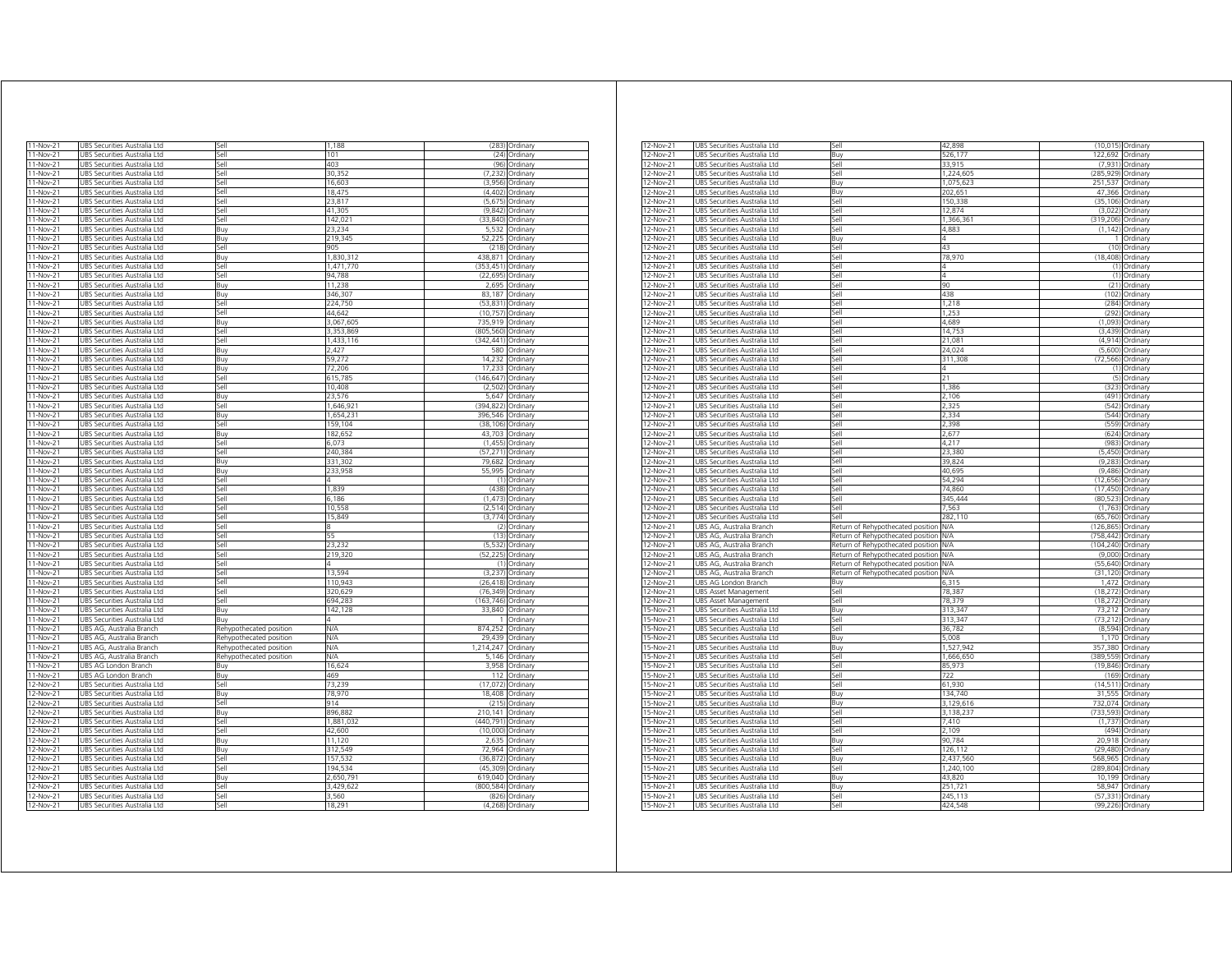| 11-Nov-21 | UBS Securities Australia Ltd | Sell | 1,188 | (283) | Ordinary |
|---|---|---|---|---|---|
| 11-Nov-21 | UBS Securities Australia Ltd | Sell | 101 | (24) | Ordinary |
| 11-Nov-21 | UBS Securities Australia Ltd | Sell | 403 | (96) | Ordinary |
| 11-Nov-21 | UBS Securities Australia Ltd | Sell | 30,352 | (7,232) | Ordinary |
| 11-Nov-21 | UBS Securities Australia Ltd | Sell | 16,603 | (3,956) | Ordinary |
| 11-Nov-21 | UBS Securities Australia Ltd | Sell | 18,475 | (4,402) | Ordinary |
| 11-Nov-21 | UBS Securities Australia Ltd | Sell | 23,817 | (5,675) | Ordinary |
| 11-Nov-21 | UBS Securities Australia Ltd | Sell | 41,305 | (9,842) | Ordinary |
| 11-Nov-21 | UBS Securities Australia Ltd | Sell | 142,021 | (33,840) | Ordinary |
| 11-Nov-21 | UBS Securities Australia Ltd | Buy | 23,234 | 5,532 | Ordinary |
| 11-Nov-21 | UBS Securities Australia Ltd | Buy | 219,345 | 52,225 | Ordinary |
| 11-Nov-21 | UBS Securities Australia Ltd | Sell | 905 | (218) | Ordinary |
| 11-Nov-21 | UBS Securities Australia Ltd | Buy | 1,830,312 | 438,871 | Ordinary |
| 11-Nov-21 | UBS Securities Australia Ltd | Sell | 1,471,770 | (353,451) | Ordinary |
| 11-Nov-21 | UBS Securities Australia Ltd | Sell | 94,788 | (22,695) | Ordinary |
| 11-Nov-21 | UBS Securities Australia Ltd | Buy | 11,238 | 2,695 | Ordinary |
| 11-Nov-21 | UBS Securities Australia Ltd | Buy | 346,307 | 83,187 | Ordinary |
| 11-Nov-21 | UBS Securities Australia Ltd | Sell | 224,750 | (53,831) | Ordinary |
| 11-Nov-21 | UBS Securities Australia Ltd | Sell | 44,642 | (10,757) | Ordinary |
| 11-Nov-21 | UBS Securities Australia Ltd | Buy | 3,067,605 | 735,919 | Ordinary |
| 11-Nov-21 | UBS Securities Australia Ltd | Sell | 3,353,869 | (805,560) | Ordinary |
| 11-Nov-21 | UBS Securities Australia Ltd | Sell | 1,433,116 | (342,441) | Ordinary |
| 11-Nov-21 | UBS Securities Australia Ltd | Buy | 2,427 | 580 | Ordinary |
| 11-Nov-21 | UBS Securities Australia Ltd | Buy | 59,272 | 14,232 | Ordinary |
| 11-Nov-21 | UBS Securities Australia Ltd | Buy | 72,206 | 17,233 | Ordinary |
| 11-Nov-21 | UBS Securities Australia Ltd | Sell | 615,785 | (146,647) | Ordinary |
| 11-Nov-21 | UBS Securities Australia Ltd | Sell | 10,408 | (2,502) | Ordinary |
| 11-Nov-21 | UBS Securities Australia Ltd | Buy | 23,576 | 5,647 | Ordinary |
| 11-Nov-21 | UBS Securities Australia Ltd | Sell | 1,646,921 | (394,822) | Ordinary |
| 11-Nov-21 | UBS Securities Australia Ltd | Buy | 1,654,231 | 396,546 | Ordinary |
| 11-Nov-21 | UBS Securities Australia Ltd | Sell | 159,104 | (38,106) | Ordinary |
| 11-Nov-21 | UBS Securities Australia Ltd | Buy | 182,652 | 43,703 | Ordinary |
| 11-Nov-21 | UBS Securities Australia Ltd | Sell | 6,073 | (1,455) | Ordinary |
| 11-Nov-21 | UBS Securities Australia Ltd | Sell | 240,384 | (57,271) | Ordinary |
| 11-Nov-21 | UBS Securities Australia Ltd | Buy | 331,302 | 79,682 | Ordinary |
| 11-Nov-21 | UBS Securities Australia Ltd | Buy | 233,958 | 55,995 | Ordinary |
| 11-Nov-21 | UBS Securities Australia Ltd | Sell | 4 | (1) | Ordinary |
| 11-Nov-21 | UBS Securities Australia Ltd | Sell | 1,839 | (438) | Ordinary |
| 11-Nov-21 | UBS Securities Australia Ltd | Sell | 6,186 | (1,473) | Ordinary |
| 11-Nov-21 | UBS Securities Australia Ltd | Sell | 10,558 | (2,514) | Ordinary |
| 11-Nov-21 | UBS Securities Australia Ltd | Sell | 15,849 | (3,774) | Ordinary |
| 11-Nov-21 | UBS Securities Australia Ltd | Sell | 8 | (2) | Ordinary |
| 11-Nov-21 | UBS Securities Australia Ltd | Sell | 55 | (13) | Ordinary |
| 11-Nov-21 | UBS Securities Australia Ltd | Sell | 23,232 | (5,532) | Ordinary |
| 11-Nov-21 | UBS Securities Australia Ltd | Sell | 219,320 | (52,225) | Ordinary |
| 11-Nov-21 | UBS Securities Australia Ltd | Sell | 4 | (1) | Ordinary |
| 11-Nov-21 | UBS Securities Australia Ltd | Sell | 13,594 | (3,237) | Ordinary |
| 11-Nov-21 | UBS Securities Australia Ltd | Sell | 110,943 | (26,418) | Ordinary |
| 11-Nov-21 | UBS Securities Australia Ltd | Sell | 320,629 | (76,349) | Ordinary |
| 11-Nov-21 | UBS Securities Australia Ltd | Sell | 694,283 | (163,746) | Ordinary |
| 11-Nov-21 | UBS Securities Australia Ltd | Buy | 142,128 | 33,840 | Ordinary |
| 11-Nov-21 | UBS Securities Australia Ltd | Buy | 4 | 1 | Ordinary |
| 11-Nov-21 | UBS AG, Australia Branch | Rehypothecated position | N/A | 874,252 | Ordinary |
| 11-Nov-21 | UBS AG, Australia Branch | Rehypothecated position | N/A | 29,439 | Ordinary |
| 11-Nov-21 | UBS AG, Australia Branch | Rehypothecated position | N/A | 1,214,247 | Ordinary |
| 11-Nov-21 | UBS AG, Australia Branch | Rehypothecated position | N/A | 5,146 | Ordinary |
| 11-Nov-21 | UBS AG London Branch | Buy | 16,624 | 3,958 | Ordinary |
| 11-Nov-21 | UBS AG London Branch | Buy | 469 | 112 | Ordinary |
| 12-Nov-21 | UBS Securities Australia Ltd | Sell | 73,239 | (17,072) | Ordinary |
| 12-Nov-21 | UBS Securities Australia Ltd | Buy | 78,970 | 18,408 | Ordinary |
| 12-Nov-21 | UBS Securities Australia Ltd | Sell | 914 | (215) | Ordinary |
| 12-Nov-21 | UBS Securities Australia Ltd | Buy | 896,882 | 210,141 | Ordinary |
| 12-Nov-21 | UBS Securities Australia Ltd | Sell | 1,881,032 | (440,791) | Ordinary |
| 12-Nov-21 | UBS Securities Australia Ltd | Sell | 42,600 | (10,000) | Ordinary |
| 12-Nov-21 | UBS Securities Australia Ltd | Buy | 11,120 | 2,635 | Ordinary |
| 12-Nov-21 | UBS Securities Australia Ltd | Buy | 312,549 | 72,964 | Ordinary |
| 12-Nov-21 | UBS Securities Australia Ltd | Sell | 157,532 | (36,872) | Ordinary |
| 12-Nov-21 | UBS Securities Australia Ltd | Sell | 194,534 | (45,309) | Ordinary |
| 12-Nov-21 | UBS Securities Australia Ltd | Buy | 2,650,791 | 619,040 | Ordinary |
| 12-Nov-21 | UBS Securities Australia Ltd | Sell | 3,429,622 | (800,584) | Ordinary |
| 12-Nov-21 | UBS Securities Australia Ltd | Sell | 3,560 | (826) | Ordinary |
| 12-Nov-21 | UBS Securities Australia Ltd | Sell | 18,291 | (4,268) | Ordinary |
| 12-Nov-21 | UBS Securities Australia Ltd | Sell | 42,898 | (10,015) | Ordinary |
| 12-Nov-21 | UBS Securities Australia Ltd | Buy | 526,177 | 122,692 | Ordinary |
| 12-Nov-21 | UBS Securities Australia Ltd | Sell | 33,915 | (7,931) | Ordinary |
| 12-Nov-21 | UBS Securities Australia Ltd | Sell | 1,224,605 | (285,929) | Ordinary |
| 12-Nov-21 | UBS Securities Australia Ltd | Buy | 1,075,623 | 251,537 | Ordinary |
| 12-Nov-21 | UBS Securities Australia Ltd | Buy | 202,651 | 47,366 | Ordinary |
| 12-Nov-21 | UBS Securities Australia Ltd | Sell | 150,338 | (35,106) | Ordinary |
| 12-Nov-21 | UBS Securities Australia Ltd | Sell | 12,874 | (3,022) | Ordinary |
| 12-Nov-21 | UBS Securities Australia Ltd | Sell | 1,366,361 | (319,206) | Ordinary |
| 12-Nov-21 | UBS Securities Australia Ltd | Sell | 4,883 | (1,142) | Ordinary |
| 12-Nov-21 | UBS Securities Australia Ltd | Buy | 4 | 1 | Ordinary |
| 12-Nov-21 | UBS Securities Australia Ltd | Sell | 43 | (10) | Ordinary |
| 12-Nov-21 | UBS Securities Australia Ltd | Sell | 78,970 | (18,408) | Ordinary |
| 12-Nov-21 | UBS Securities Australia Ltd | Sell | 4 | (1) | Ordinary |
| 12-Nov-21 | UBS Securities Australia Ltd | Sell | 4 | (1) | Ordinary |
| 12-Nov-21 | UBS Securities Australia Ltd | Sell | 90 | (21) | Ordinary |
| 12-Nov-21 | UBS Securities Australia Ltd | Sell | 438 | (102) | Ordinary |
| 12-Nov-21 | UBS Securities Australia Ltd | Sell | 1,218 | (284) | Ordinary |
| 12-Nov-21 | UBS Securities Australia Ltd | Sell | 1,253 | (292) | Ordinary |
| 12-Nov-21 | UBS Securities Australia Ltd | Sell | 4,689 | (1,093) | Ordinary |
| 12-Nov-21 | UBS Securities Australia Ltd | Sell | 14,753 | (3,439) | Ordinary |
| 12-Nov-21 | UBS Securities Australia Ltd | Sell | 21,081 | (4,914) | Ordinary |
| 12-Nov-21 | UBS Securities Australia Ltd | Sell | 24,024 | (5,600) | Ordinary |
| 12-Nov-21 | UBS Securities Australia Ltd | Sell | 311,308 | (72,566) | Ordinary |
| 12-Nov-21 | UBS Securities Australia Ltd | Sell | 4 | (1) | Ordinary |
| 12-Nov-21 | UBS Securities Australia Ltd | Sell | 21 | (5) | Ordinary |
| 12-Nov-21 | UBS Securities Australia Ltd | Sell | 1,386 | (323) | Ordinary |
| 12-Nov-21 | UBS Securities Australia Ltd | Sell | 2,106 | (491) | Ordinary |
| 12-Nov-21 | UBS Securities Australia Ltd | Sell | 2,325 | (542) | Ordinary |
| 12-Nov-21 | UBS Securities Australia Ltd | Sell | 2,334 | (544) | Ordinary |
| 12-Nov-21 | UBS Securities Australia Ltd | Sell | 2,398 | (559) | Ordinary |
| 12-Nov-21 | UBS Securities Australia Ltd | Sell | 2,677 | (624) | Ordinary |
| 12-Nov-21 | UBS Securities Australia Ltd | Sell | 4,217 | (983) | Ordinary |
| 12-Nov-21 | UBS Securities Australia Ltd | Sell | 23,380 | (5,450) | Ordinary |
| 12-Nov-21 | UBS Securities Australia Ltd | Sell | 39,824 | (9,283) | Ordinary |
| 12-Nov-21 | UBS Securities Australia Ltd | Sell | 40,695 | (9,486) | Ordinary |
| 12-Nov-21 | UBS Securities Australia Ltd | Sell | 54,294 | (12,656) | Ordinary |
| 12-Nov-21 | UBS Securities Australia Ltd | Sell | 74,860 | (17,450) | Ordinary |
| 12-Nov-21 | UBS Securities Australia Ltd | Sell | 345,444 | (80,523) | Ordinary |
| 12-Nov-21 | UBS Securities Australia Ltd | Sell | 7,563 | (1,763) | Ordinary |
| 12-Nov-21 | UBS Securities Australia Ltd | Sell | 282,110 | (65,760) | Ordinary |
| 12-Nov-21 | UBS AG, Australia Branch | Return of Rehypothecated position | N/A | (126,865) | Ordinary |
| 12-Nov-21 | UBS AG, Australia Branch | Return of Rehypothecated position | N/A | (758,442) | Ordinary |
| 12-Nov-21 | UBS AG, Australia Branch | Return of Rehypothecated position | N/A | (104,240) | Ordinary |
| 12-Nov-21 | UBS AG, Australia Branch | Return of Rehypothecated position | N/A | (9,000) | Ordinary |
| 12-Nov-21 | UBS AG, Australia Branch | Return of Rehypothecated position | N/A | (55,640) | Ordinary |
| 12-Nov-21 | UBS AG, Australia Branch | Return of Rehypothecated position | N/A | (31,120) | Ordinary |
| 12-Nov-21 | UBS AG London Branch | Buy | 6,315 | 1,472 | Ordinary |
| 12-Nov-21 | UBS Asset Management | Sell | 78,387 | (18,272) | Ordinary |
| 12-Nov-21 | UBS Asset Management | Sell | 78,379 | (18,272) | Ordinary |
| 15-Nov-21 | UBS Securities Australia Ltd | Buy | 313,347 | 73,212 | Ordinary |
| 15-Nov-21 | UBS Securities Australia Ltd | Sell | 313,347 | (73,212) | Ordinary |
| 15-Nov-21 | UBS Securities Australia Ltd | Sell | 36,782 | (8,594) | Ordinary |
| 15-Nov-21 | UBS Securities Australia Ltd | Buy | 5,008 | 1,170 | Ordinary |
| 15-Nov-21 | UBS Securities Australia Ltd | Buy | 1,527,942 | 357,380 | Ordinary |
| 15-Nov-21 | UBS Securities Australia Ltd | Sell | 1,666,650 | (389,559) | Ordinary |
| 15-Nov-21 | UBS Securities Australia Ltd | Sell | 85,973 | (19,846) | Ordinary |
| 15-Nov-21 | UBS Securities Australia Ltd | Sell | 722 | (169) | Ordinary |
| 15-Nov-21 | UBS Securities Australia Ltd | Sell | 61,930 | (14,511) | Ordinary |
| 15-Nov-21 | UBS Securities Australia Ltd | Buy | 134,740 | 31,555 | Ordinary |
| 15-Nov-21 | UBS Securities Australia Ltd | Buy | 3,129,616 | 732,074 | Ordinary |
| 15-Nov-21 | UBS Securities Australia Ltd | Sell | 3,138,237 | (733,593) | Ordinary |
| 15-Nov-21 | UBS Securities Australia Ltd | Sell | 7,410 | (1,737) | Ordinary |
| 15-Nov-21 | UBS Securities Australia Ltd | Sell | 2,109 | (494) | Ordinary |
| 15-Nov-21 | UBS Securities Australia Ltd | Buy | 90,784 | 20,918 | Ordinary |
| 15-Nov-21 | UBS Securities Australia Ltd | Sell | 126,112 | (29,480) | Ordinary |
| 15-Nov-21 | UBS Securities Australia Ltd | Buy | 2,437,560 | 568,965 | Ordinary |
| 15-Nov-21 | UBS Securities Australia Ltd | Sell | 1,240,100 | (289,804) | Ordinary |
| 15-Nov-21 | UBS Securities Australia Ltd | Buy | 43,820 | 10,199 | Ordinary |
| 15-Nov-21 | UBS Securities Australia Ltd | Buy | 251,721 | 58,947 | Ordinary |
| 15-Nov-21 | UBS Securities Australia Ltd | Sell | 245,113 | (57,331) | Ordinary |
| 15-Nov-21 | UBS Securities Australia Ltd | Sell | 424,548 | (99,226) | Ordinary |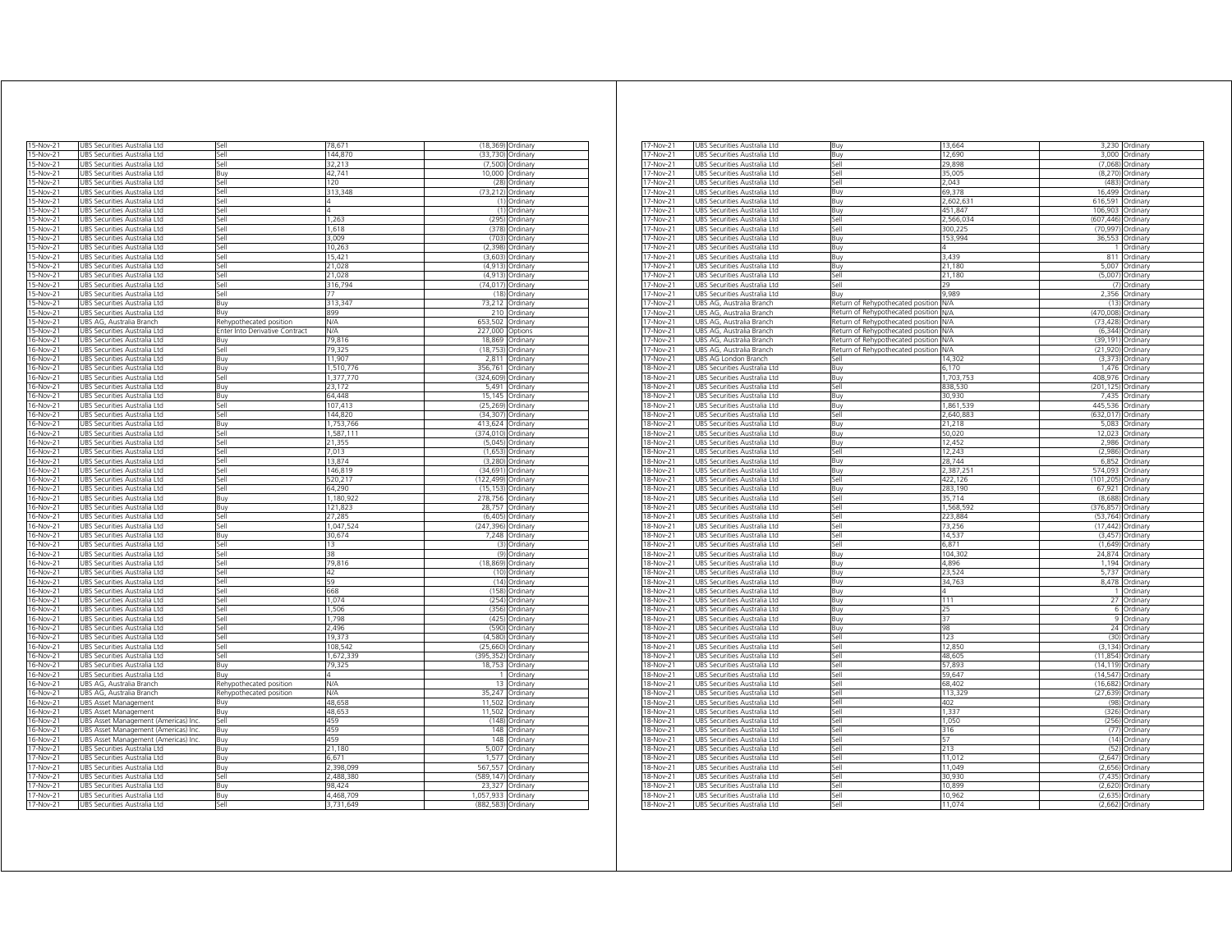| | | | | | |
|---|---|---|---|---|---|
| 15-Nov-21 | UBS Securities Australia Ltd | Sell | 78,671 | (18,369) | Ordinary |
| 15-Nov-21 | UBS Securities Australia Ltd | Sell | 144,870 | (33,730) | Ordinary |
| 15-Nov-21 | UBS Securities Australia Ltd | Sell | 32,213 | (7,500) | Ordinary |
| 15-Nov-21 | UBS Securities Australia Ltd | Buy | 42,741 | 10,000 | Ordinary |
| 15-Nov-21 | UBS Securities Australia Ltd | Sell | 120 | (28) | Ordinary |
| 15-Nov-21 | UBS Securities Australia Ltd | Sell | 313,348 | (73,212) | Ordinary |
| 15-Nov-21 | UBS Securities Australia Ltd | Sell | 4 | (1) | Ordinary |
| 15-Nov-21 | UBS Securities Australia Ltd | Sell | 4 | (1) | Ordinary |
| 15-Nov-21 | UBS Securities Australia Ltd | Sell | 1,263 | (295) | Ordinary |
| 15-Nov-21 | UBS Securities Australia Ltd | Sell | 1,618 | (378) | Ordinary |
| 15-Nov-21 | UBS Securities Australia Ltd | Sell | 3,009 | (703) | Ordinary |
| 15-Nov-21 | UBS Securities Australia Ltd | Sell | 10,263 | (2,398) | Ordinary |
| 15-Nov-21 | UBS Securities Australia Ltd | Sell | 15,421 | (3,603) | Ordinary |
| 15-Nov-21 | UBS Securities Australia Ltd | Sell | 21,028 | (4,913) | Ordinary |
| 15-Nov-21 | UBS Securities Australia Ltd | Sell | 21,028 | (4,913) | Ordinary |
| 15-Nov-21 | UBS Securities Australia Ltd | Sell | 316,794 | (74,017) | Ordinary |
| 15-Nov-21 | UBS Securities Australia Ltd | Sell | 77 | (18) | Ordinary |
| 15-Nov-21 | UBS Securities Australia Ltd | Buy | 313,347 | 73,212 | Ordinary |
| 15-Nov-21 | UBS Securities Australia Ltd | Buy | 899 | 210 | Ordinary |
| 15-Nov-21 | UBS AG, Australia Branch | Rehypothecated position | N/A | 653,502 | Ordinary |
| 15-Nov-21 | UBS Securities Australia Ltd | Enter Into Derivative Contract | N/A | 227,000 | Options |
| 16-Nov-21 | UBS Securities Australia Ltd | Buy | 79,816 | 18,869 | Ordinary |
| 16-Nov-21 | UBS Securities Australia Ltd | Sell | 79,325 | (18,753) | Ordinary |
| 16-Nov-21 | UBS Securities Australia Ltd | Buy | 11,907 | 2,811 | Ordinary |
| 16-Nov-21 | UBS Securities Australia Ltd | Buy | 1,510,776 | 356,761 | Ordinary |
| 16-Nov-21 | UBS Securities Australia Ltd | Sell | 1,377,770 | (324,609) | Ordinary |
| 16-Nov-21 | UBS Securities Australia Ltd | Buy | 23,172 | 5,491 | Ordinary |
| 16-Nov-21 | UBS Securities Australia Ltd | Buy | 64,448 | 15,145 | Ordinary |
| 16-Nov-21 | UBS Securities Australia Ltd | Sell | 107,413 | (25,269) | Ordinary |
| 16-Nov-21 | UBS Securities Australia Ltd | Sell | 144,820 | (34,307) | Ordinary |
| 16-Nov-21 | UBS Securities Australia Ltd | Buy | 1,753,766 | 413,624 | Ordinary |
| 16-Nov-21 | UBS Securities Australia Ltd | Sell | 1,587,111 | (374,010) | Ordinary |
| 16-Nov-21 | UBS Securities Australia Ltd | Sell | 21,355 | (5,045) | Ordinary |
| 16-Nov-21 | UBS Securities Australia Ltd | Sell | 7,013 | (1,653) | Ordinary |
| 16-Nov-21 | UBS Securities Australia Ltd | Sell | 13,874 | (3,280) | Ordinary |
| 16-Nov-21 | UBS Securities Australia Ltd | Sell | 146,819 | (34,691) | Ordinary |
| 16-Nov-21 | UBS Securities Australia Ltd | Sell | 520,217 | (122,499) | Ordinary |
| 16-Nov-21 | UBS Securities Australia Ltd | Sell | 64,290 | (15,153) | Ordinary |
| 16-Nov-21 | UBS Securities Australia Ltd | Buy | 1,180,922 | 278,756 | Ordinary |
| 16-Nov-21 | UBS Securities Australia Ltd | Buy | 121,823 | 28,757 | Ordinary |
| 16-Nov-21 | UBS Securities Australia Ltd | Sell | 27,285 | (6,405) | Ordinary |
| 16-Nov-21 | UBS Securities Australia Ltd | Sell | 1,047,524 | (247,396) | Ordinary |
| 16-Nov-21 | UBS Securities Australia Ltd | Buy | 30,674 | 7,248 | Ordinary |
| 16-Nov-21 | UBS Securities Australia Ltd | Sell | 13 | (3) | Ordinary |
| 16-Nov-21 | UBS Securities Australia Ltd | Sell | 38 | (9) | Ordinary |
| 16-Nov-21 | UBS Securities Australia Ltd | Sell | 79,816 | (18,869) | Ordinary |
| 16-Nov-21 | UBS Securities Australia Ltd | Sell | 42 | (10) | Ordinary |
| 16-Nov-21 | UBS Securities Australia Ltd | Sell | 59 | (14) | Ordinary |
| 16-Nov-21 | UBS Securities Australia Ltd | Sell | 668 | (158) | Ordinary |
| 16-Nov-21 | UBS Securities Australia Ltd | Sell | 1,074 | (254) | Ordinary |
| 16-Nov-21 | UBS Securities Australia Ltd | Sell | 1,506 | (356) | Ordinary |
| 16-Nov-21 | UBS Securities Australia Ltd | Sell | 1,798 | (425) | Ordinary |
| 16-Nov-21 | UBS Securities Australia Ltd | Sell | 2,496 | (590) | Ordinary |
| 16-Nov-21 | UBS Securities Australia Ltd | Sell | 19,373 | (4,580) | Ordinary |
| 16-Nov-21 | UBS Securities Australia Ltd | Sell | 108,542 | (25,660) | Ordinary |
| 16-Nov-21 | UBS Securities Australia Ltd | Sell | 1,672,339 | (395,352) | Ordinary |
| 16-Nov-21 | UBS Securities Australia Ltd | Buy | 79,325 | 18,753 | Ordinary |
| 16-Nov-21 | UBS Securities Australia Ltd | Buy | 4 | 1 | Ordinary |
| 16-Nov-21 | UBS AG, Australia Branch | Rehypothecated position | N/A | 13 | Ordinary |
| 16-Nov-21 | UBS AG, Australia Branch | Rehypothecated position | N/A | 35,247 | Ordinary |
| 16-Nov-21 | UBS Asset Management | Buy | 48,658 | 11,502 | Ordinary |
| 16-Nov-21 | UBS Asset Management | Buy | 48,653 | 11,502 | Ordinary |
| 16-Nov-21 | UBS Asset Management (Americas) Inc. | Sell | 459 | (148) | Ordinary |
| 16-Nov-21 | UBS Asset Management (Americas) Inc. | Buy | 459 | 148 | Ordinary |
| 16-Nov-21 | UBS Asset Management (Americas) Inc. | Buy | 459 | 148 | Ordinary |
| 17-Nov-21 | UBS Securities Australia Ltd | Buy | 21,180 | 5,007 | Ordinary |
| 17-Nov-21 | UBS Securities Australia Ltd | Buy | 6,671 | 1,577 | Ordinary |
| 17-Nov-21 | UBS Securities Australia Ltd | Buy | 2,398,099 | 567,557 | Ordinary |
| 17-Nov-21 | UBS Securities Australia Ltd | Sell | 2,488,380 | (589,147) | Ordinary |
| 17-Nov-21 | UBS Securities Australia Ltd | Buy | 98,424 | 23,327 | Ordinary |
| 17-Nov-21 | UBS Securities Australia Ltd | Buy | 4,468,709 | 1,057,933 | Ordinary |
| 17-Nov-21 | UBS Securities Australia Ltd | Sell | 3,731,649 | (882,583) | Ordinary |
| 17-Nov-21 | UBS Securities Australia Ltd | Buy | 13,664 | 3,230 | Ordinary |
| 17-Nov-21 | UBS Securities Australia Ltd | Buy | 12,690 | 3,000 | Ordinary |
| 17-Nov-21 | UBS Securities Australia Ltd | Sell | 29,898 | (7,068) | Ordinary |
| 17-Nov-21 | UBS Securities Australia Ltd | Sell | 35,005 | (8,270) | Ordinary |
| 17-Nov-21 | UBS Securities Australia Ltd | Sell | 2,043 | (483) | Ordinary |
| 17-Nov-21 | UBS Securities Australia Ltd | Buy | 69,378 | 16,499 | Ordinary |
| 17-Nov-21 | UBS Securities Australia Ltd | Buy | 2,602,631 | 616,591 | Ordinary |
| 17-Nov-21 | UBS Securities Australia Ltd | Buy | 451,847 | 106,903 | Ordinary |
| 17-Nov-21 | UBS Securities Australia Ltd | Sell | 2,566,034 | (607,446) | Ordinary |
| 17-Nov-21 | UBS Securities Australia Ltd | Sell | 300,225 | (70,997) | Ordinary |
| 17-Nov-21 | UBS Securities Australia Ltd | Buy | 153,994 | 36,553 | Ordinary |
| 17-Nov-21 | UBS Securities Australia Ltd | Buy | 4 | 1 | Ordinary |
| 17-Nov-21 | UBS Securities Australia Ltd | Buy | 3,439 | 811 | Ordinary |
| 17-Nov-21 | UBS Securities Australia Ltd | Buy | 21,180 | 5,007 | Ordinary |
| 17-Nov-21 | UBS Securities Australia Ltd | Sell | 21,180 | (5,007) | Ordinary |
| 17-Nov-21 | UBS Securities Australia Ltd | Sell | 29 | (7) | Ordinary |
| 17-Nov-21 | UBS Securities Australia Ltd | Buy | 9,989 | 2,356 | Ordinary |
| 17-Nov-21 | UBS AG, Australia Branch | Return of Rehypothecated position | N/A | (13) | Ordinary |
| 17-Nov-21 | UBS AG, Australia Branch | Return of Rehypothecated position | N/A | (470,008) | Ordinary |
| 17-Nov-21 | UBS AG, Australia Branch | Return of Rehypothecated position | N/A | (73,428) | Ordinary |
| 17-Nov-21 | UBS AG, Australia Branch | Return of Rehypothecated position | N/A | (6,344) | Ordinary |
| 17-Nov-21 | UBS AG, Australia Branch | Return of Rehypothecated position | N/A | (39,191) | Ordinary |
| 17-Nov-21 | UBS AG, Australia Branch | Return of Rehypothecated position | N/A | (21,920) | Ordinary |
| 17-Nov-21 | UBS AG London Branch | Sell | 14,302 | (3,373) | Ordinary |
| 18-Nov-21 | UBS Securities Australia Ltd | Buy | 6,170 | 1,476 | Ordinary |
| 18-Nov-21 | UBS Securities Australia Ltd | Buy | 1,703,753 | 408,976 | Ordinary |
| 18-Nov-21 | UBS Securities Australia Ltd | Sell | 838,530 | (201,125) | Ordinary |
| 18-Nov-21 | UBS Securities Australia Ltd | Buy | 30,930 | 7,435 | Ordinary |
| 18-Nov-21 | UBS Securities Australia Ltd | Buy | 1,861,539 | 445,536 | Ordinary |
| 18-Nov-21 | UBS Securities Australia Ltd | Sell | 2,640,883 | (632,017) | Ordinary |
| 18-Nov-21 | UBS Securities Australia Ltd | Buy | 21,218 | 5,083 | Ordinary |
| 18-Nov-21 | UBS Securities Australia Ltd | Buy | 50,020 | 12,023 | Ordinary |
| 18-Nov-21 | UBS Securities Australia Ltd | Buy | 12,452 | 2,986 | Ordinary |
| 18-Nov-21 | UBS Securities Australia Ltd | Sell | 12,243 | (2,986) | Ordinary |
| 18-Nov-21 | UBS Securities Australia Ltd | Buy | 28,744 | 6,852 | Ordinary |
| 18-Nov-21 | UBS Securities Australia Ltd | Buy | 2,387,251 | 574,093 | Ordinary |
| 18-Nov-21 | UBS Securities Australia Ltd | Sell | 422,126 | (101,205) | Ordinary |
| 18-Nov-21 | UBS Securities Australia Ltd | Buy | 283,190 | 67,921 | Ordinary |
| 18-Nov-21 | UBS Securities Australia Ltd | Sell | 35,714 | (8,688) | Ordinary |
| 18-Nov-21 | UBS Securities Australia Ltd | Sell | 1,568,592 | (376,857) | Ordinary |
| 18-Nov-21 | UBS Securities Australia Ltd | Sell | 223,884 | (53,764) | Ordinary |
| 18-Nov-21 | UBS Securities Australia Ltd | Sell | 73,256 | (17,442) | Ordinary |
| 18-Nov-21 | UBS Securities Australia Ltd | Sell | 14,537 | (3,457) | Ordinary |
| 18-Nov-21 | UBS Securities Australia Ltd | Sell | 6,871 | (1,649) | Ordinary |
| 18-Nov-21 | UBS Securities Australia Ltd | Buy | 104,302 | 24,874 | Ordinary |
| 18-Nov-21 | UBS Securities Australia Ltd | Buy | 4,896 | 1,194 | Ordinary |
| 18-Nov-21 | UBS Securities Australia Ltd | Buy | 23,524 | 5,737 | Ordinary |
| 18-Nov-21 | UBS Securities Australia Ltd | Buy | 34,763 | 8,478 | Ordinary |
| 18-Nov-21 | UBS Securities Australia Ltd | Buy | 4 | 1 | Ordinary |
| 18-Nov-21 | UBS Securities Australia Ltd | Buy | 111 | 27 | Ordinary |
| 18-Nov-21 | UBS Securities Australia Ltd | Buy | 25 | 6 | Ordinary |
| 18-Nov-21 | UBS Securities Australia Ltd | Buy | 37 | 9 | Ordinary |
| 18-Nov-21 | UBS Securities Australia Ltd | Buy | 98 | 24 | Ordinary |
| 18-Nov-21 | UBS Securities Australia Ltd | Sell | 123 | (30) | Ordinary |
| 18-Nov-21 | UBS Securities Australia Ltd | Sell | 12,850 | (3,134) | Ordinary |
| 18-Nov-21 | UBS Securities Australia Ltd | Sell | 48,605 | (11,854) | Ordinary |
| 18-Nov-21 | UBS Securities Australia Ltd | Sell | 57,893 | (14,119) | Ordinary |
| 18-Nov-21 | UBS Securities Australia Ltd | Sell | 59,647 | (14,547) | Ordinary |
| 18-Nov-21 | UBS Securities Australia Ltd | Sell | 68,402 | (16,682) | Ordinary |
| 18-Nov-21 | UBS Securities Australia Ltd | Sell | 113,329 | (27,639) | Ordinary |
| 18-Nov-21 | UBS Securities Australia Ltd | Sell | 402 | (98) | Ordinary |
| 18-Nov-21 | UBS Securities Australia Ltd | Sell | 1,337 | (326) | Ordinary |
| 18-Nov-21 | UBS Securities Australia Ltd | Sell | 1,050 | (256) | Ordinary |
| 18-Nov-21 | UBS Securities Australia Ltd | Sell | 316 | (77) | Ordinary |
| 18-Nov-21 | UBS Securities Australia Ltd | Sell | 57 | (14) | Ordinary |
| 18-Nov-21 | UBS Securities Australia Ltd | Sell | 213 | (52) | Ordinary |
| 18-Nov-21 | UBS Securities Australia Ltd | Sell | 11,012 | (2,647) | Ordinary |
| 18-Nov-21 | UBS Securities Australia Ltd | Sell | 11,049 | (2,656) | Ordinary |
| 18-Nov-21 | UBS Securities Australia Ltd | Sell | 30,930 | (7,435) | Ordinary |
| 18-Nov-21 | UBS Securities Australia Ltd | Sell | 10,899 | (2,620) | Ordinary |
| 18-Nov-21 | UBS Securities Australia Ltd | Sell | 10,962 | (2,635) | Ordinary |
| 18-Nov-21 | UBS Securities Australia Ltd | Sell | 11,074 | (2,662) | Ordinary |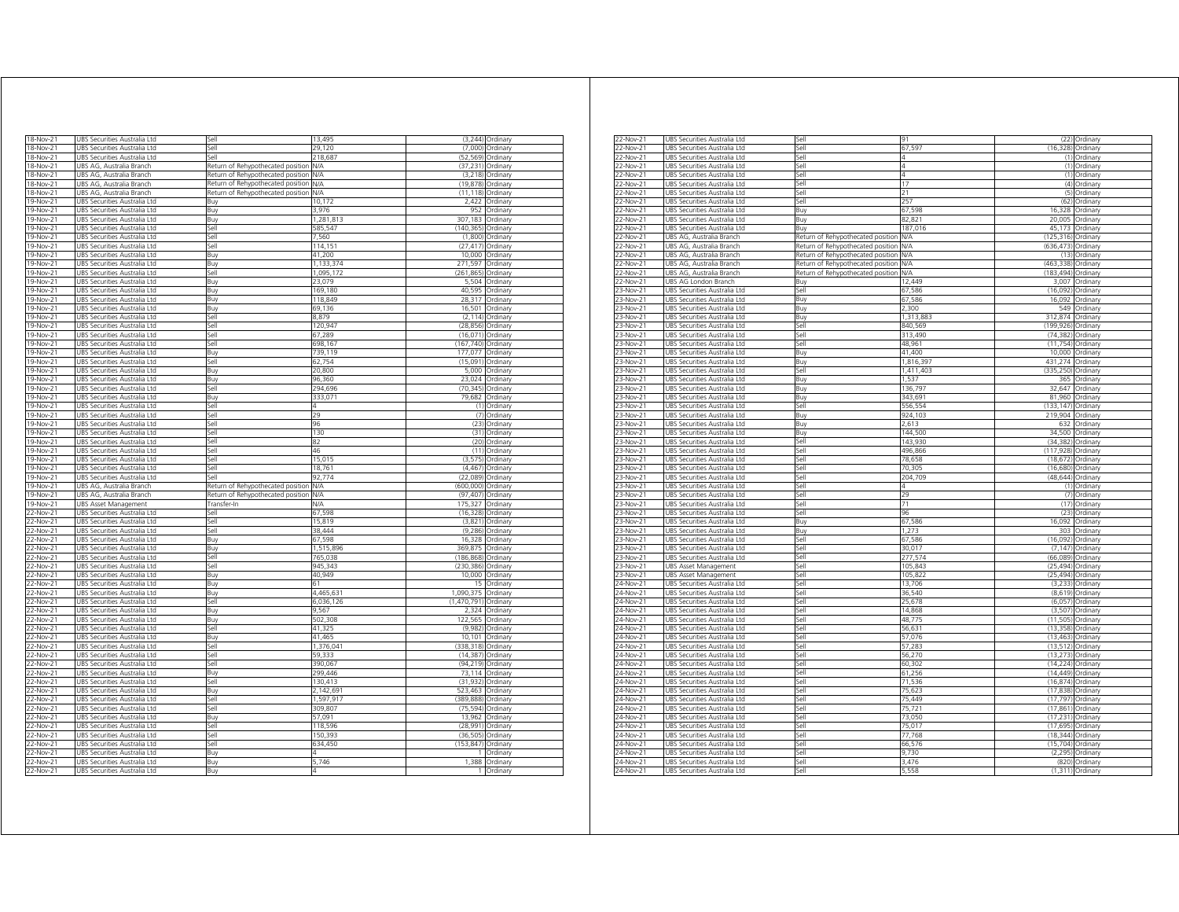| 18-Nov-21 | UBS Securities Australia Ltd | Sell | 13,495 | (3,244) | Ordinary |
|---|---|---|---|---|---|
| 18-Nov-21 | UBS Securities Australia Ltd | Sell | 29,120 | (7,000) | Ordinary |
| 18-Nov-21 | UBS Securities Australia Ltd | Sell | 218,687 | (52,569) | Ordinary |
| 18-Nov-21 | UBS AG, Australia Branch | Return of Rehypothecated position | N/A | (37,231) | Ordinary |
| 18-Nov-21 | UBS AG, Australia Branch | Return of Rehypothecated position | N/A | (3,218) | Ordinary |
| 18-Nov-21 | UBS AG, Australia Branch | Return of Rehypothecated position | N/A | (19,878) | Ordinary |
| 18-Nov-21 | UBS AG, Australia Branch | Return of Rehypothecated position | N/A | (11,118) | Ordinary |
| 19-Nov-21 | UBS Securities Australia Ltd | Buy | 10,172 | 2,422 | Ordinary |
| 19-Nov-21 | UBS Securities Australia Ltd | Buy | 3,976 | 952 | Ordinary |
| 19-Nov-21 | UBS Securities Australia Ltd | Buy | 1,281,813 | 307,183 | Ordinary |
| 19-Nov-21 | UBS Securities Australia Ltd | Sell | 585,547 | (140,365) | Ordinary |
| 19-Nov-21 | UBS Securities Australia Ltd | Sell | 7,560 | (1,800) | Ordinary |
| 19-Nov-21 | UBS Securities Australia Ltd | Sell | 114,151 | (27,417) | Ordinary |
| 19-Nov-21 | UBS Securities Australia Ltd | Buy | 41,200 | 10,000 | Ordinary |
| 19-Nov-21 | UBS Securities Australia Ltd | Buy | 1,133,374 | 271,597 | Ordinary |
| 19-Nov-21 | UBS Securities Australia Ltd | Sell | 1,095,172 | (261,865) | Ordinary |
| 19-Nov-21 | UBS Securities Australia Ltd | Buy | 23,079 | 5,504 | Ordinary |
| 19-Nov-21 | UBS Securities Australia Ltd | Buy | 169,180 | 40,595 | Ordinary |
| 19-Nov-21 | UBS Securities Australia Ltd | Buy | 118,849 | 28,317 | Ordinary |
| 19-Nov-21 | UBS Securities Australia Ltd | Buy | 69,136 | 16,501 | Ordinary |
| 19-Nov-21 | UBS Securities Australia Ltd | Sell | 8,879 | (2,114) | Ordinary |
| 19-Nov-21 | UBS Securities Australia Ltd | Sell | 120,947 | (28,856) | Ordinary |
| 19-Nov-21 | UBS Securities Australia Ltd | Sell | 67,289 | (16,071) | Ordinary |
| 19-Nov-21 | UBS Securities Australia Ltd | Sell | 698,167 | (167,740) | Ordinary |
| 19-Nov-21 | UBS Securities Australia Ltd | Buy | 739,119 | 177,077 | Ordinary |
| 19-Nov-21 | UBS Securities Australia Ltd | Sell | 62,754 | (15,091) | Ordinary |
| 19-Nov-21 | UBS Securities Australia Ltd | Buy | 20,800 | 5,000 | Ordinary |
| 19-Nov-21 | UBS Securities Australia Ltd | Buy | 96,360 | 23,024 | Ordinary |
| 19-Nov-21 | UBS Securities Australia Ltd | Sell | 294,696 | (70,345) | Ordinary |
| 19-Nov-21 | UBS Securities Australia Ltd | Buy | 333,071 | 79,682 | Ordinary |
| 19-Nov-21 | UBS Securities Australia Ltd | Sell | 4 | (1) | Ordinary |
| 19-Nov-21 | UBS Securities Australia Ltd | Sell | 29 | (7) | Ordinary |
| 19-Nov-21 | UBS Securities Australia Ltd | Sell | 96 | (23) | Ordinary |
| 19-Nov-21 | UBS Securities Australia Ltd | Sell | 130 | (31) | Ordinary |
| 19-Nov-21 | UBS Securities Australia Ltd | Sell | 82 | (20) | Ordinary |
| 19-Nov-21 | UBS Securities Australia Ltd | Sell | 46 | (11) | Ordinary |
| 19-Nov-21 | UBS Securities Australia Ltd | Sell | 15,015 | (3,575) | Ordinary |
| 19-Nov-21 | UBS Securities Australia Ltd | Sell | 18,761 | (4,467) | Ordinary |
| 19-Nov-21 | UBS Securities Australia Ltd | Sell | 92,774 | (22,089) | Ordinary |
| 19-Nov-21 | UBS AG, Australia Branch | Return of Rehypothecated position | N/A | (600,000) | Ordinary |
| 19-Nov-21 | UBS AG, Australia Branch | Return of Rehypothecated position | N/A | (97,407) | Ordinary |
| 19-Nov-21 | UBS Asset Management | Transfer-In | N/A | 175,327 | Ordinary |
| 22-Nov-21 | UBS Securities Australia Ltd | Sell | 67,598 | (16,328) | Ordinary |
| 22-Nov-21 | UBS Securities Australia Ltd | Sell | 15,819 | (3,821) | Ordinary |
| 22-Nov-21 | UBS Securities Australia Ltd | Sell | 38,444 | (9,286) | Ordinary |
| 22-Nov-21 | UBS Securities Australia Ltd | Buy | 67,598 | 16,328 | Ordinary |
| 22-Nov-21 | UBS Securities Australia Ltd | Buy | 1,515,896 | 369,875 | Ordinary |
| 22-Nov-21 | UBS Securities Australia Ltd | Sell | 765,038 | (186,868) | Ordinary |
| 22-Nov-21 | UBS Securities Australia Ltd | Sell | 945,343 | (230,386) | Ordinary |
| 22-Nov-21 | UBS Securities Australia Ltd | Buy | 40,949 | 10,000 | Ordinary |
| 22-Nov-21 | UBS Securities Australia Ltd | Buy | 61 | 15 | Ordinary |
| 22-Nov-21 | UBS Securities Australia Ltd | Buy | 4,465,631 | 1,090,375 | Ordinary |
| 22-Nov-21 | UBS Securities Australia Ltd | Sell | 6,036,126 | (1,470,791) | Ordinary |
| 22-Nov-21 | UBS Securities Australia Ltd | Buy | 9,567 | 2,324 | Ordinary |
| 22-Nov-21 | UBS Securities Australia Ltd | Buy | 502,308 | 122,565 | Ordinary |
| 22-Nov-21 | UBS Securities Australia Ltd | Sell | 41,325 | (9,982) | Ordinary |
| 22-Nov-21 | UBS Securities Australia Ltd | Buy | 41,465 | 10,101 | Ordinary |
| 22-Nov-21 | UBS Securities Australia Ltd | Sell | 1,376,041 | (338,318) | Ordinary |
| 22-Nov-21 | UBS Securities Australia Ltd | Sell | 59,333 | (14,387) | Ordinary |
| 22-Nov-21 | UBS Securities Australia Ltd | Sell | 390,067 | (94,219) | Ordinary |
| 22-Nov-21 | UBS Securities Australia Ltd | Buy | 299,446 | 73,114 | Ordinary |
| 22-Nov-21 | UBS Securities Australia Ltd | Sell | 130,413 | (31,932) | Ordinary |
| 22-Nov-21 | UBS Securities Australia Ltd | Buy | 2,142,691 | 523,463 | Ordinary |
| 22-Nov-21 | UBS Securities Australia Ltd | Sell | 1,597,917 | (389,888) | Ordinary |
| 22-Nov-21 | UBS Securities Australia Ltd | Sell | 309,807 | (75,594) | Ordinary |
| 22-Nov-21 | UBS Securities Australia Ltd | Buy | 57,091 | 13,962 | Ordinary |
| 22-Nov-21 | UBS Securities Australia Ltd | Sell | 118,596 | (28,991) | Ordinary |
| 22-Nov-21 | UBS Securities Australia Ltd | Sell | 150,393 | (36,505) | Ordinary |
| 22-Nov-21 | UBS Securities Australia Ltd | Sell | 634,450 | (153,847) | Ordinary |
| 22-Nov-21 | UBS Securities Australia Ltd | Buy | 4 | 1 | Ordinary |
| 22-Nov-21 | UBS Securities Australia Ltd | Buy | 5,746 | 1,388 | Ordinary |
| 22-Nov-21 | UBS Securities Australia Ltd | Buy | 4 | 1 | Ordinary |
| 22-Nov-21 | UBS Securities Australia Ltd | Sell | 91 | (22) | Ordinary |
| 22-Nov-21 | UBS Securities Australia Ltd | Sell | 67,597 | (16,328) | Ordinary |
| 22-Nov-21 | UBS Securities Australia Ltd | Sell | 4 | (1) | Ordinary |
| 22-Nov-21 | UBS Securities Australia Ltd | Sell | 4 | (1) | Ordinary |
| 22-Nov-21 | UBS Securities Australia Ltd | Sell | 4 | (1) | Ordinary |
| 22-Nov-21 | UBS Securities Australia Ltd | Sell | 17 | (4) | Ordinary |
| 22-Nov-21 | UBS Securities Australia Ltd | Sell | 21 | (5) | Ordinary |
| 22-Nov-21 | UBS Securities Australia Ltd | Sell | 257 | (62) | Ordinary |
| 22-Nov-21 | UBS Securities Australia Ltd | Buy | 67,598 | 16,328 | Ordinary |
| 22-Nov-21 | UBS Securities Australia Ltd | Buy | 82,821 | 20,005 | Ordinary |
| 22-Nov-21 | UBS Securities Australia Ltd | Buy | 187,016 | 45,173 | Ordinary |
| 22-Nov-21 | UBS AG, Australia Branch | Return of Rehypothecated position | N/A | (125,316) | Ordinary |
| 22-Nov-21 | UBS AG, Australia Branch | Return of Rehypothecated position | N/A | (636,473) | Ordinary |
| 22-Nov-21 | UBS AG, Australia Branch | Return of Rehypothecated position | N/A | (13) | Ordinary |
| 22-Nov-21 | UBS AG, Australia Branch | Return of Rehypothecated position | N/A | (463,338) | Ordinary |
| 22-Nov-21 | UBS AG, Australia Branch | Return of Rehypothecated position | N/A | (183,494) | Ordinary |
| 22-Nov-21 | UBS AG London Branch | Buy | 12,449 | 3,007 | Ordinary |
| 23-Nov-21 | UBS Securities Australia Ltd | Sell | 67,586 | (16,092) | Ordinary |
| 23-Nov-21 | UBS Securities Australia Ltd | Buy | 67,586 | 16,092 | Ordinary |
| 23-Nov-21 | UBS Securities Australia Ltd | Buy | 2,300 | 549 | Ordinary |
| 23-Nov-21 | UBS Securities Australia Ltd | Buy | 1,313,883 | 312,874 | Ordinary |
| 23-Nov-21 | UBS Securities Australia Ltd | Sell | 840,569 | (199,926) | Ordinary |
| 23-Nov-21 | UBS Securities Australia Ltd | Sell | 313,490 | (74,382) | Ordinary |
| 23-Nov-21 | UBS Securities Australia Ltd | Sell | 48,961 | (11,754) | Ordinary |
| 23-Nov-21 | UBS Securities Australia Ltd | Buy | 41,400 | 10,000 | Ordinary |
| 23-Nov-21 | UBS Securities Australia Ltd | Buy | 1,816,397 | 431,274 | Ordinary |
| 23-Nov-21 | UBS Securities Australia Ltd | Sell | 1,411,403 | (335,250) | Ordinary |
| 23-Nov-21 | UBS Securities Australia Ltd | Buy | 1,537 | 365 | Ordinary |
| 23-Nov-21 | UBS Securities Australia Ltd | Buy | 136,797 | 32,647 | Ordinary |
| 23-Nov-21 | UBS Securities Australia Ltd | Buy | 343,691 | 81,960 | Ordinary |
| 23-Nov-21 | UBS Securities Australia Ltd | Sell | 556,554 | (133,147) | Ordinary |
| 23-Nov-21 | UBS Securities Australia Ltd | Buy | 924,103 | 219,904 | Ordinary |
| 23-Nov-21 | UBS Securities Australia Ltd | Buy | 2,613 | 632 | Ordinary |
| 23-Nov-21 | UBS Securities Australia Ltd | Buy | 144,500 | 34,500 | Ordinary |
| 23-Nov-21 | UBS Securities Australia Ltd | Sell | 143,930 | (34,382) | Ordinary |
| 23-Nov-21 | UBS Securities Australia Ltd | Sell | 496,866 | (117,928) | Ordinary |
| 23-Nov-21 | UBS Securities Australia Ltd | Sell | 78,658 | (18,672) | Ordinary |
| 23-Nov-21 | UBS Securities Australia Ltd | Sell | 70,305 | (16,680) | Ordinary |
| 23-Nov-21 | UBS Securities Australia Ltd | Sell | 204,709 | (48,644) | Ordinary |
| 23-Nov-21 | UBS Securities Australia Ltd | Sell | 4 | (1) | Ordinary |
| 23-Nov-21 | UBS Securities Australia Ltd | Sell | 29 | (7) | Ordinary |
| 23-Nov-21 | UBS Securities Australia Ltd | Sell | 71 | (17) | Ordinary |
| 23-Nov-21 | UBS Securities Australia Ltd | Sell | 96 | (23) | Ordinary |
| 23-Nov-21 | UBS Securities Australia Ltd | Buy | 67,586 | 16,092 | Ordinary |
| 23-Nov-21 | UBS Securities Australia Ltd | Buy | 1,273 | 303 | Ordinary |
| 23-Nov-21 | UBS Securities Australia Ltd | Sell | 67,586 | (16,092) | Ordinary |
| 23-Nov-21 | UBS Securities Australia Ltd | Sell | 30,017 | (7,147) | Ordinary |
| 23-Nov-21 | UBS Securities Australia Ltd | Sell | 277,574 | (66,089) | Ordinary |
| 23-Nov-21 | UBS Asset Management | Sell | 105,843 | (25,494) | Ordinary |
| 23-Nov-21 | UBS Asset Management | Sell | 105,822 | (25,494) | Ordinary |
| 24-Nov-21 | UBS Securities Australia Ltd | Sell | 13,706 | (3,233) | Ordinary |
| 24-Nov-21 | UBS Securities Australia Ltd | Sell | 36,540 | (8,619) | Ordinary |
| 24-Nov-21 | UBS Securities Australia Ltd | Sell | 25,678 | (6,057) | Ordinary |
| 24-Nov-21 | UBS Securities Australia Ltd | Sell | 14,868 | (3,507) | Ordinary |
| 24-Nov-21 | UBS Securities Australia Ltd | Sell | 48,775 | (11,505) | Ordinary |
| 24-Nov-21 | UBS Securities Australia Ltd | Sell | 56,631 | (13,358) | Ordinary |
| 24-Nov-21 | UBS Securities Australia Ltd | Sell | 57,076 | (13,463) | Ordinary |
| 24-Nov-21 | UBS Securities Australia Ltd | Sell | 57,283 | (13,512) | Ordinary |
| 24-Nov-21 | UBS Securities Australia Ltd | Sell | 56,270 | (13,273) | Ordinary |
| 24-Nov-21 | UBS Securities Australia Ltd | Sell | 60,302 | (14,224) | Ordinary |
| 24-Nov-21 | UBS Securities Australia Ltd | Sell | 61,256 | (14,449) | Ordinary |
| 24-Nov-21 | UBS Securities Australia Ltd | Sell | 71,536 | (16,874) | Ordinary |
| 24-Nov-21 | UBS Securities Australia Ltd | Sell | 75,623 | (17,838) | Ordinary |
| 24-Nov-21 | UBS Securities Australia Ltd | Sell | 75,449 | (17,797) | Ordinary |
| 24-Nov-21 | UBS Securities Australia Ltd | Sell | 75,721 | (17,861) | Ordinary |
| 24-Nov-21 | UBS Securities Australia Ltd | Sell | 73,050 | (17,231) | Ordinary |
| 24-Nov-21 | UBS Securities Australia Ltd | Sell | 75,017 | (17,695) | Ordinary |
| 24-Nov-21 | UBS Securities Australia Ltd | Sell | 77,768 | (18,344) | Ordinary |
| 24-Nov-21 | UBS Securities Australia Ltd | Sell | 66,576 | (15,704) | Ordinary |
| 24-Nov-21 | UBS Securities Australia Ltd | Sell | 9,730 | (2,295) | Ordinary |
| 24-Nov-21 | UBS Securities Australia Ltd | Sell | 3,476 | (820) | Ordinary |
| 24-Nov-21 | UBS Securities Australia Ltd | Sell | 5,558 | (1,311) | Ordinary |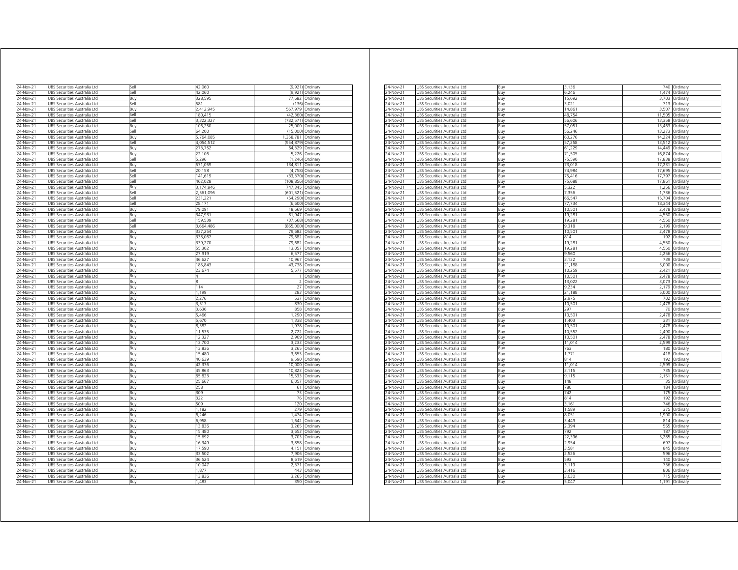| | | | | | |
|---|---|---|---|---|---|
| 24-Nov-21 | UBS Securities Australia Ltd | Sell | 42,060 | (9,921) | Ordinary |
| 24-Nov-21 | UBS Securities Australia Ltd | Sell | 42,060 | (9,921) | Ordinary |
| 24-Nov-21 | UBS Securities Australia Ltd | Buy | 328,595 | 77,682 | Ordinary |
| 24-Nov-21 | UBS Securities Australia Ltd | Sell | 581 | (136) | Ordinary |
| 24-Nov-21 | UBS Securities Australia Ltd | Buy | 2,412,945 | 567,979 | Ordinary |
| 24-Nov-21 | UBS Securities Australia Ltd | Sell | 180,415 | (42,360) | Ordinary |
| 24-Nov-21 | UBS Securities Australia Ltd | Sell | 3,322,327 | (782,571) | Ordinary |
| 24-Nov-21 | UBS Securities Australia Ltd | Buy | 106,250 | 25,000 | Ordinary |
| 24-Nov-21 | UBS Securities Australia Ltd | Sell | 64,200 | (15,000) | Ordinary |
| 24-Nov-21 | UBS Securities Australia Ltd | Buy | 5,764,085 | 1,358,781 | Ordinary |
| 24-Nov-21 | UBS Securities Australia Ltd | Sell | 4,054,512 | (954,879) | Ordinary |
| 24-Nov-21 | UBS Securities Australia Ltd | Buy | 273,752 | 64,329 | Ordinary |
| 24-Nov-21 | UBS Securities Australia Ltd | Buy | 22,106 | 5,226 | Ordinary |
| 24-Nov-21 | UBS Securities Australia Ltd | Sell | 5,296 | (1,246) | Ordinary |
| 24-Nov-21 | UBS Securities Australia Ltd | Buy | 571,059 | 134,811 | Ordinary |
| 24-Nov-21 | UBS Securities Australia Ltd | Sell | 20,158 | (4,758) | Ordinary |
| 24-Nov-21 | UBS Securities Australia Ltd | Sell | 141,619 | (33,370) | Ordinary |
| 24-Nov-21 | UBS Securities Australia Ltd | Sell | 462,028 | (108,856) | Ordinary |
| 24-Nov-21 | UBS Securities Australia Ltd | Buy | 3,174,946 | 747,345 | Ordinary |
| 24-Nov-21 | UBS Securities Australia Ltd | Sell | 2,561,096 | (601,521) | Ordinary |
| 24-Nov-21 | UBS Securities Australia Ltd | Sell | 231,221 | (54,290) | Ordinary |
| 24-Nov-21 | UBS Securities Australia Ltd | Sell | 28,171 | (6,600) | Ordinary |
| 24-Nov-21 | UBS Securities Australia Ltd | Buy | 79,091 | 18,669 | Ordinary |
| 24-Nov-21 | UBS Securities Australia Ltd | Buy | 347,931 | 81,947 | Ordinary |
| 24-Nov-21 | UBS Securities Australia Ltd | Sell | 159,539 | (37,668) | Ordinary |
| 24-Nov-21 | UBS Securities Australia Ltd | Sell | 3,664,486 | (865,000) | Ordinary |
| 24-Nov-21 | UBS Securities Australia Ltd | Buy | 337,254 | 79,682 | Ordinary |
| 24-Nov-21 | UBS Securities Australia Ltd | Buy | 338,067 | 79,682 | Ordinary |
| 24-Nov-21 | UBS Securities Australia Ltd | Buy | 339,270 | 79,682 | Ordinary |
| 24-Nov-21 | UBS Securities Australia Ltd | Buy | 55,302 | 13,057 | Ordinary |
| 24-Nov-21 | UBS Securities Australia Ltd | Buy | 27,919 | 6,577 | Ordinary |
| 24-Nov-21 | UBS Securities Australia Ltd | Buy | 46,627 | 10,967 | Ordinary |
| 24-Nov-21 | UBS Securities Australia Ltd | Buy | 185,843 | 43,738 | Ordinary |
| 24-Nov-21 | UBS Securities Australia Ltd | Buy | 23,674 | 5,577 | Ordinary |
| 24-Nov-21 | UBS Securities Australia Ltd | Buy | 4 | 1 | Ordinary |
| 24-Nov-21 | UBS Securities Australia Ltd | Buy | 8 | 2 | Ordinary |
| 24-Nov-21 | UBS Securities Australia Ltd | Buy | 114 | 27 | Ordinary |
| 24-Nov-21 | UBS Securities Australia Ltd | Buy | 1,199 | 283 | Ordinary |
| 24-Nov-21 | UBS Securities Australia Ltd | Buy | 2,276 | 537 | Ordinary |
| 24-Nov-21 | UBS Securities Australia Ltd | Buy | 3,517 | 830 | Ordinary |
| 24-Nov-21 | UBS Securities Australia Ltd | Buy | 3,636 | 858 | Ordinary |
| 24-Nov-21 | UBS Securities Australia Ltd | Buy | 5,466 | 1,290 | Ordinary |
| 24-Nov-21 | UBS Securities Australia Ltd | Buy | 5,670 | 1,338 | Ordinary |
| 24-Nov-21 | UBS Securities Australia Ltd | Buy | 8,382 | 1,978 | Ordinary |
| 24-Nov-21 | UBS Securities Australia Ltd | Buy | 11,535 | 2,722 | Ordinary |
| 24-Nov-21 | UBS Securities Australia Ltd | Buy | 12,327 | 2,909 | Ordinary |
| 24-Nov-21 | UBS Securities Australia Ltd | Buy | 13,700 | 3,233 | Ordinary |
| 24-Nov-21 | UBS Securities Australia Ltd | Buy | 13,836 | 3,265 | Ordinary |
| 24-Nov-21 | UBS Securities Australia Ltd | Buy | 15,480 | 3,653 | Ordinary |
| 24-Nov-21 | UBS Securities Australia Ltd | Buy | 40,639 | 9,590 | Ordinary |
| 24-Nov-21 | UBS Securities Australia Ltd | Buy | 42,376 | 10,000 | Ordinary |
| 24-Nov-21 | UBS Securities Australia Ltd | Buy | 45,863 | 10,823 | Ordinary |
| 24-Nov-21 | UBS Securities Australia Ltd | Buy | 65,823 | 15,533 | Ordinary |
| 24-Nov-21 | UBS Securities Australia Ltd | Buy | 25,667 | 6,057 | Ordinary |
| 24-Nov-21 | UBS Securities Australia Ltd | Buy | 258 | 61 | Ordinary |
| 24-Nov-21 | UBS Securities Australia Ltd | Buy | 309 | 73 | Ordinary |
| 24-Nov-21 | UBS Securities Australia Ltd | Buy | 322 | 76 | Ordinary |
| 24-Nov-21 | UBS Securities Australia Ltd | Buy | 509 | 120 | Ordinary |
| 24-Nov-21 | UBS Securities Australia Ltd | Buy | 1,182 | 279 | Ordinary |
| 24-Nov-21 | UBS Securities Australia Ltd | Buy | 6,246 | 1,474 | Ordinary |
| 24-Nov-21 | UBS Securities Australia Ltd | Buy | 6,958 | 1,642 | Ordinary |
| 24-Nov-21 | UBS Securities Australia Ltd | Buy | 13,836 | 3,265 | Ordinary |
| 24-Nov-21 | UBS Securities Australia Ltd | Buy | 15,480 | 3,653 | Ordinary |
| 24-Nov-21 | UBS Securities Australia Ltd | Buy | 15,692 | 3,703 | Ordinary |
| 24-Nov-21 | UBS Securities Australia Ltd | Buy | 16,349 | 3,858 | Ordinary |
| 24-Nov-21 | UBS Securities Australia Ltd | Buy | 17,590 | 4,151 | Ordinary |
| 24-Nov-21 | UBS Securities Australia Ltd | Buy | 33,502 | 7,906 | Ordinary |
| 24-Nov-21 | UBS Securities Australia Ltd | Buy | 36,524 | 8,619 | Ordinary |
| 24-Nov-21 | UBS Securities Australia Ltd | Buy | 10,047 | 2,371 | Ordinary |
| 24-Nov-21 | UBS Securities Australia Ltd | Buy | 1,877 | 443 | Ordinary |
| 24-Nov-21 | UBS Securities Australia Ltd | Buy | 13,836 | 3,265 | Ordinary |
| 24-Nov-21 | UBS Securities Australia Ltd | Buy | 1,483 | 350 | Ordinary |
| 24-Nov-21 | UBS Securities Australia Ltd | Buy | 3,136 | 740 | Ordinary |
| 24-Nov-21 | UBS Securities Australia Ltd | Buy | 6,246 | 1,474 | Ordinary |
| 24-Nov-21 | UBS Securities Australia Ltd | Buy | 15,692 | 3,703 | Ordinary |
| 24-Nov-21 | UBS Securities Australia Ltd | Buy | 3,021 | 713 | Ordinary |
| 24-Nov-21 | UBS Securities Australia Ltd | Buy | 14,861 | 3,507 | Ordinary |
| 24-Nov-21 | UBS Securities Australia Ltd | Buy | 48,754 | 11,505 | Ordinary |
| 24-Nov-21 | UBS Securities Australia Ltd | Buy | 56,606 | 13,358 | Ordinary |
| 24-Nov-21 | UBS Securities Australia Ltd | Buy | 57,051 | 13,463 | Ordinary |
| 24-Nov-21 | UBS Securities Australia Ltd | Buy | 56,246 | 13,273 | Ordinary |
| 24-Nov-21 | UBS Securities Australia Ltd | Buy | 60,276 | 14,224 | Ordinary |
| 24-Nov-21 | UBS Securities Australia Ltd | Buy | 57,258 | 13,512 | Ordinary |
| 24-Nov-21 | UBS Securities Australia Ltd | Buy | 61,229 | 14,449 | Ordinary |
| 24-Nov-21 | UBS Securities Australia Ltd | Buy | 71,505 | 16,874 | Ordinary |
| 24-Nov-21 | UBS Securities Australia Ltd | Buy | 75,590 | 17,838 | Ordinary |
| 24-Nov-21 | UBS Securities Australia Ltd | Buy | 73,018 | 17,231 | Ordinary |
| 24-Nov-21 | UBS Securities Australia Ltd | Buy | 74,984 | 17,695 | Ordinary |
| 24-Nov-21 | UBS Securities Australia Ltd | Buy | 75,416 | 17,797 | Ordinary |
| 24-Nov-21 | UBS Securities Australia Ltd | Buy | 75,688 | 17,861 | Ordinary |
| 24-Nov-21 | UBS Securities Australia Ltd | Buy | 5,322 | 1,256 | Ordinary |
| 24-Nov-21 | UBS Securities Australia Ltd | Buy | 7,356 | 1,736 | Ordinary |
| 24-Nov-21 | UBS Securities Australia Ltd | Buy | 66,547 | 15,704 | Ordinary |
| 24-Nov-21 | UBS Securities Australia Ltd | Buy | 77,734 | 18,344 | Ordinary |
| 24-Nov-21 | UBS Securities Australia Ltd | Buy | 10,501 | 2,478 | Ordinary |
| 24-Nov-21 | UBS Securities Australia Ltd | Buy | 19,281 | 4,550 | Ordinary |
| 24-Nov-21 | UBS Securities Australia Ltd | Buy | 19,281 | 4,550 | Ordinary |
| 24-Nov-21 | UBS Securities Australia Ltd | Buy | 9,318 | 2,199 | Ordinary |
| 24-Nov-21 | UBS Securities Australia Ltd | Buy | 10,501 | 2,478 | Ordinary |
| 24-Nov-21 | UBS Securities Australia Ltd | Buy | 814 | 192 | Ordinary |
| 24-Nov-21 | UBS Securities Australia Ltd | Buy | 19,281 | 4,550 | Ordinary |
| 24-Nov-21 | UBS Securities Australia Ltd | Buy | 19,281 | 4,550 | Ordinary |
| 24-Nov-21 | UBS Securities Australia Ltd | Buy | 9,560 | 2,256 | Ordinary |
| 24-Nov-21 | UBS Securities Australia Ltd | Buy | 3,132 | 739 | Ordinary |
| 24-Nov-21 | UBS Securities Australia Ltd | Buy | 21,188 | 5,000 | Ordinary |
| 24-Nov-21 | UBS Securities Australia Ltd | Buy | 10,259 | 2,421 | Ordinary |
| 24-Nov-21 | UBS Securities Australia Ltd | Buy | 10,501 | 2,478 | Ordinary |
| 24-Nov-21 | UBS Securities Australia Ltd | Buy | 13,022 | 3,073 | Ordinary |
| 24-Nov-21 | UBS Securities Australia Ltd | Buy | 9,234 | 2,179 | Ordinary |
| 24-Nov-21 | UBS Securities Australia Ltd | Buy | 21,188 | 5,000 | Ordinary |
| 24-Nov-21 | UBS Securities Australia Ltd | Buy | 2,975 | 702 | Ordinary |
| 24-Nov-21 | UBS Securities Australia Ltd | Buy | 10,501 | 2,478 | Ordinary |
| 24-Nov-21 | UBS Securities Australia Ltd | Buy | 297 | 70 | Ordinary |
| 24-Nov-21 | UBS Securities Australia Ltd | Buy | 10,501 | 2,478 | Ordinary |
| 24-Nov-21 | UBS Securities Australia Ltd | Buy | 1,403 | 331 | Ordinary |
| 24-Nov-21 | UBS Securities Australia Ltd | Buy | 10,501 | 2,478 | Ordinary |
| 24-Nov-21 | UBS Securities Australia Ltd | Buy | 10,552 | 2,490 | Ordinary |
| 24-Nov-21 | UBS Securities Australia Ltd | Buy | 10,501 | 2,478 | Ordinary |
| 24-Nov-21 | UBS Securities Australia Ltd | Buy | 11,014 | 2,599 | Ordinary |
| 24-Nov-21 | UBS Securities Australia Ltd | Buy | 763 | 180 | Ordinary |
| 24-Nov-21 | UBS Securities Australia Ltd | Buy | 1,771 | 418 | Ordinary |
| 24-Nov-21 | UBS Securities Australia Ltd | Buy | 814 | 192 | Ordinary |
| 24-Nov-21 | UBS Securities Australia Ltd | Buy | 11,014 | 2,599 | Ordinary |
| 24-Nov-21 | UBS Securities Australia Ltd | Buy | 3,115 | 735 | Ordinary |
| 24-Nov-21 | UBS Securities Australia Ltd | Buy | 9,115 | 2,151 | Ordinary |
| 24-Nov-21 | UBS Securities Australia Ltd | Buy | 148 | 35 | Ordinary |
| 24-Nov-21 | UBS Securities Australia Ltd | Buy | 780 | 184 | Ordinary |
| 24-Nov-21 | UBS Securities Australia Ltd | Buy | 742 | 175 | Ordinary |
| 24-Nov-21 | UBS Securities Australia Ltd | Buy | 814 | 192 | Ordinary |
| 24-Nov-21 | UBS Securities Australia Ltd | Buy | 3,161 | 746 | Ordinary |
| 24-Nov-21 | UBS Securities Australia Ltd | Buy | 1,589 | 375 | Ordinary |
| 24-Nov-21 | UBS Securities Australia Ltd | Buy | 8,051 | 1,900 | Ordinary |
| 24-Nov-21 | UBS Securities Australia Ltd | Buy | 3,449 | 814 | Ordinary |
| 24-Nov-21 | UBS Securities Australia Ltd | Buy | 2,394 | 565 | Ordinary |
| 24-Nov-21 | UBS Securities Australia Ltd | Buy | 792 | 187 | Ordinary |
| 24-Nov-21 | UBS Securities Australia Ltd | Buy | 22,396 | 5,285 | Ordinary |
| 24-Nov-21 | UBS Securities Australia Ltd | Buy | 2,954 | 697 | Ordinary |
| 24-Nov-21 | UBS Securities Australia Ltd | Buy | 3,581 | 845 | Ordinary |
| 24-Nov-21 | UBS Securities Australia Ltd | Buy | 2,526 | 596 | Ordinary |
| 24-Nov-21 | UBS Securities Australia Ltd | Buy | 593 | 140 | Ordinary |
| 24-Nov-21 | UBS Securities Australia Ltd | Buy | 3,119 | 736 | Ordinary |
| 24-Nov-21 | UBS Securities Australia Ltd | Buy | 3,416 | 806 | Ordinary |
| 24-Nov-21 | UBS Securities Australia Ltd | Buy | 3,030 | 715 | Ordinary |
| 24-Nov-21 | UBS Securities Australia Ltd | Buy | 5,047 | 1,191 | Ordinary |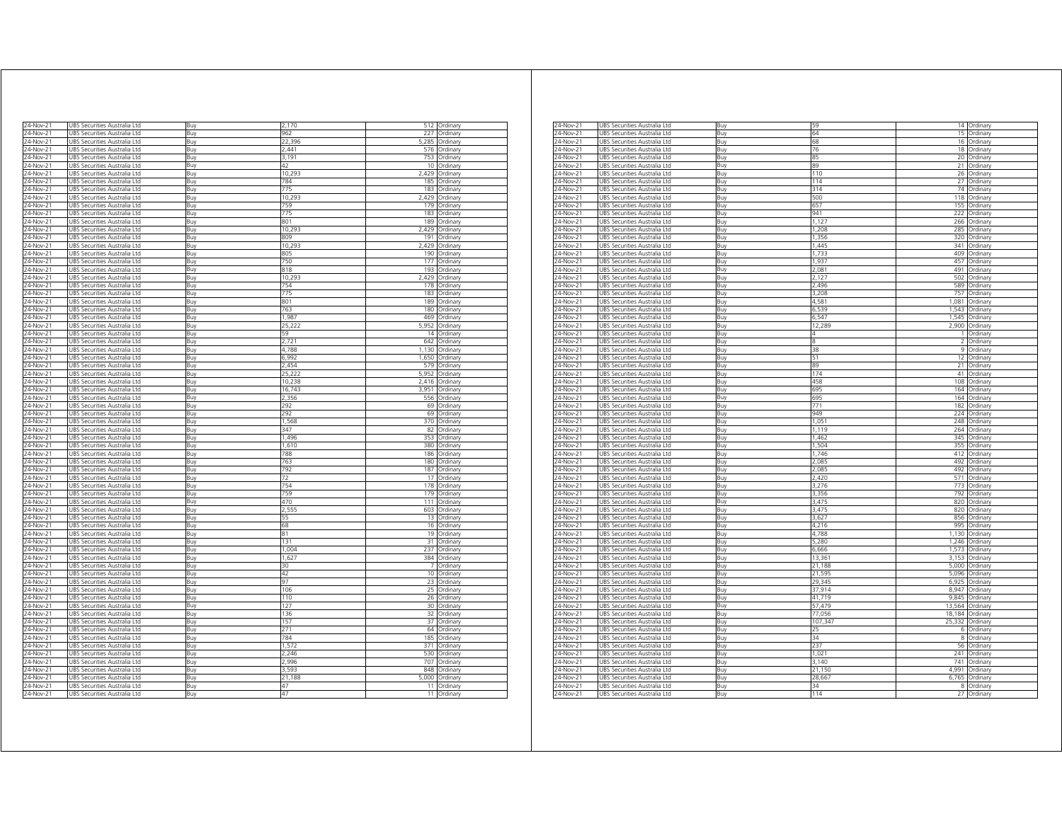| | | | | | |
|---|---|---|---|---|---|
| 24-Nov-21 | UBS Securities Australia Ltd | Buy | 2,170 | 512 | Ordinary |
| 24-Nov-21 | UBS Securities Australia Ltd | Buy | 962 | 227 | Ordinary |
| 24-Nov-21 | UBS Securities Australia Ltd | Buy | 22,396 | 5,285 | Ordinary |
| 24-Nov-21 | UBS Securities Australia Ltd | Buy | 2,441 | 576 | Ordinary |
| 24-Nov-21 | UBS Securities Australia Ltd | Buy | 3,191 | 753 | Ordinary |
| 24-Nov-21 | UBS Securities Australia Ltd | Buy | 42 | 10 | Ordinary |
| 24-Nov-21 | UBS Securities Australia Ltd | Buy | 10,293 | 2,429 | Ordinary |
| 24-Nov-21 | UBS Securities Australia Ltd | Buy | 784 | 185 | Ordinary |
| 24-Nov-21 | UBS Securities Australia Ltd | Buy | 775 | 183 | Ordinary |
| 24-Nov-21 | UBS Securities Australia Ltd | Buy | 10,293 | 2,429 | Ordinary |
| 24-Nov-21 | UBS Securities Australia Ltd | Buy | 759 | 179 | Ordinary |
| 24-Nov-21 | UBS Securities Australia Ltd | Buy | 775 | 183 | Ordinary |
| 24-Nov-21 | UBS Securities Australia Ltd | Buy | 801 | 189 | Ordinary |
| 24-Nov-21 | UBS Securities Australia Ltd | Buy | 10,293 | 2,429 | Ordinary |
| 24-Nov-21 | UBS Securities Australia Ltd | Buy | 809 | 191 | Ordinary |
| 24-Nov-21 | UBS Securities Australia Ltd | Buy | 10,293 | 2,429 | Ordinary |
| 24-Nov-21 | UBS Securities Australia Ltd | Buy | 805 | 190 | Ordinary |
| 24-Nov-21 | UBS Securities Australia Ltd | Buy | 750 | 177 | Ordinary |
| 24-Nov-21 | UBS Securities Australia Ltd | Buy | 818 | 193 | Ordinary |
| 24-Nov-21 | UBS Securities Australia Ltd | Buy | 10,293 | 2,429 | Ordinary |
| 24-Nov-21 | UBS Securities Australia Ltd | Buy | 754 | 178 | Ordinary |
| 24-Nov-21 | UBS Securities Australia Ltd | Buy | 775 | 183 | Ordinary |
| 24-Nov-21 | UBS Securities Australia Ltd | Buy | 801 | 189 | Ordinary |
| 24-Nov-21 | UBS Securities Australia Ltd | Buy | 763 | 180 | Ordinary |
| 24-Nov-21 | UBS Securities Australia Ltd | Buy | 1,987 | 469 | Ordinary |
| 24-Nov-21 | UBS Securities Australia Ltd | Buy | 25,222 | 5,952 | Ordinary |
| 24-Nov-21 | UBS Securities Australia Ltd | Buy | 59 | 14 | Ordinary |
| 24-Nov-21 | UBS Securities Australia Ltd | Buy | 2,721 | 642 | Ordinary |
| 24-Nov-21 | UBS Securities Australia Ltd | Buy | 4,788 | 1,130 | Ordinary |
| 24-Nov-21 | UBS Securities Australia Ltd | Buy | 6,992 | 1,650 | Ordinary |
| 24-Nov-21 | UBS Securities Australia Ltd | Buy | 2,454 | 579 | Ordinary |
| 24-Nov-21 | UBS Securities Australia Ltd | Buy | 25,222 | 5,952 | Ordinary |
| 24-Nov-21 | UBS Securities Australia Ltd | Buy | 10,238 | 2,416 | Ordinary |
| 24-Nov-21 | UBS Securities Australia Ltd | Buy | 16,743 | 3,951 | Ordinary |
| 24-Nov-21 | UBS Securities Australia Ltd | Buy | 2,356 | 556 | Ordinary |
| 24-Nov-21 | UBS Securities Australia Ltd | Buy | 292 | 69 | Ordinary |
| 24-Nov-21 | UBS Securities Australia Ltd | Buy | 292 | 69 | Ordinary |
| 24-Nov-21 | UBS Securities Australia Ltd | Buy | 1,568 | 370 | Ordinary |
| 24-Nov-21 | UBS Securities Australia Ltd | Buy | 347 | 82 | Ordinary |
| 24-Nov-21 | UBS Securities Australia Ltd | Buy | 1,496 | 353 | Ordinary |
| 24-Nov-21 | UBS Securities Australia Ltd | Buy | 1,610 | 380 | Ordinary |
| 24-Nov-21 | UBS Securities Australia Ltd | Buy | 788 | 186 | Ordinary |
| 24-Nov-21 | UBS Securities Australia Ltd | Buy | 763 | 180 | Ordinary |
| 24-Nov-21 | UBS Securities Australia Ltd | Buy | 792 | 187 | Ordinary |
| 24-Nov-21 | UBS Securities Australia Ltd | Buy | 72 | 17 | Ordinary |
| 24-Nov-21 | UBS Securities Australia Ltd | Buy | 754 | 178 | Ordinary |
| 24-Nov-21 | UBS Securities Australia Ltd | Buy | 759 | 179 | Ordinary |
| 24-Nov-21 | UBS Securities Australia Ltd | Buy | 470 | 111 | Ordinary |
| 24-Nov-21 | UBS Securities Australia Ltd | Buy | 2,555 | 603 | Ordinary |
| 24-Nov-21 | UBS Securities Australia Ltd | Buy | 55 | 13 | Ordinary |
| 24-Nov-21 | UBS Securities Australia Ltd | Buy | 68 | 16 | Ordinary |
| 24-Nov-21 | UBS Securities Australia Ltd | Buy | 81 | 19 | Ordinary |
| 24-Nov-21 | UBS Securities Australia Ltd | Buy | 131 | 31 | Ordinary |
| 24-Nov-21 | UBS Securities Australia Ltd | Buy | 1,004 | 237 | Ordinary |
| 24-Nov-21 | UBS Securities Australia Ltd | Buy | 1,627 | 384 | Ordinary |
| 24-Nov-21 | UBS Securities Australia Ltd | Buy | 30 | 7 | Ordinary |
| 24-Nov-21 | UBS Securities Australia Ltd | Buy | 42 | 10 | Ordinary |
| 24-Nov-21 | UBS Securities Australia Ltd | Buy | 97 | 23 | Ordinary |
| 24-Nov-21 | UBS Securities Australia Ltd | Buy | 106 | 25 | Ordinary |
| 24-Nov-21 | UBS Securities Australia Ltd | Buy | 110 | 26 | Ordinary |
| 24-Nov-21 | UBS Securities Australia Ltd | Buy | 127 | 30 | Ordinary |
| 24-Nov-21 | UBS Securities Australia Ltd | Buy | 136 | 32 | Ordinary |
| 24-Nov-21 | UBS Securities Australia Ltd | Buy | 157 | 37 | Ordinary |
| 24-Nov-21 | UBS Securities Australia Ltd | Buy | 271 | 64 | Ordinary |
| 24-Nov-21 | UBS Securities Australia Ltd | Buy | 784 | 185 | Ordinary |
| 24-Nov-21 | UBS Securities Australia Ltd | Buy | 1,572 | 371 | Ordinary |
| 24-Nov-21 | UBS Securities Australia Ltd | Buy | 2,246 | 530 | Ordinary |
| 24-Nov-21 | UBS Securities Australia Ltd | Buy | 2,996 | 707 | Ordinary |
| 24-Nov-21 | UBS Securities Australia Ltd | Buy | 3,593 | 848 | Ordinary |
| 24-Nov-21 | UBS Securities Australia Ltd | Buy | 21,188 | 5,000 | Ordinary |
| 24-Nov-21 | UBS Securities Australia Ltd | Buy | 47 | 11 | Ordinary |
| 24-Nov-21 | UBS Securities Australia Ltd | Buy | 47 | 11 | Ordinary |
| 24-Nov-21 | UBS Securities Australia Ltd | Buy | 59 | 14 | Ordinary |
| 24-Nov-21 | UBS Securities Australia Ltd | Buy | 64 | 15 | Ordinary |
| 24-Nov-21 | UBS Securities Australia Ltd | Buy | 68 | 16 | Ordinary |
| 24-Nov-21 | UBS Securities Australia Ltd | Buy | 76 | 18 | Ordinary |
| 24-Nov-21 | UBS Securities Australia Ltd | Buy | 85 | 20 | Ordinary |
| 24-Nov-21 | UBS Securities Australia Ltd | Buy | 89 | 21 | Ordinary |
| 24-Nov-21 | UBS Securities Australia Ltd | Buy | 110 | 26 | Ordinary |
| 24-Nov-21 | UBS Securities Australia Ltd | Buy | 114 | 27 | Ordinary |
| 24-Nov-21 | UBS Securities Australia Ltd | Buy | 314 | 74 | Ordinary |
| 24-Nov-21 | UBS Securities Australia Ltd | Buy | 500 | 118 | Ordinary |
| 24-Nov-21 | UBS Securities Australia Ltd | Buy | 657 | 155 | Ordinary |
| 24-Nov-21 | UBS Securities Australia Ltd | Buy | 941 | 222 | Ordinary |
| 24-Nov-21 | UBS Securities Australia Ltd | Buy | 1,127 | 266 | Ordinary |
| 24-Nov-21 | UBS Securities Australia Ltd | Buy | 1,208 | 285 | Ordinary |
| 24-Nov-21 | UBS Securities Australia Ltd | Buy | 1,356 | 320 | Ordinary |
| 24-Nov-21 | UBS Securities Australia Ltd | Buy | 1,445 | 341 | Ordinary |
| 24-Nov-21 | UBS Securities Australia Ltd | Buy | 1,733 | 409 | Ordinary |
| 24-Nov-21 | UBS Securities Australia Ltd | Buy | 1,937 | 457 | Ordinary |
| 24-Nov-21 | UBS Securities Australia Ltd | Buy | 2,081 | 491 | Ordinary |
| 24-Nov-21 | UBS Securities Australia Ltd | Buy | 2,127 | 502 | Ordinary |
| 24-Nov-21 | UBS Securities Australia Ltd | Buy | 2,496 | 589 | Ordinary |
| 24-Nov-21 | UBS Securities Australia Ltd | Buy | 3,208 | 757 | Ordinary |
| 24-Nov-21 | UBS Securities Australia Ltd | Buy | 4,581 | 1,081 | Ordinary |
| 24-Nov-21 | UBS Securities Australia Ltd | Buy | 6,539 | 1,543 | Ordinary |
| 24-Nov-21 | UBS Securities Australia Ltd | Buy | 6,547 | 1,545 | Ordinary |
| 24-Nov-21 | UBS Securities Australia Ltd | Buy | 12,289 | 2,900 | Ordinary |
| 24-Nov-21 | UBS Securities Australia Ltd | Buy | 4 | 1 | Ordinary |
| 24-Nov-21 | UBS Securities Australia Ltd | Buy | 8 | 2 | Ordinary |
| 24-Nov-21 | UBS Securities Australia Ltd | Buy | 38 | 9 | Ordinary |
| 24-Nov-21 | UBS Securities Australia Ltd | Buy | 51 | 12 | Ordinary |
| 24-Nov-21 | UBS Securities Australia Ltd | Buy | 89 | 21 | Ordinary |
| 24-Nov-21 | UBS Securities Australia Ltd | Buy | 174 | 41 | Ordinary |
| 24-Nov-21 | UBS Securities Australia Ltd | Buy | 458 | 108 | Ordinary |
| 24-Nov-21 | UBS Securities Australia Ltd | Buy | 695 | 164 | Ordinary |
| 24-Nov-21 | UBS Securities Australia Ltd | Buy | 695 | 164 | Ordinary |
| 24-Nov-21 | UBS Securities Australia Ltd | Buy | 771 | 182 | Ordinary |
| 24-Nov-21 | UBS Securities Australia Ltd | Buy | 949 | 224 | Ordinary |
| 24-Nov-21 | UBS Securities Australia Ltd | Buy | 1,051 | 248 | Ordinary |
| 24-Nov-21 | UBS Securities Australia Ltd | Buy | 1,119 | 264 | Ordinary |
| 24-Nov-21 | UBS Securities Australia Ltd | Buy | 1,462 | 345 | Ordinary |
| 24-Nov-21 | UBS Securities Australia Ltd | Buy | 1,504 | 355 | Ordinary |
| 24-Nov-21 | UBS Securities Australia Ltd | Buy | 1,746 | 412 | Ordinary |
| 24-Nov-21 | UBS Securities Australia Ltd | Buy | 2,085 | 492 | Ordinary |
| 24-Nov-21 | UBS Securities Australia Ltd | Buy | 2,085 | 492 | Ordinary |
| 24-Nov-21 | UBS Securities Australia Ltd | Buy | 2,420 | 571 | Ordinary |
| 24-Nov-21 | UBS Securities Australia Ltd | Buy | 3,276 | 773 | Ordinary |
| 24-Nov-21 | UBS Securities Australia Ltd | Buy | 3,356 | 792 | Ordinary |
| 24-Nov-21 | UBS Securities Australia Ltd | Buy | 3,475 | 820 | Ordinary |
| 24-Nov-21 | UBS Securities Australia Ltd | Buy | 3,475 | 820 | Ordinary |
| 24-Nov-21 | UBS Securities Australia Ltd | Buy | 3,627 | 856 | Ordinary |
| 24-Nov-21 | UBS Securities Australia Ltd | Buy | 4,216 | 995 | Ordinary |
| 24-Nov-21 | UBS Securities Australia Ltd | Buy | 4,788 | 1,130 | Ordinary |
| 24-Nov-21 | UBS Securities Australia Ltd | Buy | 5,280 | 1,246 | Ordinary |
| 24-Nov-21 | UBS Securities Australia Ltd | Buy | 6,666 | 1,573 | Ordinary |
| 24-Nov-21 | UBS Securities Australia Ltd | Buy | 13,361 | 3,153 | Ordinary |
| 24-Nov-21 | UBS Securities Australia Ltd | Buy | 21,188 | 5,000 | Ordinary |
| 24-Nov-21 | UBS Securities Australia Ltd | Buy | 21,595 | 5,096 | Ordinary |
| 24-Nov-21 | UBS Securities Australia Ltd | Buy | 29,345 | 6,925 | Ordinary |
| 24-Nov-21 | UBS Securities Australia Ltd | Buy | 37,914 | 8,947 | Ordinary |
| 24-Nov-21 | UBS Securities Australia Ltd | Buy | 41,719 | 9,845 | Ordinary |
| 24-Nov-21 | UBS Securities Australia Ltd | Buy | 57,479 | 13,564 | Ordinary |
| 24-Nov-21 | UBS Securities Australia Ltd | Buy | 77,056 | 18,184 | Ordinary |
| 24-Nov-21 | UBS Securities Australia Ltd | Buy | 107,347 | 25,332 | Ordinary |
| 24-Nov-21 | UBS Securities Australia Ltd | Buy | 25 | 6 | Ordinary |
| 24-Nov-21 | UBS Securities Australia Ltd | Buy | 34 | 8 | Ordinary |
| 24-Nov-21 | UBS Securities Australia Ltd | Buy | 237 | 56 | Ordinary |
| 24-Nov-21 | UBS Securities Australia Ltd | Buy | 1,021 | 241 | Ordinary |
| 24-Nov-21 | UBS Securities Australia Ltd | Buy | 3,140 | 741 | Ordinary |
| 24-Nov-21 | UBS Securities Australia Ltd | Buy | 21,150 | 4,991 | Ordinary |
| 24-Nov-21 | UBS Securities Australia Ltd | Buy | 28,667 | 6,765 | Ordinary |
| 24-Nov-21 | UBS Securities Australia Ltd | Buy | 34 | 8 | Ordinary |
| 24-Nov-21 | UBS Securities Australia Ltd | Buy | 114 | 27 | Ordinary |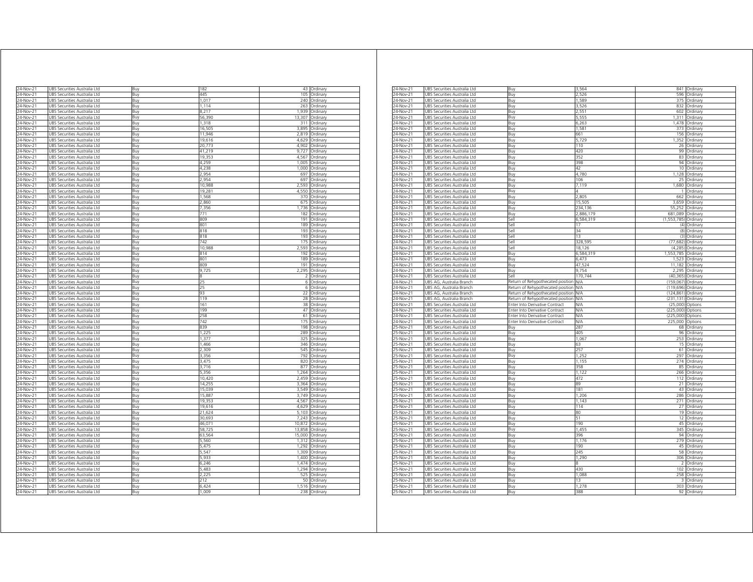| | | | | | |
|---|---|---|---|---|---|
| 24-Nov-21 | UBS Securities Australia Ltd | Buy | 182 | 43 | Ordinary |
| 24-Nov-21 | UBS Securities Australia Ltd | Buy | 445 | 105 | Ordinary |
| 24-Nov-21 | UBS Securities Australia Ltd | Buy | 1,017 | 240 | Ordinary |
| 24-Nov-21 | UBS Securities Australia Ltd | Buy | 1,114 | 263 | Ordinary |
| 24-Nov-21 | UBS Securities Australia Ltd | Buy | 8,217 | 1,939 | Ordinary |
| 24-Nov-21 | UBS Securities Australia Ltd | Buy | 56,390 | 13,307 | Ordinary |
| 24-Nov-21 | UBS Securities Australia Ltd | Buy | 1,318 | 311 | Ordinary |
| 24-Nov-21 | UBS Securities Australia Ltd | Buy | 16,505 | 3,895 | Ordinary |
| 24-Nov-21 | UBS Securities Australia Ltd | Buy | 11,946 | 2,819 | Ordinary |
| 24-Nov-21 | UBS Securities Australia Ltd | Buy | 19,616 | 4,629 | Ordinary |
| 24-Nov-21 | UBS Securities Australia Ltd | Buy | 20,773 | 4,902 | Ordinary |
| 24-Nov-21 | UBS Securities Australia Ltd | Buy | 41,219 | 9,727 | Ordinary |
| 24-Nov-21 | UBS Securities Australia Ltd | Buy | 19,353 | 4,567 | Ordinary |
| 24-Nov-21 | UBS Securities Australia Ltd | Buy | 4,259 | 1,005 | Ordinary |
| 24-Nov-21 | UBS Securities Australia Ltd | Buy | 4,238 | 1,000 | Ordinary |
| 24-Nov-21 | UBS Securities Australia Ltd | Buy | 2,954 | 697 | Ordinary |
| 24-Nov-21 | UBS Securities Australia Ltd | Buy | 2,954 | 697 | Ordinary |
| 24-Nov-21 | UBS Securities Australia Ltd | Buy | 10,988 | 2,593 | Ordinary |
| 24-Nov-21 | UBS Securities Australia Ltd | Buy | 19,281 | 4,550 | Ordinary |
| 24-Nov-21 | UBS Securities Australia Ltd | Buy | 1,568 | 370 | Ordinary |
| 24-Nov-21 | UBS Securities Australia Ltd | Buy | 2,860 | 675 | Ordinary |
| 24-Nov-21 | UBS Securities Australia Ltd | Buy | 7,356 | 1,736 | Ordinary |
| 24-Nov-21 | UBS Securities Australia Ltd | Buy | 771 | 182 | Ordinary |
| 24-Nov-21 | UBS Securities Australia Ltd | Buy | 809 | 191 | Ordinary |
| 24-Nov-21 | UBS Securities Australia Ltd | Buy | 801 | 189 | Ordinary |
| 24-Nov-21 | UBS Securities Australia Ltd | Buy | 818 | 193 | Ordinary |
| 24-Nov-21 | UBS Securities Australia Ltd | Buy | 818 | 193 | Ordinary |
| 24-Nov-21 | UBS Securities Australia Ltd | Buy | 742 | 175 | Ordinary |
| 24-Nov-21 | UBS Securities Australia Ltd | Buy | 10,988 | 2,593 | Ordinary |
| 24-Nov-21 | UBS Securities Australia Ltd | Buy | 814 | 192 | Ordinary |
| 24-Nov-21 | UBS Securities Australia Ltd | Buy | 801 | 189 | Ordinary |
| 24-Nov-21 | UBS Securities Australia Ltd | Buy | 809 | 191 | Ordinary |
| 24-Nov-21 | UBS Securities Australia Ltd | Buy | 9,725 | 2,295 | Ordinary |
| 24-Nov-21 | UBS Securities Australia Ltd | Buy | 8 | 2 | Ordinary |
| 24-Nov-21 | UBS Securities Australia Ltd | Buy | 25 | 6 | Ordinary |
| 24-Nov-21 | UBS Securities Australia Ltd | Buy | 25 | 6 | Ordinary |
| 24-Nov-21 | UBS Securities Australia Ltd | Buy | 93 | 22 | Ordinary |
| 24-Nov-21 | UBS Securities Australia Ltd | Buy | 119 | 28 | Ordinary |
| 24-Nov-21 | UBS Securities Australia Ltd | Buy | 161 | 38 | Ordinary |
| 24-Nov-21 | UBS Securities Australia Ltd | Buy | 199 | 47 | Ordinary |
| 24-Nov-21 | UBS Securities Australia Ltd | Buy | 258 | 61 | Ordinary |
| 24-Nov-21 | UBS Securities Australia Ltd | Buy | 742 | 175 | Ordinary |
| 24-Nov-21 | UBS Securities Australia Ltd | Buy | 839 | 198 | Ordinary |
| 24-Nov-21 | UBS Securities Australia Ltd | Buy | 1,225 | 289 | Ordinary |
| 24-Nov-21 | UBS Securities Australia Ltd | Buy | 1,377 | 325 | Ordinary |
| 24-Nov-21 | UBS Securities Australia Ltd | Buy | 1,466 | 346 | Ordinary |
| 24-Nov-21 | UBS Securities Australia Ltd | Buy | 2,309 | 545 | Ordinary |
| 24-Nov-21 | UBS Securities Australia Ltd | Buy | 3,356 | 792 | Ordinary |
| 24-Nov-21 | UBS Securities Australia Ltd | Buy | 3,475 | 820 | Ordinary |
| 24-Nov-21 | UBS Securities Australia Ltd | Buy | 3,716 | 877 | Ordinary |
| 24-Nov-21 | UBS Securities Australia Ltd | Buy | 5,356 | 1,264 | Ordinary |
| 24-Nov-21 | UBS Securities Australia Ltd | Buy | 10,420 | 2,459 | Ordinary |
| 24-Nov-21 | UBS Securities Australia Ltd | Buy | 14,255 | 3,364 | Ordinary |
| 24-Nov-21 | UBS Securities Australia Ltd | Buy | 15,039 | 3,549 | Ordinary |
| 24-Nov-21 | UBS Securities Australia Ltd | Buy | 15,887 | 3,749 | Ordinary |
| 24-Nov-21 | UBS Securities Australia Ltd | Buy | 19,353 | 4,567 | Ordinary |
| 24-Nov-21 | UBS Securities Australia Ltd | Buy | 19,616 | 4,629 | Ordinary |
| 24-Nov-21 | UBS Securities Australia Ltd | Buy | 21,624 | 5,103 | Ordinary |
| 24-Nov-21 | UBS Securities Australia Ltd | Buy | 30,693 | 7,243 | Ordinary |
| 24-Nov-21 | UBS Securities Australia Ltd | Buy | 46,071 | 10,872 | Ordinary |
| 24-Nov-21 | UBS Securities Australia Ltd | Buy | 58,725 | 13,858 | Ordinary |
| 24-Nov-21 | UBS Securities Australia Ltd | Buy | 63,564 | 15,000 | Ordinary |
| 24-Nov-21 | UBS Securities Australia Ltd | Buy | 5,560 | 1,312 | Ordinary |
| 24-Nov-21 | UBS Securities Australia Ltd | Buy | 5,475 | 1,292 | Ordinary |
| 24-Nov-21 | UBS Securities Australia Ltd | Buy | 5,547 | 1,309 | Ordinary |
| 24-Nov-21 | UBS Securities Australia Ltd | Buy | 5,933 | 1,400 | Ordinary |
| 24-Nov-21 | UBS Securities Australia Ltd | Buy | 6,246 | 1,474 | Ordinary |
| 24-Nov-21 | UBS Securities Australia Ltd | Buy | 5,483 | 1,294 | Ordinary |
| 24-Nov-21 | UBS Securities Australia Ltd | Buy | 2,225 | 525 | Ordinary |
| 24-Nov-21 | UBS Securities Australia Ltd | Buy | 212 | 50 | Ordinary |
| 24-Nov-21 | UBS Securities Australia Ltd | Buy | 6,424 | 1,516 | Ordinary |
| 24-Nov-21 | UBS Securities Australia Ltd | Buy | 1,009 | 238 | Ordinary |
| 24-Nov-21 | UBS Securities Australia Ltd | Buy | 3,564 | 841 | Ordinary |
| 24-Nov-21 | UBS Securities Australia Ltd | Buy | 2,526 | 596 | Ordinary |
| 24-Nov-21 | UBS Securities Australia Ltd | Buy | 1,589 | 375 | Ordinary |
| 24-Nov-21 | UBS Securities Australia Ltd | Buy | 3,526 | 832 | Ordinary |
| 24-Nov-21 | UBS Securities Australia Ltd | Buy | 2,551 | 602 | Ordinary |
| 24-Nov-21 | UBS Securities Australia Ltd | Buy | 5,555 | 1,311 | Ordinary |
| 24-Nov-21 | UBS Securities Australia Ltd | Buy | 6,263 | 1,478 | Ordinary |
| 24-Nov-21 | UBS Securities Australia Ltd | Buy | 1,581 | 373 | Ordinary |
| 24-Nov-21 | UBS Securities Australia Ltd | Buy | 661 | 156 | Ordinary |
| 24-Nov-21 | UBS Securities Australia Ltd | Buy | 5,729 | 1,352 | Ordinary |
| 24-Nov-21 | UBS Securities Australia Ltd | Buy | 110 | 26 | Ordinary |
| 24-Nov-21 | UBS Securities Australia Ltd | Buy | 420 | 99 | Ordinary |
| 24-Nov-21 | UBS Securities Australia Ltd | Buy | 352 | 83 | Ordinary |
| 24-Nov-21 | UBS Securities Australia Ltd | Buy | 398 | 94 | Ordinary |
| 24-Nov-21 | UBS Securities Australia Ltd | Buy | 42 | 10 | Ordinary |
| 24-Nov-21 | UBS Securities Australia Ltd | Buy | 4,780 | 1,128 | Ordinary |
| 24-Nov-21 | UBS Securities Australia Ltd | Buy | 106 | 25 | Ordinary |
| 24-Nov-21 | UBS Securities Australia Ltd | Buy | 7,119 | 1,680 | Ordinary |
| 24-Nov-21 | UBS Securities Australia Ltd | Buy | 4 | 1 | Ordinary |
| 24-Nov-21 | UBS Securities Australia Ltd | Buy | 2,805 | 662 | Ordinary |
| 24-Nov-21 | UBS Securities Australia Ltd | Buy | 15,505 | 3,659 | Ordinary |
| 24-Nov-21 | UBS Securities Australia Ltd | Buy | 234,136 | 55,252 | Ordinary |
| 24-Nov-21 | UBS Securities Australia Ltd | Buy | 2,886,179 | 681,089 | Ordinary |
| 24-Nov-21 | UBS Securities Australia Ltd | Sell | 6,584,319 | (1,553,785) | Ordinary |
| 24-Nov-21 | UBS Securities Australia Ltd | Sell | 17 | (4) | Ordinary |
| 24-Nov-21 | UBS Securities Australia Ltd | Sell | 34 | (8) | Ordinary |
| 24-Nov-21 | UBS Securities Australia Ltd | Sell | 13 | (3) | Ordinary |
| 24-Nov-21 | UBS Securities Australia Ltd | Sell | 328,595 | (77,682) | Ordinary |
| 24-Nov-21 | UBS Securities Australia Ltd | Sell | 18,126 | (4,285) | Ordinary |
| 24-Nov-21 | UBS Securities Australia Ltd | Buy | 6,584,319 | 1,553,785 | Ordinary |
| 24-Nov-21 | UBS Securities Australia Ltd | Buy | 6,473 | 1,523 | Ordinary |
| 24-Nov-21 | UBS Securities Australia Ltd | Buy | 47,524 | 11,182 | Ordinary |
| 24-Nov-21 | UBS Securities Australia Ltd | Buy | 9,754 | 2,295 | Ordinary |
| 24-Nov-21 | UBS Securities Australia Ltd | Sell | 170,744 | (40,365) | Ordinary |
| 24-Nov-21 | UBS AG, Australia Branch | Return of Rehypothecated position | N/A | (159,067) | Ordinary |
| 24-Nov-21 | UBS AG, Australia Branch | Return of Rehypothecated position | N/A | (119,696) | Ordinary |
| 24-Nov-21 | UBS AG, Australia Branch | Return of Rehypothecated position | N/A | (124,861) | Ordinary |
| 24-Nov-21 | UBS AG, Australia Branch | Return of Rehypothecated position | N/A | (231,131) | Ordinary |
| 24-Nov-21 | UBS Securities Australia Ltd | Enter Into Derivative Contract | N/A | (25,000) | Options |
| 24-Nov-21 | UBS Securities Australia Ltd | Enter Into Derivative Contract | N/A | (225,000) | Options |
| 24-Nov-21 | UBS Securities Australia Ltd | Enter Into Derivative Contract | N/A | (225,000) | Options |
| 24-Nov-21 | UBS Securities Australia Ltd | Enter Into Derivative Contract | N/A | 225,000 | Options |
| 25-Nov-21 | UBS Securities Australia Ltd | Buy | 287 | 68 | Ordinary |
| 25-Nov-21 | UBS Securities Australia Ltd | Buy | 405 | 96 | Ordinary |
| 25-Nov-21 | UBS Securities Australia Ltd | Buy | 1,067 | 253 | Ordinary |
| 25-Nov-21 | UBS Securities Australia Ltd | Buy | 63 | 15 | Ordinary |
| 25-Nov-21 | UBS Securities Australia Ltd | Buy | 257 | 61 | Ordinary |
| 25-Nov-21 | UBS Securities Australia Ltd | Buy | 1,252 | 297 | Ordinary |
| 25-Nov-21 | UBS Securities Australia Ltd | Buy | 1,155 | 274 | Ordinary |
| 25-Nov-21 | UBS Securities Australia Ltd | Buy | 358 | 85 | Ordinary |
| 25-Nov-21 | UBS Securities Australia Ltd | Buy | 1,122 | 266 | Ordinary |
| 25-Nov-21 | UBS Securities Australia Ltd | Buy | 472 | 112 | Ordinary |
| 25-Nov-21 | UBS Securities Australia Ltd | Buy | 89 | 21 | Ordinary |
| 25-Nov-21 | UBS Securities Australia Ltd | Buy | 181 | 43 | Ordinary |
| 25-Nov-21 | UBS Securities Australia Ltd | Buy | 1,206 | 286 | Ordinary |
| 25-Nov-21 | UBS Securities Australia Ltd | Buy | 1,143 | 271 | Ordinary |
| 25-Nov-21 | UBS Securities Australia Ltd | Buy | 114 | 27 | Ordinary |
| 25-Nov-21 | UBS Securities Australia Ltd | Buy | 80 | 19 | Ordinary |
| 25-Nov-21 | UBS Securities Australia Ltd | Buy | 51 | 12 | Ordinary |
| 25-Nov-21 | UBS Securities Australia Ltd | Buy | 190 | 45 | Ordinary |
| 25-Nov-21 | UBS Securities Australia Ltd | Buy | 1,455 | 345 | Ordinary |
| 25-Nov-21 | UBS Securities Australia Ltd | Buy | 396 | 94 | Ordinary |
| 25-Nov-21 | UBS Securities Australia Ltd | Buy | 1,176 | 279 | Ordinary |
| 25-Nov-21 | UBS Securities Australia Ltd | Buy | 190 | 45 | Ordinary |
| 25-Nov-21 | UBS Securities Australia Ltd | Buy | 245 | 58 | Ordinary |
| 25-Nov-21 | UBS Securities Australia Ltd | Buy | 1,290 | 306 | Ordinary |
| 25-Nov-21 | UBS Securities Australia Ltd | Buy | 8 | 2 | Ordinary |
| 25-Nov-21 | UBS Securities Australia Ltd | Buy | 430 | 102 | Ordinary |
| 25-Nov-21 | UBS Securities Australia Ltd | Buy | 1,088 | 258 | Ordinary |
| 25-Nov-21 | UBS Securities Australia Ltd | Buy | 13 | 3 | Ordinary |
| 25-Nov-21 | UBS Securities Australia Ltd | Buy | 1,278 | 303 | Ordinary |
| 25-Nov-21 | UBS Securities Australia Ltd | Buy | 388 | 92 | Ordinary |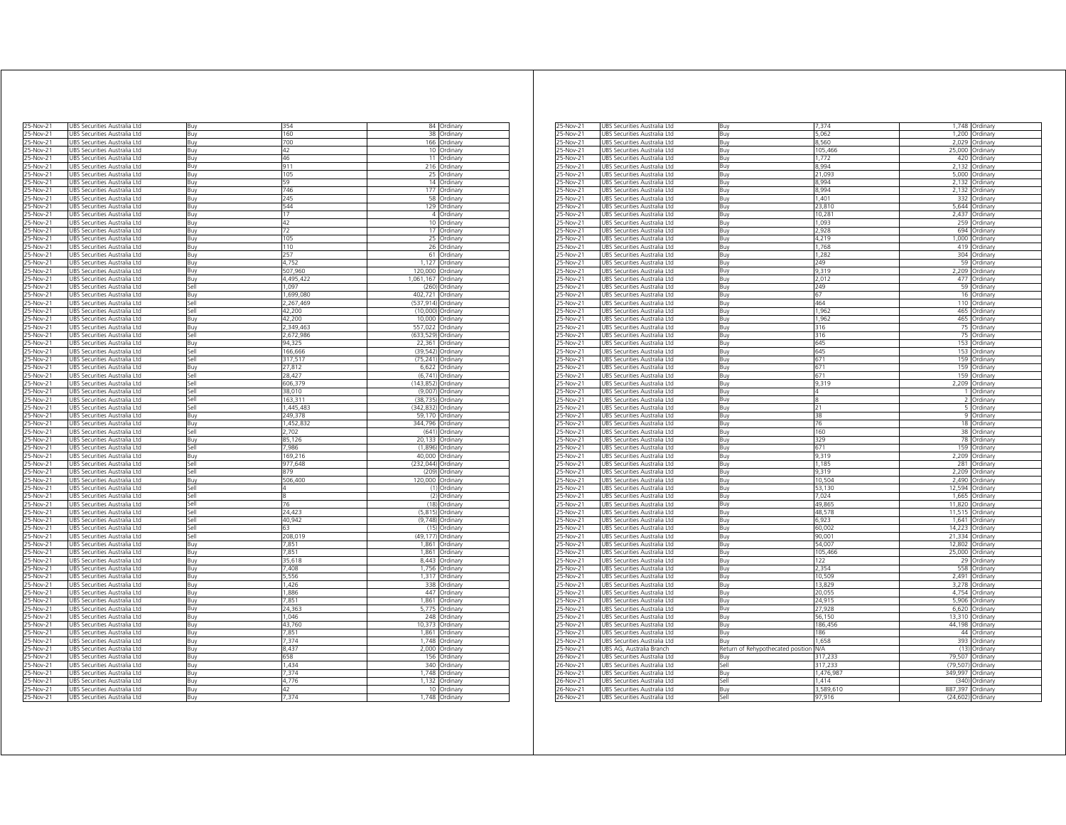| | | | | |
|---|---|---|---|---|
| 25-Nov-21 | UBS Securities Australia Ltd | Buy | 354 | 84 Ordinary |
| 25-Nov-21 | UBS Securities Australia Ltd | Buy | 160 | 38 Ordinary |
| 25-Nov-21 | UBS Securities Australia Ltd | Buy | 700 | 166 Ordinary |
| 25-Nov-21 | UBS Securities Australia Ltd | Buy | 42 | 10 Ordinary |
| 25-Nov-21 | UBS Securities Australia Ltd | Buy | 46 | 11 Ordinary |
| 25-Nov-21 | UBS Securities Australia Ltd | Buy | 911 | 216 Ordinary |
| 25-Nov-21 | UBS Securities Australia Ltd | Buy | 105 | 25 Ordinary |
| 25-Nov-21 | UBS Securities Australia Ltd | Buy | 59 | 14 Ordinary |
| 25-Nov-21 | UBS Securities Australia Ltd | Buy | 746 | 177 Ordinary |
| 25-Nov-21 | UBS Securities Australia Ltd | Buy | 245 | 58 Ordinary |
| 25-Nov-21 | UBS Securities Australia Ltd | Buy | 544 | 129 Ordinary |
| 25-Nov-21 | UBS Securities Australia Ltd | Buy | 17 | 4 Ordinary |
| 25-Nov-21 | UBS Securities Australia Ltd | Buy | 42 | 10 Ordinary |
| 25-Nov-21 | UBS Securities Australia Ltd | Buy | 72 | 17 Ordinary |
| 25-Nov-21 | UBS Securities Australia Ltd | Buy | 105 | 25 Ordinary |
| 25-Nov-21 | UBS Securities Australia Ltd | Buy | 110 | 26 Ordinary |
| 25-Nov-21 | UBS Securities Australia Ltd | Buy | 257 | 61 Ordinary |
| 25-Nov-21 | UBS Securities Australia Ltd | Buy | 4,752 | 1,127 Ordinary |
| 25-Nov-21 | UBS Securities Australia Ltd | Buy | 507,960 | 120,000 Ordinary |
| 25-Nov-21 | UBS Securities Australia Ltd | Buy | 4,495,422 | 1,061,167 Ordinary |
| 25-Nov-21 | UBS Securities Australia Ltd | Sell | 1,097 | (260) Ordinary |
| 25-Nov-21 | UBS Securities Australia Ltd | Buy | 1,699,080 | 402,721 Ordinary |
| 25-Nov-21 | UBS Securities Australia Ltd | Sell | 2,267,469 | (537,914) Ordinary |
| 25-Nov-21 | UBS Securities Australia Ltd | Sell | 42,200 | (10,000) Ordinary |
| 25-Nov-21 | UBS Securities Australia Ltd | Buy | 42,200 | 10,000 Ordinary |
| 25-Nov-21 | UBS Securities Australia Ltd | Buy | 2,349,463 | 557,022 Ordinary |
| 25-Nov-21 | UBS Securities Australia Ltd | Sell | 2,672,986 | (633,529) Ordinary |
| 25-Nov-21 | UBS Securities Australia Ltd | Buy | 94,325 | 22,361 Ordinary |
| 25-Nov-21 | UBS Securities Australia Ltd | Sell | 166,666 | (39,542) Ordinary |
| 25-Nov-21 | UBS Securities Australia Ltd | Sell | 317,517 | (75,241) Ordinary |
| 25-Nov-21 | UBS Securities Australia Ltd | Buy | 27,812 | 6,622 Ordinary |
| 25-Nov-21 | UBS Securities Australia Ltd | Sell | 28,427 | (6,741) Ordinary |
| 25-Nov-21 | UBS Securities Australia Ltd | Sell | 606,379 | (143,852) Ordinary |
| 25-Nov-21 | UBS Securities Australia Ltd | Sell | 38,010 | (9,007) Ordinary |
| 25-Nov-21 | UBS Securities Australia Ltd | Sell | 163,311 | (38,735) Ordinary |
| 25-Nov-21 | UBS Securities Australia Ltd | Sell | 1,445,483 | (342,832) Ordinary |
| 25-Nov-21 | UBS Securities Australia Ltd | Buy | 249,378 | 59,170 Ordinary |
| 25-Nov-21 | UBS Securities Australia Ltd | Buy | 1,452,832 | 344,796 Ordinary |
| 25-Nov-21 | UBS Securities Australia Ltd | Sell | 2,702 | (641) Ordinary |
| 25-Nov-21 | UBS Securities Australia Ltd | Buy | 85,126 | 20,133 Ordinary |
| 25-Nov-21 | UBS Securities Australia Ltd | Sell | 7,986 | (1,896) Ordinary |
| 25-Nov-21 | UBS Securities Australia Ltd | Buy | 169,216 | 40,000 Ordinary |
| 25-Nov-21 | UBS Securities Australia Ltd | Sell | 977,648 | (232,044) Ordinary |
| 25-Nov-21 | UBS Securities Australia Ltd | Sell | 879 | (209) Ordinary |
| 25-Nov-21 | UBS Securities Australia Ltd | Buy | 506,400 | 120,000 Ordinary |
| 25-Nov-21 | UBS Securities Australia Ltd | Sell | 4 | (1) Ordinary |
| 25-Nov-21 | UBS Securities Australia Ltd | Sell | 8 | (2) Ordinary |
| 25-Nov-21 | UBS Securities Australia Ltd | Sell | 76 | (18) Ordinary |
| 25-Nov-21 | UBS Securities Australia Ltd | Sell | 24,423 | (5,815) Ordinary |
| 25-Nov-21 | UBS Securities Australia Ltd | Sell | 40,942 | (9,748) Ordinary |
| 25-Nov-21 | UBS Securities Australia Ltd | Sell | 63 | (15) Ordinary |
| 25-Nov-21 | UBS Securities Australia Ltd | Sell | 208,019 | (49,177) Ordinary |
| 25-Nov-21 | UBS Securities Australia Ltd | Buy | 7,851 | 1,861 Ordinary |
| 25-Nov-21 | UBS Securities Australia Ltd | Buy | 7,851 | 1,861 Ordinary |
| 25-Nov-21 | UBS Securities Australia Ltd | Buy | 35,618 | 8,443 Ordinary |
| 25-Nov-21 | UBS Securities Australia Ltd | Buy | 7,408 | 1,756 Ordinary |
| 25-Nov-21 | UBS Securities Australia Ltd | Buy | 5,556 | 1,317 Ordinary |
| 25-Nov-21 | UBS Securities Australia Ltd | Buy | 1,426 | 338 Ordinary |
| 25-Nov-21 | UBS Securities Australia Ltd | Buy | 1,886 | 447 Ordinary |
| 25-Nov-21 | UBS Securities Australia Ltd | Buy | 7,851 | 1,861 Ordinary |
| 25-Nov-21 | UBS Securities Australia Ltd | Buy | 24,363 | 5,775 Ordinary |
| 25-Nov-21 | UBS Securities Australia Ltd | Buy | 1,046 | 248 Ordinary |
| 25-Nov-21 | UBS Securities Australia Ltd | Buy | 43,760 | 10,373 Ordinary |
| 25-Nov-21 | UBS Securities Australia Ltd | Buy | 7,851 | 1,861 Ordinary |
| 25-Nov-21 | UBS Securities Australia Ltd | Buy | 7,374 | 1,748 Ordinary |
| 25-Nov-21 | UBS Securities Australia Ltd | Buy | 8,437 | 2,000 Ordinary |
| 25-Nov-21 | UBS Securities Australia Ltd | Buy | 658 | 156 Ordinary |
| 25-Nov-21 | UBS Securities Australia Ltd | Buy | 1,434 | 340 Ordinary |
| 25-Nov-21 | UBS Securities Australia Ltd | Buy | 7,374 | 1,748 Ordinary |
| 25-Nov-21 | UBS Securities Australia Ltd | Buy | 4,776 | 1,132 Ordinary |
| 25-Nov-21 | UBS Securities Australia Ltd | Buy | 42 | 10 Ordinary |
| 25-Nov-21 | UBS Securities Australia Ltd | Buy | 7,374 | 1,748 Ordinary |
| 25-Nov-21 | UBS Securities Australia Ltd | Buy | 7,374 | 1,748 Ordinary |
| 25-Nov-21 | UBS Securities Australia Ltd | Buy | 5,062 | 1,200 Ordinary |
| 25-Nov-21 | UBS Securities Australia Ltd | Buy | 8,560 | 2,029 Ordinary |
| 25-Nov-21 | UBS Securities Australia Ltd | Buy | 105,466 | 25,000 Ordinary |
| 25-Nov-21 | UBS Securities Australia Ltd | Buy | 1,772 | 420 Ordinary |
| 25-Nov-21 | UBS Securities Australia Ltd | Buy | 8,994 | 2,132 Ordinary |
| 25-Nov-21 | UBS Securities Australia Ltd | Buy | 21,093 | 5,000 Ordinary |
| 25-Nov-21 | UBS Securities Australia Ltd | Buy | 8,994 | 2,132 Ordinary |
| 25-Nov-21 | UBS Securities Australia Ltd | Buy | 8,994 | 2,132 Ordinary |
| 25-Nov-21 | UBS Securities Australia Ltd | Buy | 1,401 | 332 Ordinary |
| 25-Nov-21 | UBS Securities Australia Ltd | Buy | 23,810 | 5,644 Ordinary |
| 25-Nov-21 | UBS Securities Australia Ltd | Buy | 10,281 | 2,437 Ordinary |
| 25-Nov-21 | UBS Securities Australia Ltd | Buy | 1,093 | 259 Ordinary |
| 25-Nov-21 | UBS Securities Australia Ltd | Buy | 2,928 | 694 Ordinary |
| 25-Nov-21 | UBS Securities Australia Ltd | Buy | 4,219 | 1,000 Ordinary |
| 25-Nov-21 | UBS Securities Australia Ltd | Buy | 1,768 | 419 Ordinary |
| 25-Nov-21 | UBS Securities Australia Ltd | Buy | 1,282 | 304 Ordinary |
| 25-Nov-21 | UBS Securities Australia Ltd | Buy | 249 | 59 Ordinary |
| 25-Nov-21 | UBS Securities Australia Ltd | Buy | 9,319 | 2,209 Ordinary |
| 25-Nov-21 | UBS Securities Australia Ltd | Buy | 2,012 | 477 Ordinary |
| 25-Nov-21 | UBS Securities Australia Ltd | Buy | 249 | 59 Ordinary |
| 25-Nov-21 | UBS Securities Australia Ltd | Buy | 67 | 16 Ordinary |
| 25-Nov-21 | UBS Securities Australia Ltd | Buy | 464 | 110 Ordinary |
| 25-Nov-21 | UBS Securities Australia Ltd | Buy | 1,962 | 465 Ordinary |
| 25-Nov-21 | UBS Securities Australia Ltd | Buy | 1,962 | 465 Ordinary |
| 25-Nov-21 | UBS Securities Australia Ltd | Buy | 316 | 75 Ordinary |
| 25-Nov-21 | UBS Securities Australia Ltd | Buy | 316 | 75 Ordinary |
| 25-Nov-21 | UBS Securities Australia Ltd | Buy | 645 | 153 Ordinary |
| 25-Nov-21 | UBS Securities Australia Ltd | Buy | 645 | 153 Ordinary |
| 25-Nov-21 | UBS Securities Australia Ltd | Buy | 671 | 159 Ordinary |
| 25-Nov-21 | UBS Securities Australia Ltd | Buy | 671 | 159 Ordinary |
| 25-Nov-21 | UBS Securities Australia Ltd | Buy | 671 | 159 Ordinary |
| 25-Nov-21 | UBS Securities Australia Ltd | Buy | 9,319 | 2,209 Ordinary |
| 25-Nov-21 | UBS Securities Australia Ltd | Buy | 4 | 1 Ordinary |
| 25-Nov-21 | UBS Securities Australia Ltd | Buy | 8 | 2 Ordinary |
| 25-Nov-21 | UBS Securities Australia Ltd | Buy | 21 | 5 Ordinary |
| 25-Nov-21 | UBS Securities Australia Ltd | Buy | 38 | 9 Ordinary |
| 25-Nov-21 | UBS Securities Australia Ltd | Buy | 76 | 18 Ordinary |
| 25-Nov-21 | UBS Securities Australia Ltd | Buy | 160 | 38 Ordinary |
| 25-Nov-21 | UBS Securities Australia Ltd | Buy | 329 | 78 Ordinary |
| 25-Nov-21 | UBS Securities Australia Ltd | Buy | 671 | 159 Ordinary |
| 25-Nov-21 | UBS Securities Australia Ltd | Buy | 9,319 | 2,209 Ordinary |
| 25-Nov-21 | UBS Securities Australia Ltd | Buy | 1,185 | 281 Ordinary |
| 25-Nov-21 | UBS Securities Australia Ltd | Buy | 9,319 | 2,209 Ordinary |
| 25-Nov-21 | UBS Securities Australia Ltd | Buy | 10,504 | 2,490 Ordinary |
| 25-Nov-21 | UBS Securities Australia Ltd | Buy | 53,130 | 12,594 Ordinary |
| 25-Nov-21 | UBS Securities Australia Ltd | Buy | 7,024 | 1,665 Ordinary |
| 25-Nov-21 | UBS Securities Australia Ltd | Buy | 49,865 | 11,820 Ordinary |
| 25-Nov-21 | UBS Securities Australia Ltd | Buy | 48,578 | 11,515 Ordinary |
| 25-Nov-21 | UBS Securities Australia Ltd | Buy | 6,923 | 1,641 Ordinary |
| 25-Nov-21 | UBS Securities Australia Ltd | Buy | 60,002 | 14,223 Ordinary |
| 25-Nov-21 | UBS Securities Australia Ltd | Buy | 90,001 | 21,334 Ordinary |
| 25-Nov-21 | UBS Securities Australia Ltd | Buy | 54,007 | 12,802 Ordinary |
| 25-Nov-21 | UBS Securities Australia Ltd | Buy | 105,466 | 25,000 Ordinary |
| 25-Nov-21 | UBS Securities Australia Ltd | Buy | 122 | 29 Ordinary |
| 25-Nov-21 | UBS Securities Australia Ltd | Buy | 2,354 | 558 Ordinary |
| 25-Nov-21 | UBS Securities Australia Ltd | Buy | 10,509 | 2,491 Ordinary |
| 25-Nov-21 | UBS Securities Australia Ltd | Buy | 13,829 | 3,278 Ordinary |
| 25-Nov-21 | UBS Securities Australia Ltd | Buy | 20,055 | 4,754 Ordinary |
| 25-Nov-21 | UBS Securities Australia Ltd | Buy | 24,915 | 5,906 Ordinary |
| 25-Nov-21 | UBS Securities Australia Ltd | Buy | 27,928 | 6,620 Ordinary |
| 25-Nov-21 | UBS Securities Australia Ltd | Buy | 56,150 | 13,310 Ordinary |
| 25-Nov-21 | UBS Securities Australia Ltd | Buy | 186,456 | 44,198 Ordinary |
| 25-Nov-21 | UBS Securities Australia Ltd | Buy | 186 | 44 Ordinary |
| 25-Nov-21 | UBS Securities Australia Ltd | Buy | 1,658 | 393 Ordinary |
| 25-Nov-21 | UBS AG, Australia Branch | Return of Rehypothecated position | N/A | (13) Ordinary |
| 26-Nov-21 | UBS Securities Australia Ltd | Buy | 317,233 | 79,507 Ordinary |
| 26-Nov-21 | UBS Securities Australia Ltd | Sell | 317,233 | (79,507) Ordinary |
| 26-Nov-21 | UBS Securities Australia Ltd | Buy | 1,476,987 | 349,997 Ordinary |
| 26-Nov-21 | UBS Securities Australia Ltd | Sell | 1,414 | (340) Ordinary |
| 26-Nov-21 | UBS Securities Australia Ltd | Buy | 3,589,610 | 887,397 Ordinary |
| 26-Nov-21 | UBS Securities Australia Ltd | Sell | 97,916 | (24,602) Ordinary |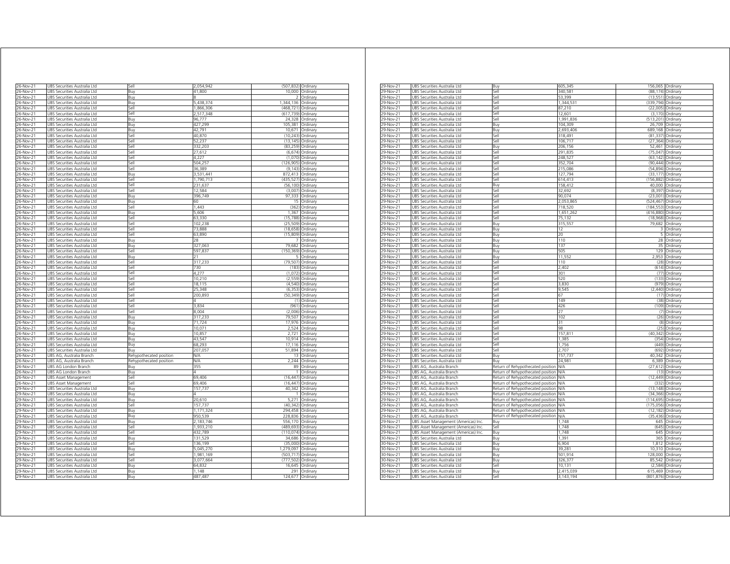| | | | | | |
|---|---|---|---|---|---|
| 26-Nov-21 | UBS Securities Australia Ltd | Sell | 2,054,942 | (507,832) | Ordinary |
| 26-Nov-21 | UBS Securities Australia Ltd | Buy | 41,800 | 10,000 | Ordinary |
| 26-Nov-21 | UBS Securities Australia Ltd | Buy | 8 | 2 | Ordinary |
| 26-Nov-21 | UBS Securities Australia Ltd | Buy | 5,438,374 | 1,344,136 | Ordinary |
| 26-Nov-21 | UBS Securities Australia Ltd | Sell | 1,866,306 | (468,721) | Ordinary |
| 26-Nov-21 | UBS Securities Australia Ltd | Sell | 2,517,348 | (617,739) | Ordinary |
| 26-Nov-21 | UBS Securities Australia Ltd | Buy | 96,777 | 24,328 | Ordinary |
| 26-Nov-21 | UBS Securities Australia Ltd | Buy | 427,299 | 105,381 | Ordinary |
| 26-Nov-21 | UBS Securities Australia Ltd | Buy | 42,791 | 10,671 | Ordinary |
| 26-Nov-21 | UBS Securities Australia Ltd | Sell | 40,870 | (10,243) | Ordinary |
| 26-Nov-21 | UBS Securities Australia Ltd | Sell | 52,237 | (13,145) | Ordinary |
| 26-Nov-21 | UBS Securities Australia Ltd | Sell | 332,203 | (83,259) | Ordinary |
| 26-Nov-21 | UBS Securities Australia Ltd | Sell | 27,612 | (6,674) | Ordinary |
| 26-Nov-21 | UBS Securities Australia Ltd | Sell | 4,227 | (1,070) | Ordinary |
| 26-Nov-21 | UBS Securities Australia Ltd | Sell | 504,257 | (126,905) | Ordinary |
| 26-Nov-21 | UBS Securities Australia Ltd | Sell | 36,389 | (9,143) | Ordinary |
| 26-Nov-21 | UBS Securities Australia Ltd | Buy | 3,531,441 | 872,413 | Ordinary |
| 26-Nov-21 | UBS Securities Australia Ltd | Sell | 1,790,713 | (435,527) | Ordinary |
| 26-Nov-21 | UBS Securities Australia Ltd | Sell | 231,637 | (56,100) | Ordinary |
| 26-Nov-21 | UBS Securities Australia Ltd | Sell | 12,584 | (3,007) | Ordinary |
| 26-Nov-21 | UBS Securities Australia Ltd | Buy | 396,749 | 97,333 | Ordinary |
| 26-Nov-21 | UBS Securities Australia Ltd | Buy | 60 | 15 | Ordinary |
| 26-Nov-21 | UBS Securities Australia Ltd | Sell | 1,443 | (362) | Ordinary |
| 26-Nov-21 | UBS Securities Australia Ltd | Buy | 5,606 | 1,367 | Ordinary |
| 26-Nov-21 | UBS Securities Australia Ltd | Sell | 63,330 | (15,788) | Ordinary |
| 26-Nov-21 | UBS Securities Australia Ltd | Sell | 102,238 | (25,509) | Ordinary |
| 26-Nov-21 | UBS Securities Australia Ltd | Sell | 73,888 | (18,658) | Ordinary |
| 26-Nov-21 | UBS Securities Australia Ltd | Sell | 63,890 | (15,809) | Ordinary |
| 26-Nov-21 | UBS Securities Australia Ltd | Buy | 28 | 7 | Ordinary |
| 26-Nov-21 | UBS Securities Australia Ltd | Buy | 327,063 | 79,682 | Ordinary |
| 26-Nov-21 | UBS Securities Australia Ltd | Sell | 597,837 | (150,369) | Ordinary |
| 26-Nov-21 | UBS Securities Australia Ltd | Buy | 21 | 5 | Ordinary |
| 26-Nov-21 | UBS Securities Australia Ltd | Sell | 317,233 | (79,507) | Ordinary |
| 26-Nov-21 | UBS Securities Australia Ltd | Sell | 730 | (183) | Ordinary |
| 26-Nov-21 | UBS Securities Australia Ltd | Sell | 4,277 | (1,072) | Ordinary |
| 26-Nov-21 | UBS Securities Australia Ltd | Sell | 10,210 | (2,559) | Ordinary |
| 26-Nov-21 | UBS Securities Australia Ltd | Sell | 18,115 | (4,540) | Ordinary |
| 26-Nov-21 | UBS Securities Australia Ltd | Sell | 25,348 | (6,353) | Ordinary |
| 26-Nov-21 | UBS Securities Australia Ltd | Sell | 200,893 | (50,349) | Ordinary |
| 26-Nov-21 | UBS Securities Australia Ltd | Sell | 4 | (1) | Ordinary |
| 26-Nov-21 | UBS Securities Australia Ltd | Sell | 3,834 | (961) | Ordinary |
| 26-Nov-21 | UBS Securities Australia Ltd | Sell | 8,004 | (2,006) | Ordinary |
| 26-Nov-21 | UBS Securities Australia Ltd | Buy | 317,233 | 79,507 | Ordinary |
| 26-Nov-21 | UBS Securities Australia Ltd | Buy | 71,724 | 17,976 | Ordinary |
| 26-Nov-21 | UBS Securities Australia Ltd | Buy | 10,071 | 2,524 | Ordinary |
| 26-Nov-21 | UBS Securities Australia Ltd | Buy | 10,857 | 2,721 | Ordinary |
| 26-Nov-21 | UBS Securities Australia Ltd | Buy | 43,547 | 10,914 | Ordinary |
| 26-Nov-21 | UBS Securities Australia Ltd | Buy | 68,293 | 17,116 | Ordinary |
| 26-Nov-21 | UBS Securities Australia Ltd | Buy | 207,057 | 51,894 | Ordinary |
| 26-Nov-21 | UBS AG, Australia Branch | Rehypothecated position | N/A | 13 | Ordinary |
| 26-Nov-21 | UBS AG, Australia Branch | Rehypothecated position | N/A | 2,244 | Ordinary |
| 26-Nov-21 | UBS AG London Branch | Buy | 355 | 89 | Ordinary |
| 26-Nov-21 | UBS AG London Branch | Buy | 4 | 1 | Ordinary |
| 26-Nov-21 | UBS Asset Management | Sell | 69,406 | (16,447) | Ordinary |
| 26-Nov-21 | UBS Asset Management | Sell | 69,406 | (16,447) | Ordinary |
| 29-Nov-21 | UBS Securities Australia Ltd | Buy | 157,737 | 40,342 | Ordinary |
| 29-Nov-21 | UBS Securities Australia Ltd | Buy | 4 | 1 | Ordinary |
| 29-Nov-21 | UBS Securities Australia Ltd | Buy | 20,610 | 5,271 | Ordinary |
| 29-Nov-21 | UBS Securities Australia Ltd | Sell | 157,737 | (40,342) | Ordinary |
| 29-Nov-21 | UBS Securities Australia Ltd | Buy | 1,171,324 | 294,458 | Ordinary |
| 29-Nov-21 | UBS Securities Australia Ltd | Buy | 950,539 | 228,836 | Ordinary |
| 29-Nov-21 | UBS Securities Australia Ltd | Buy | 2,183,746 | 556,170 | Ordinary |
| 29-Nov-21 | UBS Securities Australia Ltd | Sell | 1,933,210 | (489,693) | Ordinary |
| 29-Nov-21 | UBS Securities Australia Ltd | Sell | 432,789 | (110,074) | Ordinary |
| 29-Nov-21 | UBS Securities Australia Ltd | Buy | 131,529 | 34,686 | Ordinary |
| 29-Nov-21 | UBS Securities Australia Ltd | Sell | 136,199 | (35,000) | Ordinary |
| 29-Nov-21 | UBS Securities Australia Ltd | Buy | 5,045,270 | 1,279,097 | Ordinary |
| 29-Nov-21 | UBS Securities Australia Ltd | Sell | 1,981,169 | (503,717) | Ordinary |
| 29-Nov-21 | UBS Securities Australia Ltd | Sell | 3,077,664 | (777,502) | Ordinary |
| 29-Nov-21 | UBS Securities Australia Ltd | Buy | 64,832 | 16,645 | Ordinary |
| 29-Nov-21 | UBS Securities Australia Ltd | Buy | 1,148 | 291 | Ordinary |
| 29-Nov-21 | UBS Securities Australia Ltd | Buy | 487,487 | 124,677 | Ordinary |
| 29-Nov-21 | UBS Securities Australia Ltd | Buy | 605,345 | 156,065 | Ordinary |
| 29-Nov-21 | UBS Securities Australia Ltd | Sell | 340,581 | (88,174) | Ordinary |
| 29-Nov-21 | UBS Securities Australia Ltd | Sell | 53,399 | (13,551) | Ordinary |
| 29-Nov-21 | UBS Securities Australia Ltd | Sell | 1,344,531 | (339,794) | Ordinary |
| 29-Nov-21 | UBS Securities Australia Ltd | Sell | 87,210 | (22,005) | Ordinary |
| 29-Nov-21 | UBS Securities Australia Ltd | Sell | 12,601 | (3,170) | Ordinary |
| 29-Nov-21 | UBS Securities Australia Ltd | Sell | 1,991,836 | (513,201) | Ordinary |
| 29-Nov-21 | UBS Securities Australia Ltd | Buy | 104,309 | 26,709 | Ordinary |
| 29-Nov-21 | UBS Securities Australia Ltd | Buy | 2,693,406 | 689,168 | Ordinary |
| 29-Nov-21 | UBS Securities Australia Ltd | Sell | 318,491 | (81,337) | Ordinary |
| 29-Nov-21 | UBS Securities Australia Ltd | Sell | 106,717 | (27,364) | Ordinary |
| 29-Nov-21 | UBS Securities Australia Ltd | Buy | 206,156 | 52,461 | Ordinary |
| 29-Nov-21 | UBS Securities Australia Ltd | Sell | 291,835 | (75,047) | Ordinary |
| 29-Nov-21 | UBS Securities Australia Ltd | Sell | 248,527 | (63,142) | Ordinary |
| 29-Nov-21 | UBS Securities Australia Ltd | Sell | 352,704 | (90,444) | Ordinary |
| 29-Nov-21 | UBS Securities Australia Ltd | Sell | 215,086 | (54,894) | Ordinary |
| 29-Nov-21 | UBS Securities Australia Ltd | Sell | 127,794 | (33,177) | Ordinary |
| 29-Nov-21 | UBS Securities Australia Ltd | Sell | 614,413 | (156,882) | Ordinary |
| 29-Nov-21 | UBS Securities Australia Ltd | Buy | 158,412 | 40,000 | Ordinary |
| 29-Nov-21 | UBS Securities Australia Ltd | Sell | 32,692 | (8,397) | Ordinary |
| 29-Nov-21 | UBS Securities Australia Ltd | Sell | 90,074 | (23,001) | Ordinary |
| 29-Nov-21 | UBS Securities Australia Ltd | Sell | 2,053,865 | (524,467) | Ordinary |
| 29-Nov-21 | UBS Securities Australia Ltd | Sell | 718,520 | (184,553) | Ordinary |
| 29-Nov-21 | UBS Securities Australia Ltd | Sell | 1,651,262 | (416,880) | Ordinary |
| 29-Nov-21 | UBS Securities Australia Ltd | Sell | 75,132 | (18,968) | Ordinary |
| 29-Nov-21 | UBS Securities Australia Ltd | Buy | 315,557 | 79,682 | Ordinary |
| 29-Nov-21 | UBS Securities Australia Ltd | Buy | 12 | 3 | Ordinary |
| 29-Nov-21 | UBS Securities Australia Ltd | Buy | 20 | 5 | Ordinary |
| 29-Nov-21 | UBS Securities Australia Ltd | Buy | 110 | 28 | Ordinary |
| 29-Nov-21 | UBS Securities Australia Ltd | Buy | 137 | 35 | Ordinary |
| 29-Nov-21 | UBS Securities Australia Ltd | Buy | 505 | 129 | Ordinary |
| 29-Nov-21 | UBS Securities Australia Ltd | Buy | 11,552 | 2,953 | Ordinary |
| 29-Nov-21 | UBS Securities Australia Ltd | Sell | 110 | (28) | Ordinary |
| 29-Nov-21 | UBS Securities Australia Ltd | Sell | 2,402 | (614) | Ordinary |
| 29-Nov-21 | UBS Securities Australia Ltd | Sell | 301 | (77) | Ordinary |
| 29-Nov-21 | UBS Securities Australia Ltd | Sell | 520 | (133) | Ordinary |
| 29-Nov-21 | UBS Securities Australia Ltd | Sell | 3,830 | (979) | Ordinary |
| 29-Nov-21 | UBS Securities Australia Ltd | Sell | 9,545 | (2,440) | Ordinary |
| 29-Nov-21 | UBS Securities Australia Ltd | Sell | 67 | (17) | Ordinary |
| 29-Nov-21 | UBS Securities Australia Ltd | Sell | 149 | (38) | Ordinary |
| 29-Nov-21 | UBS Securities Australia Ltd | Sell | 426 | (109) | Ordinary |
| 29-Nov-21 | UBS Securities Australia Ltd | Sell | 27 | (7) | Ordinary |
| 29-Nov-21 | UBS Securities Australia Ltd | Sell | 102 | (26) | Ordinary |
| 29-Nov-21 | UBS Securities Australia Ltd | Sell | 31 | (8) | Ordinary |
| 29-Nov-21 | UBS Securities Australia Ltd | Sell | 98 | (25) | Ordinary |
| 29-Nov-21 | UBS Securities Australia Ltd | Sell | 157,811 | (40,342) | Ordinary |
| 29-Nov-21 | UBS Securities Australia Ltd | Sell | 1,385 | (354) | Ordinary |
| 29-Nov-21 | UBS Securities Australia Ltd | Sell | 1,756 | (449) | Ordinary |
| 29-Nov-21 | UBS Securities Australia Ltd | Sell | 2,707 | (692) | Ordinary |
| 29-Nov-21 | UBS Securities Australia Ltd | Buy | 157,737 | 40,342 | Ordinary |
| 29-Nov-21 | UBS Securities Australia Ltd | Buy | 24,981 | 6,389 | Ordinary |
| 29-Nov-21 | UBS AG, Australia Branch | Return of Rehypothecated position | N/A | (27,612) | Ordinary |
| 29-Nov-21 | UBS AG, Australia Branch | Return of Rehypothecated position | N/A | (13) | Ordinary |
| 29-Nov-21 | UBS AG, Australia Branch | Return of Rehypothecated position | N/A | (12,449) | Ordinary |
| 29-Nov-21 | UBS AG, Australia Branch | Return of Rehypothecated position | N/A | (332) | Ordinary |
| 29-Nov-21 | UBS AG, Australia Branch | Return of Rehypothecated position | N/A | (13,148) | Ordinary |
| 29-Nov-21 | UBS AG, Australia Branch | Return of Rehypothecated position | N/A | (34,366) | Ordinary |
| 29-Nov-21 | UBS AG, Australia Branch | Return of Rehypothecated position | N/A | (114,695) | Ordinary |
| 29-Nov-21 | UBS AG, Australia Branch | Return of Rehypothecated position | N/A | (175,056) | Ordinary |
| 29-Nov-21 | UBS AG, Australia Branch | Return of Rehypothecated position | N/A | (12,182) | Ordinary |
| 29-Nov-21 | UBS AG, Australia Branch | Return of Rehypothecated position | N/A | (35,436) | Ordinary |
| 29-Nov-21 | UBS Asset Management (Americas) Inc. | Buy | 1,748 | 645 | Ordinary |
| 29-Nov-21 | UBS Asset Management (Americas) Inc. | Sell | 1,748 | (645) | Ordinary |
| 29-Nov-21 | UBS Asset Management (Americas) Inc. | Buy | 1,748 | 645 | Ordinary |
| 30-Nov-21 | UBS Securities Australia Ltd | Buy | 1,391 | 365 | Ordinary |
| 30-Nov-21 | UBS Securities Australia Ltd | Buy | 6,904 | 1,812 | Ordinary |
| 30-Nov-21 | UBS Securities Australia Ltd | Buy | 39,281 | 10,310 | Ordinary |
| 30-Nov-21 | UBS Securities Australia Ltd | Buy | 501,914 | 128,000 | Ordinary |
| 30-Nov-21 | UBS Securities Australia Ltd | Buy | 326,377 | 85,542 | Ordinary |
| 30-Nov-21 | UBS Securities Australia Ltd | Sell | 10,131 | (2,584) | Ordinary |
| 30-Nov-21 | UBS Securities Australia Ltd | Buy | 2,415,039 | 615,469 | Ordinary |
| 30-Nov-21 | UBS Securities Australia Ltd | Sell | 3,143,194 | (801,876) | Ordinary |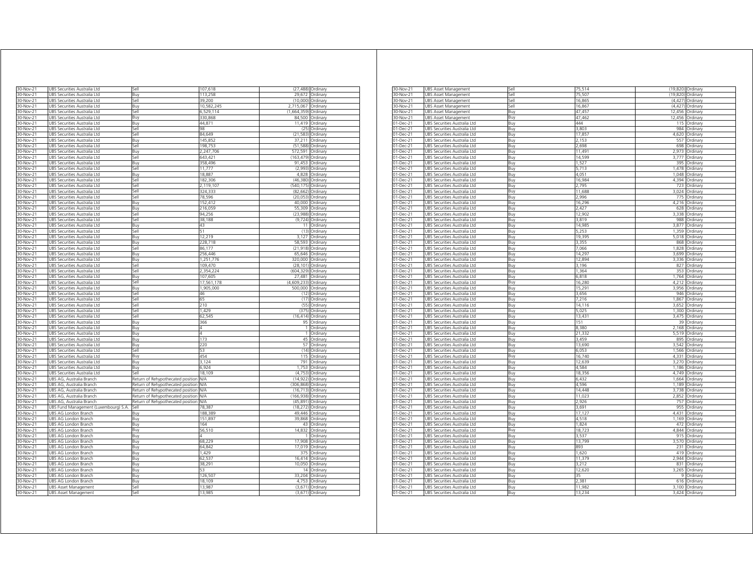| | | | | | |
|---|---|---|---|---|---|
| 30-Nov-21 | UBS Securities Australia Ltd | Sell | 107,618 | (27,488) | Ordinary |
| 30-Nov-21 | UBS Securities Australia Ltd | Buy | 113,258 | 29,672 | Ordinary |
| 30-Nov-21 | UBS Securities Australia Ltd | Sell | 39,200 | (10,000) | Ordinary |
| 30-Nov-21 | UBS Securities Australia Ltd | Buy | 10,582,245 | 2,715,067 | Ordinary |
| 30-Nov-21 | UBS Securities Australia Ltd | Sell | 6,529,114 | (1,664,359) | Ordinary |
| 30-Nov-21 | UBS Securities Australia Ltd | Buy | 330,868 | 84,500 | Ordinary |
| 30-Nov-21 | UBS Securities Australia Ltd | Buy | 44,871 | 11,419 | Ordinary |
| 30-Nov-21 | UBS Securities Australia Ltd | Sell | 98 | (25) | Ordinary |
| 30-Nov-21 | UBS Securities Australia Ltd | Sell | 84,649 | (21,583) | Ordinary |
| 30-Nov-21 | UBS Securities Australia Ltd | Buy | 145,852 | 37,211 | Ordinary |
| 30-Nov-21 | UBS Securities Australia Ltd | Sell | 198,753 | (51,588) | Ordinary |
| 30-Nov-21 | UBS Securities Australia Ltd | Buy | 2,247,706 | 572,591 | Ordinary |
| 30-Nov-21 | UBS Securities Australia Ltd | Sell | 643,421 | (163,479) | Ordinary |
| 30-Nov-21 | UBS Securities Australia Ltd | Buy | 358,496 | 91,453 | Ordinary |
| 30-Nov-21 | UBS Securities Australia Ltd | Sell | 11,777 | (2,993) | Ordinary |
| 30-Nov-21 | UBS Securities Australia Ltd | Buy | 18,887 | 4,828 | Ordinary |
| 30-Nov-21 | UBS Securities Australia Ltd | Sell | 182,306 | (46,380) | Ordinary |
| 30-Nov-21 | UBS Securities Australia Ltd | Sell | 2,119,107 | (540,175) | Ordinary |
| 30-Nov-21 | UBS Securities Australia Ltd | Sell | 324,333 | (82,662) | Ordinary |
| 30-Nov-21 | UBS Securities Australia Ltd | Sell | 78,596 | (20,053) | Ordinary |
| 30-Nov-21 | UBS Securities Australia Ltd | Buy | 152,412 | 40,000 | Ordinary |
| 30-Nov-21 | UBS Securities Australia Ltd | Buy | 216,059 | 55,309 | Ordinary |
| 30-Nov-21 | UBS Securities Australia Ltd | Sell | 94,256 | (23,988) | Ordinary |
| 30-Nov-21 | UBS Securities Australia Ltd | Sell | 38,188 | (9,724) | Ordinary |
| 30-Nov-21 | UBS Securities Australia Ltd | Buy | 43 | 11 | Ordinary |
| 30-Nov-21 | UBS Securities Australia Ltd | Sell | 51 | (13) | Ordinary |
| 30-Nov-21 | UBS Securities Australia Ltd | Buy | 12,219 | 3,127 | Ordinary |
| 30-Nov-21 | UBS Securities Australia Ltd | Buy | 228,718 | 58,593 | Ordinary |
| 30-Nov-21 | UBS Securities Australia Ltd | Sell | 86,177 | (21,918) | Ordinary |
| 30-Nov-21 | UBS Securities Australia Ltd | Buy | 256,446 | 65,646 | Ordinary |
| 30-Nov-21 | UBS Securities Australia Ltd | Buy | 1,251,776 | 320,000 | Ordinary |
| 30-Nov-21 | UBS Securities Australia Ltd | Sell | 109,470 | (28,101) | Ordinary |
| 30-Nov-21 | UBS Securities Australia Ltd | Sell | 2,354,224 | (604,329) | Ordinary |
| 30-Nov-21 | UBS Securities Australia Ltd | Buy | 107,605 | 27,481 | Ordinary |
| 30-Nov-21 | UBS Securities Australia Ltd | Sell | 17,561,178 | (4,609,233) | Ordinary |
| 30-Nov-21 | UBS Securities Australia Ltd | Buy | 1,905,000 | 500,000 | Ordinary |
| 30-Nov-21 | UBS Securities Australia Ltd | Sell | 46 | (12) | Ordinary |
| 30-Nov-21 | UBS Securities Australia Ltd | Sell | 65 | (17) | Ordinary |
| 30-Nov-21 | UBS Securities Australia Ltd | Sell | 210 | (55) | Ordinary |
| 30-Nov-21 | UBS Securities Australia Ltd | Sell | 1,429 | (375) | Ordinary |
| 30-Nov-21 | UBS Securities Australia Ltd | Sell | 62,545 | (16,414) | Ordinary |
| 30-Nov-21 | UBS Securities Australia Ltd | Buy | 366 | 95 | Ordinary |
| 30-Nov-21 | UBS Securities Australia Ltd | Buy | 4 | 1 | Ordinary |
| 30-Nov-21 | UBS Securities Australia Ltd | Buy | 4 | 1 | Ordinary |
| 30-Nov-21 | UBS Securities Australia Ltd | Buy | 173 | 45 | Ordinary |
| 30-Nov-21 | UBS Securities Australia Ltd | Buy | 220 | 57 | Ordinary |
| 30-Nov-21 | UBS Securities Australia Ltd | Sell | 53 | (14) | Ordinary |
| 30-Nov-21 | UBS Securities Australia Ltd | Buy | 454 | 115 | Ordinary |
| 30-Nov-21 | UBS Securities Australia Ltd | Buy | 3,124 | 791 | Ordinary |
| 30-Nov-21 | UBS Securities Australia Ltd | Buy | 6,924 | 1,753 | Ordinary |
| 30-Nov-21 | UBS Securities Australia Ltd | Sell | 18,109 | (4,753) | Ordinary |
| 30-Nov-21 | UBS AG, Australia Branch | Return of Rehypothecated position | N/A | (14,922) | Ordinary |
| 30-Nov-21 | UBS AG, Australia Branch | Return of Rehypothecated position | N/A | (306,868) | Ordinary |
| 30-Nov-21 | UBS AG, Australia Branch | Return of Rehypothecated position | N/A | (16,713) | Ordinary |
| 30-Nov-21 | UBS AG, Australia Branch | Return of Rehypothecated position | N/A | (166,938) | Ordinary |
| 30-Nov-21 | UBS AG, Australia Branch | Return of Rehypothecated position | N/A | (45,891) | Ordinary |
| 30-Nov-21 | UBS Fund Management (Luxembourg) S.A. | Sell | 78,387 | (18,272) | Ordinary |
| 30-Nov-21 | UBS AG London Branch | Buy | 188,389 | 49,446 | Ordinary |
| 30-Nov-21 | UBS AG London Branch | Buy | 151,897 | 39,868 | Ordinary |
| 30-Nov-21 | UBS AG London Branch | Buy | 164 | 43 | Ordinary |
| 30-Nov-21 | UBS AG London Branch | Buy | 56,510 | 14,832 | Ordinary |
| 30-Nov-21 | UBS AG London Branch | Buy | 4 | 1 | Ordinary |
| 30-Nov-21 | UBS AG London Branch | Buy | 68,229 | 17,908 | Ordinary |
| 30-Nov-21 | UBS AG London Branch | Buy | 64,842 | 17,019 | Ordinary |
| 30-Nov-21 | UBS AG London Branch | Buy | 1,429 | 375 | Ordinary |
| 30-Nov-21 | UBS AG London Branch | Buy | 62,537 | 16,414 | Ordinary |
| 30-Nov-21 | UBS AG London Branch | Buy | 38,291 | 10,050 | Ordinary |
| 30-Nov-21 | UBS AG London Branch | Buy | 53 | 14 | Ordinary |
| 30-Nov-21 | UBS AG London Branch | Buy | 126,507 | 33,204 | Ordinary |
| 30-Nov-21 | UBS AG London Branch | Buy | 18,109 | 4,753 | Ordinary |
| 30-Nov-21 | UBS Asset Management | Sell | 13,987 | (3,671) | Ordinary |
| 30-Nov-21 | UBS Asset Management | Sell | 13,985 | (3,671) | Ordinary |
| 30-Nov-21 | UBS Asset Management | Sell | 75,514 | (19,820) | Ordinary |
| 30-Nov-21 | UBS Asset Management | Sell | 75,507 | (19,820) | Ordinary |
| 30-Nov-21 | UBS Asset Management | Sell | 16,865 | (4,427) | Ordinary |
| 30-Nov-21 | UBS Asset Management | Sell | 16,867 | (4,427) | Ordinary |
| 30-Nov-21 | UBS Asset Management | Buy | 47,457 | 12,456 | Ordinary |
| 30-Nov-21 | UBS Asset Management | Buy | 47,462 | 12,456 | Ordinary |
| 01-Dec-21 | UBS Securities Australia Ltd | Buy | 444 | 115 | Ordinary |
| 01-Dec-21 | UBS Securities Australia Ltd | Buy | 3,803 | 984 | Ordinary |
| 01-Dec-21 | UBS Securities Australia Ltd | Buy | 17,857 | 4,620 | Ordinary |
| 01-Dec-21 | UBS Securities Australia Ltd | Buy | 2,153 | 557 | Ordinary |
| 01-Dec-21 | UBS Securities Australia Ltd | Buy | 2,698 | 698 | Ordinary |
| 01-Dec-21 | UBS Securities Australia Ltd | Buy | 11,491 | 2,973 | Ordinary |
| 01-Dec-21 | UBS Securities Australia Ltd | Buy | 14,599 | 3,777 | Ordinary |
| 01-Dec-21 | UBS Securities Australia Ltd | Buy | 1,527 | 395 | Ordinary |
| 01-Dec-21 | UBS Securities Australia Ltd | Buy | 5,713 | 1,478 | Ordinary |
| 01-Dec-21 | UBS Securities Australia Ltd | Buy | 4,051 | 1,048 | Ordinary |
| 01-Dec-21 | UBS Securities Australia Ltd | Buy | 16,984 | 4,394 | Ordinary |
| 01-Dec-21 | UBS Securities Australia Ltd | Buy | 2,795 | 723 | Ordinary |
| 01-Dec-21 | UBS Securities Australia Ltd | Buy | 11,688 | 3,024 | Ordinary |
| 01-Dec-21 | UBS Securities Australia Ltd | Buy | 2,996 | 775 | Ordinary |
| 01-Dec-21 | UBS Securities Australia Ltd | Buy | 16,296 | 4,216 | Ordinary |
| 01-Dec-21 | UBS Securities Australia Ltd | Buy | 2,427 | 628 | Ordinary |
| 01-Dec-21 | UBS Securities Australia Ltd | Buy | 12,902 | 3,338 | Ordinary |
| 01-Dec-21 | UBS Securities Australia Ltd | Buy | 3,819 | 988 | Ordinary |
| 01-Dec-21 | UBS Securities Australia Ltd | Buy | 14,985 | 3,877 | Ordinary |
| 01-Dec-21 | UBS Securities Australia Ltd | Buy | 5,253 | 1,359 | Ordinary |
| 01-Dec-21 | UBS Securities Australia Ltd | Buy | 19,395 | 5,018 | Ordinary |
| 01-Dec-21 | UBS Securities Australia Ltd | Buy | 3,355 | 868 | Ordinary |
| 01-Dec-21 | UBS Securities Australia Ltd | Buy | 7,066 | 1,828 | Ordinary |
| 01-Dec-21 | UBS Securities Australia Ltd | Buy | 14,297 | 3,699 | Ordinary |
| 01-Dec-21 | UBS Securities Australia Ltd | Buy | 12,894 | 3,336 | Ordinary |
| 01-Dec-21 | UBS Securities Australia Ltd | Buy | 3,196 | 827 | Ordinary |
| 01-Dec-21 | UBS Securities Australia Ltd | Buy | 1,364 | 353 | Ordinary |
| 01-Dec-21 | UBS Securities Australia Ltd | Buy | 6,818 | 1,764 | Ordinary |
| 01-Dec-21 | UBS Securities Australia Ltd | Buy | 16,280 | 4,212 | Ordinary |
| 01-Dec-21 | UBS Securities Australia Ltd | Buy | 15,291 | 3,956 | Ordinary |
| 01-Dec-21 | UBS Securities Australia Ltd | Buy | 3,656 | 946 | Ordinary |
| 01-Dec-21 | UBS Securities Australia Ltd | Buy | 7,216 | 1,867 | Ordinary |
| 01-Dec-21 | UBS Securities Australia Ltd | Buy | 14,116 | 3,652 | Ordinary |
| 01-Dec-21 | UBS Securities Australia Ltd | Buy | 5,025 | 1,300 | Ordinary |
| 01-Dec-21 | UBS Securities Australia Ltd | Buy | 13,431 | 3,475 | Ordinary |
| 01-Dec-21 | UBS Securities Australia Ltd | Buy | 151 | 39 | Ordinary |
| 01-Dec-21 | UBS Securities Australia Ltd | Buy | 8,380 | 2,168 | Ordinary |
| 01-Dec-21 | UBS Securities Australia Ltd | Buy | 21,332 | 5,519 | Ordinary |
| 01-Dec-21 | UBS Securities Australia Ltd | Buy | 3,459 | 895 | Ordinary |
| 01-Dec-21 | UBS Securities Australia Ltd | Buy | 13,690 | 3,542 | Ordinary |
| 01-Dec-21 | UBS Securities Australia Ltd | Buy | 6,053 | 1,566 | Ordinary |
| 01-Dec-21 | UBS Securities Australia Ltd | Buy | 16,740 | 4,331 | Ordinary |
| 01-Dec-21 | UBS Securities Australia Ltd | Buy | 12,639 | 3,270 | Ordinary |
| 01-Dec-21 | UBS Securities Australia Ltd | Buy | 4,584 | 1,186 | Ordinary |
| 01-Dec-21 | UBS Securities Australia Ltd | Buy | 18,356 | 4,749 | Ordinary |
| 01-Dec-21 | UBS Securities Australia Ltd | Buy | 6,432 | 1,664 | Ordinary |
| 01-Dec-21 | UBS Securities Australia Ltd | Buy | 4,596 | 1,189 | Ordinary |
| 01-Dec-21 | UBS Securities Australia Ltd | Buy | 14,448 | 3,738 | Ordinary |
| 01-Dec-21 | UBS Securities Australia Ltd | Buy | 11,023 | 2,852 | Ordinary |
| 01-Dec-21 | UBS Securities Australia Ltd | Buy | 2,926 | 757 | Ordinary |
| 01-Dec-21 | UBS Securities Australia Ltd | Buy | 3,691 | 955 | Ordinary |
| 01-Dec-21 | UBS Securities Australia Ltd | Buy | 17,127 | 4,431 | Ordinary |
| 01-Dec-21 | UBS Securities Australia Ltd | Buy | 4,518 | 1,169 | Ordinary |
| 01-Dec-21 | UBS Securities Australia Ltd | Buy | 1,824 | 472 | Ordinary |
| 01-Dec-21 | UBS Securities Australia Ltd | Buy | 18,723 | 4,844 | Ordinary |
| 01-Dec-21 | UBS Securities Australia Ltd | Buy | 3,537 | 915 | Ordinary |
| 01-Dec-21 | UBS Securities Australia Ltd | Buy | 13,799 | 3,570 | Ordinary |
| 01-Dec-21 | UBS Securities Australia Ltd | Buy | 893 | 231 | Ordinary |
| 01-Dec-21 | UBS Securities Australia Ltd | Buy | 1,620 | 419 | Ordinary |
| 01-Dec-21 | UBS Securities Australia Ltd | Buy | 11,379 | 2,944 | Ordinary |
| 01-Dec-21 | UBS Securities Australia Ltd | Buy | 3,212 | 831 | Ordinary |
| 01-Dec-21 | UBS Securities Australia Ltd | Buy | 12,620 | 3,265 | Ordinary |
| 01-Dec-21 | UBS Securities Australia Ltd | Buy | 35 | 9 | Ordinary |
| 01-Dec-21 | UBS Securities Australia Ltd | Buy | 2,381 | 616 | Ordinary |
| 01-Dec-21 | UBS Securities Australia Ltd | Buy | 11,982 | 3,100 | Ordinary |
| 01-Dec-21 | UBS Securities Australia Ltd | Buy | 13,234 | 3,424 | Ordinary |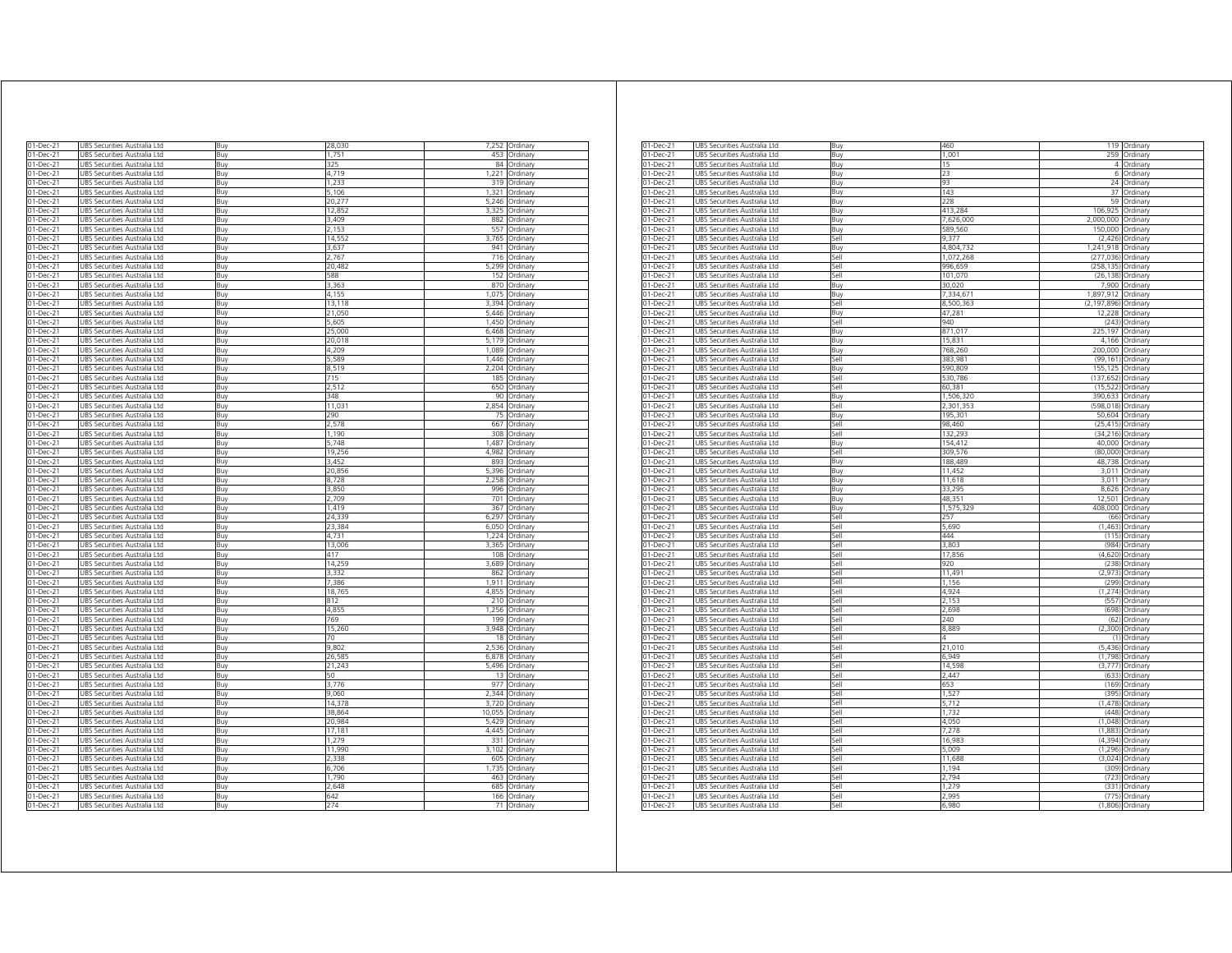| | | | | | |
|---|---|---|---|---|---|
| 01-Dec-21 | UBS Securities Australia Ltd | Buy | 28,030 | 7,252 | Ordinary |
| 01-Dec-21 | UBS Securities Australia Ltd | Buy | 1,751 | 453 | Ordinary |
| 01-Dec-21 | UBS Securities Australia Ltd | Buy | 325 | 84 | Ordinary |
| 01-Dec-21 | UBS Securities Australia Ltd | Buy | 4,719 | 1,221 | Ordinary |
| 01-Dec-21 | UBS Securities Australia Ltd | Buy | 1,233 | 319 | Ordinary |
| 01-Dec-21 | UBS Securities Australia Ltd | Buy | 5,106 | 1,321 | Ordinary |
| 01-Dec-21 | UBS Securities Australia Ltd | Buy | 20,277 | 5,246 | Ordinary |
| 01-Dec-21 | UBS Securities Australia Ltd | Buy | 12,852 | 3,325 | Ordinary |
| 01-Dec-21 | UBS Securities Australia Ltd | Buy | 3,409 | 882 | Ordinary |
| 01-Dec-21 | UBS Securities Australia Ltd | Buy | 2,153 | 557 | Ordinary |
| 01-Dec-21 | UBS Securities Australia Ltd | Buy | 14,552 | 3,765 | Ordinary |
| 01-Dec-21 | UBS Securities Australia Ltd | Buy | 3,637 | 941 | Ordinary |
| 01-Dec-21 | UBS Securities Australia Ltd | Buy | 2,767 | 716 | Ordinary |
| 01-Dec-21 | UBS Securities Australia Ltd | Buy | 20,482 | 5,299 | Ordinary |
| 01-Dec-21 | UBS Securities Australia Ltd | Buy | 588 | 152 | Ordinary |
| 01-Dec-21 | UBS Securities Australia Ltd | Buy | 3,363 | 870 | Ordinary |
| 01-Dec-21 | UBS Securities Australia Ltd | Buy | 4,155 | 1,075 | Ordinary |
| 01-Dec-21 | UBS Securities Australia Ltd | Buy | 13,118 | 3,394 | Ordinary |
| 01-Dec-21 | UBS Securities Australia Ltd | Buy | 21,050 | 5,446 | Ordinary |
| 01-Dec-21 | UBS Securities Australia Ltd | Buy | 5,605 | 1,450 | Ordinary |
| 01-Dec-21 | UBS Securities Australia Ltd | Buy | 25,000 | 6,468 | Ordinary |
| 01-Dec-21 | UBS Securities Australia Ltd | Buy | 20,018 | 5,179 | Ordinary |
| 01-Dec-21 | UBS Securities Australia Ltd | Buy | 4,209 | 1,089 | Ordinary |
| 01-Dec-21 | UBS Securities Australia Ltd | Buy | 5,589 | 1,446 | Ordinary |
| 01-Dec-21 | UBS Securities Australia Ltd | Buy | 8,519 | 2,204 | Ordinary |
| 01-Dec-21 | UBS Securities Australia Ltd | Buy | 715 | 185 | Ordinary |
| 01-Dec-21 | UBS Securities Australia Ltd | Buy | 2,512 | 650 | Ordinary |
| 01-Dec-21 | UBS Securities Australia Ltd | Buy | 348 | 90 | Ordinary |
| 01-Dec-21 | UBS Securities Australia Ltd | Buy | 11,031 | 2,854 | Ordinary |
| 01-Dec-21 | UBS Securities Australia Ltd | Buy | 290 | 75 | Ordinary |
| 01-Dec-21 | UBS Securities Australia Ltd | Buy | 2,578 | 667 | Ordinary |
| 01-Dec-21 | UBS Securities Australia Ltd | Buy | 1,190 | 308 | Ordinary |
| 01-Dec-21 | UBS Securities Australia Ltd | Buy | 5,748 | 1,487 | Ordinary |
| 01-Dec-21 | UBS Securities Australia Ltd | Buy | 19,256 | 4,982 | Ordinary |
| 01-Dec-21 | UBS Securities Australia Ltd | Buy | 3,452 | 893 | Ordinary |
| 01-Dec-21 | UBS Securities Australia Ltd | Buy | 20,856 | 5,396 | Ordinary |
| 01-Dec-21 | UBS Securities Australia Ltd | Buy | 8,728 | 2,258 | Ordinary |
| 01-Dec-21 | UBS Securities Australia Ltd | Buy | 3,850 | 996 | Ordinary |
| 01-Dec-21 | UBS Securities Australia Ltd | Buy | 2,709 | 701 | Ordinary |
| 01-Dec-21 | UBS Securities Australia Ltd | Buy | 1,419 | 367 | Ordinary |
| 01-Dec-21 | UBS Securities Australia Ltd | Buy | 24,339 | 6,297 | Ordinary |
| 01-Dec-21 | UBS Securities Australia Ltd | Buy | 23,384 | 6,050 | Ordinary |
| 01-Dec-21 | UBS Securities Australia Ltd | Buy | 4,731 | 1,224 | Ordinary |
| 01-Dec-21 | UBS Securities Australia Ltd | Buy | 13,006 | 3,365 | Ordinary |
| 01-Dec-21 | UBS Securities Australia Ltd | Buy | 417 | 108 | Ordinary |
| 01-Dec-21 | UBS Securities Australia Ltd | Buy | 14,259 | 3,689 | Ordinary |
| 01-Dec-21 | UBS Securities Australia Ltd | Buy | 3,332 | 862 | Ordinary |
| 01-Dec-21 | UBS Securities Australia Ltd | Buy | 7,386 | 1,911 | Ordinary |
| 01-Dec-21 | UBS Securities Australia Ltd | Buy | 18,765 | 4,855 | Ordinary |
| 01-Dec-21 | UBS Securities Australia Ltd | Buy | 812 | 210 | Ordinary |
| 01-Dec-21 | UBS Securities Australia Ltd | Buy | 4,855 | 1,256 | Ordinary |
| 01-Dec-21 | UBS Securities Australia Ltd | Buy | 769 | 199 | Ordinary |
| 01-Dec-21 | UBS Securities Australia Ltd | Buy | 15,260 | 3,948 | Ordinary |
| 01-Dec-21 | UBS Securities Australia Ltd | Buy | 70 | 18 | Ordinary |
| 01-Dec-21 | UBS Securities Australia Ltd | Buy | 9,802 | 2,536 | Ordinary |
| 01-Dec-21 | UBS Securities Australia Ltd | Buy | 26,585 | 6,878 | Ordinary |
| 01-Dec-21 | UBS Securities Australia Ltd | Buy | 21,243 | 5,496 | Ordinary |
| 01-Dec-21 | UBS Securities Australia Ltd | Buy | 50 | 13 | Ordinary |
| 01-Dec-21 | UBS Securities Australia Ltd | Buy | 3,776 | 977 | Ordinary |
| 01-Dec-21 | UBS Securities Australia Ltd | Buy | 9,060 | 2,344 | Ordinary |
| 01-Dec-21 | UBS Securities Australia Ltd | Buy | 14,378 | 3,720 | Ordinary |
| 01-Dec-21 | UBS Securities Australia Ltd | Buy | 38,864 | 10,055 | Ordinary |
| 01-Dec-21 | UBS Securities Australia Ltd | Buy | 20,984 | 5,429 | Ordinary |
| 01-Dec-21 | UBS Securities Australia Ltd | Buy | 17,181 | 4,445 | Ordinary |
| 01-Dec-21 | UBS Securities Australia Ltd | Buy | 1,279 | 331 | Ordinary |
| 01-Dec-21 | UBS Securities Australia Ltd | Buy | 11,990 | 3,102 | Ordinary |
| 01-Dec-21 | UBS Securities Australia Ltd | Buy | 2,338 | 605 | Ordinary |
| 01-Dec-21 | UBS Securities Australia Ltd | Buy | 6,706 | 1,735 | Ordinary |
| 01-Dec-21 | UBS Securities Australia Ltd | Buy | 1,790 | 463 | Ordinary |
| 01-Dec-21 | UBS Securities Australia Ltd | Buy | 2,648 | 685 | Ordinary |
| 01-Dec-21 | UBS Securities Australia Ltd | Buy | 642 | 166 | Ordinary |
| 01-Dec-21 | UBS Securities Australia Ltd | Buy | 274 | 71 | Ordinary |
| 01-Dec-21 | UBS Securities Australia Ltd | Buy | 460 | 119 | Ordinary |
| 01-Dec-21 | UBS Securities Australia Ltd | Buy | 1,001 | 259 | Ordinary |
| 01-Dec-21 | UBS Securities Australia Ltd | Buy | 15 | 4 | Ordinary |
| 01-Dec-21 | UBS Securities Australia Ltd | Buy | 23 | 6 | Ordinary |
| 01-Dec-21 | UBS Securities Australia Ltd | Buy | 93 | 24 | Ordinary |
| 01-Dec-21 | UBS Securities Australia Ltd | Buy | 143 | 37 | Ordinary |
| 01-Dec-21 | UBS Securities Australia Ltd | Buy | 228 | 59 | Ordinary |
| 01-Dec-21 | UBS Securities Australia Ltd | Buy | 413,284 | 106,925 | Ordinary |
| 01-Dec-21 | UBS Securities Australia Ltd | Buy | 7,626,000 | 2,000,000 | Ordinary |
| 01-Dec-21 | UBS Securities Australia Ltd | Buy | 589,560 | 150,000 | Ordinary |
| 01-Dec-21 | UBS Securities Australia Ltd | Sell | 9,377 | (2,426) | Ordinary |
| 01-Dec-21 | UBS Securities Australia Ltd | Buy | 4,804,732 | 1,241,918 | Ordinary |
| 01-Dec-21 | UBS Securities Australia Ltd | Sell | 1,072,268 | (277,036) | Ordinary |
| 01-Dec-21 | UBS Securities Australia Ltd | Sell | 996,659 | (258,135) | Ordinary |
| 01-Dec-21 | UBS Securities Australia Ltd | Sell | 101,070 | (26,138) | Ordinary |
| 01-Dec-21 | UBS Securities Australia Ltd | Buy | 30,020 | 7,900 | Ordinary |
| 01-Dec-21 | UBS Securities Australia Ltd | Buy | 7,334,671 | 1,897,912 | Ordinary |
| 01-Dec-21 | UBS Securities Australia Ltd | Sell | 8,500,363 | (2,197,896) | Ordinary |
| 01-Dec-21 | UBS Securities Australia Ltd | Buy | 47,281 | 12,228 | Ordinary |
| 01-Dec-21 | UBS Securities Australia Ltd | Sell | 940 | (243) | Ordinary |
| 01-Dec-21 | UBS Securities Australia Ltd | Buy | 871,017 | 225,197 | Ordinary |
| 01-Dec-21 | UBS Securities Australia Ltd | Buy | 15,831 | 4,166 | Ordinary |
| 01-Dec-21 | UBS Securities Australia Ltd | Buy | 768,260 | 200,000 | Ordinary |
| 01-Dec-21 | UBS Securities Australia Ltd | Sell | 383,981 | (99,161) | Ordinary |
| 01-Dec-21 | UBS Securities Australia Ltd | Buy | 590,809 | 155,125 | Ordinary |
| 01-Dec-21 | UBS Securities Australia Ltd | Sell | 530,786 | (137,652) | Ordinary |
| 01-Dec-21 | UBS Securities Australia Ltd | Sell | 60,381 | (15,522) | Ordinary |
| 01-Dec-21 | UBS Securities Australia Ltd | Buy | 1,506,320 | 390,633 | Ordinary |
| 01-Dec-21 | UBS Securities Australia Ltd | Sell | 2,301,353 | (598,018) | Ordinary |
| 01-Dec-21 | UBS Securities Australia Ltd | Buy | 195,301 | 50,604 | Ordinary |
| 01-Dec-21 | UBS Securities Australia Ltd | Sell | 98,460 | (25,415) | Ordinary |
| 01-Dec-21 | UBS Securities Australia Ltd | Sell | 132,293 | (34,216) | Ordinary |
| 01-Dec-21 | UBS Securities Australia Ltd | Buy | 154,412 | 40,000 | Ordinary |
| 01-Dec-21 | UBS Securities Australia Ltd | Sell | 309,576 | (80,000) | Ordinary |
| 01-Dec-21 | UBS Securities Australia Ltd | Buy | 188,489 | 48,738 | Ordinary |
| 01-Dec-21 | UBS Securities Australia Ltd | Buy | 11,452 | 3,011 | Ordinary |
| 01-Dec-21 | UBS Securities Australia Ltd | Buy | 11,618 | 3,011 | Ordinary |
| 01-Dec-21 | UBS Securities Australia Ltd | Buy | 33,295 | 8,626 | Ordinary |
| 01-Dec-21 | UBS Securities Australia Ltd | Buy | 48,351 | 12,501 | Ordinary |
| 01-Dec-21 | UBS Securities Australia Ltd | Buy | 1,575,329 | 408,000 | Ordinary |
| 01-Dec-21 | UBS Securities Australia Ltd | Sell | 257 | (66) | Ordinary |
| 01-Dec-21 | UBS Securities Australia Ltd | Sell | 5,690 | (1,463) | Ordinary |
| 01-Dec-21 | UBS Securities Australia Ltd | Sell | 444 | (115) | Ordinary |
| 01-Dec-21 | UBS Securities Australia Ltd | Sell | 3,803 | (984) | Ordinary |
| 01-Dec-21 | UBS Securities Australia Ltd | Sell | 17,856 | (4,620) | Ordinary |
| 01-Dec-21 | UBS Securities Australia Ltd | Sell | 920 | (238) | Ordinary |
| 01-Dec-21 | UBS Securities Australia Ltd | Sell | 11,491 | (2,973) | Ordinary |
| 01-Dec-21 | UBS Securities Australia Ltd | Sell | 1,156 | (299) | Ordinary |
| 01-Dec-21 | UBS Securities Australia Ltd | Sell | 4,924 | (1,274) | Ordinary |
| 01-Dec-21 | UBS Securities Australia Ltd | Sell | 2,153 | (557) | Ordinary |
| 01-Dec-21 | UBS Securities Australia Ltd | Sell | 2,698 | (698) | Ordinary |
| 01-Dec-21 | UBS Securities Australia Ltd | Sell | 240 | (62) | Ordinary |
| 01-Dec-21 | UBS Securities Australia Ltd | Sell | 8,889 | (2,300) | Ordinary |
| 01-Dec-21 | UBS Securities Australia Ltd | Sell | 4 | (1) | Ordinary |
| 01-Dec-21 | UBS Securities Australia Ltd | Sell | 21,010 | (5,436) | Ordinary |
| 01-Dec-21 | UBS Securities Australia Ltd | Sell | 6,949 | (1,798) | Ordinary |
| 01-Dec-21 | UBS Securities Australia Ltd | Sell | 14,598 | (3,777) | Ordinary |
| 01-Dec-21 | UBS Securities Australia Ltd | Sell | 2,447 | (633) | Ordinary |
| 01-Dec-21 | UBS Securities Australia Ltd | Sell | 653 | (169) | Ordinary |
| 01-Dec-21 | UBS Securities Australia Ltd | Sell | 1,527 | (395) | Ordinary |
| 01-Dec-21 | UBS Securities Australia Ltd | Sell | 5,712 | (1,478) | Ordinary |
| 01-Dec-21 | UBS Securities Australia Ltd | Sell | 1,732 | (448) | Ordinary |
| 01-Dec-21 | UBS Securities Australia Ltd | Sell | 4,050 | (1,048) | Ordinary |
| 01-Dec-21 | UBS Securities Australia Ltd | Sell | 7,278 | (1,883) | Ordinary |
| 01-Dec-21 | UBS Securities Australia Ltd | Sell | 16,983 | (4,394) | Ordinary |
| 01-Dec-21 | UBS Securities Australia Ltd | Sell | 5,009 | (1,296) | Ordinary |
| 01-Dec-21 | UBS Securities Australia Ltd | Sell | 11,688 | (3,024) | Ordinary |
| 01-Dec-21 | UBS Securities Australia Ltd | Sell | 1,194 | (309) | Ordinary |
| 01-Dec-21 | UBS Securities Australia Ltd | Sell | 2,794 | (723) | Ordinary |
| 01-Dec-21 | UBS Securities Australia Ltd | Sell | 1,279 | (331) | Ordinary |
| 01-Dec-21 | UBS Securities Australia Ltd | Sell | 2,995 | (775) | Ordinary |
| 01-Dec-21 | UBS Securities Australia Ltd | Sell | 6,980 | (1,806) | Ordinary |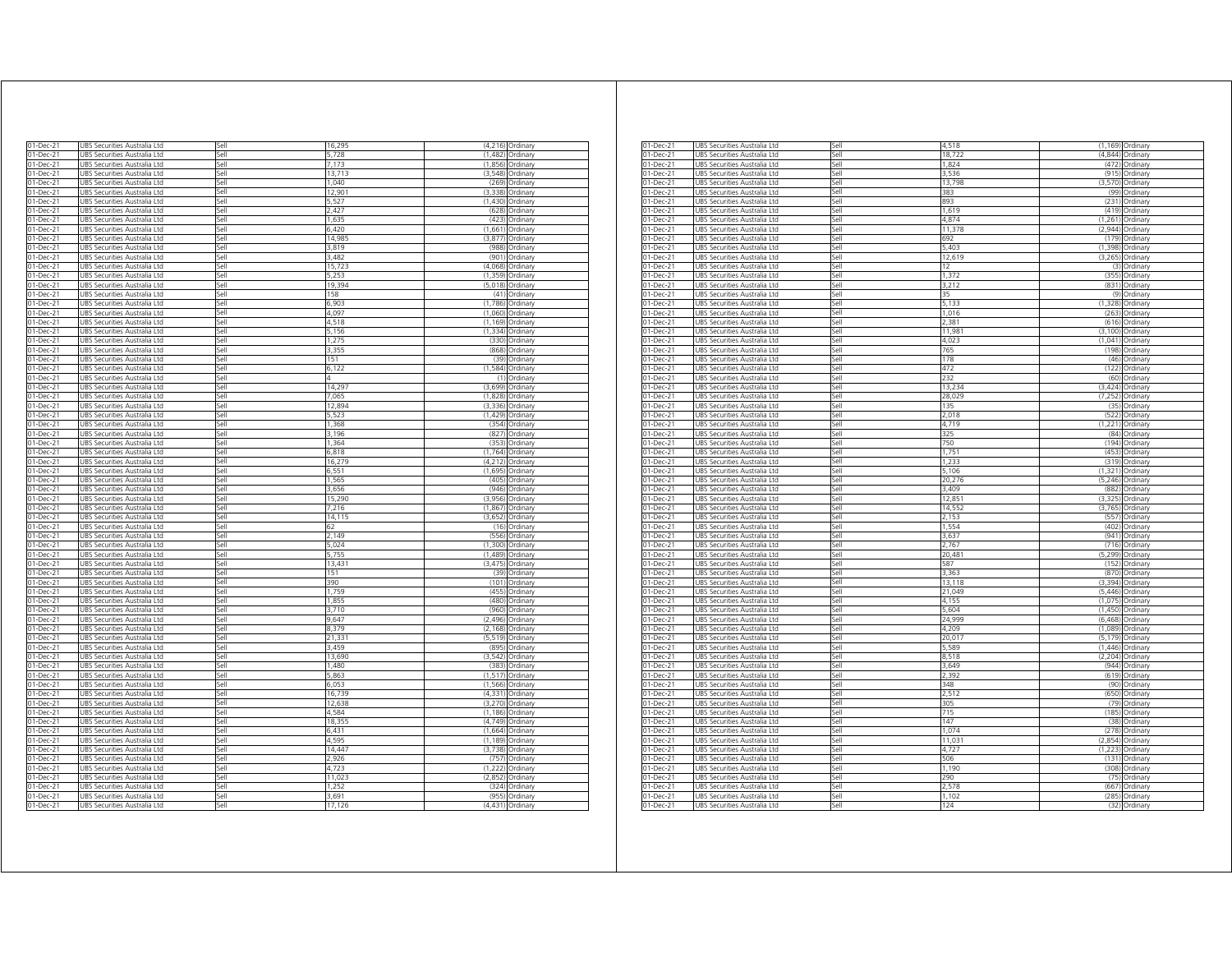| | | | | | |
|---|---|---|---|---|---|
| 01-Dec-21 | UBS Securities Australia Ltd | Sell | 16,295 | (4,216) | Ordinary |
| 01-Dec-21 | UBS Securities Australia Ltd | Sell | 5,728 | (1,482) | Ordinary |
| 01-Dec-21 | UBS Securities Australia Ltd | Sell | 7,173 | (1,856) | Ordinary |
| 01-Dec-21 | UBS Securities Australia Ltd | Sell | 13,713 | (3,548) | Ordinary |
| 01-Dec-21 | UBS Securities Australia Ltd | Sell | 1,040 | (269) | Ordinary |
| 01-Dec-21 | UBS Securities Australia Ltd | Sell | 12,901 | (3,338) | Ordinary |
| 01-Dec-21 | UBS Securities Australia Ltd | Sell | 5,527 | (1,430) | Ordinary |
| 01-Dec-21 | UBS Securities Australia Ltd | Sell | 2,427 | (628) | Ordinary |
| 01-Dec-21 | UBS Securities Australia Ltd | Sell | 1,635 | (423) | Ordinary |
| 01-Dec-21 | UBS Securities Australia Ltd | Sell | 6,420 | (1,661) | Ordinary |
| 01-Dec-21 | UBS Securities Australia Ltd | Sell | 14,985 | (3,877) | Ordinary |
| 01-Dec-21 | UBS Securities Australia Ltd | Sell | 3,819 | (988) | Ordinary |
| 01-Dec-21 | UBS Securities Australia Ltd | Sell | 3,482 | (901) | Ordinary |
| 01-Dec-21 | UBS Securities Australia Ltd | Sell | 15,723 | (4,068) | Ordinary |
| 01-Dec-21 | UBS Securities Australia Ltd | Sell | 5,253 | (1,359) | Ordinary |
| 01-Dec-21 | UBS Securities Australia Ltd | Sell | 19,394 | (5,018) | Ordinary |
| 01-Dec-21 | UBS Securities Australia Ltd | Sell | 158 | (41) | Ordinary |
| 01-Dec-21 | UBS Securities Australia Ltd | Sell | 6,903 | (1,786) | Ordinary |
| 01-Dec-21 | UBS Securities Australia Ltd | Sell | 4,097 | (1,060) | Ordinary |
| 01-Dec-21 | UBS Securities Australia Ltd | Sell | 4,518 | (1,169) | Ordinary |
| 01-Dec-21 | UBS Securities Australia Ltd | Sell | 5,156 | (1,334) | Ordinary |
| 01-Dec-21 | UBS Securities Australia Ltd | Sell | 1,275 | (330) | Ordinary |
| 01-Dec-21 | UBS Securities Australia Ltd | Sell | 3,355 | (868) | Ordinary |
| 01-Dec-21 | UBS Securities Australia Ltd | Sell | 151 | (39) | Ordinary |
| 01-Dec-21 | UBS Securities Australia Ltd | Sell | 6,122 | (1,584) | Ordinary |
| 01-Dec-21 | UBS Securities Australia Ltd | Sell | 4 | (1) | Ordinary |
| 01-Dec-21 | UBS Securities Australia Ltd | Sell | 14,297 | (3,699) | Ordinary |
| 01-Dec-21 | UBS Securities Australia Ltd | Sell | 7,065 | (1,828) | Ordinary |
| 01-Dec-21 | UBS Securities Australia Ltd | Sell | 12,894 | (3,336) | Ordinary |
| 01-Dec-21 | UBS Securities Australia Ltd | Sell | 5,523 | (1,429) | Ordinary |
| 01-Dec-21 | UBS Securities Australia Ltd | Sell | 1,368 | (354) | Ordinary |
| 01-Dec-21 | UBS Securities Australia Ltd | Sell | 3,196 | (827) | Ordinary |
| 01-Dec-21 | UBS Securities Australia Ltd | Sell | 1,364 | (353) | Ordinary |
| 01-Dec-21 | UBS Securities Australia Ltd | Sell | 6,818 | (1,764) | Ordinary |
| 01-Dec-21 | UBS Securities Australia Ltd | Sell | 16,279 | (4,212) | Ordinary |
| 01-Dec-21 | UBS Securities Australia Ltd | Sell | 6,551 | (1,695) | Ordinary |
| 01-Dec-21 | UBS Securities Australia Ltd | Sell | 1,565 | (405) | Ordinary |
| 01-Dec-21 | UBS Securities Australia Ltd | Sell | 3,656 | (946) | Ordinary |
| 01-Dec-21 | UBS Securities Australia Ltd | Sell | 15,290 | (3,956) | Ordinary |
| 01-Dec-21 | UBS Securities Australia Ltd | Sell | 7,216 | (1,867) | Ordinary |
| 01-Dec-21 | UBS Securities Australia Ltd | Sell | 14,115 | (3,652) | Ordinary |
| 01-Dec-21 | UBS Securities Australia Ltd | Sell | 62 | (16) | Ordinary |
| 01-Dec-21 | UBS Securities Australia Ltd | Sell | 2,149 | (556) | Ordinary |
| 01-Dec-21 | UBS Securities Australia Ltd | Sell | 5,024 | (1,300) | Ordinary |
| 01-Dec-21 | UBS Securities Australia Ltd | Sell | 5,755 | (1,489) | Ordinary |
| 01-Dec-21 | UBS Securities Australia Ltd | Sell | 13,431 | (3,475) | Ordinary |
| 01-Dec-21 | UBS Securities Australia Ltd | Sell | 151 | (39) | Ordinary |
| 01-Dec-21 | UBS Securities Australia Ltd | Sell | 390 | (101) | Ordinary |
| 01-Dec-21 | UBS Securities Australia Ltd | Sell | 1,759 | (455) | Ordinary |
| 01-Dec-21 | UBS Securities Australia Ltd | Sell | 1,855 | (480) | Ordinary |
| 01-Dec-21 | UBS Securities Australia Ltd | Sell | 3,710 | (960) | Ordinary |
| 01-Dec-21 | UBS Securities Australia Ltd | Sell | 9,647 | (2,496) | Ordinary |
| 01-Dec-21 | UBS Securities Australia Ltd | Sell | 8,379 | (2,168) | Ordinary |
| 01-Dec-21 | UBS Securities Australia Ltd | Sell | 21,331 | (5,519) | Ordinary |
| 01-Dec-21 | UBS Securities Australia Ltd | Sell | 3,459 | (895) | Ordinary |
| 01-Dec-21 | UBS Securities Australia Ltd | Sell | 13,690 | (3,542) | Ordinary |
| 01-Dec-21 | UBS Securities Australia Ltd | Sell | 1,480 | (383) | Ordinary |
| 01-Dec-21 | UBS Securities Australia Ltd | Sell | 5,863 | (1,517) | Ordinary |
| 01-Dec-21 | UBS Securities Australia Ltd | Sell | 6,053 | (1,566) | Ordinary |
| 01-Dec-21 | UBS Securities Australia Ltd | Sell | 16,739 | (4,331) | Ordinary |
| 01-Dec-21 | UBS Securities Australia Ltd | Sell | 12,638 | (3,270) | Ordinary |
| 01-Dec-21 | UBS Securities Australia Ltd | Sell | 4,584 | (1,186) | Ordinary |
| 01-Dec-21 | UBS Securities Australia Ltd | Sell | 18,355 | (4,749) | Ordinary |
| 01-Dec-21 | UBS Securities Australia Ltd | Sell | 6,431 | (1,664) | Ordinary |
| 01-Dec-21 | UBS Securities Australia Ltd | Sell | 4,595 | (1,189) | Ordinary |
| 01-Dec-21 | UBS Securities Australia Ltd | Sell | 14,447 | (3,738) | Ordinary |
| 01-Dec-21 | UBS Securities Australia Ltd | Sell | 2,926 | (757) | Ordinary |
| 01-Dec-21 | UBS Securities Australia Ltd | Sell | 4,723 | (1,222) | Ordinary |
| 01-Dec-21 | UBS Securities Australia Ltd | Sell | 11,023 | (2,852) | Ordinary |
| 01-Dec-21 | UBS Securities Australia Ltd | Sell | 1,252 | (324) | Ordinary |
| 01-Dec-21 | UBS Securities Australia Ltd | Sell | 3,691 | (955) | Ordinary |
| 01-Dec-21 | UBS Securities Australia Ltd | Sell | 17,126 | (4,431) | Ordinary |
| 01-Dec-21 | UBS Securities Australia Ltd | Sell | 4,518 | (1,169) | Ordinary |
| 01-Dec-21 | UBS Securities Australia Ltd | Sell | 18,722 | (4,844) | Ordinary |
| 01-Dec-21 | UBS Securities Australia Ltd | Sell | 1,824 | (472) | Ordinary |
| 01-Dec-21 | UBS Securities Australia Ltd | Sell | 3,536 | (915) | Ordinary |
| 01-Dec-21 | UBS Securities Australia Ltd | Sell | 13,798 | (3,570) | Ordinary |
| 01-Dec-21 | UBS Securities Australia Ltd | Sell | 383 | (99) | Ordinary |
| 01-Dec-21 | UBS Securities Australia Ltd | Sell | 893 | (231) | Ordinary |
| 01-Dec-21 | UBS Securities Australia Ltd | Sell | 1,619 | (419) | Ordinary |
| 01-Dec-21 | UBS Securities Australia Ltd | Sell | 4,874 | (1,261) | Ordinary |
| 01-Dec-21 | UBS Securities Australia Ltd | Sell | 11,378 | (2,944) | Ordinary |
| 01-Dec-21 | UBS Securities Australia Ltd | Sell | 692 | (179) | Ordinary |
| 01-Dec-21 | UBS Securities Australia Ltd | Sell | 5,403 | (1,398) | Ordinary |
| 01-Dec-21 | UBS Securities Australia Ltd | Sell | 12,619 | (3,265) | Ordinary |
| 01-Dec-21 | UBS Securities Australia Ltd | Sell | 12 | (3) | Ordinary |
| 01-Dec-21 | UBS Securities Australia Ltd | Sell | 1,372 | (355) | Ordinary |
| 01-Dec-21 | UBS Securities Australia Ltd | Sell | 3,212 | (831) | Ordinary |
| 01-Dec-21 | UBS Securities Australia Ltd | Sell | 35 | (9) | Ordinary |
| 01-Dec-21 | UBS Securities Australia Ltd | Sell | 5,133 | (1,328) | Ordinary |
| 01-Dec-21 | UBS Securities Australia Ltd | Sell | 1,016 | (263) | Ordinary |
| 01-Dec-21 | UBS Securities Australia Ltd | Sell | 2,381 | (616) | Ordinary |
| 01-Dec-21 | UBS Securities Australia Ltd | Sell | 11,981 | (3,100) | Ordinary |
| 01-Dec-21 | UBS Securities Australia Ltd | Sell | 4,023 | (1,041) | Ordinary |
| 01-Dec-21 | UBS Securities Australia Ltd | Sell | 765 | (198) | Ordinary |
| 01-Dec-21 | UBS Securities Australia Ltd | Sell | 178 | (46) | Ordinary |
| 01-Dec-21 | UBS Securities Australia Ltd | Sell | 472 | (122) | Ordinary |
| 01-Dec-21 | UBS Securities Australia Ltd | Sell | 232 | (60) | Ordinary |
| 01-Dec-21 | UBS Securities Australia Ltd | Sell | 13,234 | (3,424) | Ordinary |
| 01-Dec-21 | UBS Securities Australia Ltd | Sell | 28,029 | (7,252) | Ordinary |
| 01-Dec-21 | UBS Securities Australia Ltd | Sell | 135 | (35) | Ordinary |
| 01-Dec-21 | UBS Securities Australia Ltd | Sell | 2,018 | (522) | Ordinary |
| 01-Dec-21 | UBS Securities Australia Ltd | Sell | 4,719 | (1,221) | Ordinary |
| 01-Dec-21 | UBS Securities Australia Ltd | Sell | 325 | (84) | Ordinary |
| 01-Dec-21 | UBS Securities Australia Ltd | Sell | 750 | (194) | Ordinary |
| 01-Dec-21 | UBS Securities Australia Ltd | Sell | 1,751 | (453) | Ordinary |
| 01-Dec-21 | UBS Securities Australia Ltd | Sell | 1,233 | (319) | Ordinary |
| 01-Dec-21 | UBS Securities Australia Ltd | Sell | 5,106 | (1,321) | Ordinary |
| 01-Dec-21 | UBS Securities Australia Ltd | Sell | 20,276 | (5,246) | Ordinary |
| 01-Dec-21 | UBS Securities Australia Ltd | Sell | 3,409 | (882) | Ordinary |
| 01-Dec-21 | UBS Securities Australia Ltd | Sell | 12,851 | (3,325) | Ordinary |
| 01-Dec-21 | UBS Securities Australia Ltd | Sell | 14,552 | (3,765) | Ordinary |
| 01-Dec-21 | UBS Securities Australia Ltd | Sell | 2,153 | (557) | Ordinary |
| 01-Dec-21 | UBS Securities Australia Ltd | Sell | 1,554 | (402) | Ordinary |
| 01-Dec-21 | UBS Securities Australia Ltd | Sell | 3,637 | (941) | Ordinary |
| 01-Dec-21 | UBS Securities Australia Ltd | Sell | 2,767 | (716) | Ordinary |
| 01-Dec-21 | UBS Securities Australia Ltd | Sell | 20,481 | (5,299) | Ordinary |
| 01-Dec-21 | UBS Securities Australia Ltd | Sell | 587 | (152) | Ordinary |
| 01-Dec-21 | UBS Securities Australia Ltd | Sell | 3,363 | (870) | Ordinary |
| 01-Dec-21 | UBS Securities Australia Ltd | Sell | 13,118 | (3,394) | Ordinary |
| 01-Dec-21 | UBS Securities Australia Ltd | Sell | 21,049 | (5,446) | Ordinary |
| 01-Dec-21 | UBS Securities Australia Ltd | Sell | 4,155 | (1,075) | Ordinary |
| 01-Dec-21 | UBS Securities Australia Ltd | Sell | 5,604 | (1,450) | Ordinary |
| 01-Dec-21 | UBS Securities Australia Ltd | Sell | 24,999 | (6,468) | Ordinary |
| 01-Dec-21 | UBS Securities Australia Ltd | Sell | 4,209 | (1,089) | Ordinary |
| 01-Dec-21 | UBS Securities Australia Ltd | Sell | 20,017 | (5,179) | Ordinary |
| 01-Dec-21 | UBS Securities Australia Ltd | Sell | 5,589 | (1,446) | Ordinary |
| 01-Dec-21 | UBS Securities Australia Ltd | Sell | 8,518 | (2,204) | Ordinary |
| 01-Dec-21 | UBS Securities Australia Ltd | Sell | 3,649 | (944) | Ordinary |
| 01-Dec-21 | UBS Securities Australia Ltd | Sell | 2,392 | (619) | Ordinary |
| 01-Dec-21 | UBS Securities Australia Ltd | Sell | 348 | (90) | Ordinary |
| 01-Dec-21 | UBS Securities Australia Ltd | Sell | 2,512 | (650) | Ordinary |
| 01-Dec-21 | UBS Securities Australia Ltd | Sell | 305 | (79) | Ordinary |
| 01-Dec-21 | UBS Securities Australia Ltd | Sell | 715 | (185) | Ordinary |
| 01-Dec-21 | UBS Securities Australia Ltd | Sell | 147 | (38) | Ordinary |
| 01-Dec-21 | UBS Securities Australia Ltd | Sell | 1,074 | (278) | Ordinary |
| 01-Dec-21 | UBS Securities Australia Ltd | Sell | 11,031 | (2,854) | Ordinary |
| 01-Dec-21 | UBS Securities Australia Ltd | Sell | 4,727 | (1,223) | Ordinary |
| 01-Dec-21 | UBS Securities Australia Ltd | Sell | 506 | (131) | Ordinary |
| 01-Dec-21 | UBS Securities Australia Ltd | Sell | 1,190 | (308) | Ordinary |
| 01-Dec-21 | UBS Securities Australia Ltd | Sell | 290 | (75) | Ordinary |
| 01-Dec-21 | UBS Securities Australia Ltd | Sell | 2,578 | (667) | Ordinary |
| 01-Dec-21 | UBS Securities Australia Ltd | Sell | 1,102 | (285) | Ordinary |
| 01-Dec-21 | UBS Securities Australia Ltd | Sell | 124 | (32) | Ordinary |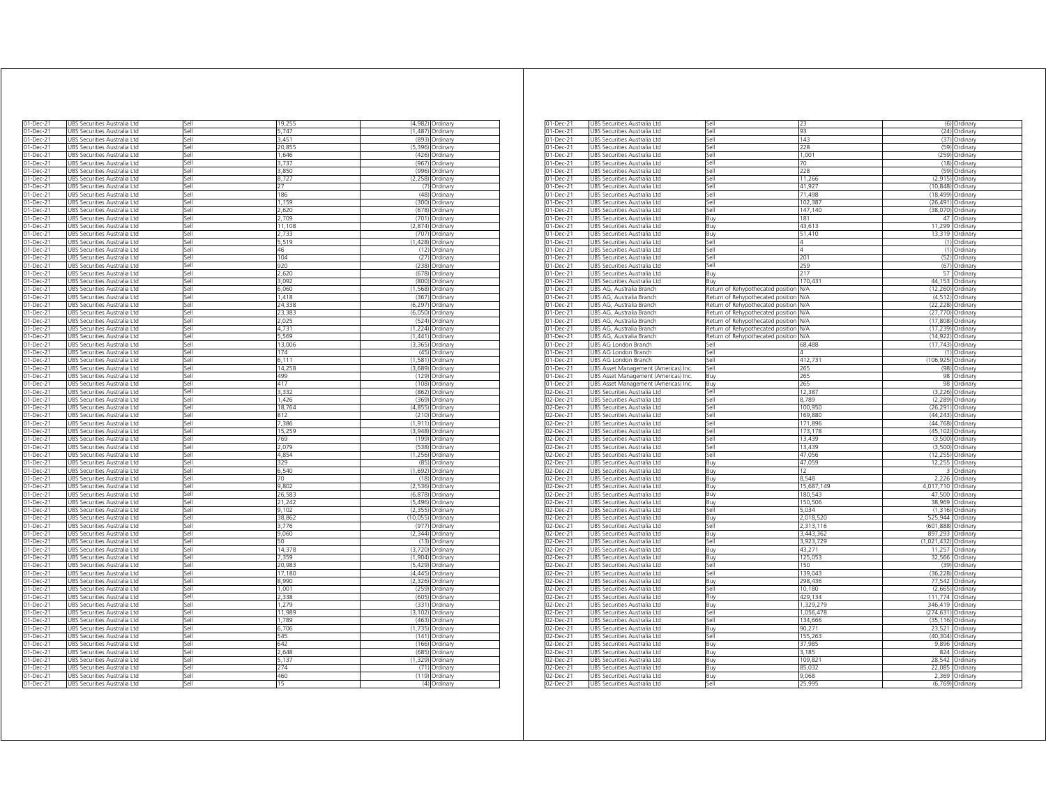| | | | | | |
|---|---|---|---|---|---|
| 01-Dec-21 | UBS Securities Australia Ltd | Sell | 19,255 | (4,982) | Ordinary |
| 01-Dec-21 | UBS Securities Australia Ltd | Sell | 5,747 | (1,487) | Ordinary |
| 01-Dec-21 | UBS Securities Australia Ltd | Sell | 3,451 | (893) | Ordinary |
| 01-Dec-21 | UBS Securities Australia Ltd | Sell | 20,855 | (5,396) | Ordinary |
| 01-Dec-21 | UBS Securities Australia Ltd | Sell | 1,646 | (426) | Ordinary |
| 01-Dec-21 | UBS Securities Australia Ltd | Sell | 3,737 | (967) | Ordinary |
| 01-Dec-21 | UBS Securities Australia Ltd | Sell | 3,850 | (996) | Ordinary |
| 01-Dec-21 | UBS Securities Australia Ltd | Sell | 8,727 | (2,258) | Ordinary |
| 01-Dec-21 | UBS Securities Australia Ltd | Sell | 27 | (7) | Ordinary |
| 01-Dec-21 | UBS Securities Australia Ltd | Sell | 186 | (48) | Ordinary |
| 01-Dec-21 | UBS Securities Australia Ltd | Sell | 1,159 | (300) | Ordinary |
| 01-Dec-21 | UBS Securities Australia Ltd | Sell | 2,620 | (678) | Ordinary |
| 01-Dec-21 | UBS Securities Australia Ltd | Sell | 2,709 | (701) | Ordinary |
| 01-Dec-21 | UBS Securities Australia Ltd | Sell | 11,108 | (2,874) | Ordinary |
| 01-Dec-21 | UBS Securities Australia Ltd | Sell | 2,733 | (707) | Ordinary |
| 01-Dec-21 | UBS Securities Australia Ltd | Sell | 5,519 | (1,428) | Ordinary |
| 01-Dec-21 | UBS Securities Australia Ltd | Sell | 46 | (12) | Ordinary |
| 01-Dec-21 | UBS Securities Australia Ltd | Sell | 104 | (27) | Ordinary |
| 01-Dec-21 | UBS Securities Australia Ltd | Sell | 920 | (238) | Ordinary |
| 01-Dec-21 | UBS Securities Australia Ltd | Sell | 2,620 | (678) | Ordinary |
| 01-Dec-21 | UBS Securities Australia Ltd | Sell | 3,092 | (800) | Ordinary |
| 01-Dec-21 | UBS Securities Australia Ltd | Sell | 6,060 | (1,568) | Ordinary |
| 01-Dec-21 | UBS Securities Australia Ltd | Sell | 1,418 | (367) | Ordinary |
| 01-Dec-21 | UBS Securities Australia Ltd | Sell | 24,338 | (6,297) | Ordinary |
| 01-Dec-21 | UBS Securities Australia Ltd | Sell | 23,383 | (6,050) | Ordinary |
| 01-Dec-21 | UBS Securities Australia Ltd | Sell | 2,025 | (524) | Ordinary |
| 01-Dec-21 | UBS Securities Australia Ltd | Sell | 4,731 | (1,224) | Ordinary |
| 01-Dec-21 | UBS Securities Australia Ltd | Sell | 5,569 | (1,441) | Ordinary |
| 01-Dec-21 | UBS Securities Australia Ltd | Sell | 13,006 | (3,365) | Ordinary |
| 01-Dec-21 | UBS Securities Australia Ltd | Sell | 174 | (45) | Ordinary |
| 01-Dec-21 | UBS Securities Australia Ltd | Sell | 6,111 | (1,581) | Ordinary |
| 01-Dec-21 | UBS Securities Australia Ltd | Sell | 14,258 | (3,689) | Ordinary |
| 01-Dec-21 | UBS Securities Australia Ltd | Sell | 499 | (129) | Ordinary |
| 01-Dec-21 | UBS Securities Australia Ltd | Sell | 417 | (108) | Ordinary |
| 01-Dec-21 | UBS Securities Australia Ltd | Sell | 3,332 | (862) | Ordinary |
| 01-Dec-21 | UBS Securities Australia Ltd | Sell | 1,426 | (369) | Ordinary |
| 01-Dec-21 | UBS Securities Australia Ltd | Sell | 18,764 | (4,855) | Ordinary |
| 01-Dec-21 | UBS Securities Australia Ltd | Sell | 812 | (210) | Ordinary |
| 01-Dec-21 | UBS Securities Australia Ltd | Sell | 7,386 | (1,911) | Ordinary |
| 01-Dec-21 | UBS Securities Australia Ltd | Sell | 15,259 | (3,948) | Ordinary |
| 01-Dec-21 | UBS Securities Australia Ltd | Sell | 769 | (199) | Ordinary |
| 01-Dec-21 | UBS Securities Australia Ltd | Sell | 2,079 | (538) | Ordinary |
| 01-Dec-21 | UBS Securities Australia Ltd | Sell | 4,854 | (1,256) | Ordinary |
| 01-Dec-21 | UBS Securities Australia Ltd | Sell | 329 | (85) | Ordinary |
| 01-Dec-21 | UBS Securities Australia Ltd | Sell | 6,540 | (1,692) | Ordinary |
| 01-Dec-21 | UBS Securities Australia Ltd | Sell | 70 | (18) | Ordinary |
| 01-Dec-21 | UBS Securities Australia Ltd | Sell | 9,802 | (2,536) | Ordinary |
| 01-Dec-21 | UBS Securities Australia Ltd | Sell | 26,583 | (6,878) | Ordinary |
| 01-Dec-21 | UBS Securities Australia Ltd | Sell | 21,242 | (5,496) | Ordinary |
| 01-Dec-21 | UBS Securities Australia Ltd | Sell | 9,102 | (2,355) | Ordinary |
| 01-Dec-21 | UBS Securities Australia Ltd | Sell | 38,862 | (10,055) | Ordinary |
| 01-Dec-21 | UBS Securities Australia Ltd | Sell | 3,776 | (977) | Ordinary |
| 01-Dec-21 | UBS Securities Australia Ltd | Sell | 9,060 | (2,344) | Ordinary |
| 01-Dec-21 | UBS Securities Australia Ltd | Sell | 50 | (13) | Ordinary |
| 01-Dec-21 | UBS Securities Australia Ltd | Sell | 14,378 | (3,720) | Ordinary |
| 01-Dec-21 | UBS Securities Australia Ltd | Sell | 7,359 | (1,904) | Ordinary |
| 01-Dec-21 | UBS Securities Australia Ltd | Sell | 20,983 | (5,429) | Ordinary |
| 01-Dec-21 | UBS Securities Australia Ltd | Sell | 17,180 | (4,445) | Ordinary |
| 01-Dec-21 | UBS Securities Australia Ltd | Sell | 8,990 | (2,326) | Ordinary |
| 01-Dec-21 | UBS Securities Australia Ltd | Sell | 1,001 | (259) | Ordinary |
| 01-Dec-21 | UBS Securities Australia Ltd | Sell | 2,338 | (605) | Ordinary |
| 01-Dec-21 | UBS Securities Australia Ltd | Sell | 1,279 | (331) | Ordinary |
| 01-Dec-21 | UBS Securities Australia Ltd | Sell | 11,989 | (3,102) | Ordinary |
| 01-Dec-21 | UBS Securities Australia Ltd | Sell | 1,789 | (463) | Ordinary |
| 01-Dec-21 | UBS Securities Australia Ltd | Sell | 6,706 | (1,735) | Ordinary |
| 01-Dec-21 | UBS Securities Australia Ltd | Sell | 545 | (141) | Ordinary |
| 01-Dec-21 | UBS Securities Australia Ltd | Sell | 642 | (166) | Ordinary |
| 01-Dec-21 | UBS Securities Australia Ltd | Sell | 2,648 | (685) | Ordinary |
| 01-Dec-21 | UBS Securities Australia Ltd | Sell | 5,137 | (1,329) | Ordinary |
| 01-Dec-21 | UBS Securities Australia Ltd | Sell | 274 | (71) | Ordinary |
| 01-Dec-21 | UBS Securities Australia Ltd | Sell | 460 | (119) | Ordinary |
| 01-Dec-21 | UBS Securities Australia Ltd | Sell | 15 | (4) | Ordinary |
| 01-Dec-21 | UBS Securities Australia Ltd | Sell | 23 | (6) | Ordinary |
| 01-Dec-21 | UBS Securities Australia Ltd | Sell | 93 | (24) | Ordinary |
| 01-Dec-21 | UBS Securities Australia Ltd | Sell | 143 | (37) | Ordinary |
| 01-Dec-21 | UBS Securities Australia Ltd | Sell | 228 | (59) | Ordinary |
| 01-Dec-21 | UBS Securities Australia Ltd | Sell | 1,001 | (259) | Ordinary |
| 01-Dec-21 | UBS Securities Australia Ltd | Sell | 70 | (18) | Ordinary |
| 01-Dec-21 | UBS Securities Australia Ltd | Sell | 228 | (59) | Ordinary |
| 01-Dec-21 | UBS Securities Australia Ltd | Sell | 11,266 | (2,915) | Ordinary |
| 01-Dec-21 | UBS Securities Australia Ltd | Sell | 41,927 | (10,848) | Ordinary |
| 01-Dec-21 | UBS Securities Australia Ltd | Sell | 71,498 | (18,499) | Ordinary |
| 01-Dec-21 | UBS Securities Australia Ltd | Sell | 102,387 | (26,491) | Ordinary |
| 01-Dec-21 | UBS Securities Australia Ltd | Sell | 147,140 | (38,070) | Ordinary |
| 01-Dec-21 | UBS Securities Australia Ltd | Buy | 181 | 47 | Ordinary |
| 01-Dec-21 | UBS Securities Australia Ltd | Buy | 43,613 | 11,299 | Ordinary |
| 01-Dec-21 | UBS Securities Australia Ltd | Buy | 51,410 | 13,319 | Ordinary |
| 01-Dec-21 | UBS Securities Australia Ltd | Sell | 4 | (1) | Ordinary |
| 01-Dec-21 | UBS Securities Australia Ltd | Sell | 4 | (1) | Ordinary |
| 01-Dec-21 | UBS Securities Australia Ltd | Sell | 201 | (52) | Ordinary |
| 01-Dec-21 | UBS Securities Australia Ltd | Sell | 259 | (67) | Ordinary |
| 01-Dec-21 | UBS Securities Australia Ltd | Buy | 217 | 57 | Ordinary |
| 01-Dec-21 | UBS Securities Australia Ltd | Buy | 170,431 | 44,153 | Ordinary |
| 01-Dec-21 | UBS AG, Australia Branch | Return of Rehypothecated position | N/A | (12,260) | Ordinary |
| 01-Dec-21 | UBS AG, Australia Branch | Return of Rehypothecated position | N/A | (4,512) | Ordinary |
| 01-Dec-21 | UBS AG, Australia Branch | Return of Rehypothecated position | N/A | (22,228) | Ordinary |
| 01-Dec-21 | UBS AG, Australia Branch | Return of Rehypothecated position | N/A | (27,770) | Ordinary |
| 01-Dec-21 | UBS AG, Australia Branch | Return of Rehypothecated position | N/A | (17,808) | Ordinary |
| 01-Dec-21 | UBS AG, Australia Branch | Return of Rehypothecated position | N/A | (17,239) | Ordinary |
| 01-Dec-21 | UBS AG, Australia Branch | Return of Rehypothecated position | N/A | (14,922) | Ordinary |
| 01-Dec-21 | UBS AG London Branch | Sell | 68,488 | (17,743) | Ordinary |
| 01-Dec-21 | UBS AG London Branch | Sell | 4 | (1) | Ordinary |
| 01-Dec-21 | UBS AG London Branch | Sell | 412,731 | (106,925) | Ordinary |
| 01-Dec-21 | UBS Asset Management (Americas) Inc. | Sell | 265 | (98) | Ordinary |
| 01-Dec-21 | UBS Asset Management (Americas) Inc. | Buy | 265 | 98 | Ordinary |
| 01-Dec-21 | UBS Asset Management (Americas) Inc. | Buy | 265 | 98 | Ordinary |
| 02-Dec-21 | UBS Securities Australia Ltd | Sell | 12,387 | (3,226) | Ordinary |
| 02-Dec-21 | UBS Securities Australia Ltd | Sell | 8,789 | (2,289) | Ordinary |
| 02-Dec-21 | UBS Securities Australia Ltd | Sell | 100,950 | (26,291) | Ordinary |
| 02-Dec-21 | UBS Securities Australia Ltd | Sell | 169,880 | (44,243) | Ordinary |
| 02-Dec-21 | UBS Securities Australia Ltd | Sell | 171,896 | (44,768) | Ordinary |
| 02-Dec-21 | UBS Securities Australia Ltd | Sell | 173,178 | (45,102) | Ordinary |
| 02-Dec-21 | UBS Securities Australia Ltd | Sell | 13,439 | (3,500) | Ordinary |
| 02-Dec-21 | UBS Securities Australia Ltd | Sell | 13,439 | (3,500) | Ordinary |
| 02-Dec-21 | UBS Securities Australia Ltd | Sell | 47,056 | (12,255) | Ordinary |
| 02-Dec-21 | UBS Securities Australia Ltd | Buy | 47,059 | 12,255 | Ordinary |
| 02-Dec-21 | UBS Securities Australia Ltd | Buy | 12 | 3 | Ordinary |
| 02-Dec-21 | UBS Securities Australia Ltd | Buy | 8,548 | 2,226 | Ordinary |
| 02-Dec-21 | UBS Securities Australia Ltd | Buy | 15,687,149 | 4,017,710 | Ordinary |
| 02-Dec-21 | UBS Securities Australia Ltd | Buy | 180,543 | 47,500 | Ordinary |
| 02-Dec-21 | UBS Securities Australia Ltd | Buy | 150,506 | 38,969 | Ordinary |
| 02-Dec-21 | UBS Securities Australia Ltd | Sell | 5,034 | (1,316) | Ordinary |
| 02-Dec-21 | UBS Securities Australia Ltd | Buy | 2,018,520 | 525,944 | Ordinary |
| 02-Dec-21 | UBS Securities Australia Ltd | Sell | 2,313,116 | (601,888) | Ordinary |
| 02-Dec-21 | UBS Securities Australia Ltd | Buy | 3,443,362 | 897,293 | Ordinary |
| 02-Dec-21 | UBS Securities Australia Ltd | Sell | 3,923,729 | (1,021,432) | Ordinary |
| 02-Dec-21 | UBS Securities Australia Ltd | Buy | 43,271 | 11,257 | Ordinary |
| 02-Dec-21 | UBS Securities Australia Ltd | Buy | 125,053 | 32,566 | Ordinary |
| 02-Dec-21 | UBS Securities Australia Ltd | Sell | 150 | (39) | Ordinary |
| 02-Dec-21 | UBS Securities Australia Ltd | Sell | 139,043 | (36,228) | Ordinary |
| 02-Dec-21 | UBS Securities Australia Ltd | Buy | 298,436 | 77,542 | Ordinary |
| 02-Dec-21 | UBS Securities Australia Ltd | Sell | 10,180 | (2,665) | Ordinary |
| 02-Dec-21 | UBS Securities Australia Ltd | Buy | 429,134 | 111,774 | Ordinary |
| 02-Dec-21 | UBS Securities Australia Ltd | Buy | 1,329,279 | 346,419 | Ordinary |
| 02-Dec-21 | UBS Securities Australia Ltd | Sell | 1,056,478 | (274,631) | Ordinary |
| 02-Dec-21 | UBS Securities Australia Ltd | Sell | 134,666 | (35,116) | Ordinary |
| 02-Dec-21 | UBS Securities Australia Ltd | Buy | 90,271 | 23,521 | Ordinary |
| 02-Dec-21 | UBS Securities Australia Ltd | Sell | 155,263 | (40,304) | Ordinary |
| 02-Dec-21 | UBS Securities Australia Ltd | Buy | 37,985 | 9,896 | Ordinary |
| 02-Dec-21 | UBS Securities Australia Ltd | Buy | 3,185 | 824 | Ordinary |
| 02-Dec-21 | UBS Securities Australia Ltd | Buy | 109,821 | 28,542 | Ordinary |
| 02-Dec-21 | UBS Securities Australia Ltd | Buy | 85,032 | 22,085 | Ordinary |
| 02-Dec-21 | UBS Securities Australia Ltd | Buy | 9,068 | 2,369 | Ordinary |
| 02-Dec-21 | UBS Securities Australia Ltd | Sell | 25,995 | (6,769) | Ordinary |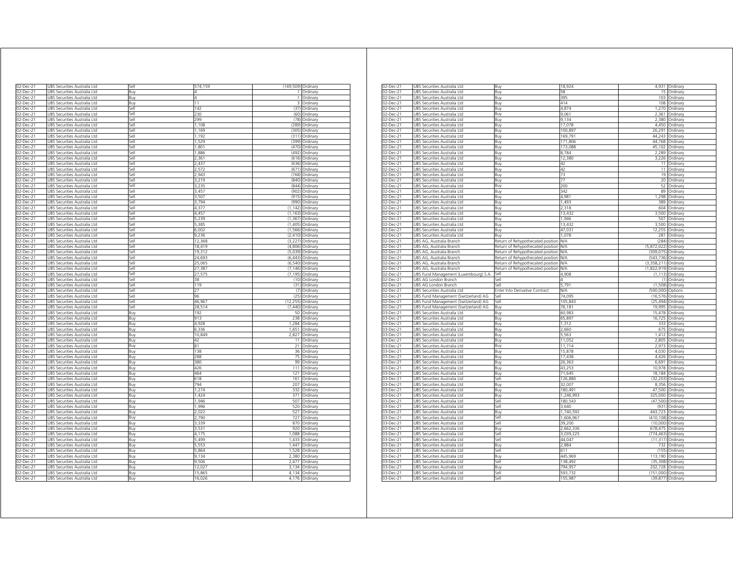| | | | | | |
|---|---|---|---|---|---|
| 02-Dec-21 | UBS Securities Australia Ltd | Sell | 574,159 | (149,509) | Ordinary |
| 02-Dec-21 | UBS Securities Australia Ltd | Buy | 4 | 1 | Ordinary |
| 02-Dec-21 | UBS Securities Australia Ltd | Buy | 4 | 1 | Ordinary |
| 02-Dec-21 | UBS Securities Australia Ltd | Buy | 11 | 3 | Ordinary |
| 02-Dec-21 | UBS Securities Australia Ltd | Sell | 142 | (37) | Ordinary |
| 02-Dec-21 | UBS Securities Australia Ltd | Sell | 230 | (60) | Ordinary |
| 02-Dec-21 | UBS Securities Australia Ltd | Sell | 299 | (78) | Ordinary |
| 02-Dec-21 | UBS Securities Australia Ltd | Sell | 1,108 | (289) | Ordinary |
| 02-Dec-21 | UBS Securities Australia Ltd | Sell | 1,169 | (305) | Ordinary |
| 02-Dec-21 | UBS Securities Australia Ltd | Sell | 1,192 | (311) | Ordinary |
| 02-Dec-21 | UBS Securities Australia Ltd | Sell | 1,529 | (399) | Ordinary |
| 02-Dec-21 | UBS Securities Australia Ltd | Sell | 1,801 | (470) | Ordinary |
| 02-Dec-21 | UBS Securities Australia Ltd | Sell | 1,886 | (492) | Ordinary |
| 02-Dec-21 | UBS Securities Australia Ltd | Sell | 2,361 | (616) | Ordinary |
| 02-Dec-21 | UBS Securities Australia Ltd | Sell | 2,437 | (636) | Ordinary |
| 02-Dec-21 | UBS Securities Australia Ltd | Sell | 2,572 | (671) | Ordinary |
| 02-Dec-21 | UBS Securities Australia Ltd | Sell | 2,943 | (768) | Ordinary |
| 02-Dec-21 | UBS Securities Australia Ltd | Sell | 3,219 | (840) | Ordinary |
| 02-Dec-21 | UBS Securities Australia Ltd | Sell | 3,235 | (844) | Ordinary |
| 02-Dec-21 | UBS Securities Australia Ltd | Sell | 3,457 | (902) | Ordinary |
| 02-Dec-21 | UBS Securities Australia Ltd | Sell | 3,507 | (915) | Ordinary |
| 02-Dec-21 | UBS Securities Australia Ltd | Sell | 3,794 | (990) | Ordinary |
| 02-Dec-21 | UBS Securities Australia Ltd | Sell | 4,377 | (1,142) | Ordinary |
| 02-Dec-21 | UBS Securities Australia Ltd | Sell | 4,457 | (1,163) | Ordinary |
| 02-Dec-21 | UBS Securities Australia Ltd | Sell | 5,239 | (1,367) | Ordinary |
| 02-Dec-21 | UBS Securities Australia Ltd | Sell | 5,385 | (1,405) | Ordinary |
| 02-Dec-21 | UBS Securities Australia Ltd | Sell | 6,002 | (1,566) | Ordinary |
| 02-Dec-21 | UBS Securities Australia Ltd | Sell | 9,236 | (2,410) | Ordinary |
| 02-Dec-21 | UBS Securities Australia Ltd | Sell | 12,368 | (3,227) | Ordinary |
| 02-Dec-21 | UBS Securities Australia Ltd | Sell | 18,419 | (4,806) | Ordinary |
| 02-Dec-21 | UBS Securities Australia Ltd | Sell | 19,312 | (5,039) | Ordinary |
| 02-Dec-21 | UBS Securities Australia Ltd | Sell | 24,693 | (6,443) | Ordinary |
| 02-Dec-21 | UBS Securities Australia Ltd | Sell | 25,065 | (6,540) | Ordinary |
| 02-Dec-21 | UBS Securities Australia Ltd | Sell | 27,387 | (7,146) | Ordinary |
| 02-Dec-21 | UBS Securities Australia Ltd | Sell | 27,575 | (7,195) | Ordinary |
| 02-Dec-21 | UBS Securities Australia Ltd | Sell | 38 | (10) | Ordinary |
| 02-Dec-21 | UBS Securities Australia Ltd | Sell | 119 | (31) | Ordinary |
| 02-Dec-21 | UBS Securities Australia Ltd | Sell | 27 | (7) | Ordinary |
| 02-Dec-21 | UBS Securities Australia Ltd | Sell | 96 | (25) | Ordinary |
| 02-Dec-21 | UBS Securities Australia Ltd | Sell | 46,967 | (12,255) | Ordinary |
| 02-Dec-21 | UBS Securities Australia Ltd | Sell | 28,514 | (7,440) | Ordinary |
| 02-Dec-21 | UBS Securities Australia Ltd | Buy | 192 | 50 | Ordinary |
| 02-Dec-21 | UBS Securities Australia Ltd | Buy | 913 | 238 | Ordinary |
| 02-Dec-21 | UBS Securities Australia Ltd | Buy | 4,928 | 1,284 | Ordinary |
| 02-Dec-21 | UBS Securities Australia Ltd | Buy | 6,336 | 1,651 | Ordinary |
| 02-Dec-21 | UBS Securities Australia Ltd | Buy | 10,849 | 2,827 | Ordinary |
| 02-Dec-21 | UBS Securities Australia Ltd | Buy | 42 | 11 | Ordinary |
| 02-Dec-21 | UBS Securities Australia Ltd | Buy | 81 | 21 | Ordinary |
| 02-Dec-21 | UBS Securities Australia Ltd | Buy | 138 | 36 | Ordinary |
| 02-Dec-21 | UBS Securities Australia Ltd | Buy | 288 | 75 | Ordinary |
| 02-Dec-21 | UBS Securities Australia Ltd | Buy | 380 | 99 | Ordinary |
| 02-Dec-21 | UBS Securities Australia Ltd | Buy | 426 | 111 | Ordinary |
| 02-Dec-21 | UBS Securities Australia Ltd | Buy | 464 | 121 | Ordinary |
| 02-Dec-21 | UBS Securities Australia Ltd | Buy | 618 | 161 | Ordinary |
| 02-Dec-21 | UBS Securities Australia Ltd | Buy | 794 | 207 | Ordinary |
| 02-Dec-21 | UBS Securities Australia Ltd | Buy | 1,274 | 332 | Ordinary |
| 02-Dec-21 | UBS Securities Australia Ltd | Buy | 1,424 | 371 | Ordinary |
| 02-Dec-21 | UBS Securities Australia Ltd | Buy | 1,946 | 507 | Ordinary |
| 02-Dec-21 | UBS Securities Australia Ltd | Buy | 1,996 | 520 | Ordinary |
| 02-Dec-21 | UBS Securities Australia Ltd | Buy | 2,022 | 527 | Ordinary |
| 02-Dec-21 | UBS Securities Australia Ltd | Buy | 2,790 | 727 | Ordinary |
| 02-Dec-21 | UBS Securities Australia Ltd | Buy | 3,339 | 870 | Ordinary |
| 02-Dec-21 | UBS Securities Australia Ltd | Buy | 3,531 | 920 | Ordinary |
| 02-Dec-21 | UBS Securities Australia Ltd | Buy | 4,175 | 1,088 | Ordinary |
| 02-Dec-21 | UBS Securities Australia Ltd | Buy | 5,499 | 1,433 | Ordinary |
| 02-Dec-21 | UBS Securities Australia Ltd | Buy | 5,553 | 1,447 | Ordinary |
| 02-Dec-21 | UBS Securities Australia Ltd | Buy | 5,864 | 1,528 | Ordinary |
| 02-Dec-21 | UBS Securities Australia Ltd | Buy | 9,134 | 2,380 | Ordinary |
| 02-Dec-21 | UBS Securities Australia Ltd | Buy | 9,506 | 2,477 | Ordinary |
| 02-Dec-21 | UBS Securities Australia Ltd | Buy | 12,027 | 3,134 | Ordinary |
| 02-Dec-21 | UBS Securities Australia Ltd | Buy | 15,865 | 4,134 | Ordinary |
| 02-Dec-21 | UBS Securities Australia Ltd | Buy | 16,026 | 4,176 | Ordinary |
| 02-Dec-21 | UBS Securities Australia Ltd | Buy | 18,924 | 4,931 | Ordinary |
| 02-Dec-21 | UBS Securities Australia Ltd | Buy | 58 | 15 | Ordinary |
| 02-Dec-21 | UBS Securities Australia Ltd | Buy | 395 | 103 | Ordinary |
| 02-Dec-21 | UBS Securities Australia Ltd | Buy | 414 | 108 | Ordinary |
| 02-Dec-21 | UBS Securities Australia Ltd | Buy | 4,874 | 1,270 | Ordinary |
| 02-Dec-21 | UBS Securities Australia Ltd | Buy | 9,061 | 2,361 | Ordinary |
| 02-Dec-21 | UBS Securities Australia Ltd | Buy | 9,134 | 2,380 | Ordinary |
| 02-Dec-21 | UBS Securities Australia Ltd | Buy | 17,078 | 4,450 | Ordinary |
| 02-Dec-21 | UBS Securities Australia Ltd | Buy | 100,897 | 26,291 | Ordinary |
| 02-Dec-21 | UBS Securities Australia Ltd | Buy | 169,791 | 44,243 | Ordinary |
| 02-Dec-21 | UBS Securities Australia Ltd | Buy | 171,806 | 44,768 | Ordinary |
| 02-Dec-21 | UBS Securities Australia Ltd | Buy | 173,088 | 45,102 | Ordinary |
| 02-Dec-21 | UBS Securities Australia Ltd | Buy | 8,784 | 2,289 | Ordinary |
| 02-Dec-21 | UBS Securities Australia Ltd | Buy | 12,380 | 3,226 | Ordinary |
| 02-Dec-21 | UBS Securities Australia Ltd | Buy | 42 | 11 | Ordinary |
| 02-Dec-21 | UBS Securities Australia Ltd | Buy | 42 | 11 | Ordinary |
| 02-Dec-21 | UBS Securities Australia Ltd | Buy | 73 | 19 | Ordinary |
| 02-Dec-21 | UBS Securities Australia Ltd | Buy | 77 | 20 | Ordinary |
| 02-Dec-21 | UBS Securities Australia Ltd | Buy | 200 | 52 | Ordinary |
| 02-Dec-21 | UBS Securities Australia Ltd | Buy | 342 | 89 | Ordinary |
| 02-Dec-21 | UBS Securities Australia Ltd | Buy | 4,981 | 1,298 | Ordinary |
| 02-Dec-21 | UBS Securities Australia Ltd | Buy | 1,493 | 389 | Ordinary |
| 02-Dec-21 | UBS Securities Australia Ltd | Buy | 2,318 | 604 | Ordinary |
| 02-Dec-21 | UBS Securities Australia Ltd | Buy | 13,432 | 3,500 | Ordinary |
| 02-Dec-21 | UBS Securities Australia Ltd | Buy | 1,946 | 507 | Ordinary |
| 02-Dec-21 | UBS Securities Australia Ltd | Buy | 13,432 | 3,500 | Ordinary |
| 02-Dec-21 | UBS Securities Australia Ltd | Buy | 47,031 | 12,255 | Ordinary |
| 02-Dec-21 | UBS Securities Australia Ltd | Buy | 1,078 | 281 | Ordinary |
| 02-Dec-21 | UBS AG, Australia Branch | Return of Rehypothecated position | N/A | (284) | Ordinary |
| 02-Dec-21 | UBS AG, Australia Branch | Return of Rehypothecated position | N/A | (5,872,022) | Ordinary |
| 02-Dec-21 | UBS AG, Australia Branch | Return of Rehypothecated position | N/A | (309,075) | Ordinary |
| 02-Dec-21 | UBS AG, Australia Branch | Return of Rehypothecated position | N/A | (543,736) | Ordinary |
| 02-Dec-21 | UBS AG, Australia Branch | Return of Rehypothecated position | N/A | (3,358,211) | Ordinary |
| 02-Dec-21 | UBS AG, Australia Branch | Return of Rehypothecated position | N/A | (1,822,919) | Ordinary |
| 02-Dec-21 | UBS Fund Management (Luxembourg) S.A. | Sell | 4,908 | (1,113) | Ordinary |
| 02-Dec-21 | UBS AG London Branch | Sell | 4 | (1) | Ordinary |
| 02-Dec-21 | UBS AG London Branch | Sell | 5,791 | (1,508) | Ordinary |
| 02-Dec-21 | UBS Securities Australia Ltd | Enter Into Derivative Contract | N/A | (500,000) | Options |
| 02-Dec-21 | UBS Fund Management (Switzerland) AG | Sell | 74,095 | (16,576) | Ordinary |
| 02-Dec-21 | UBS Fund Management (Switzerland) AG | Sell | 105,843 | (25,494) | Ordinary |
| 02-Dec-21 | UBS Fund Management (Switzerland) AG | Buy | 76,181 | 19,995 | Ordinary |
| 03-Dec-21 | UBS Securities Australia Ltd | Buy | 60,983 | 15,478 | Ordinary |
| 03-Dec-21 | UBS Securities Australia Ltd | Buy | 65,897 | 16,725 | Ordinary |
| 03-Dec-21 | UBS Securities Australia Ltd | Buy | 1,312 | 333 | Ordinary |
| 03-Dec-21 | UBS Securities Australia Ltd | Buy | 2,660 | 675 | Ordinary |
| 03-Dec-21 | UBS Securities Australia Ltd | Buy | 5,563 | 1,412 | Ordinary |
| 03-Dec-21 | UBS Securities Australia Ltd | Buy | 11,052 | 2,805 | Ordinary |
| 03-Dec-21 | UBS Securities Australia Ltd | Buy | 11,714 | 2,973 | Ordinary |
| 03-Dec-21 | UBS Securities Australia Ltd | Buy | 15,878 | 4,030 | Ordinary |
| 03-Dec-21 | UBS Securities Australia Ltd | Buy | 17,438 | 4,426 | Ordinary |
| 03-Dec-21 | UBS Securities Australia Ltd | Buy | 26,363 | 6,691 | Ordinary |
| 03-Dec-21 | UBS Securities Australia Ltd | Buy | 43,253 | 10,978 | Ordinary |
| 03-Dec-21 | UBS Securities Australia Ltd | Buy | 71,645 | 18,184 | Ordinary |
| 03-Dec-21 | UBS Securities Australia Ltd | Sell | 126,880 | (32,203) | Ordinary |
| 03-Dec-21 | UBS Securities Australia Ltd | Buy | 32,007 | 8,356 | Ordinary |
| 03-Dec-21 | UBS Securities Australia Ltd | Buy | 180,491 | 47,500 | Ordinary |
| 03-Dec-21 | UBS Securities Australia Ltd | Buy | 1,246,993 | 325,000 | Ordinary |
| 03-Dec-21 | UBS Securities Australia Ltd | Sell | 180,543 | (47,500) | Ordinary |
| 03-Dec-21 | UBS Securities Australia Ltd | Sell | 3,640 | (931) | Ordinary |
| 03-Dec-21 | UBS Securities Australia Ltd | Buy | 1,740,592 | 443,723 | Ordinary |
| 03-Dec-21 | UBS Securities Australia Ltd | Sell | 1,606,967 | (410,108) | Ordinary |
| 03-Dec-21 | UBS Securities Australia Ltd | Sell | 39,200 | (10,000) | Ordinary |
| 03-Dec-21 | UBS Securities Australia Ltd | Buy | 2,662,336 | 678,475 | Ordinary |
| 03-Dec-21 | UBS Securities Australia Ltd | Sell | 3,039,225 | (774,463) | Ordinary |
| 03-Dec-21 | UBS Securities Australia Ltd | Sell | 44,047 | (11,317) | Ordinary |
| 03-Dec-21 | UBS Securities Australia Ltd | Buy | 2,884 | 732 | Ordinary |
| 03-Dec-21 | UBS Securities Australia Ltd | Sell | 611 | (155) | Ordinary |
| 03-Dec-21 | UBS Securities Australia Ltd | Buy | 445,969 | 113,190 | Ordinary |
| 03-Dec-21 | UBS Securities Australia Ltd | Sell | 138,492 | (35,308) | Ordinary |
| 03-Dec-21 | UBS Securities Australia Ltd | Buy | 794,957 | 202,728 | Ordinary |
| 03-Dec-21 | UBS Securities Australia Ltd | Sell | 593,732 | (151,000) | Ordinary |
| 03-Dec-21 | UBS Securities Australia Ltd | Sell | 155,987 | (39,877) | Ordinary |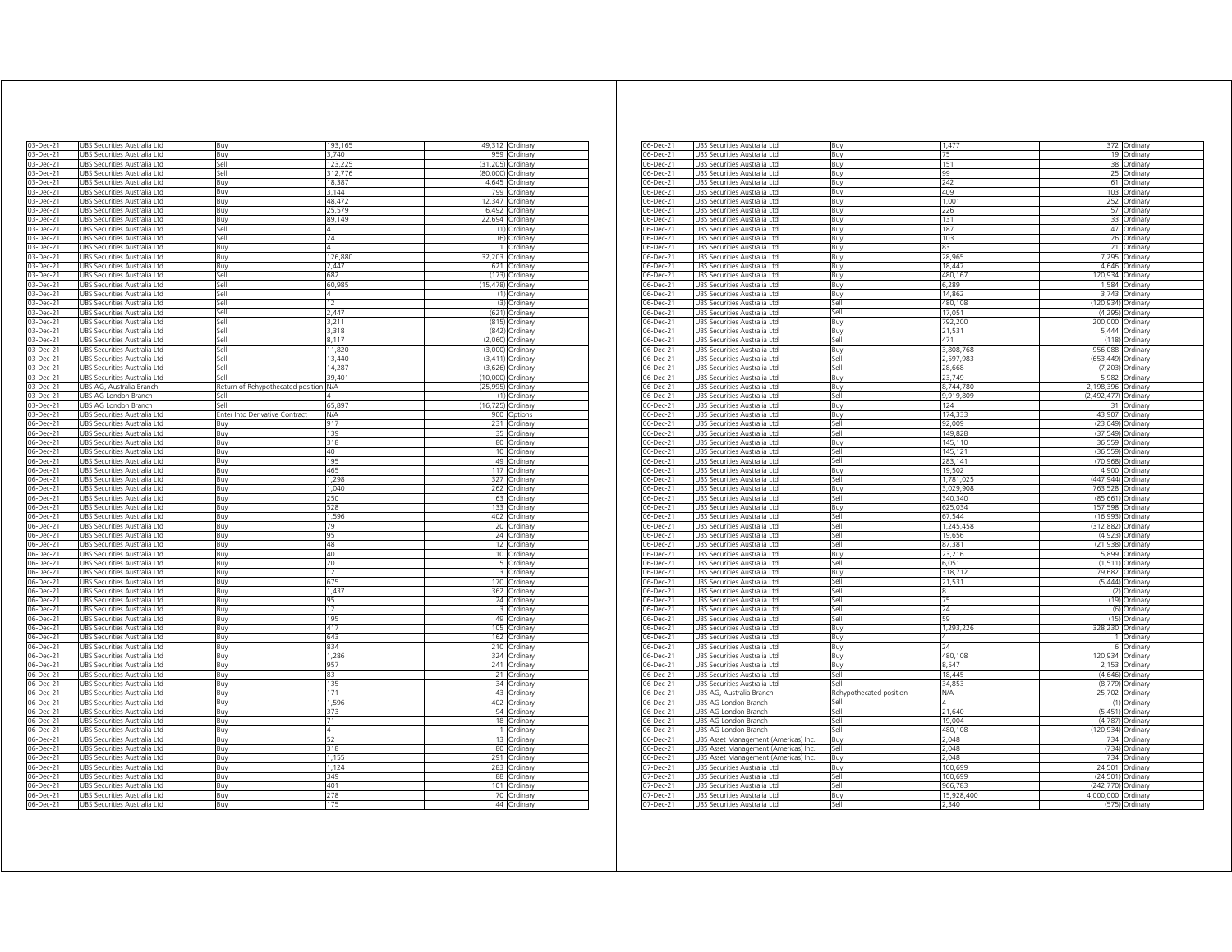| | | | | | |
|---|---|---|---|---|---|
| 03-Dec-21 | UBS Securities Australia Ltd | Buy | 193,165 | 49,312 | Ordinary |
| 03-Dec-21 | UBS Securities Australia Ltd | Buy | 3,740 | 959 | Ordinary |
| 03-Dec-21 | UBS Securities Australia Ltd | Sell | 123,225 | (31,205) | Ordinary |
| 03-Dec-21 | UBS Securities Australia Ltd | Sell | 312,776 | (80,000) | Ordinary |
| 03-Dec-21 | UBS Securities Australia Ltd | Buy | 18,387 | 4,645 | Ordinary |
| 03-Dec-21 | UBS Securities Australia Ltd | Buy | 3,144 | 799 | Ordinary |
| 03-Dec-21 | UBS Securities Australia Ltd | Buy | 48,472 | 12,347 | Ordinary |
| 03-Dec-21 | UBS Securities Australia Ltd | Buy | 25,579 | 6,492 | Ordinary |
| 03-Dec-21 | UBS Securities Australia Ltd | Buy | 89,149 | 22,694 | Ordinary |
| 03-Dec-21 | UBS Securities Australia Ltd | Sell | 4 | (1) | Ordinary |
| 03-Dec-21 | UBS Securities Australia Ltd | Sell | 24 | (6) | Ordinary |
| 03-Dec-21 | UBS Securities Australia Ltd | Buy | 4 | 1 | Ordinary |
| 03-Dec-21 | UBS Securities Australia Ltd | Buy | 126,880 | 32,203 | Ordinary |
| 03-Dec-21 | UBS Securities Australia Ltd | Buy | 2,447 | 621 | Ordinary |
| 03-Dec-21 | UBS Securities Australia Ltd | Sell | 682 | (173) | Ordinary |
| 03-Dec-21 | UBS Securities Australia Ltd | Sell | 60,985 | (15,478) | Ordinary |
| 03-Dec-21 | UBS Securities Australia Ltd | Sell | 4 | (1) | Ordinary |
| 03-Dec-21 | UBS Securities Australia Ltd | Sell | 12 | (3) | Ordinary |
| 03-Dec-21 | UBS Securities Australia Ltd | Sell | 2,447 | (621) | Ordinary |
| 03-Dec-21 | UBS Securities Australia Ltd | Sell | 3,211 | (815) | Ordinary |
| 03-Dec-21 | UBS Securities Australia Ltd | Sell | 3,318 | (842) | Ordinary |
| 03-Dec-21 | UBS Securities Australia Ltd | Sell | 8,117 | (2,060) | Ordinary |
| 03-Dec-21 | UBS Securities Australia Ltd | Sell | 11,820 | (3,000) | Ordinary |
| 03-Dec-21 | UBS Securities Australia Ltd | Sell | 13,440 | (3,411) | Ordinary |
| 03-Dec-21 | UBS Securities Australia Ltd | Sell | 14,287 | (3,626) | Ordinary |
| 03-Dec-21 | UBS Securities Australia Ltd | Sell | 39,401 | (10,000) | Ordinary |
| 03-Dec-21 | UBS AG, Australia Branch | Return of Rehypothecated position | N/A | (25,995) | Ordinary |
| 03-Dec-21 | UBS AG London Branch | Sell | 4 | (1) | Ordinary |
| 03-Dec-21 | UBS AG London Branch | Sell | 65,897 | (16,725) | Ordinary |
| 03-Dec-21 | UBS Securities Australia Ltd | Enter Into Derivative Contract | N/A | 900 | Options |
| 06-Dec-21 | UBS Securities Australia Ltd | Buy | 917 | 231 | Ordinary |
| 06-Dec-21 | UBS Securities Australia Ltd | Buy | 139 | 35 | Ordinary |
| 06-Dec-21 | UBS Securities Australia Ltd | Buy | 318 | 80 | Ordinary |
| 06-Dec-21 | UBS Securities Australia Ltd | Buy | 40 | 10 | Ordinary |
| 06-Dec-21 | UBS Securities Australia Ltd | Buy | 195 | 49 | Ordinary |
| 06-Dec-21 | UBS Securities Australia Ltd | Buy | 465 | 117 | Ordinary |
| 06-Dec-21 | UBS Securities Australia Ltd | Buy | 1,298 | 327 | Ordinary |
| 06-Dec-21 | UBS Securities Australia Ltd | Buy | 1,040 | 262 | Ordinary |
| 06-Dec-21 | UBS Securities Australia Ltd | Buy | 250 | 63 | Ordinary |
| 06-Dec-21 | UBS Securities Australia Ltd | Buy | 528 | 133 | Ordinary |
| 06-Dec-21 | UBS Securities Australia Ltd | Buy | 1,596 | 402 | Ordinary |
| 06-Dec-21 | UBS Securities Australia Ltd | Buy | 79 | 20 | Ordinary |
| 06-Dec-21 | UBS Securities Australia Ltd | Buy | 95 | 24 | Ordinary |
| 06-Dec-21 | UBS Securities Australia Ltd | Buy | 48 | 12 | Ordinary |
| 06-Dec-21 | UBS Securities Australia Ltd | Buy | 40 | 10 | Ordinary |
| 06-Dec-21 | UBS Securities Australia Ltd | Buy | 20 | 5 | Ordinary |
| 06-Dec-21 | UBS Securities Australia Ltd | Buy | 12 | 3 | Ordinary |
| 06-Dec-21 | UBS Securities Australia Ltd | Buy | 675 | 170 | Ordinary |
| 06-Dec-21 | UBS Securities Australia Ltd | Buy | 1,437 | 362 | Ordinary |
| 06-Dec-21 | UBS Securities Australia Ltd | Buy | 95 | 24 | Ordinary |
| 06-Dec-21 | UBS Securities Australia Ltd | Buy | 12 | 3 | Ordinary |
| 06-Dec-21 | UBS Securities Australia Ltd | Buy | 195 | 49 | Ordinary |
| 06-Dec-21 | UBS Securities Australia Ltd | Buy | 417 | 105 | Ordinary |
| 06-Dec-21 | UBS Securities Australia Ltd | Buy | 643 | 162 | Ordinary |
| 06-Dec-21 | UBS Securities Australia Ltd | Buy | 834 | 210 | Ordinary |
| 06-Dec-21 | UBS Securities Australia Ltd | Buy | 1,286 | 324 | Ordinary |
| 06-Dec-21 | UBS Securities Australia Ltd | Buy | 957 | 241 | Ordinary |
| 06-Dec-21 | UBS Securities Australia Ltd | Buy | 83 | 21 | Ordinary |
| 06-Dec-21 | UBS Securities Australia Ltd | Buy | 135 | 34 | Ordinary |
| 06-Dec-21 | UBS Securities Australia Ltd | Buy | 171 | 43 | Ordinary |
| 06-Dec-21 | UBS Securities Australia Ltd | Buy | 1,596 | 402 | Ordinary |
| 06-Dec-21 | UBS Securities Australia Ltd | Buy | 373 | 94 | Ordinary |
| 06-Dec-21 | UBS Securities Australia Ltd | Buy | 71 | 18 | Ordinary |
| 06-Dec-21 | UBS Securities Australia Ltd | Buy | 4 | 1 | Ordinary |
| 06-Dec-21 | UBS Securities Australia Ltd | Buy | 52 | 13 | Ordinary |
| 06-Dec-21 | UBS Securities Australia Ltd | Buy | 318 | 80 | Ordinary |
| 06-Dec-21 | UBS Securities Australia Ltd | Buy | 1,155 | 291 | Ordinary |
| 06-Dec-21 | UBS Securities Australia Ltd | Buy | 1,124 | 283 | Ordinary |
| 06-Dec-21 | UBS Securities Australia Ltd | Buy | 349 | 88 | Ordinary |
| 06-Dec-21 | UBS Securities Australia Ltd | Buy | 401 | 101 | Ordinary |
| 06-Dec-21 | UBS Securities Australia Ltd | Buy | 278 | 70 | Ordinary |
| 06-Dec-21 | UBS Securities Australia Ltd | Buy | 175 | 44 | Ordinary |
| 06-Dec-21 | UBS Securities Australia Ltd | Buy | 1,477 | 372 | Ordinary |
| 06-Dec-21 | UBS Securities Australia Ltd | Buy | 75 | 19 | Ordinary |
| 06-Dec-21 | UBS Securities Australia Ltd | Buy | 151 | 38 | Ordinary |
| 06-Dec-21 | UBS Securities Australia Ltd | Buy | 99 | 25 | Ordinary |
| 06-Dec-21 | UBS Securities Australia Ltd | Buy | 242 | 61 | Ordinary |
| 06-Dec-21 | UBS Securities Australia Ltd | Buy | 409 | 103 | Ordinary |
| 06-Dec-21 | UBS Securities Australia Ltd | Buy | 1,001 | 252 | Ordinary |
| 06-Dec-21 | UBS Securities Australia Ltd | Buy | 226 | 57 | Ordinary |
| 06-Dec-21 | UBS Securities Australia Ltd | Buy | 131 | 33 | Ordinary |
| 06-Dec-21 | UBS Securities Australia Ltd | Buy | 187 | 47 | Ordinary |
| 06-Dec-21 | UBS Securities Australia Ltd | Buy | 103 | 26 | Ordinary |
| 06-Dec-21 | UBS Securities Australia Ltd | Buy | 83 | 21 | Ordinary |
| 06-Dec-21 | UBS Securities Australia Ltd | Buy | 28,965 | 7,295 | Ordinary |
| 06-Dec-21 | UBS Securities Australia Ltd | Buy | 18,447 | 4,646 | Ordinary |
| 06-Dec-21 | UBS Securities Australia Ltd | Buy | 480,167 | 120,934 | Ordinary |
| 06-Dec-21 | UBS Securities Australia Ltd | Buy | 6,289 | 1,584 | Ordinary |
| 06-Dec-21 | UBS Securities Australia Ltd | Buy | 14,862 | 3,743 | Ordinary |
| 06-Dec-21 | UBS Securities Australia Ltd | Sell | 480,108 | (120,934) | Ordinary |
| 06-Dec-21 | UBS Securities Australia Ltd | Sell | 17,051 | (4,295) | Ordinary |
| 06-Dec-21 | UBS Securities Australia Ltd | Buy | 792,200 | 200,000 | Ordinary |
| 06-Dec-21 | UBS Securities Australia Ltd | Buy | 21,531 | 5,444 | Ordinary |
| 06-Dec-21 | UBS Securities Australia Ltd | Sell | 471 | (118) | Ordinary |
| 06-Dec-21 | UBS Securities Australia Ltd | Buy | 3,808,768 | 956,088 | Ordinary |
| 06-Dec-21 | UBS Securities Australia Ltd | Sell | 2,597,983 | (653,449) | Ordinary |
| 06-Dec-21 | UBS Securities Australia Ltd | Sell | 28,668 | (7,203) | Ordinary |
| 06-Dec-21 | UBS Securities Australia Ltd | Buy | 23,749 | 5,982 | Ordinary |
| 06-Dec-21 | UBS Securities Australia Ltd | Buy | 8,744,780 | 2,198,396 | Ordinary |
| 06-Dec-21 | UBS Securities Australia Ltd | Sell | 9,919,809 | (2,492,477) | Ordinary |
| 06-Dec-21 | UBS Securities Australia Ltd | Buy | 124 | 31 | Ordinary |
| 06-Dec-21 | UBS Securities Australia Ltd | Buy | 174,333 | 43,907 | Ordinary |
| 06-Dec-21 | UBS Securities Australia Ltd | Sell | 92,009 | (23,049) | Ordinary |
| 06-Dec-21 | UBS Securities Australia Ltd | Sell | 149,828 | (37,549) | Ordinary |
| 06-Dec-21 | UBS Securities Australia Ltd | Buy | 145,110 | 36,559 | Ordinary |
| 06-Dec-21 | UBS Securities Australia Ltd | Sell | 145,121 | (36,559) | Ordinary |
| 06-Dec-21 | UBS Securities Australia Ltd | Sell | 283,141 | (70,968) | Ordinary |
| 06-Dec-21 | UBS Securities Australia Ltd | Buy | 19,502 | 4,900 | Ordinary |
| 06-Dec-21 | UBS Securities Australia Ltd | Sell | 1,781,025 | (447,944) | Ordinary |
| 06-Dec-21 | UBS Securities Australia Ltd | Buy | 3,029,908 | 763,528 | Ordinary |
| 06-Dec-21 | UBS Securities Australia Ltd | Sell | 340,340 | (85,661) | Ordinary |
| 06-Dec-21 | UBS Securities Australia Ltd | Buy | 625,034 | 157,598 | Ordinary |
| 06-Dec-21 | UBS Securities Australia Ltd | Sell | 67,544 | (16,993) | Ordinary |
| 06-Dec-21 | UBS Securities Australia Ltd | Sell | 1,245,458 | (312,882) | Ordinary |
| 06-Dec-21 | UBS Securities Australia Ltd | Sell | 19,656 | (4,923) | Ordinary |
| 06-Dec-21 | UBS Securities Australia Ltd | Sell | 87,381 | (21,938) | Ordinary |
| 06-Dec-21 | UBS Securities Australia Ltd | Buy | 23,216 | 5,899 | Ordinary |
| 06-Dec-21 | UBS Securities Australia Ltd | Sell | 6,051 | (1,511) | Ordinary |
| 06-Dec-21 | UBS Securities Australia Ltd | Buy | 318,712 | 79,682 | Ordinary |
| 06-Dec-21 | UBS Securities Australia Ltd | Sell | 21,531 | (5,444) | Ordinary |
| 06-Dec-21 | UBS Securities Australia Ltd | Sell | 8 | (2) | Ordinary |
| 06-Dec-21 | UBS Securities Australia Ltd | Sell | 75 | (19) | Ordinary |
| 06-Dec-21 | UBS Securities Australia Ltd | Sell | 24 | (6) | Ordinary |
| 06-Dec-21 | UBS Securities Australia Ltd | Sell | 59 | (15) | Ordinary |
| 06-Dec-21 | UBS Securities Australia Ltd | Buy | 1,293,226 | 328,230 | Ordinary |
| 06-Dec-21 | UBS Securities Australia Ltd | Buy | 4 | 1 | Ordinary |
| 06-Dec-21 | UBS Securities Australia Ltd | Buy | 24 | 6 | Ordinary |
| 06-Dec-21 | UBS Securities Australia Ltd | Buy | 480,108 | 120,934 | Ordinary |
| 06-Dec-21 | UBS Securities Australia Ltd | Buy | 8,547 | 2,153 | Ordinary |
| 06-Dec-21 | UBS Securities Australia Ltd | Sell | 18,445 | (4,646) | Ordinary |
| 06-Dec-21 | UBS Securities Australia Ltd | Sell | 34,853 | (8,779) | Ordinary |
| 06-Dec-21 | UBS AG, Australia Branch | Rehypothecated position | N/A | 25,702 | Ordinary |
| 06-Dec-21 | UBS AG London Branch | Sell | 4 | (1) | Ordinary |
| 06-Dec-21 | UBS AG London Branch | Sell | 21,640 | (5,451) | Ordinary |
| 06-Dec-21 | UBS AG London Branch | Sell | 19,004 | (4,787) | Ordinary |
| 06-Dec-21 | UBS AG London Branch | Sell | 480,108 | (120,934) | Ordinary |
| 06-Dec-21 | UBS Asset Management (Americas) Inc. | Buy | 2,048 | 734 | Ordinary |
| 06-Dec-21 | UBS Asset Management (Americas) Inc. | Sell | 2,048 | (734) | Ordinary |
| 06-Dec-21 | UBS Asset Management (Americas) Inc. | Buy | 2,048 | 734 | Ordinary |
| 07-Dec-21 | UBS Securities Australia Ltd | Buy | 100,699 | 24,501 | Ordinary |
| 07-Dec-21 | UBS Securities Australia Ltd | Sell | 100,699 | (24,501) | Ordinary |
| 07-Dec-21 | UBS Securities Australia Ltd | Sell | 966,783 | (242,770) | Ordinary |
| 07-Dec-21 | UBS Securities Australia Ltd | Buy | 15,928,400 | 4,000,000 | Ordinary |
| 07-Dec-21 | UBS Securities Australia Ltd | Sell | 2,340 | (575) | Ordinary |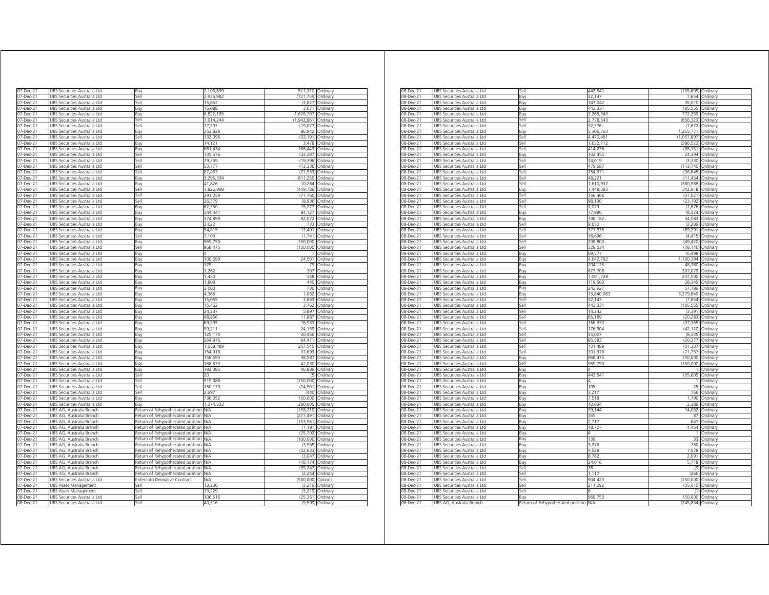| | | | | | |
|---|---|---|---|---|---|
| 07-Dec-21 | UBS Securities Australia Ltd | Buy | 2,100,899 | 517,310 | Ordinary |
| 07-Dec-21 | UBS Securities Australia Ltd | Sell | 2,936,982 | (721,759) | Ordinary |
| 07-Dec-21 | UBS Securities Australia Ltd | Sell | 15,652 | (3,827) | Ordinary |
| 07-Dec-21 | UBS Securities Australia Ltd | Buy | 15,088 | 3,671 | Ordinary |
| 07-Dec-21 | UBS Securities Australia Ltd | Buy | 6,822,185 | 1,676,707 | Ordinary |
| 07-Dec-21 | UBS Securities Australia Ltd | Sell | 7,914,244 | (1,942,861) | Ordinary |
| 07-Dec-21 | UBS Securities Australia Ltd | Sell | 77,397 | (19,077) | Ordinary |
| 07-Dec-21 | UBS Securities Australia Ltd | Buy | 353,828 | 86,942 | Ordinary |
| 07-Dec-21 | UBS Securities Australia Ltd | Sell | 132,096 | (32,191) | Ordinary |
| 07-Dec-21 | UBS Securities Australia Ltd | Buy | 14,121 | 3,478 | Ordinary |
| 07-Dec-21 | UBS Securities Australia Ltd | Buy | 681,434 | 166,443 | Ordinary |
| 07-Dec-21 | UBS Securities Australia Ltd | Sell | 135,576 | (33,307) | Ordinary |
| 07-Dec-21 | UBS Securities Australia Ltd | Sell | 79,359 | (19,396) | Ordinary |
| 07-Dec-21 | UBS Securities Australia Ltd | Sell | 53,777 | (13,336) | Ordinary |
| 07-Dec-21 | UBS Securities Australia Ltd | Sell | 87,437 | (21,533) | Ordinary |
| 07-Dec-21 | UBS Securities Australia Ltd | Buy | 3,295,334 | 811,259 | Ordinary |
| 07-Dec-21 | UBS Securities Australia Ltd | Buy | 41,826 | 10,264 | Ordinary |
| 07-Dec-21 | UBS Securities Australia Ltd | Sell | 1,826,998 | (449,789) | Ordinary |
| 07-Dec-21 | UBS Securities Australia Ltd | Sell | 291,259 | (71,760) | Ordinary |
| 07-Dec-21 | UBS Securities Australia Ltd | Sell | 36,579 | (8,936) | Ordinary |
| 07-Dec-21 | UBS Securities Australia Ltd | Buy | 62,350 | 15,277 | Ordinary |
| 07-Dec-21 | UBS Securities Australia Ltd | Buy | 344,441 | 84,127 | Ordinary |
| 07-Dec-21 | UBS Securities Australia Ltd | Buy | 374,899 | 92,072 | Ordinary |
| 07-Dec-21 | UBS Securities Australia Ltd | Buy | 3,022 | 733 | Ordinary |
| 07-Dec-21 | UBS Securities Australia Ltd | Buy | 54,815 | 13,401 | Ordinary |
| 07-Dec-21 | UBS Securities Australia Ltd | Sell | 7,103 | (1,741) | Ordinary |
| 07-Dec-21 | UBS Securities Australia Ltd | Buy | 969,750 | 150,000 | Ordinary |
| 07-Dec-21 | UBS Securities Australia Ltd | Sell | 968,475 | (150,000) | Ordinary |
| 07-Dec-21 | UBS Securities Australia Ltd | Buy | 4 | 1 | Ordinary |
| 07-Dec-21 | UBS Securities Australia Ltd | Buy | 100,699 | 24,501 | Ordinary |
| 07-Dec-21 | UBS Securities Australia Ltd | Buy | 325 | 79 | Ordinary |
| 07-Dec-21 | UBS Securities Australia Ltd | Buy | 1,262 | 307 | Ordinary |
| 07-Dec-21 | UBS Securities Australia Ltd | Buy | 1,430 | 348 | Ordinary |
| 07-Dec-21 | UBS Securities Australia Ltd | Buy | 1,808 | 440 | Ordinary |
| 07-Dec-21 | UBS Securities Australia Ltd | Buy | 3,000 | 730 | Ordinary |
| 07-Dec-21 | UBS Securities Australia Ltd | Buy | 4,365 | 1,062 | Ordinary |
| 07-Dec-21 | UBS Securities Australia Ltd | Buy | 15,055 | 3,663 | Ordinary |
| 07-Dec-21 | UBS Securities Australia Ltd | Buy | 15,462 | 3,762 | Ordinary |
| 07-Dec-21 | UBS Securities Australia Ltd | Buy | 24,237 | 5,897 | Ordinary |
| 07-Dec-21 | UBS Securities Australia Ltd | Buy | 48,856 | 11,887 | Ordinary |
| 07-Dec-21 | UBS Securities Australia Ltd | Buy | 69,595 | 16,933 | Ordinary |
| 07-Dec-21 | UBS Securities Australia Ltd | Buy | 99,211 | 24,139 | Ordinary |
| 07-Dec-21 | UBS Securities Australia Ltd | Buy | 125,174 | 30,456 | Ordinary |
| 07-Dec-21 | UBS Securities Australia Ltd | Buy | 264,976 | 64,471 | Ordinary |
| 07-Dec-21 | UBS Securities Australia Ltd | Buy | 1,058,489 | 257,540 | Ordinary |
| 07-Dec-21 | UBS Securities Australia Ltd | Buy | 154,918 | 37,693 | Ordinary |
| 07-Dec-21 | UBS Securities Australia Ltd | Buy | 158,593 | 38,587 | Ordinary |
| 07-Dec-21 | UBS Securities Australia Ltd | Buy | 168,633 | 41,030 | Ordinary |
| 07-Dec-21 | UBS Securities Australia Ltd | Buy | 192,385 | 46,809 | Ordinary |
| 07-Dec-21 | UBS Securities Australia Ltd | Sell | 20 | (5) | Ordinary |
| 07-Dec-21 | UBS Securities Australia Ltd | Sell | 919,388 | (150,000) | Ordinary |
| 07-Dec-21 | UBS Securities Australia Ltd | Sell | 150,173 | (24,501) | Ordinary |
| 07-Dec-21 | UBS Securities Australia Ltd | Sell | 2,697 | (440) | Ordinary |
| 07-Dec-21 | UBS Securities Australia Ltd | Buy | 736,352 | 150,000 | Ordinary |
| 07-Dec-21 | UBS Securities Australia Ltd | Buy | 1,374,523 | 280,000 | Ordinary |
| 07-Dec-21 | UBS AG, Australia Branch | Return of Rehypothecated position | N/A | (158,210) | Ordinary |
| 07-Dec-21 | UBS AG, Australia Branch | Return of Rehypothecated position | N/A | (277,491) | Ordinary |
| 07-Dec-21 | UBS AG, Australia Branch | Return of Rehypothecated position | N/A | (153,961) | Ordinary |
| 07-Dec-21 | UBS AG, Australia Branch | Return of Rehypothecated position | N/A | (1,191) | Ordinary |
| 07-Dec-21 | UBS AG, Australia Branch | Return of Rehypothecated position | N/A | (25,702) | Ordinary |
| 07-Dec-21 | UBS AG, Australia Branch | Return of Rehypothecated position | N/A | (100,000) | Ordinary |
| 07-Dec-21 | UBS AG, Australia Branch | Return of Rehypothecated position | N/A | (3,955) | Ordinary |
| 07-Dec-21 | UBS AG, Australia Branch | Return of Rehypothecated position | N/A | (32,633) | Ordinary |
| 07-Dec-21 | UBS AG, Australia Branch | Return of Rehypothecated position | N/A | (3,047) | Ordinary |
| 07-Dec-21 | UBS AG, Australia Branch | Return of Rehypothecated position | N/A | (18,174) | Ordinary |
| 07-Dec-21 | UBS AG, Australia Branch | Return of Rehypothecated position | N/A | (35,247) | Ordinary |
| 07-Dec-21 | UBS AG, Australia Branch | Return of Rehypothecated position | N/A | (2,244) | Ordinary |
| 07-Dec-21 | UBS Securities Australia Ltd | Enter Into Derivative Contract | N/A | (500,000) | Options |
| 07-Dec-21 | UBS Asset Management | Sell | 13,230 | (3,219) | Ordinary |
| 07-Dec-21 | UBS Asset Management | Sell | 13,229 | (3,219) | Ordinary |
| 08-Dec-21 | UBS Securities Australia Ltd | Sell | 106,516 | (25,361) | Ordinary |
| 08-Dec-21 | UBS Securities Australia Ltd | Sell | 40,316 | (9,599) | Ordinary |
| 08-Dec-21 | UBS Securities Australia Ltd | Sell | 443,541 | (105,605) | Ordinary |
| 08-Dec-21 | UBS Securities Australia Ltd | Buy | 32,147 | 7,654 | Ordinary |
| 08-Dec-21 | UBS Securities Australia Ltd | Buy | 147,042 | 35,010 | Ordinary |
| 08-Dec-21 | UBS Securities Australia Ltd | Buy | 443,331 | 105,555 | Ordinary |
| 08-Dec-21 | UBS Securities Australia Ltd | Buy | 3,265,343 | 772,259 | Ordinary |
| 08-Dec-21 | UBS Securities Australia Ltd | Sell | 2,778,543 | (656,323) | Ordinary |
| 08-Dec-21 | UBS Securities Australia Ltd | Sell | 32,376 | (7,672) | Ordinary |
| 08-Dec-21 | UBS Securities Australia Ltd | Buy | 5,306,763 | 1,255,771 | Ordinary |
| 08-Dec-21 | UBS Securities Australia Ltd | Sell | 4,470,461 | (1,057,897) | Ordinary |
| 08-Dec-21 | UBS Securities Australia Ltd | Sell | 1,632,712 | (386,523) | Ordinary |
| 08-Dec-21 | UBS Securities Australia Ltd | Sell | 414,236 | (98,151) | Ordinary |
| 08-Dec-21 | UBS Securities Australia Ltd | Buy | 102,455 | 24,394 | Ordinary |
| 08-Dec-21 | UBS Securities Australia Ltd | Sell | 14,019 | (3,330) | Ordinary |
| 08-Dec-21 | UBS Securities Australia Ltd | Sell | 479,687 | (113,740) | Ordinary |
| 08-Dec-21 | UBS Securities Australia Ltd | Sell | 154,371 | (36,645) | Ordinary |
| 08-Dec-21 | UBS Securities Australia Ltd | Sell | 48,221 | (11,454) | Ordinary |
| 08-Dec-21 | UBS Securities Australia Ltd | Sell | 1,610,932 | (380,988) | Ordinary |
| 08-Dec-21 | UBS Securities Australia Ltd | Buy | 1,448,383 | 342,918 | Ordinary |
| 08-Dec-21 | UBS Securities Australia Ltd | Sell | 156,406 | (37,021) | Ordinary |
| 08-Dec-21 | UBS Securities Australia Ltd | Sell | 98,130 | (23,192) | Ordinary |
| 08-Dec-21 | UBS Securities Australia Ltd | Sell | 7,073 | (1,676) | Ordinary |
| 08-Dec-21 | UBS Securities Australia Ltd | Buy | 77,980 | 18,424 | Ordinary |
| 08-Dec-21 | UBS Securities Australia Ltd | Buy | 146,182 | 34,583 | Ordinary |
| 08-Dec-21 | UBS Securities Australia Ltd | Sell | 9,650 | (2,289) | Ordinary |
| 08-Dec-21 | UBS Securities Australia Ltd | Sell | 377,835 | (89,291) | Ordinary |
| 08-Dec-21 | UBS Securities Australia Ltd | Sell | 18,696 | (4,415) | Ordinary |
| 08-Dec-21 | UBS Securities Australia Ltd | Sell | 208,800 | (49,420) | Ordinary |
| 08-Dec-21 | UBS Securities Australia Ltd | Sell | 329,534 | (78,146) | Ordinary |
| 08-Dec-21 | UBS Securities Australia Ltd | Buy | 69,577 | 16,498 | Ordinary |
| 08-Dec-21 | UBS Securities Australia Ltd | Buy | 4,642,782 | 1,100,394 | Ordinary |
| 08-Dec-21 | UBS Securities Australia Ltd | Buy | 204,125 | 48,380 | Ordinary |
| 08-Dec-21 | UBS Securities Australia Ltd | Buy | 873,708 | 207,079 | Ordinary |
| 08-Dec-21 | UBS Securities Australia Ltd | Buy | 1,001,728 | 237,500 | Ordinary |
| 08-Dec-21 | UBS Securities Australia Ltd | Buy | 119,500 | 28,349 | Ordinary |
| 08-Dec-21 | UBS Securities Australia Ltd | Buy | 243,927 | 57,789 | Ordinary |
| 08-Dec-21 | UBS Securities Australia Ltd | Buy | 13,840,963 | 3,279,849 | Ordinary |
| 08-Dec-21 | UBS Securities Australia Ltd | Sell | 32,147 | (7,654) | Ordinary |
| 08-Dec-21 | UBS Securities Australia Ltd | Sell | 443,331 | (105,555) | Ordinary |
| 08-Dec-21 | UBS Securities Australia Ltd | Sell | 14,242 | (3,391) | Ordinary |
| 08-Dec-21 | UBS Securities Australia Ltd | Sell | 85,189 | (20,283) | Ordinary |
| 08-Dec-21 | UBS Securities Australia Ltd | Sell | 156,933 | (37,365) | Ordinary |
| 08-Dec-21 | UBS Securities Australia Ltd | Sell | 176,904 | (42,120) | Ordinary |
| 08-Dec-21 | UBS Securities Australia Ltd | Sell | 35,007 | (8,335) | Ordinary |
| 08-Dec-21 | UBS Securities Australia Ltd | Sell | 85,583 | (20,377) | Ordinary |
| 08-Dec-21 | UBS Securities Australia Ltd | Sell | 131,489 | (31,307) | Ordinary |
| 08-Dec-21 | UBS Securities Australia Ltd | Sell | 301,379 | (71,757) | Ordinary |
| 08-Dec-21 | UBS Securities Australia Ltd | Buy | 968,475 | 150,000 | Ordinary |
| 08-Dec-21 | UBS Securities Australia Ltd | Sell | 969,750 | (150,000) | Ordinary |
| 08-Dec-21 | UBS Securities Australia Ltd | Buy | 4 | 1 | Ordinary |
| 08-Dec-21 | UBS Securities Australia Ltd | Buy | 443,541 | 105,605 | Ordinary |
| 08-Dec-21 | UBS Securities Australia Ltd | Buy | 4 | 1 | Ordinary |
| 08-Dec-21 | UBS Securities Australia Ltd | Buy | 105 | 25 | Ordinary |
| 08-Dec-21 | UBS Securities Australia Ltd | Buy | 3,217 | 766 | Ordinary |
| 08-Dec-21 | UBS Securities Australia Ltd | Buy | 7,518 | 1,790 | Ordinary |
| 08-Dec-21 | UBS Securities Australia Ltd | Buy | 10,034 | 2,389 | Ordinary |
| 08-Dec-21 | UBS Securities Australia Ltd | Buy | 59,144 | 14,082 | Ordinary |
| 08-Dec-21 | UBS Securities Australia Ltd | Buy | 365 | 87 | Ordinary |
| 08-Dec-21 | UBS Securities Australia Ltd | Buy | 2,717 | 647 | Ordinary |
| 08-Dec-21 | UBS Securities Australia Ltd | Buy | 18,707 | 4,454 | Ordinary |
| 08-Dec-21 | UBS Securities Australia Ltd | Buy | 4 | 1 | Ordinary |
| 08-Dec-21 | UBS Securities Australia Ltd | Buy | 139 | 33 | Ordinary |
| 08-Dec-21 | UBS Securities Australia Ltd | Buy | 3,276 | 780 | Ordinary |
| 08-Dec-21 | UBS Securities Australia Ltd | Buy | 4,528 | 1,078 | Ordinary |
| 08-Dec-21 | UBS Securities Australia Ltd | Buy | 8,782 | 2,091 | Ordinary |
| 08-Dec-21 | UBS Securities Australia Ltd | Buy | 24,016 | 5,718 | Ordinary |
| 08-Dec-21 | UBS Securities Australia Ltd | Sell | 38 | (9) | Ordinary |
| 08-Dec-21 | UBS Securities Australia Ltd | Sell | 1,117 | (266) | Ordinary |
| 08-Dec-21 | UBS Securities Australia Ltd | Sell | 904,423 | (150,000) | Ordinary |
| 08-Dec-21 | UBS Securities Australia Ltd | Sell | 211,092 | (35,010) | Ordinary |
| 08-Dec-21 | UBS Securities Australia Ltd | Sell | 6 | (1) | Ordinary |
| 08-Dec-21 | UBS Securities Australia Ltd | Buy | 969,750 | 150,000 | Ordinary |
| 08-Dec-21 | UBS AG, Australia Branch | Return of Rehypothecated position | N/A | (245,834) | Ordinary |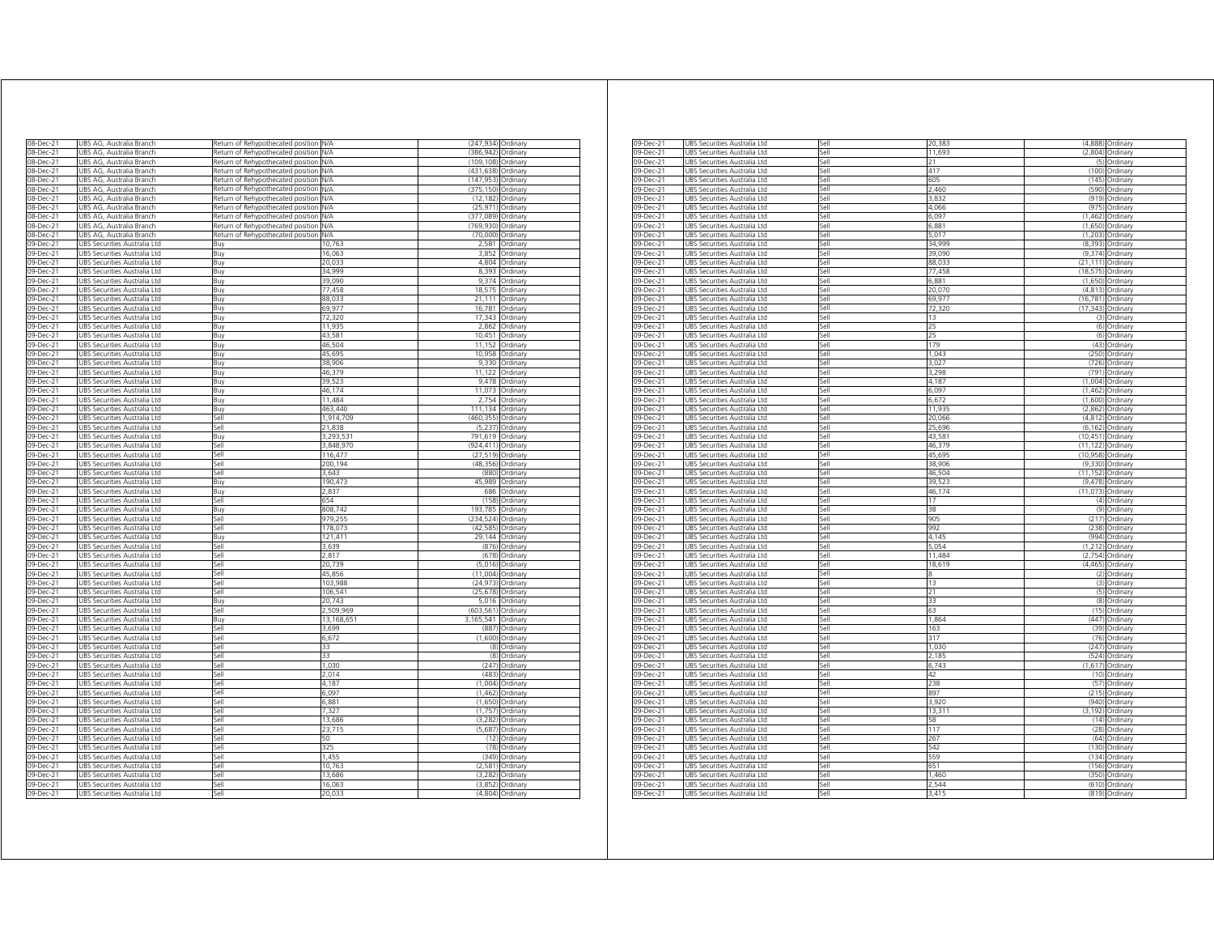| | | | | | |
|---|---|---|---|---|---|
| 08-Dec-21 | UBS AG, Australia Branch | Return of Rehypothecated position | N/A | (247,934) | Ordinary |
| 08-Dec-21 | UBS AG, Australia Branch | Return of Rehypothecated position | N/A | (386,942) | Ordinary |
| 08-Dec-21 | UBS AG, Australia Branch | Return of Rehypothecated position | N/A | (109,108) | Ordinary |
| 08-Dec-21 | UBS AG, Australia Branch | Return of Rehypothecated position | N/A | (431,638) | Ordinary |
| 08-Dec-21 | UBS AG, Australia Branch | Return of Rehypothecated position | N/A | (147,953) | Ordinary |
| 08-Dec-21 | UBS AG, Australia Branch | Return of Rehypothecated position | N/A | (375,150) | Ordinary |
| 08-Dec-21 | UBS AG, Australia Branch | Return of Rehypothecated position | N/A | (12,182) | Ordinary |
| 08-Dec-21 | UBS AG, Australia Branch | Return of Rehypothecated position | N/A | (25,971) | Ordinary |
| 08-Dec-21 | UBS AG, Australia Branch | Return of Rehypothecated position | N/A | (377,089) | Ordinary |
| 08-Dec-21 | UBS AG, Australia Branch | Return of Rehypothecated position | N/A | (769,930) | Ordinary |
| 08-Dec-21 | UBS AG, Australia Branch | Return of Rehypothecated position | N/A | (70,000) | Ordinary |
| 09-Dec-21 | UBS Securities Australia Ltd | Buy | 10,763 | 2,581 | Ordinary |
| 09-Dec-21 | UBS Securities Australia Ltd | Buy | 16,063 | 3,852 | Ordinary |
| 09-Dec-21 | UBS Securities Australia Ltd | Buy | 20,033 | 4,804 | Ordinary |
| 09-Dec-21 | UBS Securities Australia Ltd | Buy | 34,999 | 8,393 | Ordinary |
| 09-Dec-21 | UBS Securities Australia Ltd | Buy | 39,090 | 9,374 | Ordinary |
| 09-Dec-21 | UBS Securities Australia Ltd | Buy | 77,458 | 18,575 | Ordinary |
| 09-Dec-21 | UBS Securities Australia Ltd | Buy | 88,033 | 21,111 | Ordinary |
| 09-Dec-21 | UBS Securities Australia Ltd | Buy | 69,977 | 16,781 | Ordinary |
| 09-Dec-21 | UBS Securities Australia Ltd | Buy | 72,320 | 17,343 | Ordinary |
| 09-Dec-21 | UBS Securities Australia Ltd | Buy | 11,935 | 2,862 | Ordinary |
| 09-Dec-21 | UBS Securities Australia Ltd | Buy | 43,581 | 10,451 | Ordinary |
| 09-Dec-21 | UBS Securities Australia Ltd | Buy | 46,504 | 11,152 | Ordinary |
| 09-Dec-21 | UBS Securities Australia Ltd | Buy | 45,695 | 10,958 | Ordinary |
| 09-Dec-21 | UBS Securities Australia Ltd | Buy | 38,906 | 9,330 | Ordinary |
| 09-Dec-21 | UBS Securities Australia Ltd | Buy | 46,379 | 11,122 | Ordinary |
| 09-Dec-21 | UBS Securities Australia Ltd | Buy | 39,523 | 9,478 | Ordinary |
| 09-Dec-21 | UBS Securities Australia Ltd | Buy | 46,174 | 11,073 | Ordinary |
| 09-Dec-21 | UBS Securities Australia Ltd | Buy | 11,484 | 2,754 | Ordinary |
| 09-Dec-21 | UBS Securities Australia Ltd | Buy | 463,440 | 111,134 | Ordinary |
| 09-Dec-21 | UBS Securities Australia Ltd | Sell | 1,914,709 | (460,355) | Ordinary |
| 09-Dec-21 | UBS Securities Australia Ltd | Sell | 21,838 | (5,237) | Ordinary |
| 09-Dec-21 | UBS Securities Australia Ltd | Buy | 3,293,531 | 791,619 | Ordinary |
| 09-Dec-21 | UBS Securities Australia Ltd | Sell | 3,848,970 | (924,411) | Ordinary |
| 09-Dec-21 | UBS Securities Australia Ltd | Sell | 116,477 | (27,519) | Ordinary |
| 09-Dec-21 | UBS Securities Australia Ltd | Sell | 200,194 | (48,356) | Ordinary |
| 09-Dec-21 | UBS Securities Australia Ltd | Sell | 3,643 | (880) | Ordinary |
| 09-Dec-21 | UBS Securities Australia Ltd | Buy | 190,473 | 45,989 | Ordinary |
| 09-Dec-21 | UBS Securities Australia Ltd | Buy | 2,837 | 686 | Ordinary |
| 09-Dec-21 | UBS Securities Australia Ltd | Sell | 654 | (158) | Ordinary |
| 09-Dec-21 | UBS Securities Australia Ltd | Buy | 808,742 | 193,785 | Ordinary |
| 09-Dec-21 | UBS Securities Australia Ltd | Sell | 979,255 | (234,524) | Ordinary |
| 09-Dec-21 | UBS Securities Australia Ltd | Sell | 178,073 | (42,585) | Ordinary |
| 09-Dec-21 | UBS Securities Australia Ltd | Buy | 121,411 | 29,144 | Ordinary |
| 09-Dec-21 | UBS Securities Australia Ltd | Sell | 3,639 | (876) | Ordinary |
| 09-Dec-21 | UBS Securities Australia Ltd | Sell | 2,817 | (678) | Ordinary |
| 09-Dec-21 | UBS Securities Australia Ltd | Sell | 20,739 | (5,016) | Ordinary |
| 09-Dec-21 | UBS Securities Australia Ltd | Sell | 45,856 | (11,004) | Ordinary |
| 09-Dec-21 | UBS Securities Australia Ltd | Sell | 103,988 | (24,973) | Ordinary |
| 09-Dec-21 | UBS Securities Australia Ltd | Sell | 106,541 | (25,678) | Ordinary |
| 09-Dec-21 | UBS Securities Australia Ltd | Buy | 20,743 | 5,016 | Ordinary |
| 09-Dec-21 | UBS Securities Australia Ltd | Sell | 2,509,969 | (603,561) | Ordinary |
| 09-Dec-21 | UBS Securities Australia Ltd | Buy | 13,168,651 | 3,165,541 | Ordinary |
| 09-Dec-21 | UBS Securities Australia Ltd | Sell | 3,699 | (887) | Ordinary |
| 09-Dec-21 | UBS Securities Australia Ltd | Sell | 6,672 | (1,600) | Ordinary |
| 09-Dec-21 | UBS Securities Australia Ltd | Sell | 33 | (8) | Ordinary |
| 09-Dec-21 | UBS Securities Australia Ltd | Sell | 33 | (8) | Ordinary |
| 09-Dec-21 | UBS Securities Australia Ltd | Sell | 1,030 | (247) | Ordinary |
| 09-Dec-21 | UBS Securities Australia Ltd | Sell | 2,014 | (483) | Ordinary |
| 09-Dec-21 | UBS Securities Australia Ltd | Sell | 4,187 | (1,004) | Ordinary |
| 09-Dec-21 | UBS Securities Australia Ltd | Sell | 6,097 | (1,462) | Ordinary |
| 09-Dec-21 | UBS Securities Australia Ltd | Sell | 6,881 | (1,650) | Ordinary |
| 09-Dec-21 | UBS Securities Australia Ltd | Sell | 7,327 | (1,757) | Ordinary |
| 09-Dec-21 | UBS Securities Australia Ltd | Sell | 13,686 | (3,282) | Ordinary |
| 09-Dec-21 | UBS Securities Australia Ltd | Sell | 23,715 | (5,687) | Ordinary |
| 09-Dec-21 | UBS Securities Australia Ltd | Sell | 50 | (12) | Ordinary |
| 09-Dec-21 | UBS Securities Australia Ltd | Sell | 325 | (78) | Ordinary |
| 09-Dec-21 | UBS Securities Australia Ltd | Sell | 1,455 | (349) | Ordinary |
| 09-Dec-21 | UBS Securities Australia Ltd | Sell | 10,763 | (2,581) | Ordinary |
| 09-Dec-21 | UBS Securities Australia Ltd | Sell | 13,686 | (3,282) | Ordinary |
| 09-Dec-21 | UBS Securities Australia Ltd | Sell | 16,063 | (3,852) | Ordinary |
| 09-Dec-21 | UBS Securities Australia Ltd | Sell | 20,033 | (4,804) | Ordinary |
| 09-Dec-21 | UBS Securities Australia Ltd | Sell | 20,383 | (4,888) | Ordinary |
| 09-Dec-21 | UBS Securities Australia Ltd | Sell | 11,693 | (2,804) | Ordinary |
| 09-Dec-21 | UBS Securities Australia Ltd | Sell | 21 | (5) | Ordinary |
| 09-Dec-21 | UBS Securities Australia Ltd | Sell | 417 | (100) | Ordinary |
| 09-Dec-21 | UBS Securities Australia Ltd | Sell | 605 | (145) | Ordinary |
| 09-Dec-21 | UBS Securities Australia Ltd | Sell | 2,460 | (590) | Ordinary |
| 09-Dec-21 | UBS Securities Australia Ltd | Sell | 3,832 | (919) | Ordinary |
| 09-Dec-21 | UBS Securities Australia Ltd | Sell | 4,066 | (975) | Ordinary |
| 09-Dec-21 | UBS Securities Australia Ltd | Sell | 6,097 | (1,462) | Ordinary |
| 09-Dec-21 | UBS Securities Australia Ltd | Sell | 6,881 | (1,650) | Ordinary |
| 09-Dec-21 | UBS Securities Australia Ltd | Sell | 5,017 | (1,203) | Ordinary |
| 09-Dec-21 | UBS Securities Australia Ltd | Sell | 34,999 | (8,393) | Ordinary |
| 09-Dec-21 | UBS Securities Australia Ltd | Sell | 39,090 | (9,374) | Ordinary |
| 09-Dec-21 | UBS Securities Australia Ltd | Sell | 88,033 | (21,111) | Ordinary |
| 09-Dec-21 | UBS Securities Australia Ltd | Sell | 77,458 | (18,575) | Ordinary |
| 09-Dec-21 | UBS Securities Australia Ltd | Sell | 6,881 | (1,650) | Ordinary |
| 09-Dec-21 | UBS Securities Australia Ltd | Sell | 20,070 | (4,813) | Ordinary |
| 09-Dec-21 | UBS Securities Australia Ltd | Sell | 69,977 | (16,781) | Ordinary |
| 09-Dec-21 | UBS Securities Australia Ltd | Sell | 72,320 | (17,343) | Ordinary |
| 09-Dec-21 | UBS Securities Australia Ltd | Sell | 13 | (3) | Ordinary |
| 09-Dec-21 | UBS Securities Australia Ltd | Sell | 25 | (6) | Ordinary |
| 09-Dec-21 | UBS Securities Australia Ltd | Sell | 25 | (6) | Ordinary |
| 09-Dec-21 | UBS Securities Australia Ltd | Sell | 179 | (43) | Ordinary |
| 09-Dec-21 | UBS Securities Australia Ltd | Sell | 1,043 | (250) | Ordinary |
| 09-Dec-21 | UBS Securities Australia Ltd | Sell | 3,027 | (726) | Ordinary |
| 09-Dec-21 | UBS Securities Australia Ltd | Sell | 3,298 | (791) | Ordinary |
| 09-Dec-21 | UBS Securities Australia Ltd | Sell | 4,187 | (1,004) | Ordinary |
| 09-Dec-21 | UBS Securities Australia Ltd | Sell | 6,097 | (1,462) | Ordinary |
| 09-Dec-21 | UBS Securities Australia Ltd | Sell | 6,672 | (1,600) | Ordinary |
| 09-Dec-21 | UBS Securities Australia Ltd | Sell | 11,935 | (2,862) | Ordinary |
| 09-Dec-21 | UBS Securities Australia Ltd | Sell | 20,066 | (4,812) | Ordinary |
| 09-Dec-21 | UBS Securities Australia Ltd | Sell | 25,696 | (6,162) | Ordinary |
| 09-Dec-21 | UBS Securities Australia Ltd | Sell | 43,581 | (10,451) | Ordinary |
| 09-Dec-21 | UBS Securities Australia Ltd | Sell | 46,379 | (11,122) | Ordinary |
| 09-Dec-21 | UBS Securities Australia Ltd | Sell | 45,695 | (10,958) | Ordinary |
| 09-Dec-21 | UBS Securities Australia Ltd | Sell | 38,906 | (9,330) | Ordinary |
| 09-Dec-21 | UBS Securities Australia Ltd | Sell | 46,504 | (11,152) | Ordinary |
| 09-Dec-21 | UBS Securities Australia Ltd | Sell | 39,523 | (9,478) | Ordinary |
| 09-Dec-21 | UBS Securities Australia Ltd | Sell | 46,174 | (11,073) | Ordinary |
| 09-Dec-21 | UBS Securities Australia Ltd | Sell | 17 | (4) | Ordinary |
| 09-Dec-21 | UBS Securities Australia Ltd | Sell | 38 | (9) | Ordinary |
| 09-Dec-21 | UBS Securities Australia Ltd | Sell | 905 | (217) | Ordinary |
| 09-Dec-21 | UBS Securities Australia Ltd | Sell | 992 | (238) | Ordinary |
| 09-Dec-21 | UBS Securities Australia Ltd | Sell | 4,145 | (994) | Ordinary |
| 09-Dec-21 | UBS Securities Australia Ltd | Sell | 5,054 | (1,212) | Ordinary |
| 09-Dec-21 | UBS Securities Australia Ltd | Sell | 11,484 | (2,754) | Ordinary |
| 09-Dec-21 | UBS Securities Australia Ltd | Sell | 18,619 | (4,465) | Ordinary |
| 09-Dec-21 | UBS Securities Australia Ltd | Sell | 8 | (2) | Ordinary |
| 09-Dec-21 | UBS Securities Australia Ltd | Sell | 13 | (3) | Ordinary |
| 09-Dec-21 | UBS Securities Australia Ltd | Sell | 21 | (5) | Ordinary |
| 09-Dec-21 | UBS Securities Australia Ltd | Sell | 33 | (8) | Ordinary |
| 09-Dec-21 | UBS Securities Australia Ltd | Sell | 63 | (15) | Ordinary |
| 09-Dec-21 | UBS Securities Australia Ltd | Sell | 1,864 | (447) | Ordinary |
| 09-Dec-21 | UBS Securities Australia Ltd | Sell | 163 | (39) | Ordinary |
| 09-Dec-21 | UBS Securities Australia Ltd | Sell | 317 | (76) | Ordinary |
| 09-Dec-21 | UBS Securities Australia Ltd | Sell | 1,030 | (247) | Ordinary |
| 09-Dec-21 | UBS Securities Australia Ltd | Sell | 2,185 | (524) | Ordinary |
| 09-Dec-21 | UBS Securities Australia Ltd | Sell | 6,743 | (1,617) | Ordinary |
| 09-Dec-21 | UBS Securities Australia Ltd | Sell | 42 | (10) | Ordinary |
| 09-Dec-21 | UBS Securities Australia Ltd | Sell | 238 | (57) | Ordinary |
| 09-Dec-21 | UBS Securities Australia Ltd | Sell | 897 | (215) | Ordinary |
| 09-Dec-21 | UBS Securities Australia Ltd | Sell | 3,920 | (940) | Ordinary |
| 09-Dec-21 | UBS Securities Australia Ltd | Sell | 13,311 | (3,192) | Ordinary |
| 09-Dec-21 | UBS Securities Australia Ltd | Sell | 58 | (14) | Ordinary |
| 09-Dec-21 | UBS Securities Australia Ltd | Sell | 117 | (28) | Ordinary |
| 09-Dec-21 | UBS Securities Australia Ltd | Sell | 267 | (64) | Ordinary |
| 09-Dec-21 | UBS Securities Australia Ltd | Sell | 542 | (130) | Ordinary |
| 09-Dec-21 | UBS Securities Australia Ltd | Sell | 559 | (134) | Ordinary |
| 09-Dec-21 | UBS Securities Australia Ltd | Sell | 651 | (156) | Ordinary |
| 09-Dec-21 | UBS Securities Australia Ltd | Sell | 1,460 | (350) | Ordinary |
| 09-Dec-21 | UBS Securities Australia Ltd | Sell | 2,544 | (610) | Ordinary |
| 09-Dec-21 | UBS Securities Australia Ltd | Sell | 3,415 | (819) | Ordinary |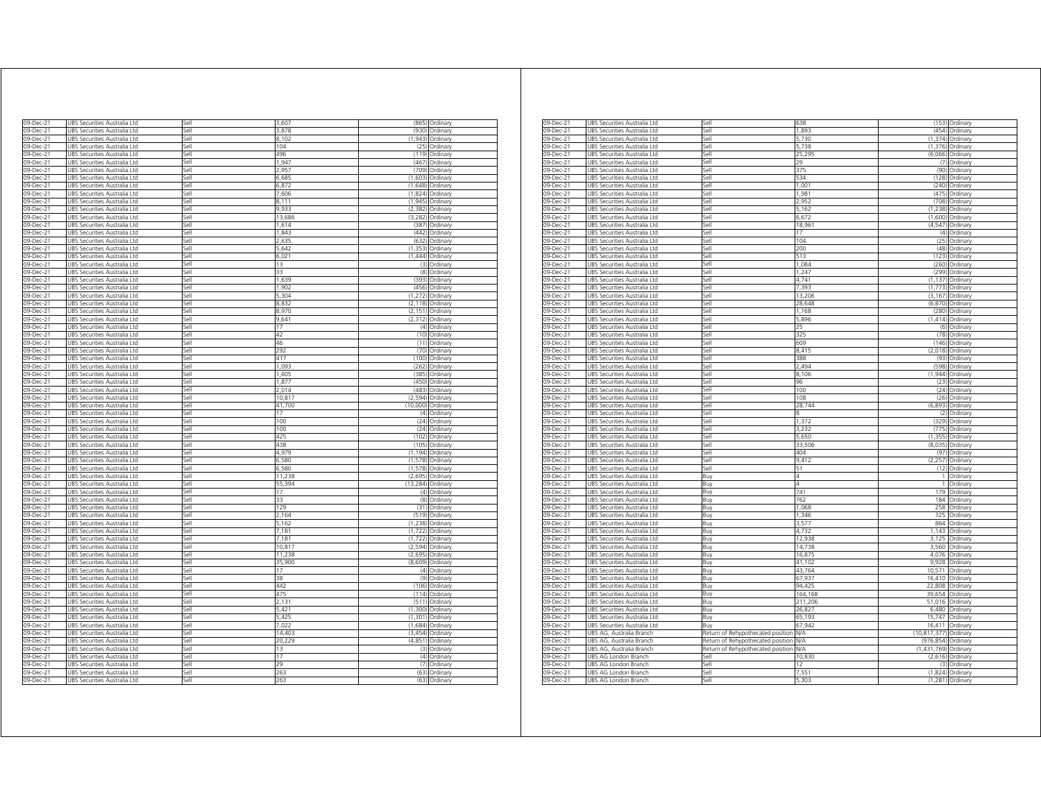| | | | | | |
|---|---|---|---|---|---|
| 09-Dec-21 | UBS Securities Australia Ltd | Sell | 3,607 | (865) | Ordinary |
| 09-Dec-21 | UBS Securities Australia Ltd | Sell | 3,878 | (930) | Ordinary |
| 09-Dec-21 | UBS Securities Australia Ltd | Sell | 8,102 | (1,943) | Ordinary |
| 09-Dec-21 | UBS Securities Australia Ltd | Sell | 104 | (25) | Ordinary |
| 09-Dec-21 | UBS Securities Australia Ltd | Sell | 496 | (119) | Ordinary |
| 09-Dec-21 | UBS Securities Australia Ltd | Sell | 1,947 | (467) | Ordinary |
| 09-Dec-21 | UBS Securities Australia Ltd | Sell | 2,957 | (709) | Ordinary |
| 09-Dec-21 | UBS Securities Australia Ltd | Sell | 6,685 | (1,603) | Ordinary |
| 09-Dec-21 | UBS Securities Australia Ltd | Sell | 6,872 | (1,648) | Ordinary |
| 09-Dec-21 | UBS Securities Australia Ltd | Sell | 7,606 | (1,824) | Ordinary |
| 09-Dec-21 | UBS Securities Australia Ltd | Sell | 8,111 | (1,945) | Ordinary |
| 09-Dec-21 | UBS Securities Australia Ltd | Sell | 9,933 | (2,382) | Ordinary |
| 09-Dec-21 | UBS Securities Australia Ltd | Sell | 13,686 | (3,282) | Ordinary |
| 09-Dec-21 | UBS Securities Australia Ltd | Sell | 1,614 | (387) | Ordinary |
| 09-Dec-21 | UBS Securities Australia Ltd | Sell | 1,843 | (442) | Ordinary |
| 09-Dec-21 | UBS Securities Australia Ltd | Sell | 2,635 | (632) | Ordinary |
| 09-Dec-21 | UBS Securities Australia Ltd | Sell | 5,642 | (1,353) | Ordinary |
| 09-Dec-21 | UBS Securities Australia Ltd | Sell | 6,021 | (1,444) | Ordinary |
| 09-Dec-21 | UBS Securities Australia Ltd | Sell | 13 | (3) | Ordinary |
| 09-Dec-21 | UBS Securities Australia Ltd | Sell | 33 | (8) | Ordinary |
| 09-Dec-21 | UBS Securities Australia Ltd | Sell | 1,639 | (393) | Ordinary |
| 09-Dec-21 | UBS Securities Australia Ltd | Sell | 1,902 | (456) | Ordinary |
| 09-Dec-21 | UBS Securities Australia Ltd | Sell | 5,304 | (1,272) | Ordinary |
| 09-Dec-21 | UBS Securities Australia Ltd | Sell | 8,832 | (2,118) | Ordinary |
| 09-Dec-21 | UBS Securities Australia Ltd | Sell | 8,970 | (2,151) | Ordinary |
| 09-Dec-21 | UBS Securities Australia Ltd | Sell | 9,641 | (2,312) | Ordinary |
| 09-Dec-21 | UBS Securities Australia Ltd | Sell | 17 | (4) | Ordinary |
| 09-Dec-21 | UBS Securities Australia Ltd | Sell | 42 | (10) | Ordinary |
| 09-Dec-21 | UBS Securities Australia Ltd | Sell | 46 | (11) | Ordinary |
| 09-Dec-21 | UBS Securities Australia Ltd | Sell | 292 | (70) | Ordinary |
| 09-Dec-21 | UBS Securities Australia Ltd | Sell | 417 | (100) | Ordinary |
| 09-Dec-21 | UBS Securities Australia Ltd | Sell | 1,093 | (262) | Ordinary |
| 09-Dec-21 | UBS Securities Australia Ltd | Sell | 1,605 | (385) | Ordinary |
| 09-Dec-21 | UBS Securities Australia Ltd | Sell | 1,877 | (450) | Ordinary |
| 09-Dec-21 | UBS Securities Australia Ltd | Sell | 2,014 | (483) | Ordinary |
| 09-Dec-21 | UBS Securities Australia Ltd | Sell | 10,817 | (2,594) | Ordinary |
| 09-Dec-21 | UBS Securities Australia Ltd | Sell | 41,700 | (10,000) | Ordinary |
| 09-Dec-21 | UBS Securities Australia Ltd | Sell | 17 | (4) | Ordinary |
| 09-Dec-21 | UBS Securities Australia Ltd | Sell | 100 | (24) | Ordinary |
| 09-Dec-21 | UBS Securities Australia Ltd | Sell | 100 | (24) | Ordinary |
| 09-Dec-21 | UBS Securities Australia Ltd | Sell | 425 | (102) | Ordinary |
| 09-Dec-21 | UBS Securities Australia Ltd | Sell | 438 | (105) | Ordinary |
| 09-Dec-21 | UBS Securities Australia Ltd | Sell | 4,979 | (1,194) | Ordinary |
| 09-Dec-21 | UBS Securities Australia Ltd | Sell | 6,580 | (1,578) | Ordinary |
| 09-Dec-21 | UBS Securities Australia Ltd | Sell | 6,580 | (1,578) | Ordinary |
| 09-Dec-21 | UBS Securities Australia Ltd | Sell | 11,238 | (2,695) | Ordinary |
| 09-Dec-21 | UBS Securities Australia Ltd | Sell | 55,394 | (13,284) | Ordinary |
| 09-Dec-21 | UBS Securities Australia Ltd | Sell | 17 | (4) | Ordinary |
| 09-Dec-21 | UBS Securities Australia Ltd | Sell | 33 | (8) | Ordinary |
| 09-Dec-21 | UBS Securities Australia Ltd | Sell | 129 | (31) | Ordinary |
| 09-Dec-21 | UBS Securities Australia Ltd | Sell | 2,164 | (519) | Ordinary |
| 09-Dec-21 | UBS Securities Australia Ltd | Sell | 5,162 | (1,238) | Ordinary |
| 09-Dec-21 | UBS Securities Australia Ltd | Sell | 7,181 | (1,722) | Ordinary |
| 09-Dec-21 | UBS Securities Australia Ltd | Sell | 7,181 | (1,722) | Ordinary |
| 09-Dec-21 | UBS Securities Australia Ltd | Sell | 10,817 | (2,594) | Ordinary |
| 09-Dec-21 | UBS Securities Australia Ltd | Sell | 11,238 | (2,695) | Ordinary |
| 09-Dec-21 | UBS Securities Australia Ltd | Sell | 35,900 | (8,609) | Ordinary |
| 09-Dec-21 | UBS Securities Australia Ltd | Sell | 17 | (4) | Ordinary |
| 09-Dec-21 | UBS Securities Australia Ltd | Sell | 38 | (9) | Ordinary |
| 09-Dec-21 | UBS Securities Australia Ltd | Sell | 442 | (106) | Ordinary |
| 09-Dec-21 | UBS Securities Australia Ltd | Sell | 475 | (114) | Ordinary |
| 09-Dec-21 | UBS Securities Australia Ltd | Sell | 2,131 | (511) | Ordinary |
| 09-Dec-21 | UBS Securities Australia Ltd | Sell | 5,421 | (1,300) | Ordinary |
| 09-Dec-21 | UBS Securities Australia Ltd | Sell | 5,425 | (1,301) | Ordinary |
| 09-Dec-21 | UBS Securities Australia Ltd | Sell | 7,022 | (1,684) | Ordinary |
| 09-Dec-21 | UBS Securities Australia Ltd | Sell | 14,403 | (3,454) | Ordinary |
| 09-Dec-21 | UBS Securities Australia Ltd | Sell | 20,229 | (4,851) | Ordinary |
| 09-Dec-21 | UBS Securities Australia Ltd | Sell | 13 | (3) | Ordinary |
| 09-Dec-21 | UBS Securities Australia Ltd | Sell | 17 | (4) | Ordinary |
| 09-Dec-21 | UBS Securities Australia Ltd | Sell | 29 | (7) | Ordinary |
| 09-Dec-21 | UBS Securities Australia Ltd | Sell | 263 | (63) | Ordinary |
| 09-Dec-21 | UBS Securities Australia Ltd | Sell | 263 | (63) | Ordinary |
| 09-Dec-21 | UBS Securities Australia Ltd | Sell | 638 | (153) | Ordinary |
| 09-Dec-21 | UBS Securities Australia Ltd | Sell | 1,893 | (454) | Ordinary |
| 09-Dec-21 | UBS Securities Australia Ltd | Sell | 5,730 | (1,374) | Ordinary |
| 09-Dec-21 | UBS Securities Australia Ltd | Sell | 5,738 | (1,376) | Ordinary |
| 09-Dec-21 | UBS Securities Australia Ltd | Sell | 25,295 | (6,066) | Ordinary |
| 09-Dec-21 | UBS Securities Australia Ltd | Sell | 29 | (7) | Ordinary |
| 09-Dec-21 | UBS Securities Australia Ltd | Sell | 375 | (90) | Ordinary |
| 09-Dec-21 | UBS Securities Australia Ltd | Sell | 534 | (128) | Ordinary |
| 09-Dec-21 | UBS Securities Australia Ltd | Sell | 1,001 | (240) | Ordinary |
| 09-Dec-21 | UBS Securities Australia Ltd | Sell | 1,981 | (475) | Ordinary |
| 09-Dec-21 | UBS Securities Australia Ltd | Sell | 2,952 | (708) | Ordinary |
| 09-Dec-21 | UBS Securities Australia Ltd | Sell | 5,162 | (1,238) | Ordinary |
| 09-Dec-21 | UBS Securities Australia Ltd | Sell | 6,672 | (1,600) | Ordinary |
| 09-Dec-21 | UBS Securities Australia Ltd | Sell | 18,961 | (4,547) | Ordinary |
| 09-Dec-21 | UBS Securities Australia Ltd | Sell | 17 | (4) | Ordinary |
| 09-Dec-21 | UBS Securities Australia Ltd | Sell | 104 | (25) | Ordinary |
| 09-Dec-21 | UBS Securities Australia Ltd | Sell | 200 | (48) | Ordinary |
| 09-Dec-21 | UBS Securities Australia Ltd | Sell | 513 | (123) | Ordinary |
| 09-Dec-21 | UBS Securities Australia Ltd | Sell | 1,084 | (260) | Ordinary |
| 09-Dec-21 | UBS Securities Australia Ltd | Sell | 1,247 | (299) | Ordinary |
| 09-Dec-21 | UBS Securities Australia Ltd | Sell | 4,741 | (1,137) | Ordinary |
| 09-Dec-21 | UBS Securities Australia Ltd | Sell | 7,393 | (1,773) | Ordinary |
| 09-Dec-21 | UBS Securities Australia Ltd | Sell | 13,206 | (3,167) | Ordinary |
| 09-Dec-21 | UBS Securities Australia Ltd | Sell | 28,648 | (6,870) | Ordinary |
| 09-Dec-21 | UBS Securities Australia Ltd | Sell | 1,168 | (280) | Ordinary |
| 09-Dec-21 | UBS Securities Australia Ltd | Sell | 5,896 | (1,414) | Ordinary |
| 09-Dec-21 | UBS Securities Australia Ltd | Sell | 25 | (6) | Ordinary |
| 09-Dec-21 | UBS Securities Australia Ltd | Sell | 325 | (78) | Ordinary |
| 09-Dec-21 | UBS Securities Australia Ltd | Sell | 609 | (146) | Ordinary |
| 09-Dec-21 | UBS Securities Australia Ltd | Sell | 8,415 | (2,018) | Ordinary |
| 09-Dec-21 | UBS Securities Australia Ltd | Sell | 388 | (93) | Ordinary |
| 09-Dec-21 | UBS Securities Australia Ltd | Sell | 2,494 | (598) | Ordinary |
| 09-Dec-21 | UBS Securities Australia Ltd | Sell | 8,106 | (1,944) | Ordinary |
| 09-Dec-21 | UBS Securities Australia Ltd | Sell | 96 | (23) | Ordinary |
| 09-Dec-21 | UBS Securities Australia Ltd | Sell | 100 | (24) | Ordinary |
| 09-Dec-21 | UBS Securities Australia Ltd | Sell | 108 | (26) | Ordinary |
| 09-Dec-21 | UBS Securities Australia Ltd | Sell | 28,744 | (6,893) | Ordinary |
| 09-Dec-21 | UBS Securities Australia Ltd | Sell | 8 | (2) | Ordinary |
| 09-Dec-21 | UBS Securities Australia Ltd | Sell | 1,372 | (329) | Ordinary |
| 09-Dec-21 | UBS Securities Australia Ltd | Sell | 3,232 | (775) | Ordinary |
| 09-Dec-21 | UBS Securities Australia Ltd | Sell | 5,650 | (1,355) | Ordinary |
| 09-Dec-21 | UBS Securities Australia Ltd | Sell | 33,506 | (8,035) | Ordinary |
| 09-Dec-21 | UBS Securities Australia Ltd | Sell | 404 | (97) | Ordinary |
| 09-Dec-21 | UBS Securities Australia Ltd | Sell | 9,412 | (2,257) | Ordinary |
| 09-Dec-21 | UBS Securities Australia Ltd | Sell | 51 | (12) | Ordinary |
| 09-Dec-21 | UBS Securities Australia Ltd | Buy | 4 | 1 | Ordinary |
| 09-Dec-21 | UBS Securities Australia Ltd | Buy | 4 | 1 | Ordinary |
| 09-Dec-21 | UBS Securities Australia Ltd | Buy | 741 | 179 | Ordinary |
| 09-Dec-21 | UBS Securities Australia Ltd | Buy | 762 | 184 | Ordinary |
| 09-Dec-21 | UBS Securities Australia Ltd | Buy | 1,068 | 258 | Ordinary |
| 09-Dec-21 | UBS Securities Australia Ltd | Buy | 1,346 | 325 | Ordinary |
| 09-Dec-21 | UBS Securities Australia Ltd | Buy | 3,577 | 864 | Ordinary |
| 09-Dec-21 | UBS Securities Australia Ltd | Buy | 4,732 | 1,143 | Ordinary |
| 09-Dec-21 | UBS Securities Australia Ltd | Buy | 12,938 | 3,125 | Ordinary |
| 09-Dec-21 | UBS Securities Australia Ltd | Buy | 14,738 | 3,560 | Ordinary |
| 09-Dec-21 | UBS Securities Australia Ltd | Buy | 16,875 | 4,076 | Ordinary |
| 09-Dec-21 | UBS Securities Australia Ltd | Buy | 41,102 | 9,928 | Ordinary |
| 09-Dec-21 | UBS Securities Australia Ltd | Buy | 43,764 | 10,571 | Ordinary |
| 09-Dec-21 | UBS Securities Australia Ltd | Buy | 67,937 | 16,410 | Ordinary |
| 09-Dec-21 | UBS Securities Australia Ltd | Buy | 94,425 | 22,808 | Ordinary |
| 09-Dec-21 | UBS Securities Australia Ltd | Buy | 164,168 | 39,654 | Ordinary |
| 09-Dec-21 | UBS Securities Australia Ltd | Buy | 211,206 | 51,016 | Ordinary |
| 09-Dec-21 | UBS Securities Australia Ltd | Buy | 26,827 | 6,480 | Ordinary |
| 09-Dec-21 | UBS Securities Australia Ltd | Buy | 65,193 | 15,747 | Ordinary |
| 09-Dec-21 | UBS Securities Australia Ltd | Buy | 67,942 | 16,411 | Ordinary |
| 09-Dec-21 | UBS AG, Australia Branch | Return of Rehypothecated position | N/A | (10,817,377) | Ordinary |
| 09-Dec-21 | UBS AG, Australia Branch | Return of Rehypothecated position | N/A | (976,854) | Ordinary |
| 09-Dec-21 | UBS AG, Australia Branch | Return of Rehypothecated position | N/A | (1,431,769) | Ordinary |
| 09-Dec-21 | UBS AG London Branch | Sell | 10,830 | (2,616) | Ordinary |
| 09-Dec-21 | UBS AG London Branch | Sell | 12 | (3) | Ordinary |
| 09-Dec-21 | UBS AG London Branch | Sell | 7,551 | (1,824) | Ordinary |
| 09-Dec-21 | UBS AG London Branch | Sell | 5,303 | (1,281) | Ordinary |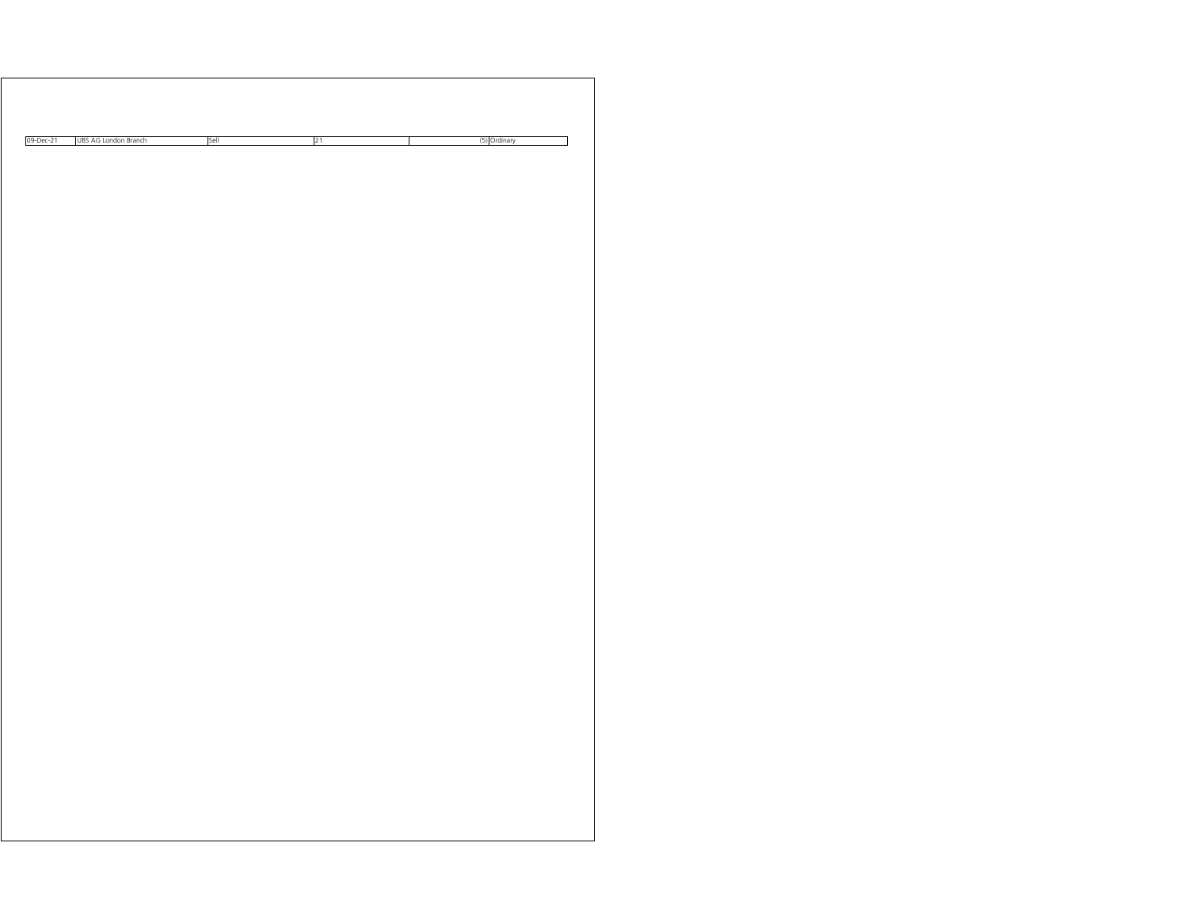| | | | | | |
|---|---|---|---|---|---|
| 09-Dec-21 | UBS AG London Branch | Sell | 21 | (5) | Ordinary |